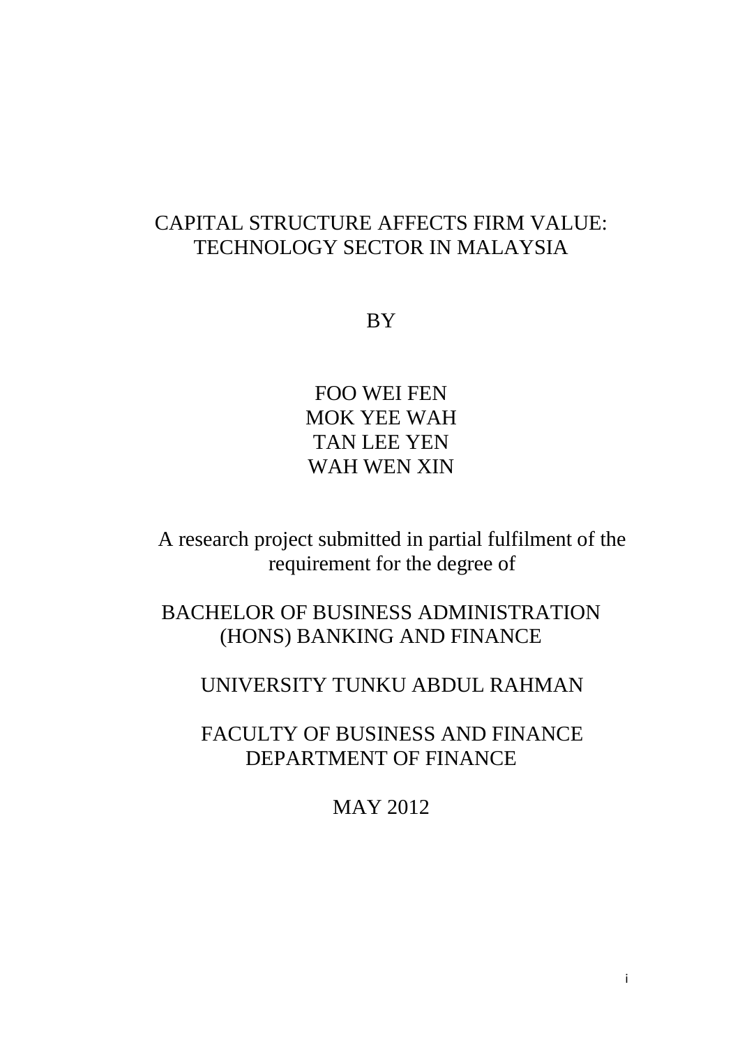# CAPITAL STRUCTURE AFFECTS FIRM VALUE: TECHNOLOGY SECTOR IN MALAYSIA

BY

FOO WEI FEN
MOK YEE WAH
TAN LEE YEN
WAH WEN XIN

A research project submitted in partial fulfilment of the requirement for the degree of

BACHELOR OF BUSINESS ADMINISTRATION (HONS) BANKING AND FINANCE

UNIVERSITY TUNKU ABDUL RAHMAN

FACULTY OF BUSINESS AND FINANCE
DEPARTMENT OF FINANCE

MAY 2012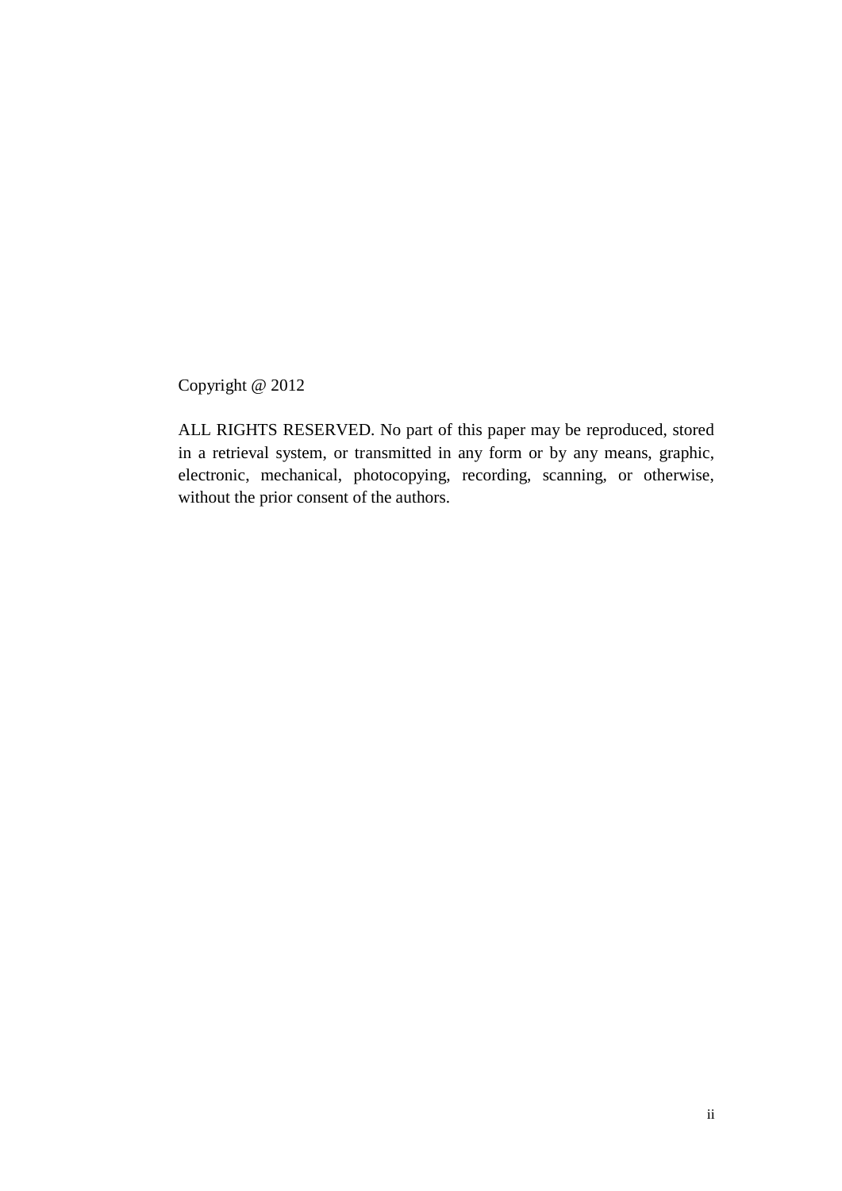Copyright @ 2012

ALL RIGHTS RESERVED. No part of this paper may be reproduced, stored in a retrieval system, or transmitted in any form or by any means, graphic, electronic, mechanical, photocopying, recording, scanning, or otherwise, without the prior consent of the authors.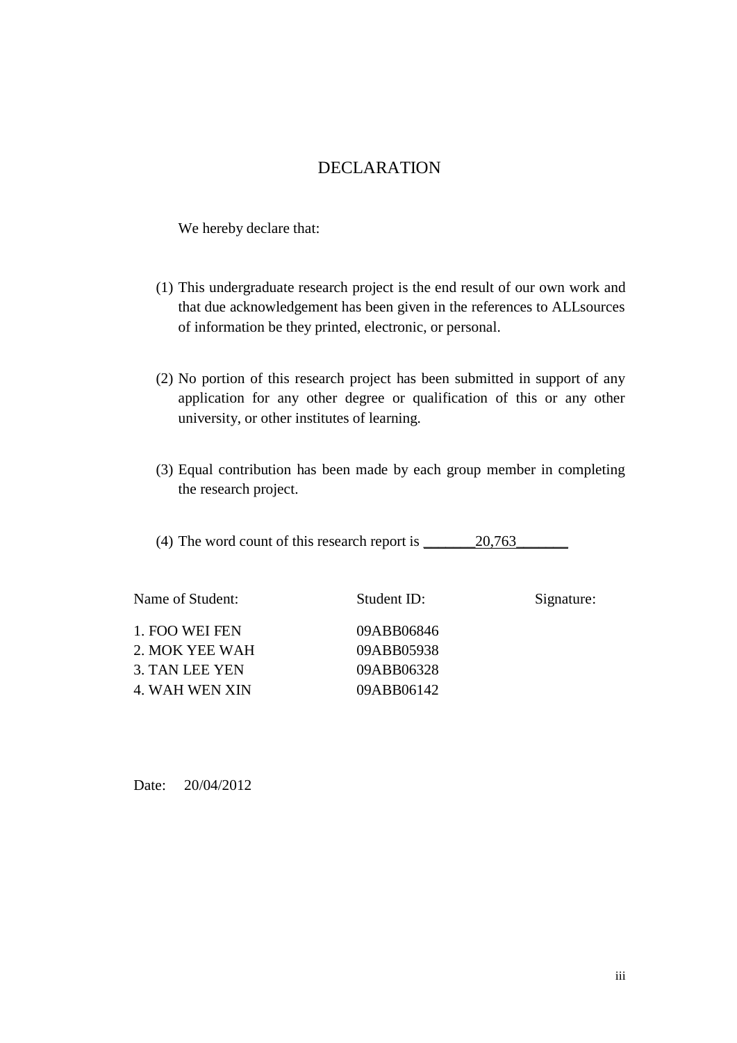# DECLARATION

We hereby declare that:

(1) This undergraduate research project is the end result of our own work and that due acknowledgement has been given in the references to ALLsources of information be they printed, electronic, or personal.

(2) No portion of this research project has been submitted in support of any application for any other degree or qualification of this or any other university, or other institutes of learning.

(3) Equal contribution has been made by each group member in completing the research project.

(4) The word count of this research report is _______20,763_______

| Name of Student: | Student ID: | Signature: |
|---|---|---|
| 1. FOO WEI FEN | 09ABB06846 | |
| 2. MOK YEE WAH | 09ABB05938 | |
| 3. TAN LEE YEN | 09ABB06328 | |
| 4. WAH WEN XIN | 09ABB06142 | |

Date: 20/04/2012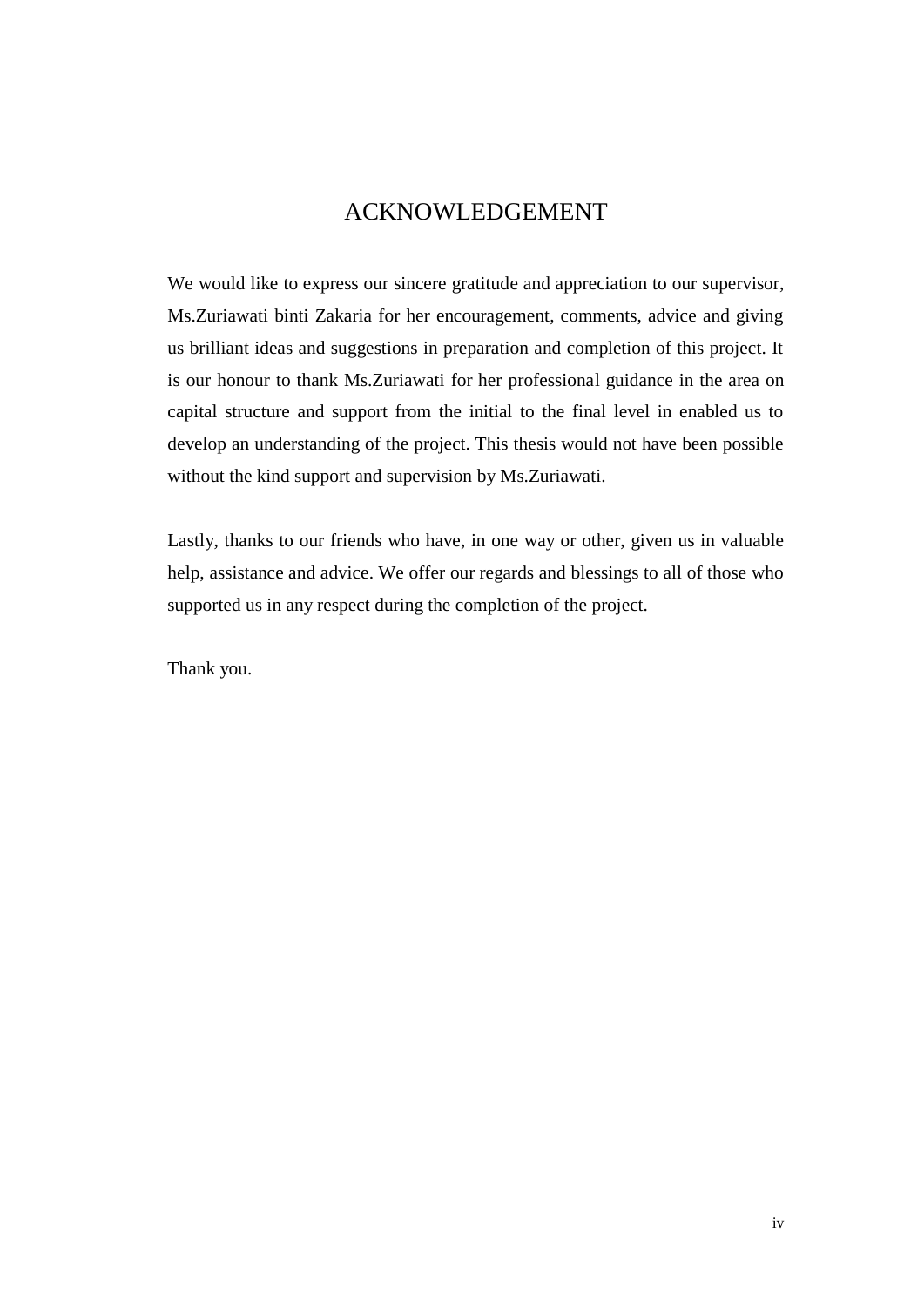# ACKNOWLEDGEMENT

We would like to express our sincere gratitude and appreciation to our supervisor, Ms.Zuriawati binti Zakaria for her encouragement, comments, advice and giving us brilliant ideas and suggestions in preparation and completion of this project. It is our honour to thank Ms.Zuriawati for her professional guidance in the area on capital structure and support from the initial to the final level in enabled us to develop an understanding of the project. This thesis would not have been possible without the kind support and supervision by Ms.Zuriawati.

Lastly, thanks to our friends who have, in one way or other, given us in valuable help, assistance and advice. We offer our regards and blessings to all of those who supported us in any respect during the completion of the project.

Thank you.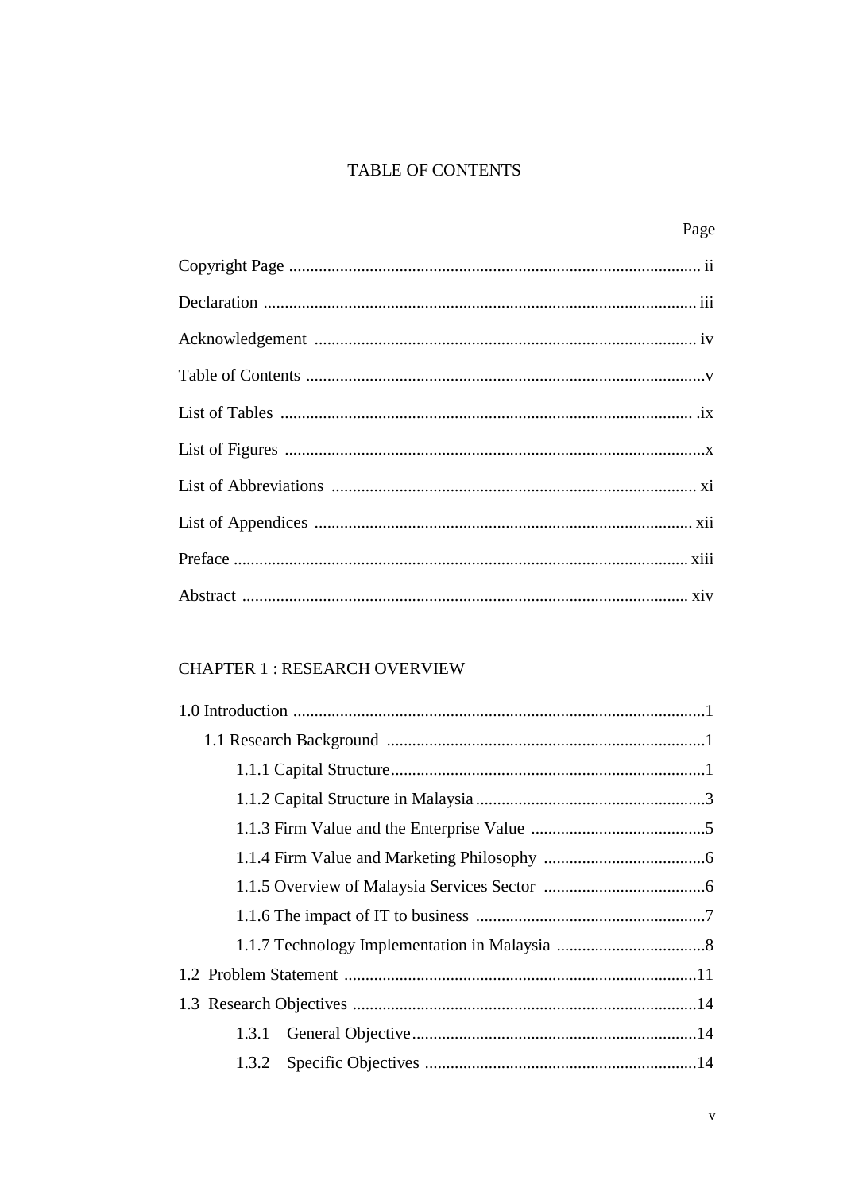# TABLE OF CONTENTS

| | Page |
|---|---|
| Copyright Page | ii |
| Declaration | iii |
| Acknowledgement | iv |
| Table of Contents | v |
| List of Tables | ix |
| List of Figures | x |
| List of Abbreviations | xi |
| List of Appendices | xii |
| Preface | xiii |
| Abstract | xiv |

## CHAPTER 1 : RESEARCH OVERVIEW

| | |
|---|---|
| 1.0 Introduction | 1 |
| 1.1 Research Background | 1 |
| 1.1.1 Capital Structure | 1 |
| 1.1.2 Capital Structure in Malaysia | 3 |
| 1.1.3 Firm Value and the Enterprise Value | 5 |
| 1.1.4 Firm Value and Marketing Philosophy | 6 |
| 1.1.5 Overview of Malaysia Services Sector | 6 |
| 1.1.6 The impact of IT to business | 7 |
| 1.1.7 Technology Implementation in Malaysia | 8 |
| 1.2 Problem Statement | 11 |
| 1.3 Research Objectives | 14 |
| 1.3.1 General Objective | 14 |
| 1.3.2 Specific Objectives | 14 |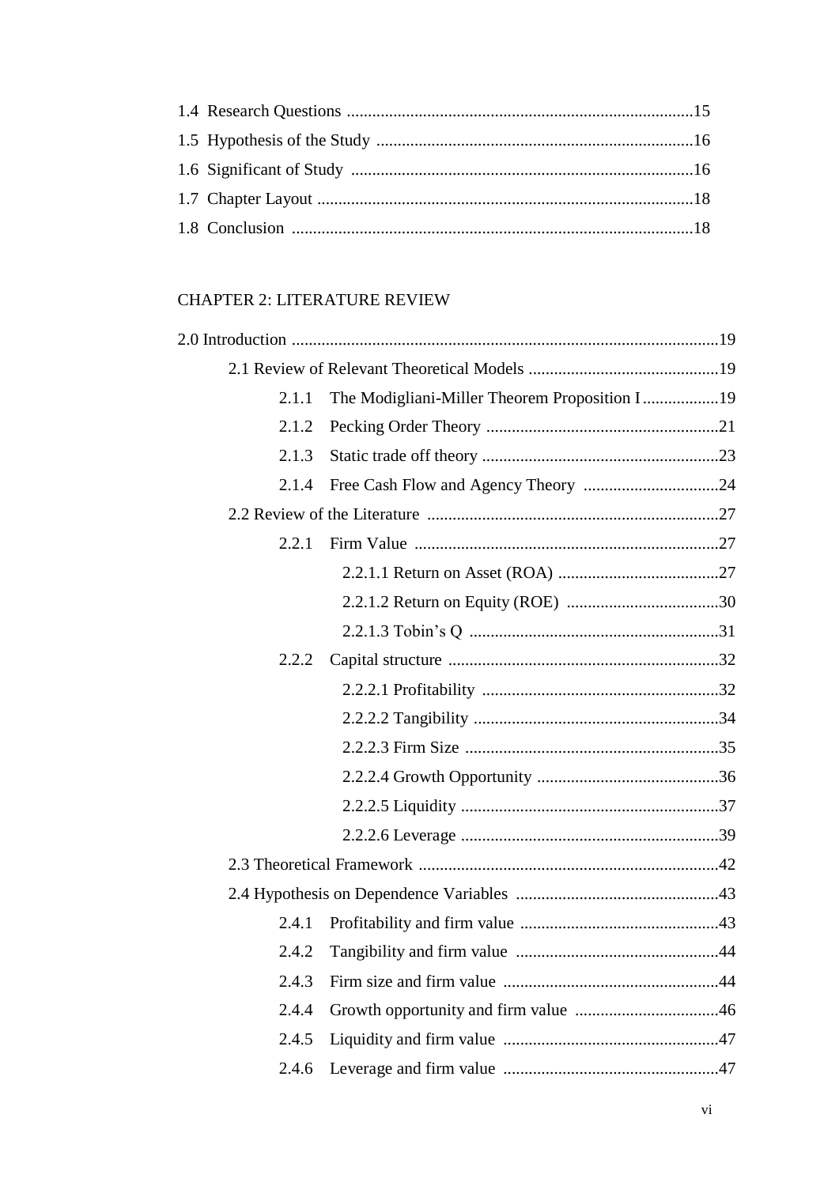1.4 Research Questions .................................................................................15

1.5 Hypothesis of the Study ..........................................................................16

1.6 Significant of Study ................................................................................16

1.7 Chapter Layout ........................................................................................18

1.8 Conclusion ..............................................................................................18

CHAPTER 2: LITERATURE REVIEW

2.0 Introduction ...................................................................................................19

- 2.1 Review of Relevant Theoretical Models .............................................19
  - 2.1.1 The Modigliani-Miller Theorem Proposition I ..................19
  - 2.1.2 Pecking Order Theory .......................................................21
  - 2.1.3 Static trade off theory ........................................................23
  - 2.1.4 Free Cash Flow and Agency Theory ................................24
- 2.2 Review of the Literature .....................................................................27
  - 2.2.1 Firm Value .......................................................................27
    - 2.2.1.1 Return on Asset (ROA) ......................................27
    - 2.2.1.2 Return on Equity (ROE) ....................................30
    - 2.2.1.3 Tobin's Q ..........................................................31
  - 2.2.2 Capital structure ................................................................32
    - 2.2.2.1 Profitability ........................................................32
    - 2.2.2.2 Tangibility ..........................................................34
    - 2.2.2.3 Firm Size ............................................................35
    - 2.2.2.4 Growth Opportunity ...........................................36
    - 2.2.2.5 Liquidity .............................................................37
    - 2.2.2.6 Leverage .............................................................39
- 2.3 Theoretical Framework ......................................................................42
- 2.4 Hypothesis on Dependence Variables ................................................43
  - 2.4.1 Profitability and firm value ...............................................43
  - 2.4.2 Tangibility and firm value ................................................44
  - 2.4.3 Firm size and firm value ...................................................44
  - 2.4.4 Growth opportunity and firm value ..................................46
  - 2.4.5 Liquidity and firm value ...................................................47
  - 2.4.6 Leverage and firm value ...................................................47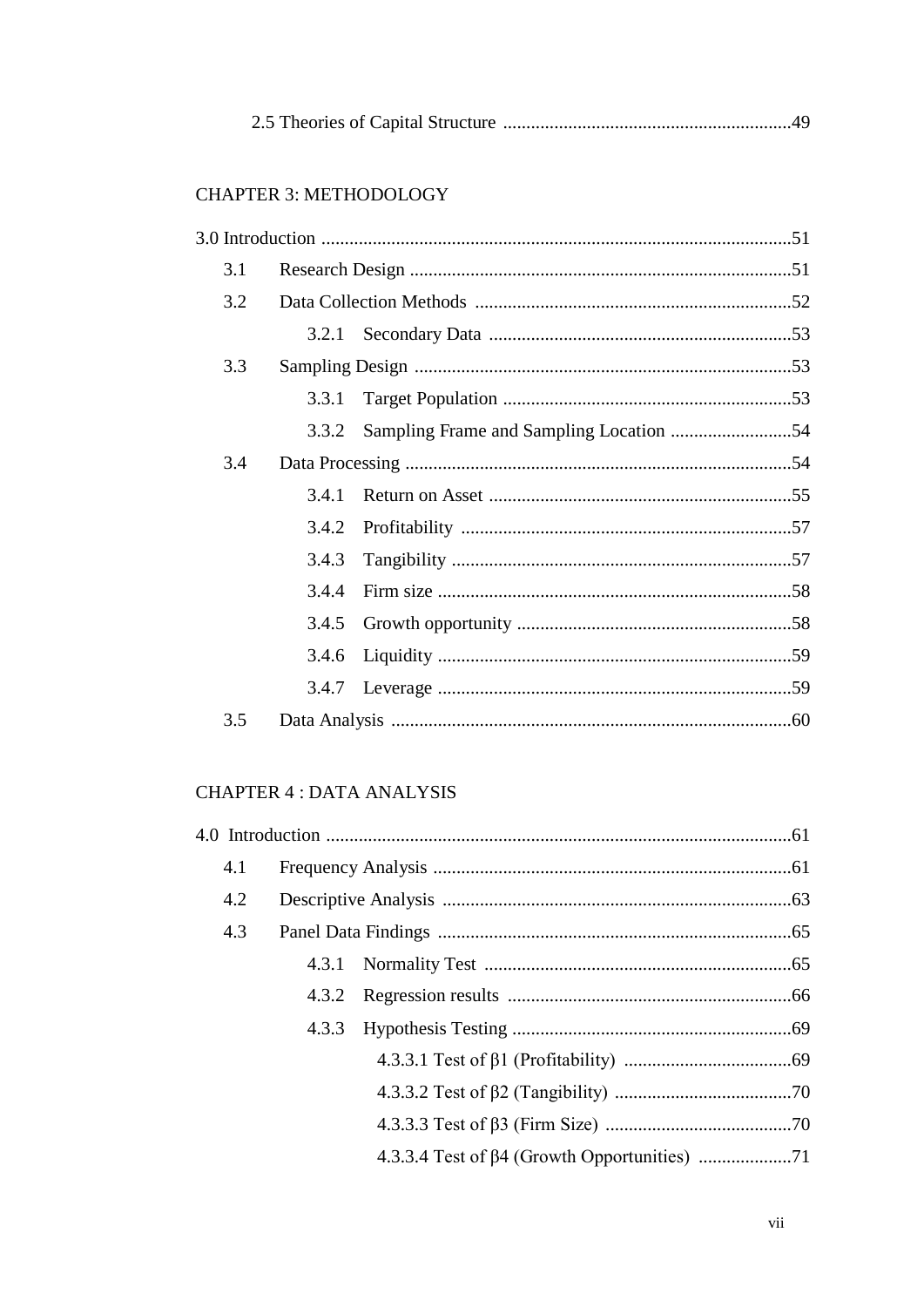2.5 Theories of Capital Structure .............................................................49

CHAPTER 3: METHODOLOGY

3.0 Introduction .....................................................................................................51

3.1 Research Design ..................................................................................51

3.2 Data Collection Methods ....................................................................52

3.2.1 Secondary Data .................................................................53

3.3 Sampling Design .................................................................................53

3.3.1 Target Population ..............................................................53

3.3.2 Sampling Frame and Sampling Location ..........................54

3.4 Data Processing ...................................................................................54

3.4.1 Return on Asset .................................................................55

3.4.2 Profitability .......................................................................57

3.4.3 Tangibility .........................................................................57

3.4.4 Firm size ............................................................................58

3.4.5 Growth opportunity ...........................................................58

3.4.6 Liquidity ............................................................................59

3.4.7 Leverage ............................................................................59

3.5 Data Analysis ......................................................................................60

CHAPTER 4 : DATA ANALYSIS

4.0 Introduction ....................................................................................................61

4.1 Frequency Analysis ............................................................................61

4.2 Descriptive Analysis ...........................................................................63

4.3 Panel Data Findings ............................................................................65

4.3.1 Normality Test ..................................................................65

4.3.2 Regression results .............................................................66

4.3.3 Hypothesis Testing ............................................................69

4.3.3.1 Test of β1 (Profitability) ....................................69

4.3.3.2 Test of β2 (Tangibility) ......................................70

4.3.3.3 Test of β3 (Firm Size) ........................................70

4.3.3.4 Test of β4 (Growth Opportunities) ....................71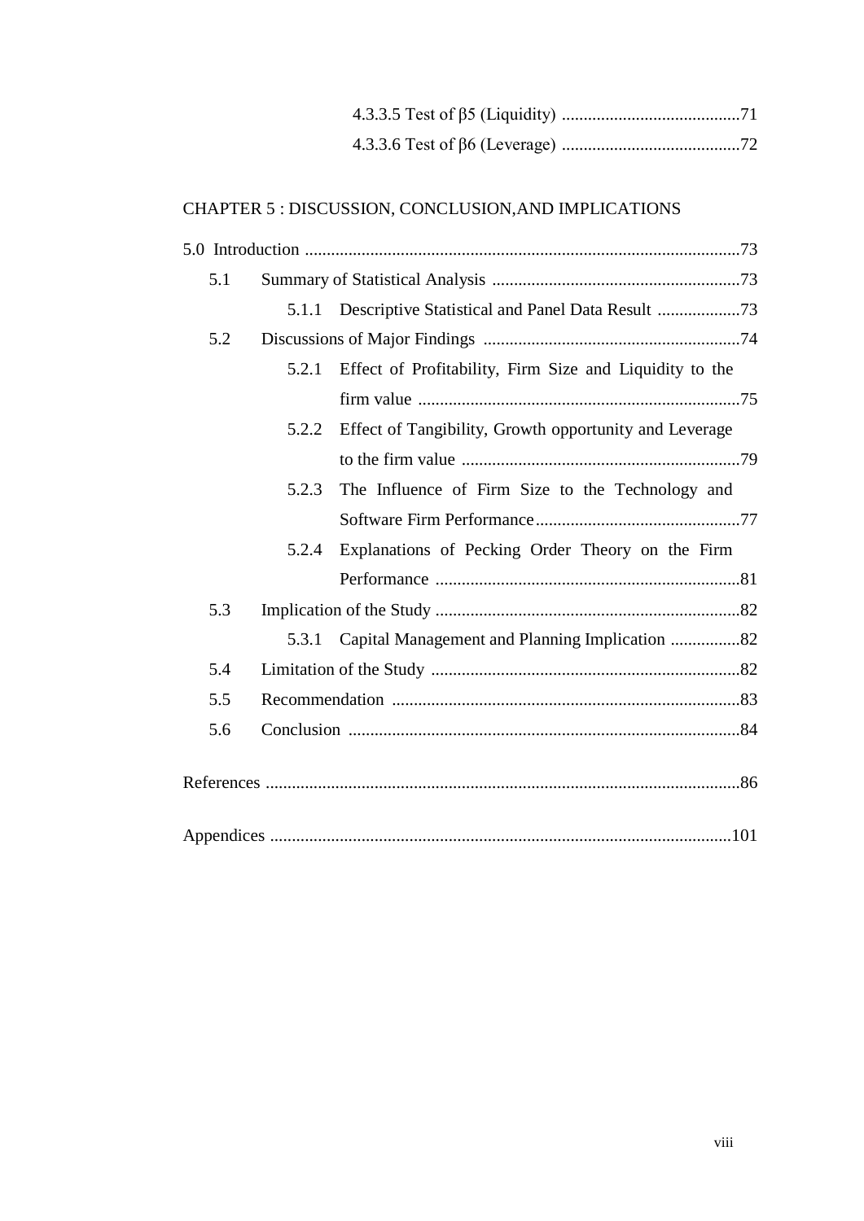4.3.3.5 Test of β5 (Liquidity) .........................................71

4.3.3.6 Test of β6 (Leverage) .........................................72

CHAPTER 5 : DISCUSSION, CONCLUSION,AND IMPLICATIONS

5.0 Introduction ....................................................................................................73

5.1 Summary of Statistical Analysis .........................................................73

5.1.1 Descriptive Statistical and Panel Data Result ...................73

5.2 Discussions of Major Findings ...........................................................74

5.2.1 Effect of Profitability, Firm Size and Liquidity to the firm value ..........................................................................75

5.2.2 Effect of Tangibility, Growth opportunity and Leverage to the firm value ................................................................79

5.2.3 The Influence of Firm Size to the Technology and Software Firm Performance...............................................77

5.2.4 Explanations of Pecking Order Theory on the Firm Performance ......................................................................81

5.3 Implication of the Study ......................................................................82

5.3.1 Capital Management and Planning Implication ................82

5.4 Limitation of the Study .......................................................................82

5.5 Recommendation ................................................................................83

5.6 Conclusion ..........................................................................................84

References .............................................................................................................86

Appendices .........................................................................................................101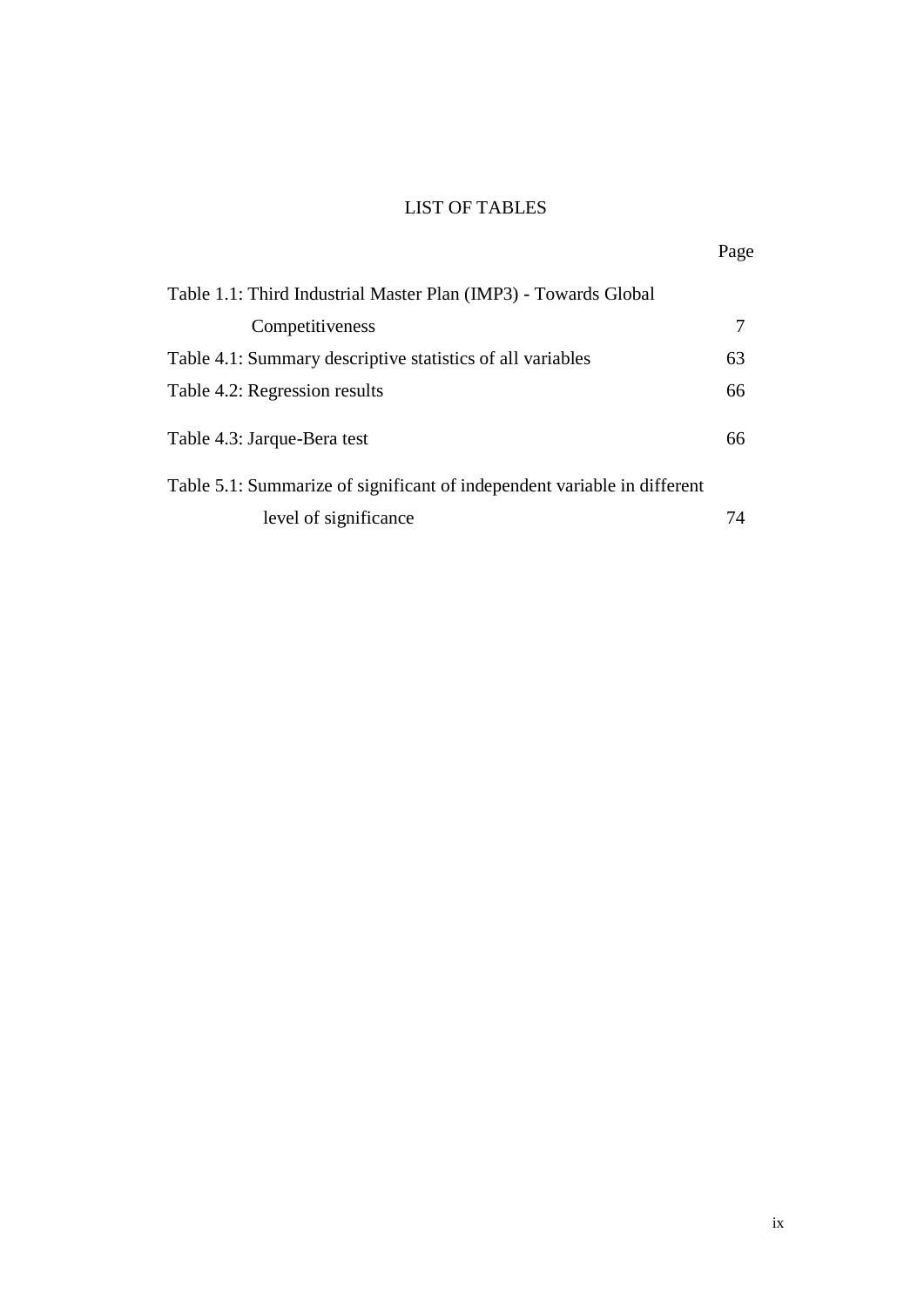# LIST OF TABLES

| | Page |
|---|---|
| Table 1.1: Third Industrial Master Plan (IMP3) - Towards Global Competitiveness | 7 |
| Table 4.1: Summary descriptive statistics of all variables | 63 |
| Table 4.2: Regression results | 66 |
| Table 4.3: Jarque-Bera test | 66 |
| Table 5.1: Summarize of significant of independent variable in different level of significance | 74 |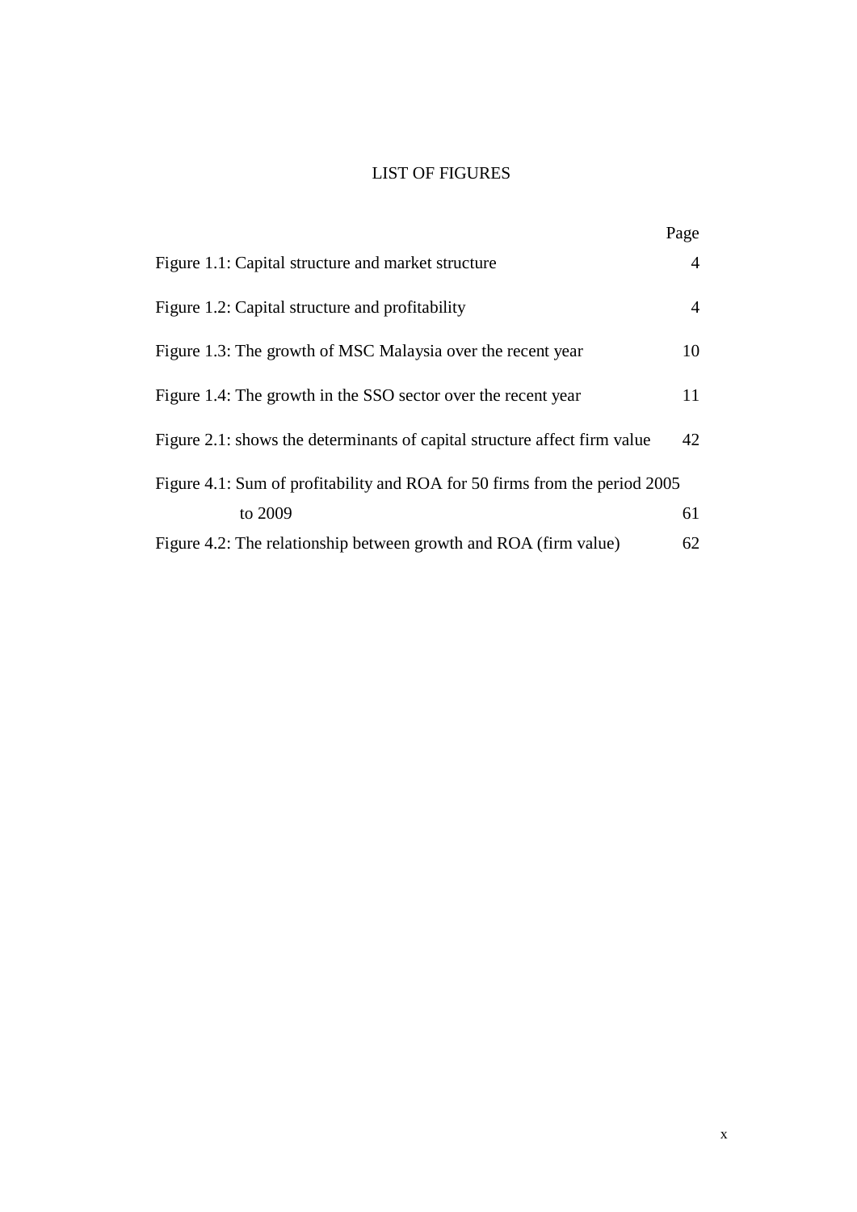# LIST OF FIGURES

| | Page |
|---|---|
| Figure 1.1: Capital structure and market structure | 4 |
| Figure 1.2: Capital structure and profitability | 4 |
| Figure 1.3: The growth of MSC Malaysia over the recent year | 10 |
| Figure 1.4: The growth in the SSO sector over the recent year | 11 |
| Figure 2.1: shows the determinants of capital structure affect firm value | 42 |
| Figure 4.1: Sum of profitability and ROA for 50 firms from the period 2005 to 2009 | 61 |
| Figure 4.2: The relationship between growth and ROA (firm value) | 62 |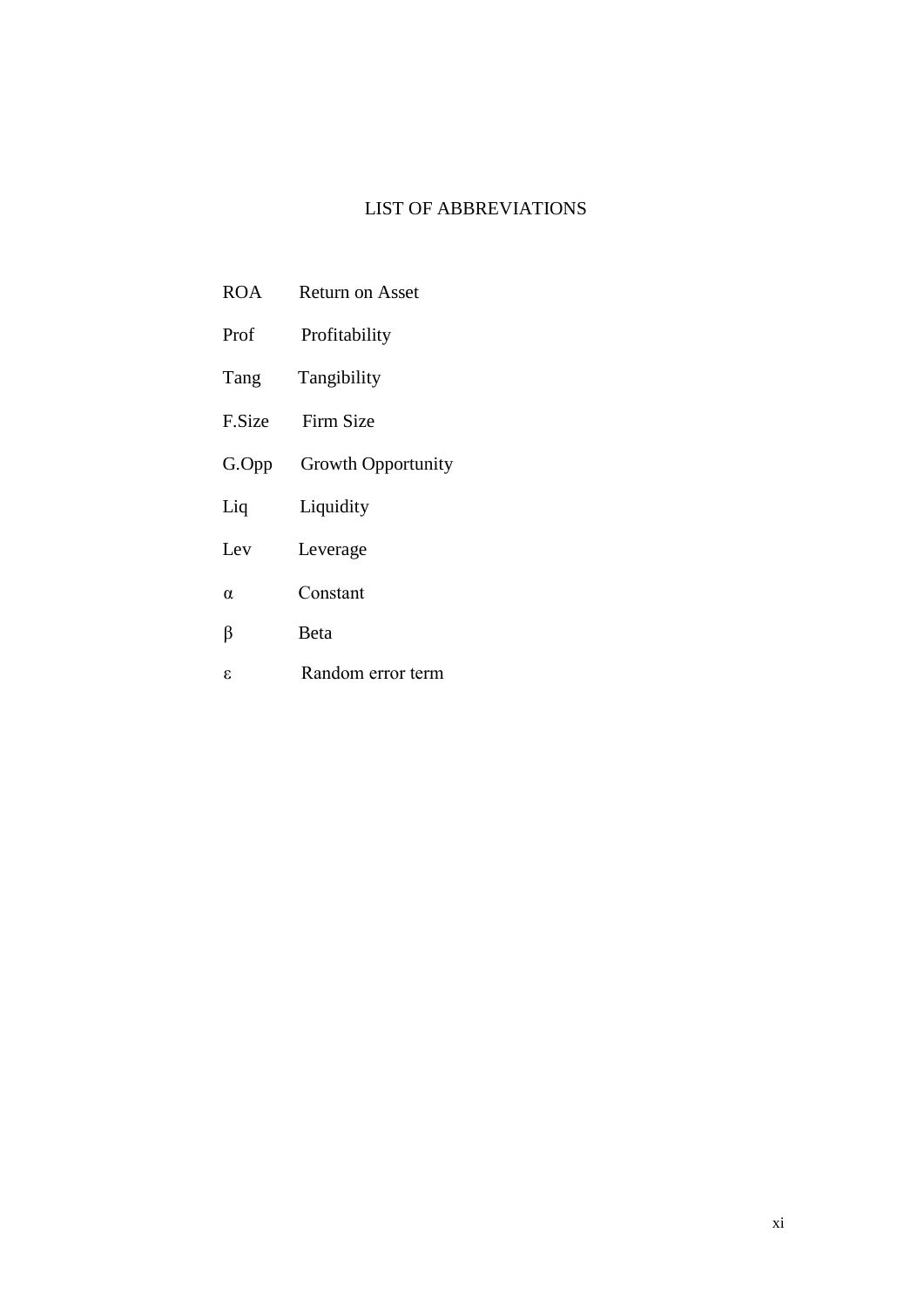# LIST OF ABBREVIATIONS

| | |
|---|---|
| ROA | Return on Asset |
| Prof | Profitability |
| Tang | Tangibility |
| F.Size | Firm Size |
| G.Opp | Growth Opportunity |
| Liq | Liquidity |
| Lev | Leverage |
| $\alpha$ | Constant |
| $\beta$ | Beta |
| $\varepsilon$ | Random error term |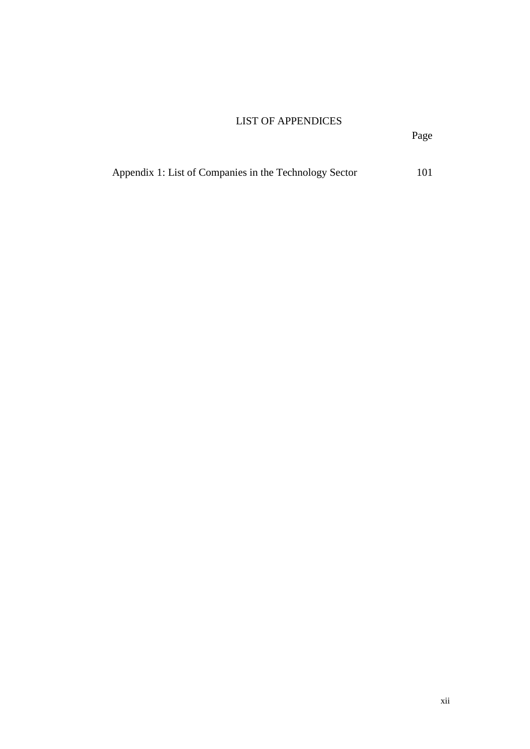# LIST OF APPENDICES

| | Page |
|---|---|
| Appendix 1: List of Companies in the Technology Sector | 101 |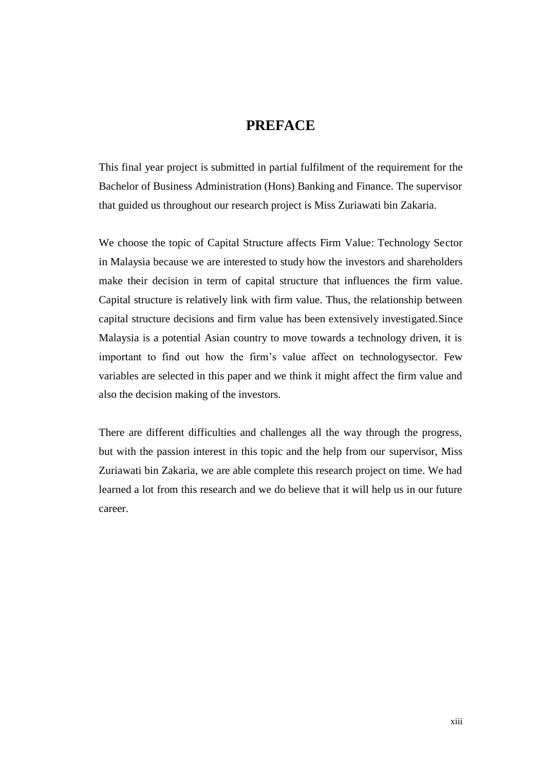# PREFACE

This final year project is submitted in partial fulfilment of the requirement for the Bachelor of Business Administration (Hons) Banking and Finance. The supervisor that guided us throughout our research project is Miss Zuriawati bin Zakaria.

We choose the topic of Capital Structure affects Firm Value: Technology Sector in Malaysia because we are interested to study how the investors and shareholders make their decision in term of capital structure that influences the firm value. Capital structure is relatively link with firm value. Thus, the relationship between capital structure decisions and firm value has been extensively investigated.Since Malaysia is a potential Asian country to move towards a technology driven, it is important to find out how the firm's value affect on technologysector. Few variables are selected in this paper and we think it might affect the firm value and also the decision making of the investors.

There are different difficulties and challenges all the way through the progress, but with the passion interest in this topic and the help from our supervisor, Miss Zuriawati bin Zakaria, we are able complete this research project on time. We had learned a lot from this research and we do believe that it will help us in our future career.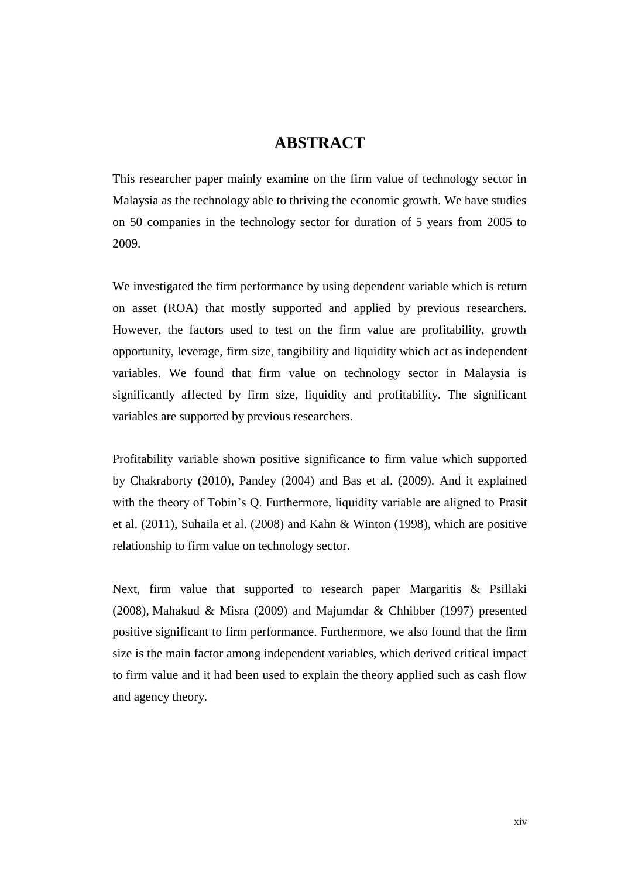# ABSTRACT

This researcher paper mainly examine on the firm value of technology sector in Malaysia as the technology able to thriving the economic growth. We have studies on 50 companies in the technology sector for duration of 5 years from 2005 to 2009.

We investigated the firm performance by using dependent variable which is return on asset (ROA) that mostly supported and applied by previous researchers. However, the factors used to test on the firm value are profitability, growth opportunity, leverage, firm size, tangibility and liquidity which act as independent variables. We found that firm value on technology sector in Malaysia is significantly affected by firm size, liquidity and profitability. The significant variables are supported by previous researchers.

Profitability variable shown positive significance to firm value which supported by Chakraborty (2010), Pandey (2004) and Bas et al. (2009). And it explained with the theory of Tobin's Q. Furthermore, liquidity variable are aligned to Prasit et al. (2011), Suhaila et al. (2008) and Kahn & Winton (1998), which are positive relationship to firm value on technology sector.

Next, firm value that supported to research paper Margaritis & Psillaki (2008), Mahakud & Misra (2009) and Majumdar & Chhibber (1997) presented positive significant to firm performance. Furthermore, we also found that the firm size is the main factor among independent variables, which derived critical impact to firm value and it had been used to explain the theory applied such as cash flow and agency theory.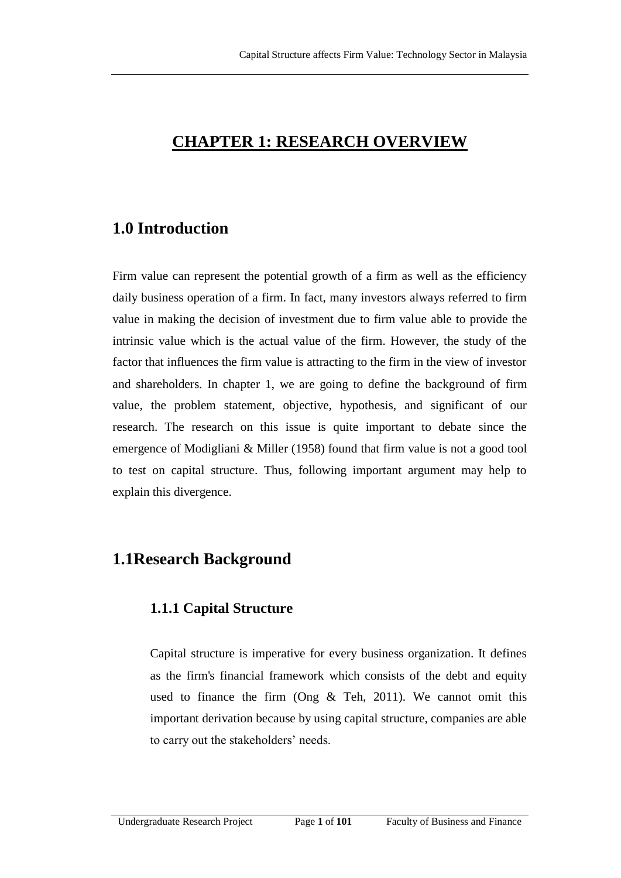# CHAPTER 1: RESEARCH OVERVIEW

## 1.0 Introduction

Firm value can represent the potential growth of a firm as well as the efficiency daily business operation of a firm. In fact, many investors always referred to firm value in making the decision of investment due to firm value able to provide the intrinsic value which is the actual value of the firm. However, the study of the factor that influences the firm value is attracting to the firm in the view of investor and shareholders. In chapter 1, we are going to define the background of firm value, the problem statement, objective, hypothesis, and significant of our research. The research on this issue is quite important to debate since the emergence of Modigliani & Miller (1958) found that firm value is not a good tool to test on capital structure. Thus, following important argument may help to explain this divergence.

## 1.1Research Background

### 1.1.1 Capital Structure

Capital structure is imperative for every business organization. It defines as the firm's financial framework which consists of the debt and equity used to finance the firm (Ong & Teh, 2011). We cannot omit this important derivation because by using capital structure, companies are able to carry out the stakeholders' needs.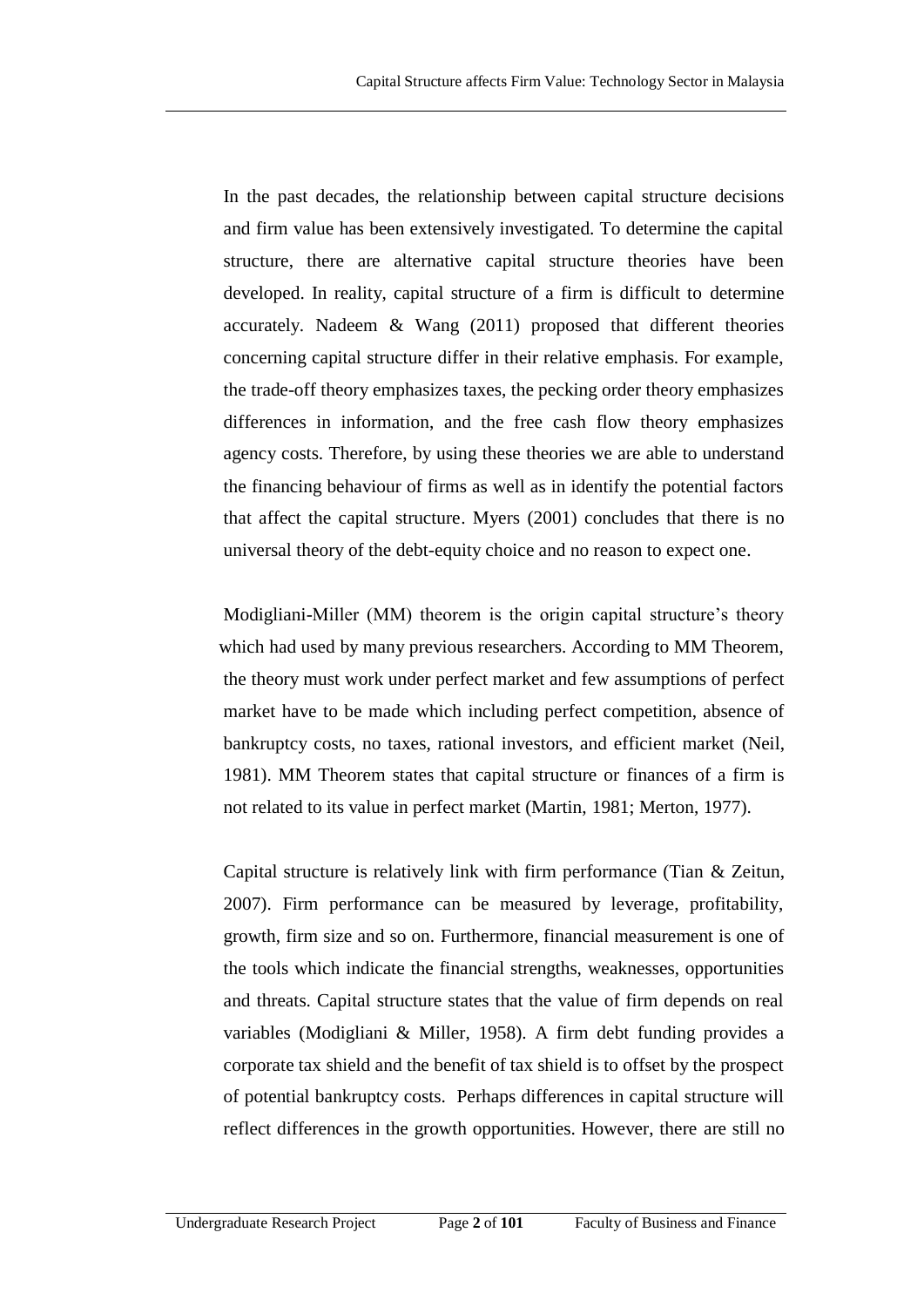In the past decades, the relationship between capital structure decisions and firm value has been extensively investigated. To determine the capital structure, there are alternative capital structure theories have been developed. In reality, capital structure of a firm is difficult to determine accurately. Nadeem & Wang (2011) proposed that different theories concerning capital structure differ in their relative emphasis. For example, the trade-off theory emphasizes taxes, the pecking order theory emphasizes differences in information, and the free cash flow theory emphasizes agency costs. Therefore, by using these theories we are able to understand the financing behaviour of firms as well as in identify the potential factors that affect the capital structure. Myers (2001) concludes that there is no universal theory of the debt-equity choice and no reason to expect one.

Modigliani-Miller (MM) theorem is the origin capital structure's theory which had used by many previous researchers. According to MM Theorem, the theory must work under perfect market and few assumptions of perfect market have to be made which including perfect competition, absence of bankruptcy costs, no taxes, rational investors, and efficient market (Neil, 1981). MM Theorem states that capital structure or finances of a firm is not related to its value in perfect market (Martin, 1981; Merton, 1977).

Capital structure is relatively link with firm performance (Tian & Zeitun, 2007). Firm performance can be measured by leverage, profitability, growth, firm size and so on. Furthermore, financial measurement is one of the tools which indicate the financial strengths, weaknesses, opportunities and threats. Capital structure states that the value of firm depends on real variables (Modigliani & Miller, 1958). A firm debt funding provides a corporate tax shield and the benefit of tax shield is to offset by the prospect of potential bankruptcy costs. Perhaps differences in capital structure will reflect differences in the growth opportunities. However, there are still no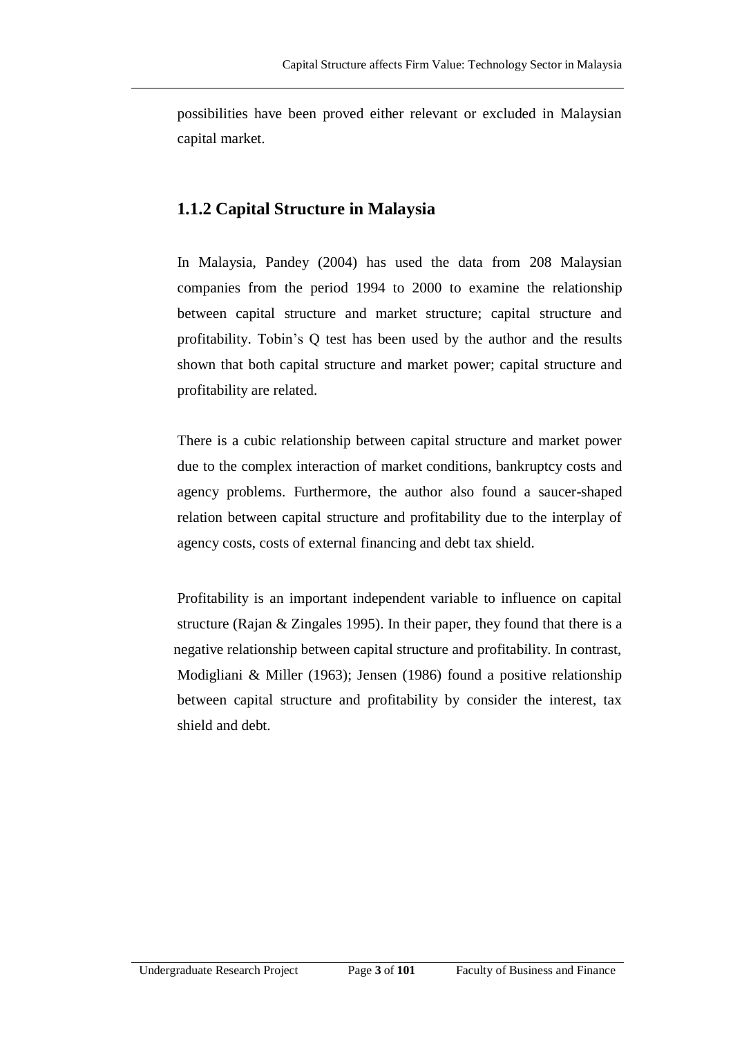possibilities have been proved either relevant or excluded in Malaysian capital market.

### 1.1.2 Capital Structure in Malaysia

In Malaysia, Pandey (2004) has used the data from 208 Malaysian companies from the period 1994 to 2000 to examine the relationship between capital structure and market structure; capital structure and profitability. Tobin's Q test has been used by the author and the results shown that both capital structure and market power; capital structure and profitability are related.

There is a cubic relationship between capital structure and market power due to the complex interaction of market conditions, bankruptcy costs and agency problems. Furthermore, the author also found a saucer-shaped relation between capital structure and profitability due to the interplay of agency costs, costs of external financing and debt tax shield.

Profitability is an important independent variable to influence on capital structure (Rajan & Zingales 1995). In their paper, they found that there is a negative relationship between capital structure and profitability. In contrast, Modigliani & Miller (1963); Jensen (1986) found a positive relationship between capital structure and profitability by consider the interest, tax shield and debt.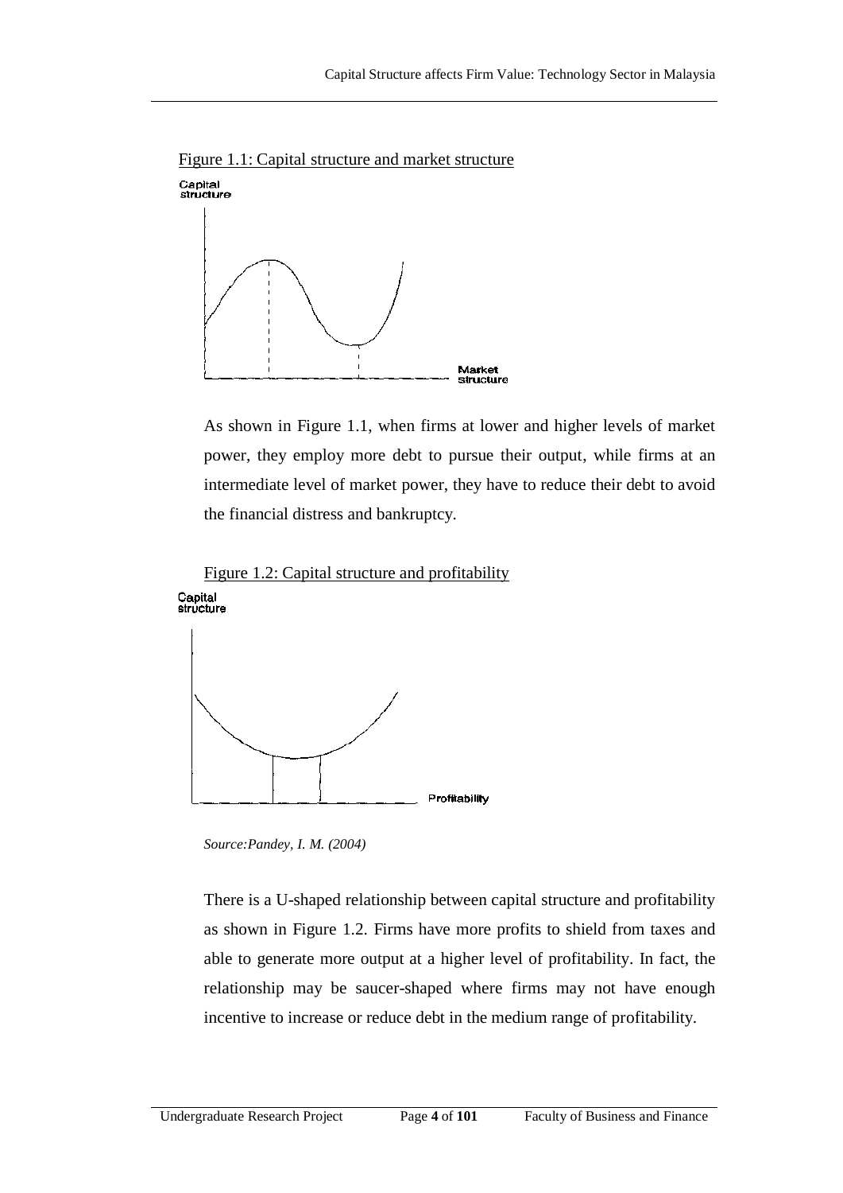Figure 1.1: Capital structure and market structure

As shown in Figure 1.1, when firms at lower and higher levels of market power, they employ more debt to pursue their output, while firms at an intermediate level of market power, they have to reduce their debt to avoid the financial distress and bankruptcy.

Figure 1.2: Capital structure and profitability

*Source:Pandey, I. M. (2004)*

There is a U-shaped relationship between capital structure and profitability as shown in Figure 1.2. Firms have more profits to shield from taxes and able to generate more output at a higher level of profitability. In fact, the relationship may be saucer-shaped where firms may not have enough incentive to increase or reduce debt in the medium range of profitability.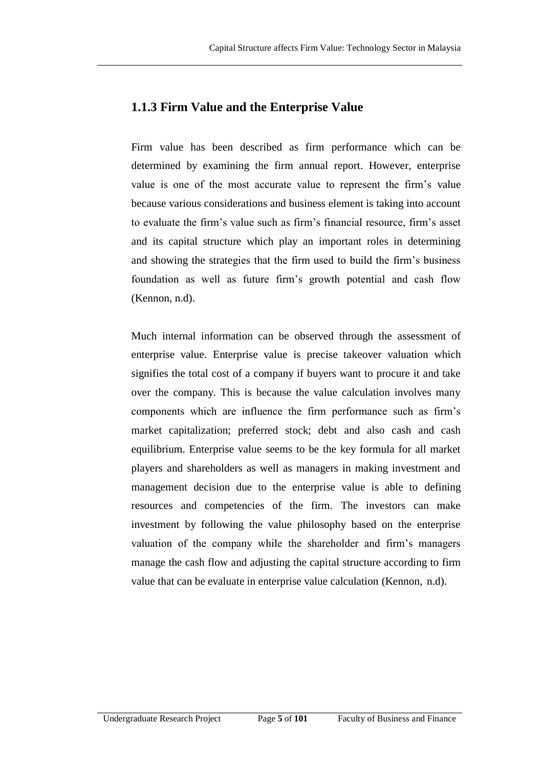### 1.1.3 Firm Value and the Enterprise Value

Firm value has been described as firm performance which can be determined by examining the firm annual report. However, enterprise value is one of the most accurate value to represent the firm's value because various considerations and business element is taking into account to evaluate the firm's value such as firm's financial resource, firm's asset and its capital structure which play an important roles in determining and showing the strategies that the firm used to build the firm's business foundation as well as future firm's growth potential and cash flow (Kennon, n.d).

Much internal information can be observed through the assessment of enterprise value. Enterprise value is precise takeover valuation which signifies the total cost of a company if buyers want to procure it and take over the company. This is because the value calculation involves many components which are influence the firm performance such as firm's market capitalization; preferred stock; debt and also cash and cash equilibrium. Enterprise value seems to be the key formula for all market players and shareholders as well as managers in making investment and management decision due to the enterprise value is able to defining resources and competencies of the firm. The investors can make investment by following the value philosophy based on the enterprise valuation of the company while the shareholder and firm's managers manage the cash flow and adjusting the capital structure according to firm value that can be evaluate in enterprise value calculation (Kennon, n.d).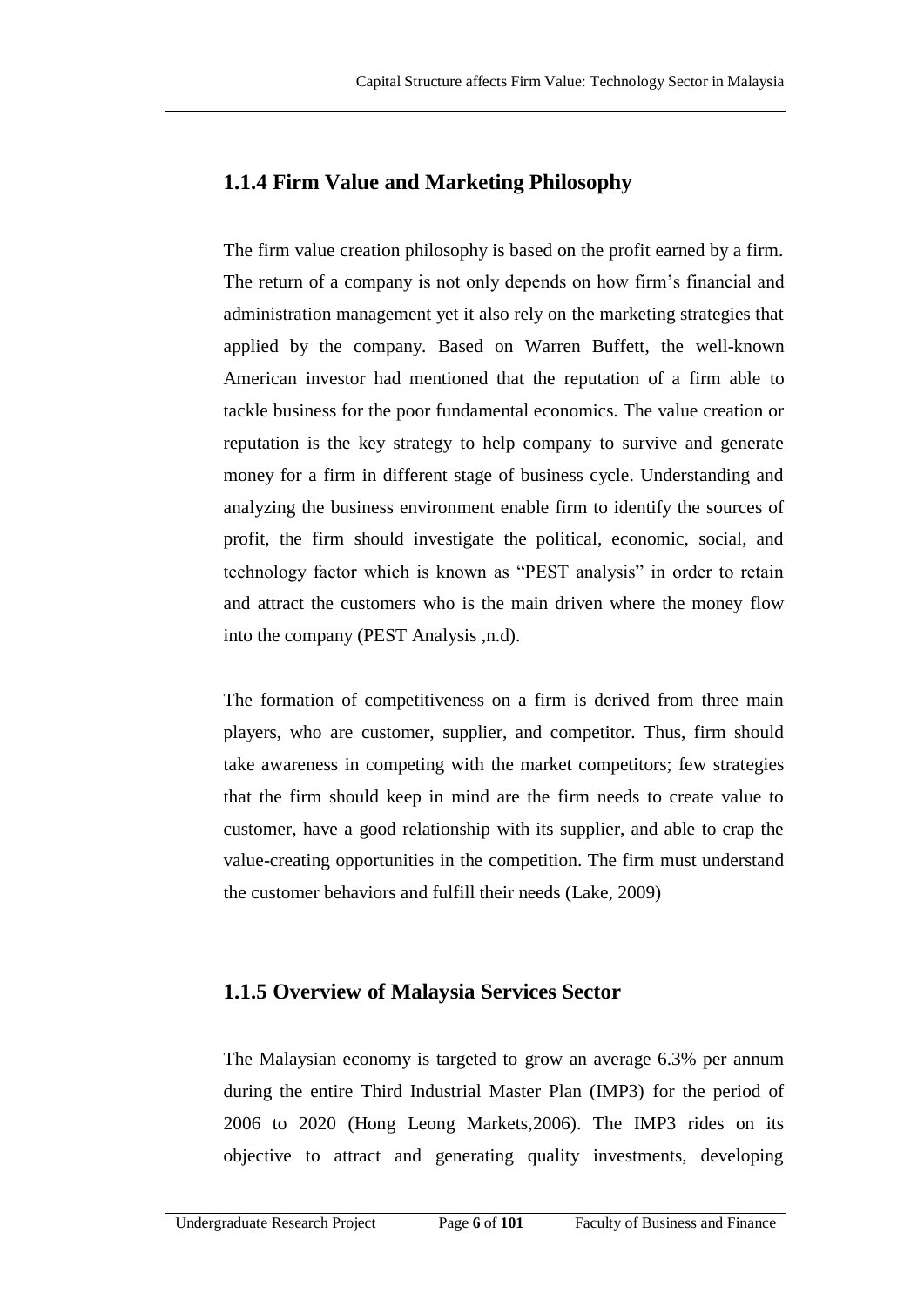### 1.1.4 Firm Value and Marketing Philosophy

The firm value creation philosophy is based on the profit earned by a firm. The return of a company is not only depends on how firm's financial and administration management yet it also rely on the marketing strategies that applied by the company. Based on Warren Buffett, the well-known American investor had mentioned that the reputation of a firm able to tackle business for the poor fundamental economics. The value creation or reputation is the key strategy to help company to survive and generate money for a firm in different stage of business cycle. Understanding and analyzing the business environment enable firm to identify the sources of profit, the firm should investigate the political, economic, social, and technology factor which is known as "PEST analysis" in order to retain and attract the customers who is the main driven where the money flow into the company (PEST Analysis ,n.d).

The formation of competitiveness on a firm is derived from three main players, who are customer, supplier, and competitor. Thus, firm should take awareness in competing with the market competitors; few strategies that the firm should keep in mind are the firm needs to create value to customer, have a good relationship with its supplier, and able to crap the value-creating opportunities in the competition. The firm must understand the customer behaviors and fulfill their needs (Lake, 2009)

### 1.1.5 Overview of Malaysia Services Sector

The Malaysian economy is targeted to grow an average 6.3% per annum during the entire Third Industrial Master Plan (IMP3) for the period of 2006 to 2020 (Hong Leong Markets,2006). The IMP3 rides on its objective to attract and generating quality investments, developing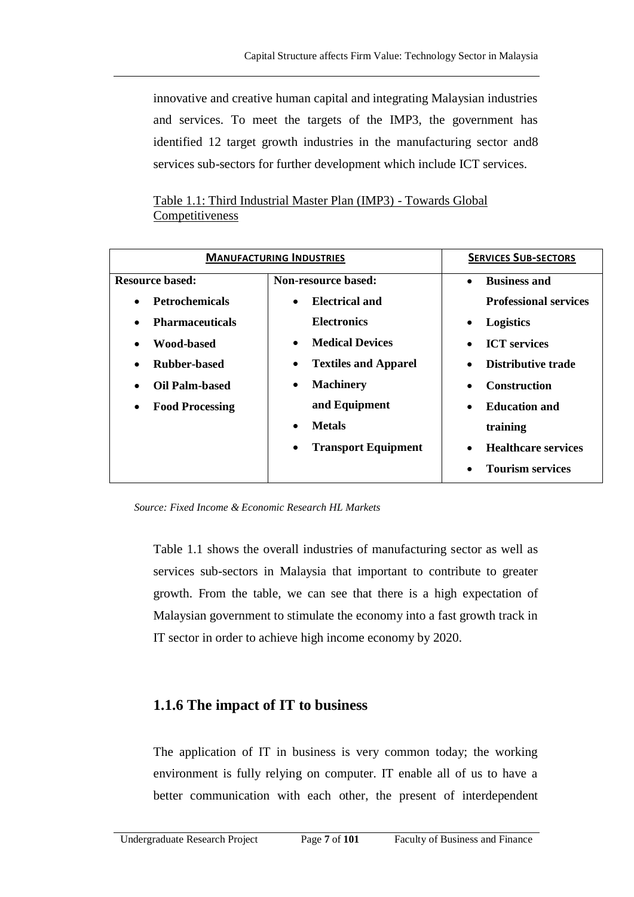innovative and creative human capital and integrating Malaysian industries and services. To meet the targets of the IMP3, the government has identified 12 target growth industries in the manufacturing sector and8 services sub-sectors for further development which include ICT services.

Table 1.1: Third Industrial Master Plan (IMP3) - Towards Global Competitiveness

| **MANUFACTURING INDUSTRIES** | | **SERVICES SUB-SECTORS** |
|---|---|---|
| **Resource based:** | **Non-resource based:** | • **Business and Professional services** |
| • **Petrochemicals** | • **Electrical and Electronics** | • **Logistics** |
| • **Pharmaceuticals** | • **Medical Devices** | • **ICT services** |
| • **Wood-based** | • **Textiles and Apparel** | • **Distributive trade** |
| • **Rubber-based** | • **Machinery and Equipment** | • **Construction** |
| • **Oil Palm-based** | • **Metals** | • **Education and training** |
| • **Food Processing** | • **Transport Equipment** | • **Healthcare services** |
| | | • **Tourism services** |

*Source: Fixed Income & Economic Research HL Markets*

Table 1.1 shows the overall industries of manufacturing sector as well as services sub-sectors in Malaysia that important to contribute to greater growth. From the table, we can see that there is a high expectation of Malaysian government to stimulate the economy into a fast growth track in IT sector in order to achieve high income economy by 2020.

### 1.1.6 The impact of IT to business

The application of IT in business is very common today; the working environment is fully relying on computer. IT enable all of us to have a better communication with each other, the present of interdependent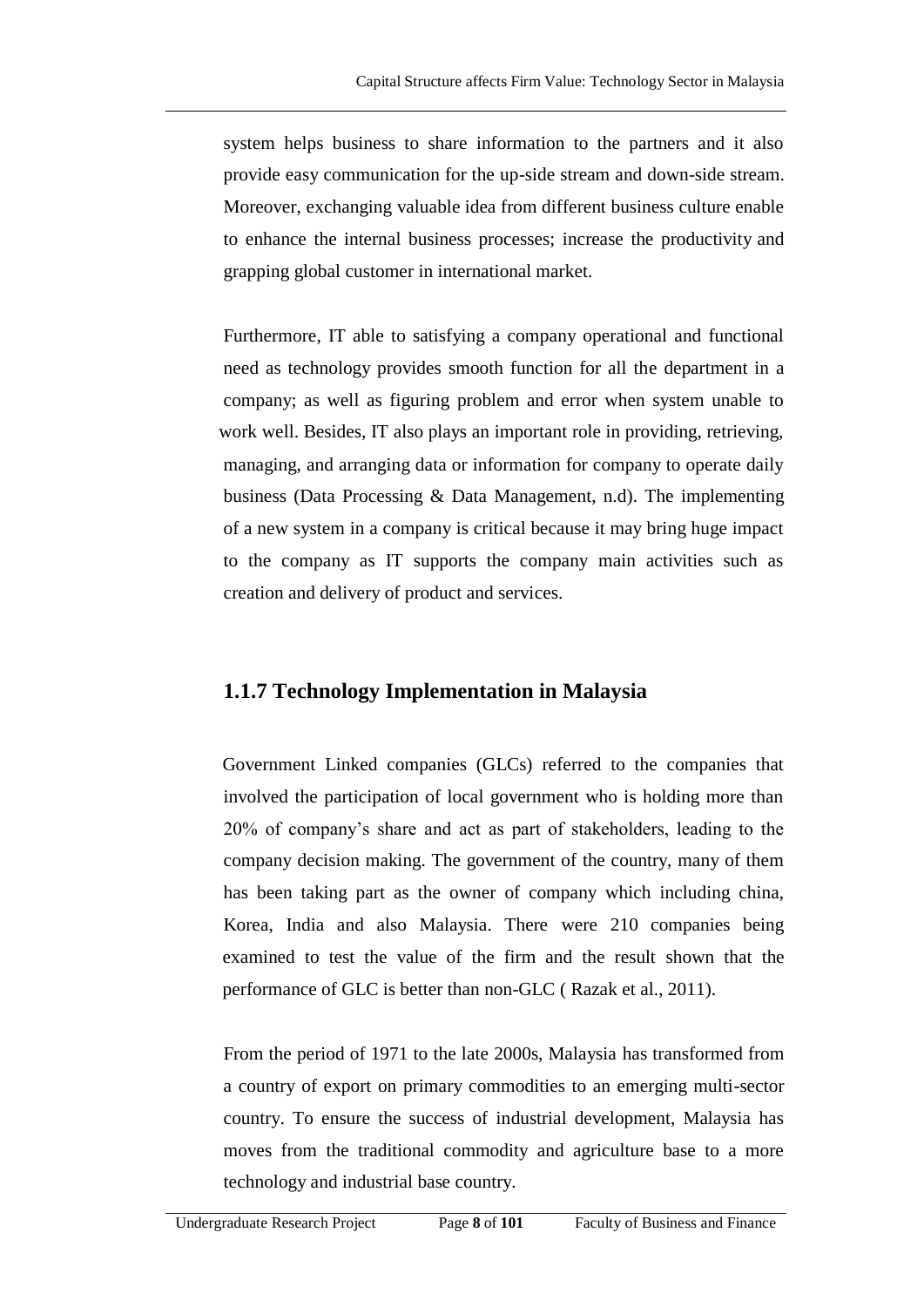system helps business to share information to the partners and it also provide easy communication for the up-side stream and down-side stream. Moreover, exchanging valuable idea from different business culture enable to enhance the internal business processes; increase the productivity and grapping global customer in international market.

Furthermore, IT able to satisfying a company operational and functional need as technology provides smooth function for all the department in a company; as well as figuring problem and error when system unable to work well. Besides, IT also plays an important role in providing, retrieving, managing, and arranging data or information for company to operate daily business (Data Processing & Data Management, n.d). The implementing of a new system in a company is critical because it may bring huge impact to the company as IT supports the company main activities such as creation and delivery of product and services.

### 1.1.7 Technology Implementation in Malaysia

Government Linked companies (GLCs) referred to the companies that involved the participation of local government who is holding more than 20% of company's share and act as part of stakeholders, leading to the company decision making. The government of the country, many of them has been taking part as the owner of company which including china, Korea, India and also Malaysia. There were 210 companies being examined to test the value of the firm and the result shown that the performance of GLC is better than non-GLC ( Razak et al., 2011).

From the period of 1971 to the late 2000s, Malaysia has transformed from a country of export on primary commodities to an emerging multi-sector country. To ensure the success of industrial development, Malaysia has moves from the traditional commodity and agriculture base to a more technology and industrial base country.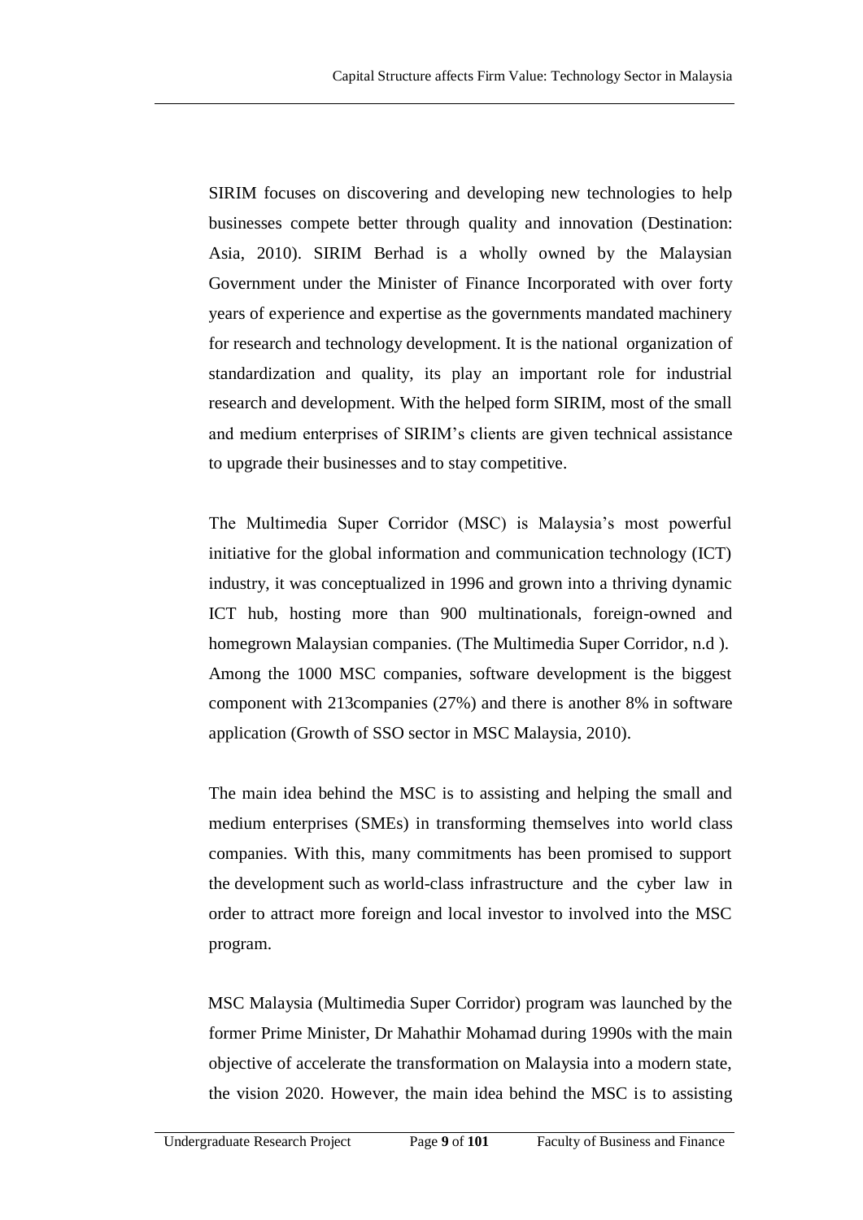SIRIM focuses on discovering and developing new technologies to help businesses compete better through quality and innovation (Destination: Asia, 2010). SIRIM Berhad is a wholly owned by the Malaysian Government under the Minister of Finance Incorporated with over forty years of experience and expertise as the governments mandated machinery for research and technology development. It is the national organization of standardization and quality, its play an important role for industrial research and development. With the helped form SIRIM, most of the small and medium enterprises of SIRIM's clients are given technical assistance to upgrade their businesses and to stay competitive.

The Multimedia Super Corridor (MSC) is Malaysia's most powerful initiative for the global information and communication technology (ICT) industry, it was conceptualized in 1996 and grown into a thriving dynamic ICT hub, hosting more than 900 multinationals, foreign-owned and homegrown Malaysian companies. (The Multimedia Super Corridor, n.d ). Among the 1000 MSC companies, software development is the biggest component with 213companies (27%) and there is another 8% in software application (Growth of SSO sector in MSC Malaysia, 2010).

The main idea behind the MSC is to assisting and helping the small and medium enterprises (SMEs) in transforming themselves into world class companies. With this, many commitments has been promised to support the development such as world-class infrastructure and the cyber law in order to attract more foreign and local investor to involved into the MSC program.

MSC Malaysia (Multimedia Super Corridor) program was launched by the former Prime Minister, Dr Mahathir Mohamad during 1990s with the main objective of accelerate the transformation on Malaysia into a modern state, the vision 2020. However, the main idea behind the MSC is to assisting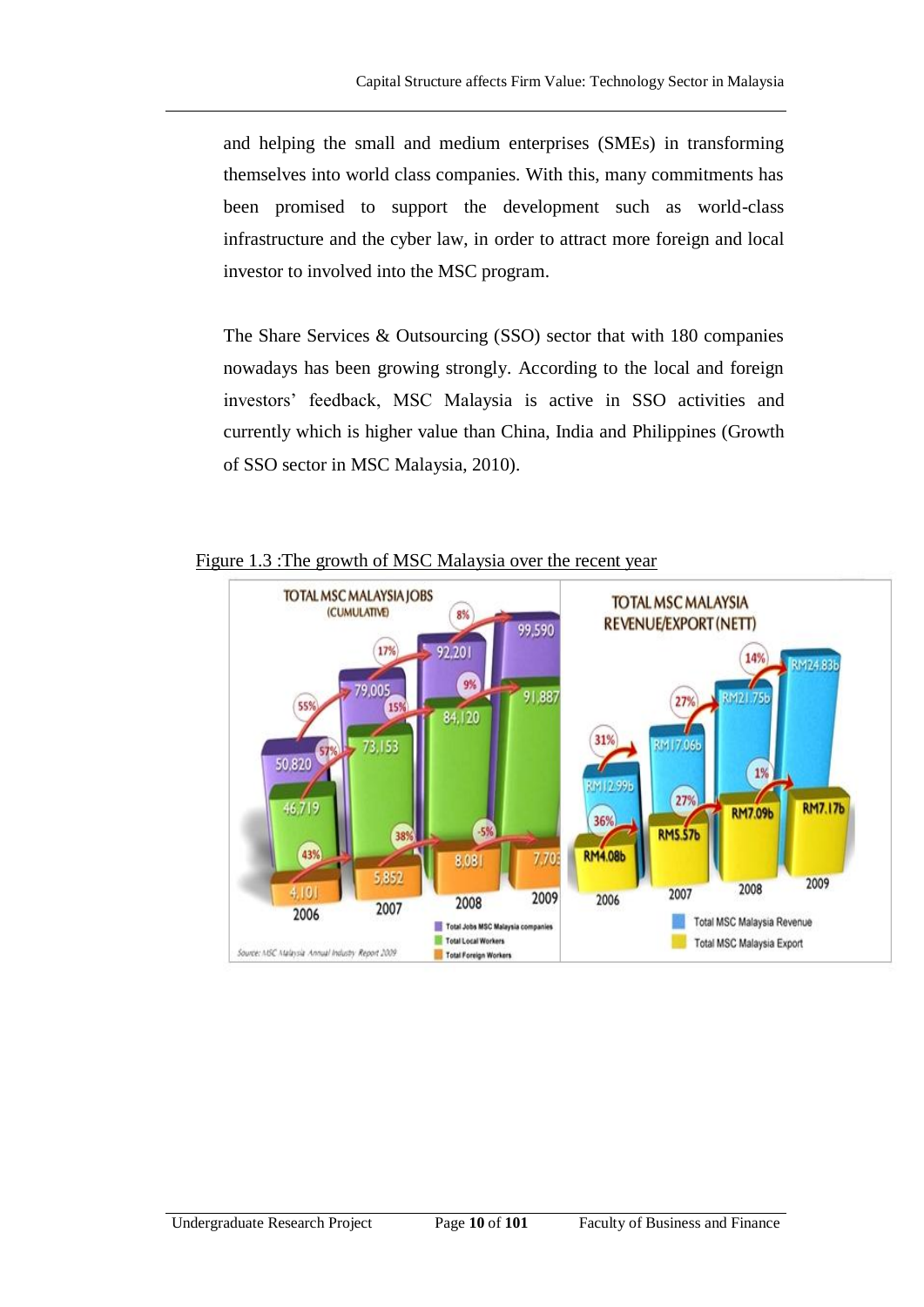and helping the small and medium enterprises (SMEs) in transforming themselves into world class companies. With this, many commitments has been promised to support the development such as world-class infrastructure and the cyber law, in order to attract more foreign and local investor to involved into the MSC program.

The Share Services & Outsourcing (SSO) sector that with 180 companies nowadays has been growing strongly. According to the local and foreign investors' feedback, MSC Malaysia is active in SSO activities and currently which is higher value than China, India and Philippines (Growth of SSO sector in MSC Malaysia, 2010).

Figure 1.3 :The growth of MSC Malaysia over the recent year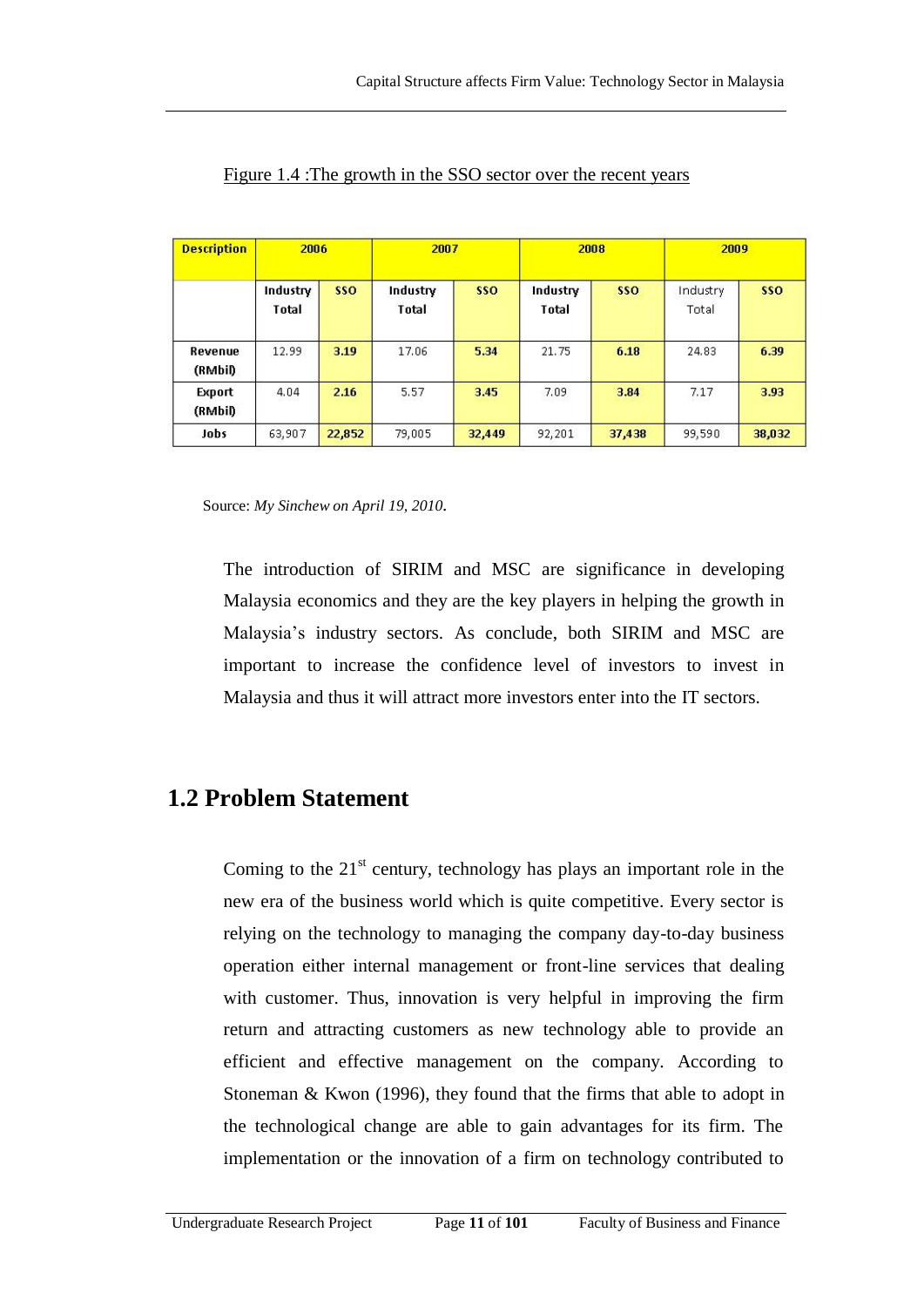Figure 1.4 :The growth in the SSO sector over the recent years

| Description | 2006 | | 2007 | | 2008 | | 2009 | |
|---|---|---|---|---|---|---|---|---|
| | Industry Total | SSO | Industry Total | SSO | Industry Total | SSO | Industry Total | SSO |
| Revenue (RMbil) | 12.99 | 3.19 | 17.06 | 5.34 | 21.75 | 6.18 | 24.83 | 6.39 |
| Export (RMbil) | 4.04 | 2.16 | 5.57 | 3.45 | 7.09 | 3.84 | 7.17 | 3.93 |
| Jobs | 63,907 | 22,852 | 79,005 | 32,449 | 92,201 | 37,438 | 99,590 | 38,032 |

Source: *My Sinchew on April 19, 2010*.

The introduction of SIRIM and MSC are significance in developing Malaysia economics and they are the key players in helping the growth in Malaysia's industry sectors. As conclude, both SIRIM and MSC are important to increase the confidence level of investors to invest in Malaysia and thus it will attract more investors enter into the IT sectors.

## 1.2 Problem Statement

Coming to the 21st century, technology has plays an important role in the new era of the business world which is quite competitive. Every sector is relying on the technology to managing the company day-to-day business operation either internal management or front-line services that dealing with customer. Thus, innovation is very helpful in improving the firm return and attracting customers as new technology able to provide an efficient and effective management on the company. According to Stoneman & Kwon (1996), they found that the firms that able to adopt in the technological change are able to gain advantages for its firm. The implementation or the innovation of a firm on technology contributed to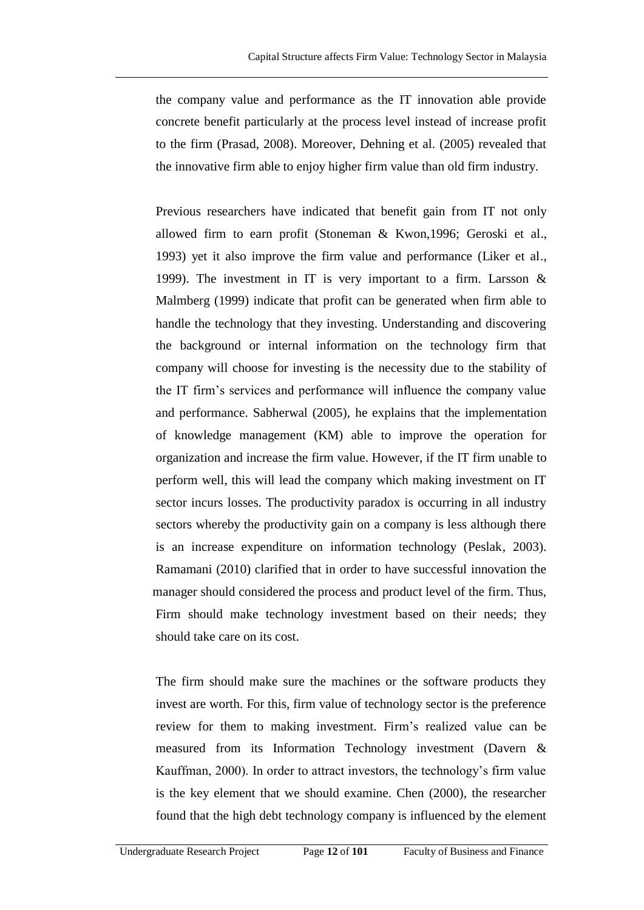the company value and performance as the IT innovation able provide concrete benefit particularly at the process level instead of increase profit to the firm (Prasad, 2008). Moreover, Dehning et al. (2005) revealed that the innovative firm able to enjoy higher firm value than old firm industry.

Previous researchers have indicated that benefit gain from IT not only allowed firm to earn profit (Stoneman & Kwon,1996; Geroski et al., 1993) yet it also improve the firm value and performance (Liker et al., 1999). The investment in IT is very important to a firm. Larsson & Malmberg (1999) indicate that profit can be generated when firm able to handle the technology that they investing. Understanding and discovering the background or internal information on the technology firm that company will choose for investing is the necessity due to the stability of the IT firm's services and performance will influence the company value and performance. Sabherwal (2005), he explains that the implementation of knowledge management (KM) able to improve the operation for organization and increase the firm value. However, if the IT firm unable to perform well, this will lead the company which making investment on IT sector incurs losses. The productivity paradox is occurring in all industry sectors whereby the productivity gain on a company is less although there is an increase expenditure on information technology (Peslak, 2003). Ramamani (2010) clarified that in order to have successful innovation the manager should considered the process and product level of the firm. Thus, Firm should make technology investment based on their needs; they should take care on its cost.

The firm should make sure the machines or the software products they invest are worth. For this, firm value of technology sector is the preference review for them to making investment. Firm's realized value can be measured from its Information Technology investment (Davern & Kauffman, 2000). In order to attract investors, the technology's firm value is the key element that we should examine. Chen (2000), the researcher found that the high debt technology company is influenced by the element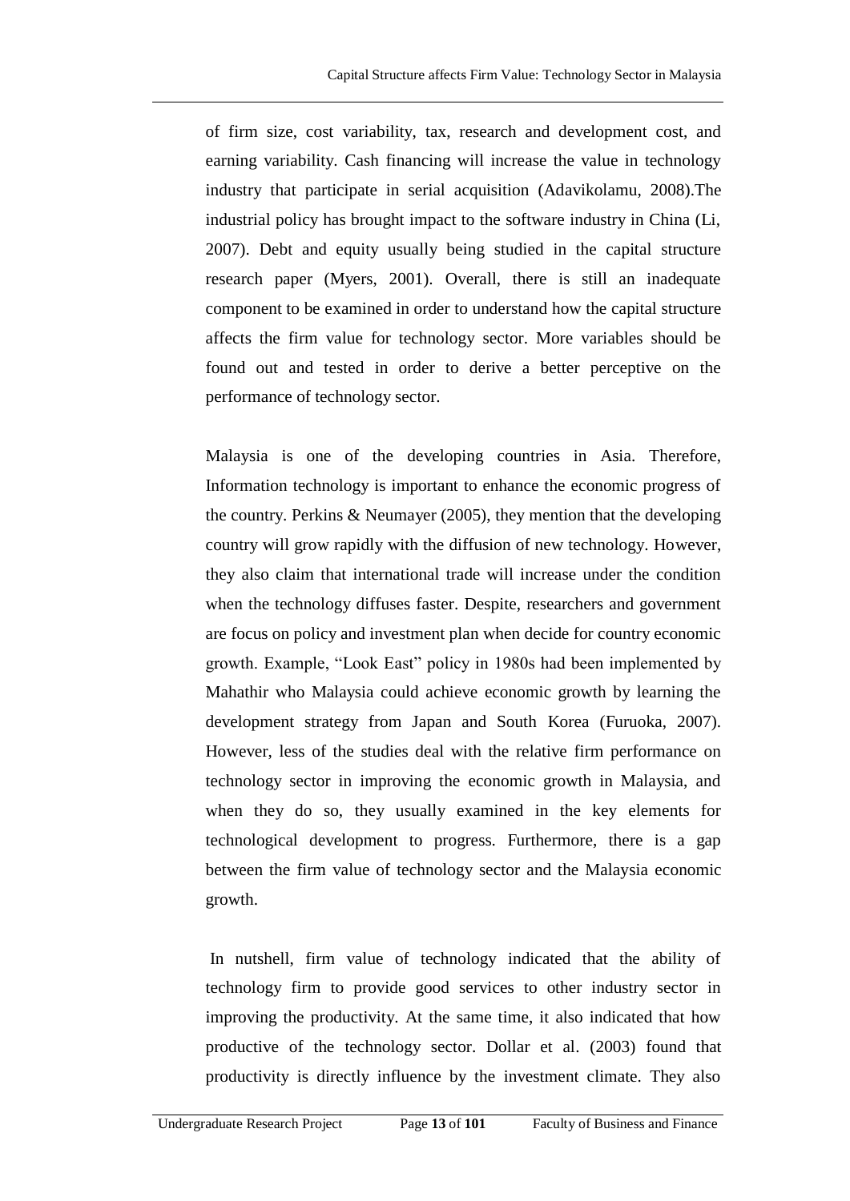of firm size, cost variability, tax, research and development cost, and earning variability. Cash financing will increase the value in technology industry that participate in serial acquisition (Adavikolamu, 2008).The industrial policy has brought impact to the software industry in China (Li, 2007). Debt and equity usually being studied in the capital structure research paper (Myers, 2001). Overall, there is still an inadequate component to be examined in order to understand how the capital structure affects the firm value for technology sector. More variables should be found out and tested in order to derive a better perceptive on the performance of technology sector.

Malaysia is one of the developing countries in Asia. Therefore, Information technology is important to enhance the economic progress of the country. Perkins & Neumayer (2005), they mention that the developing country will grow rapidly with the diffusion of new technology. However, they also claim that international trade will increase under the condition when the technology diffuses faster. Despite, researchers and government are focus on policy and investment plan when decide for country economic growth. Example, "Look East" policy in 1980s had been implemented by Mahathir who Malaysia could achieve economic growth by learning the development strategy from Japan and South Korea (Furuoka, 2007). However, less of the studies deal with the relative firm performance on technology sector in improving the economic growth in Malaysia, and when they do so, they usually examined in the key elements for technological development to progress. Furthermore, there is a gap between the firm value of technology sector and the Malaysia economic growth.

In nutshell, firm value of technology indicated that the ability of technology firm to provide good services to other industry sector in improving the productivity. At the same time, it also indicated that how productive of the technology sector. Dollar et al. (2003) found that productivity is directly influence by the investment climate. They also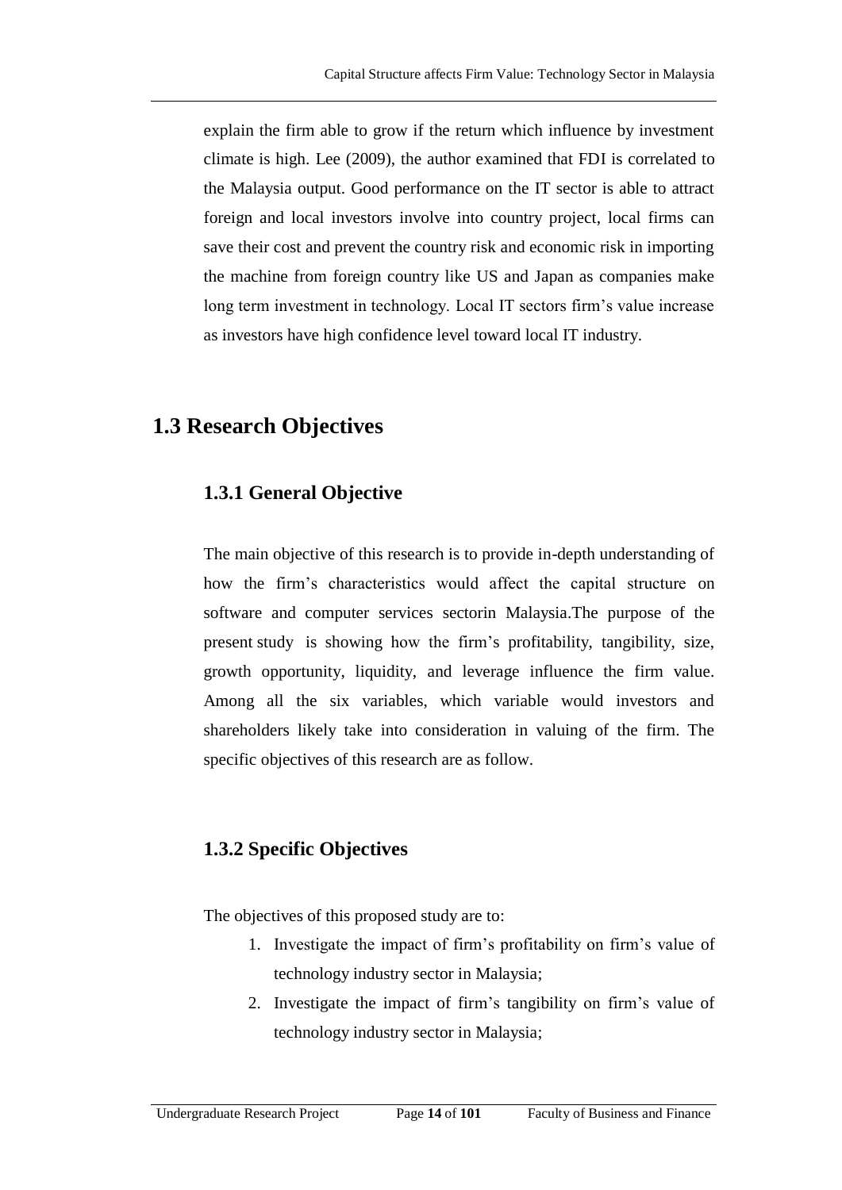explain the firm able to grow if the return which influence by investment climate is high. Lee (2009), the author examined that FDI is correlated to the Malaysia output. Good performance on the IT sector is able to attract foreign and local investors involve into country project, local firms can save their cost and prevent the country risk and economic risk in importing the machine from foreign country like US and Japan as companies make long term investment in technology. Local IT sectors firm's value increase as investors have high confidence level toward local IT industry.

## 1.3 Research Objectives

### 1.3.1 General Objective

The main objective of this research is to provide in-depth understanding of how the firm's characteristics would affect the capital structure on software and computer services sectorin Malaysia.The purpose of the present study is showing how the firm's profitability, tangibility, size, growth opportunity, liquidity, and leverage influence the firm value. Among all the six variables, which variable would investors and shareholders likely take into consideration in valuing of the firm. The specific objectives of this research are as follow.

### 1.3.2 Specific Objectives

The objectives of this proposed study are to:

1. Investigate the impact of firm's profitability on firm's value of technology industry sector in Malaysia;
2. Investigate the impact of firm's tangibility on firm's value of technology industry sector in Malaysia;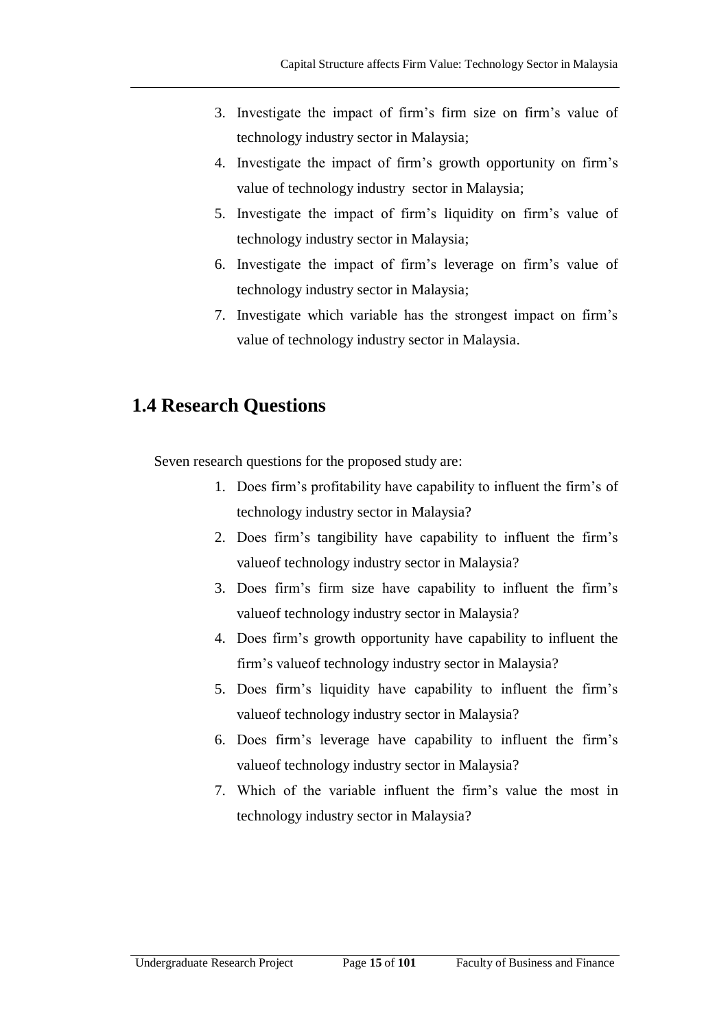3. Investigate the impact of firm's firm size on firm's value of technology industry sector in Malaysia;
4. Investigate the impact of firm's growth opportunity on firm's value of technology industry sector in Malaysia;
5. Investigate the impact of firm's liquidity on firm's value of technology industry sector in Malaysia;
6. Investigate the impact of firm's leverage on firm's value of technology industry sector in Malaysia;
7. Investigate which variable has the strongest impact on firm's value of technology industry sector in Malaysia.

## 1.4 Research Questions

Seven research questions for the proposed study are:

1. Does firm's profitability have capability to influent the firm's of technology industry sector in Malaysia?
2. Does firm's tangibility have capability to influent the firm's valueof technology industry sector in Malaysia?
3. Does firm's firm size have capability to influent the firm's valueof technology industry sector in Malaysia?
4. Does firm's growth opportunity have capability to influent the firm's valueof technology industry sector in Malaysia?
5. Does firm's liquidity have capability to influent the firm's valueof technology industry sector in Malaysia?
6. Does firm's leverage have capability to influent the firm's valueof technology industry sector in Malaysia?
7. Which of the variable influent the firm's value the most in technology industry sector in Malaysia?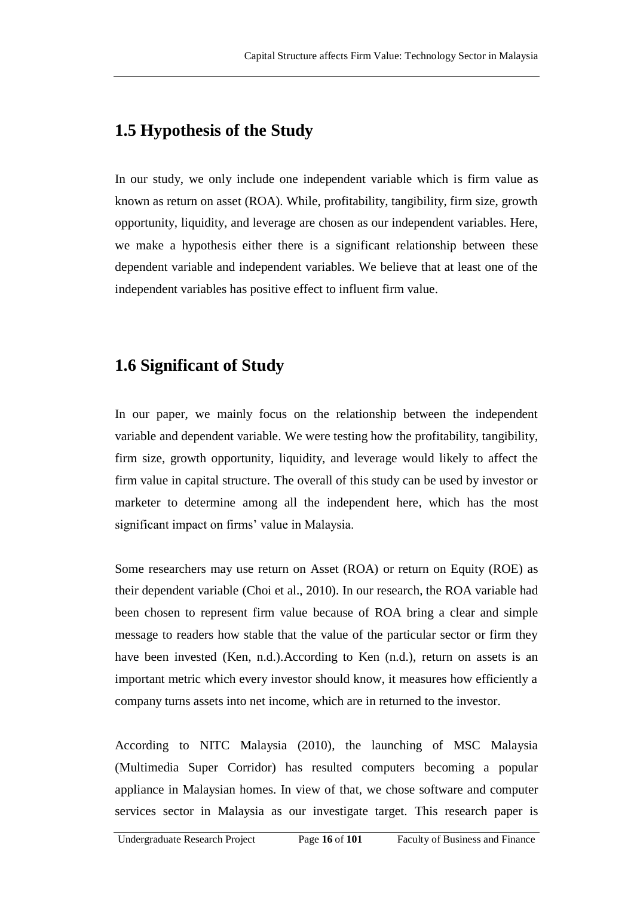## 1.5 Hypothesis of the Study

In our study, we only include one independent variable which is firm value as known as return on asset (ROA). While, profitability, tangibility, firm size, growth opportunity, liquidity, and leverage are chosen as our independent variables. Here, we make a hypothesis either there is a significant relationship between these dependent variable and independent variables. We believe that at least one of the independent variables has positive effect to influent firm value.

## 1.6 Significant of Study

In our paper, we mainly focus on the relationship between the independent variable and dependent variable. We were testing how the profitability, tangibility, firm size, growth opportunity, liquidity, and leverage would likely to affect the firm value in capital structure. The overall of this study can be used by investor or marketer to determine among all the independent here, which has the most significant impact on firms' value in Malaysia.

Some researchers may use return on Asset (ROA) or return on Equity (ROE) as their dependent variable (Choi et al., 2010). In our research, the ROA variable had been chosen to represent firm value because of ROA bring a clear and simple message to readers how stable that the value of the particular sector or firm they have been invested (Ken, n.d.).According to Ken (n.d.), return on assets is an important metric which every investor should know, it measures how efficiently a company turns assets into net income, which are in returned to the investor.

According to NITC Malaysia (2010), the launching of MSC Malaysia (Multimedia Super Corridor) has resulted computers becoming a popular appliance in Malaysian homes. In view of that, we chose software and computer services sector in Malaysia as our investigate target. This research paper is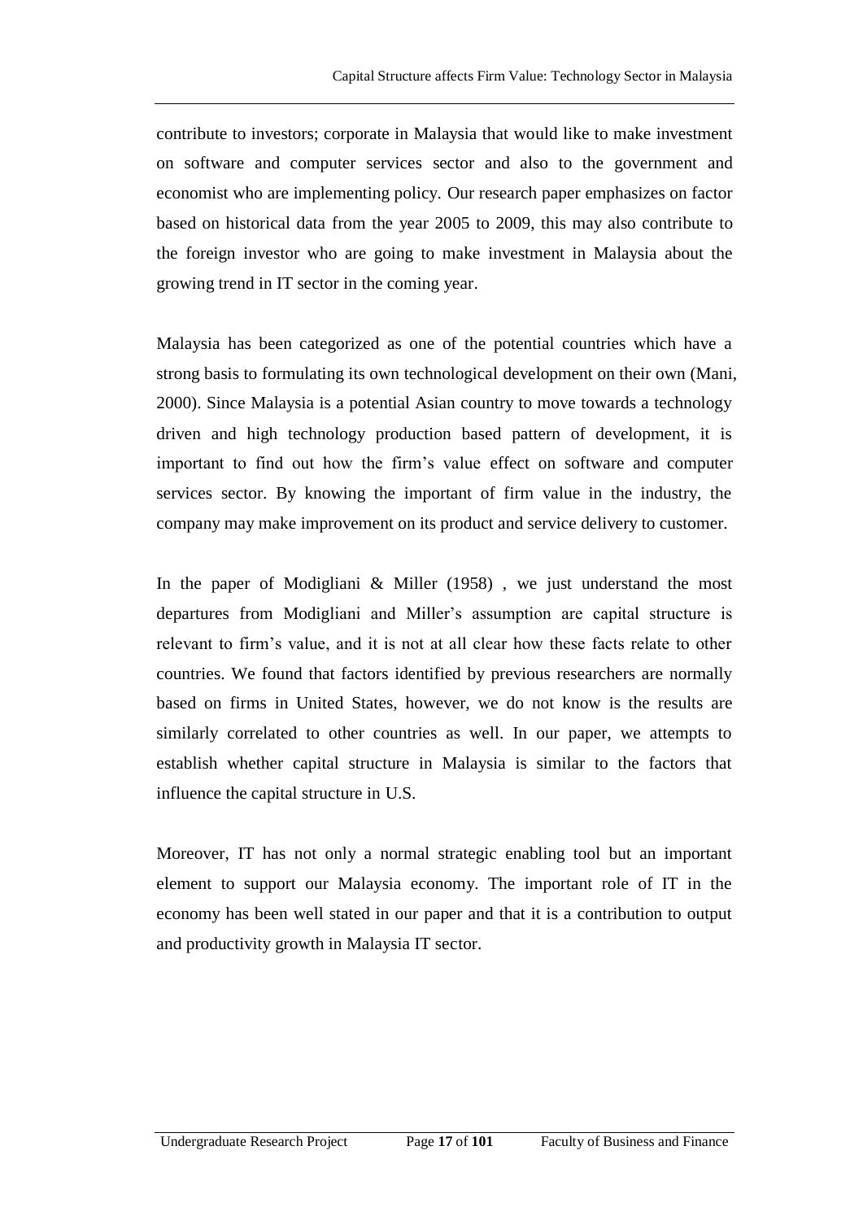contribute to investors; corporate in Malaysia that would like to make investment on software and computer services sector and also to the government and economist who are implementing policy. Our research paper emphasizes on factor based on historical data from the year 2005 to 2009, this may also contribute to the foreign investor who are going to make investment in Malaysia about the growing trend in IT sector in the coming year.

Malaysia has been categorized as one of the potential countries which have a strong basis to formulating its own technological development on their own (Mani, 2000). Since Malaysia is a potential Asian country to move towards a technology driven and high technology production based pattern of development, it is important to find out how the firm's value effect on software and computer services sector. By knowing the important of firm value in the industry, the company may make improvement on its product and service delivery to customer.

In the paper of Modigliani & Miller (1958) , we just understand the most departures from Modigliani and Miller's assumption are capital structure is relevant to firm's value, and it is not at all clear how these facts relate to other countries. We found that factors identified by previous researchers are normally based on firms in United States, however, we do not know is the results are similarly correlated to other countries as well. In our paper, we attempts to establish whether capital structure in Malaysia is similar to the factors that influence the capital structure in U.S.

Moreover, IT has not only a normal strategic enabling tool but an important element to support our Malaysia economy. The important role of IT in the economy has been well stated in our paper and that it is a contribution to output and productivity growth in Malaysia IT sector.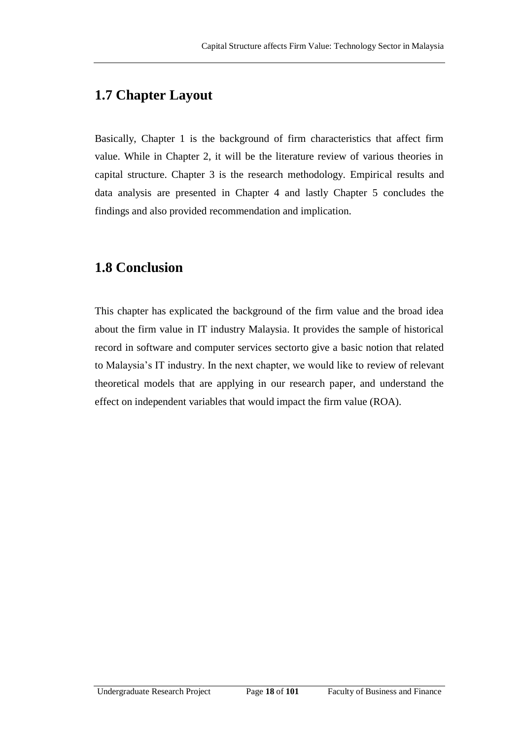## 1.7 Chapter Layout

Basically, Chapter 1 is the background of firm characteristics that affect firm value. While in Chapter 2, it will be the literature review of various theories in capital structure. Chapter 3 is the research methodology. Empirical results and data analysis are presented in Chapter 4 and lastly Chapter 5 concludes the findings and also provided recommendation and implication.

## 1.8 Conclusion

This chapter has explicated the background of the firm value and the broad idea about the firm value in IT industry Malaysia. It provides the sample of historical record in software and computer services sectorto give a basic notion that related to Malaysia's IT industry. In the next chapter, we would like to review of relevant theoretical models that are applying in our research paper, and understand the effect on independent variables that would impact the firm value (ROA).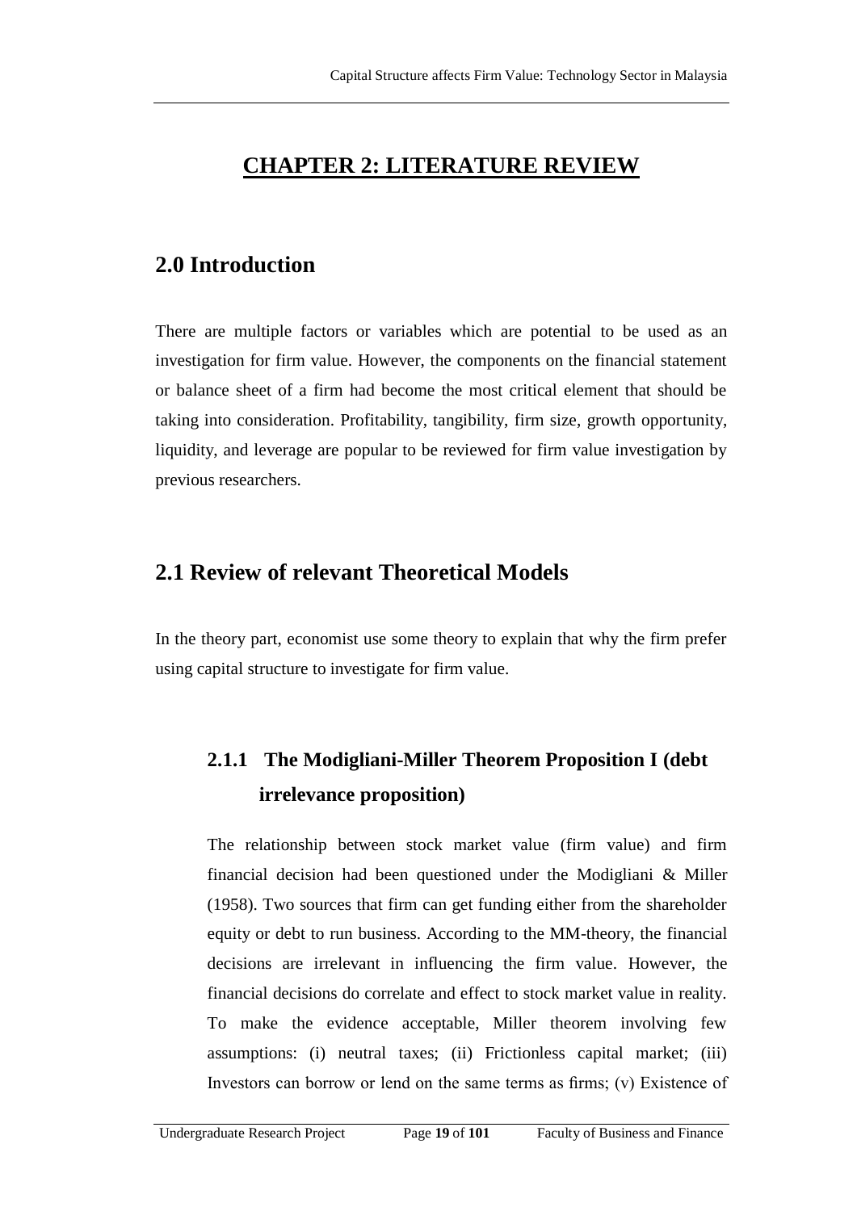# CHAPTER 2: LITERATURE REVIEW

## 2.0 Introduction

There are multiple factors or variables which are potential to be used as an investigation for firm value. However, the components on the financial statement or balance sheet of a firm had become the most critical element that should be taking into consideration. Profitability, tangibility, firm size, growth opportunity, liquidity, and leverage are popular to be reviewed for firm value investigation by previous researchers.

## 2.1 Review of relevant Theoretical Models

In the theory part, economist use some theory to explain that why the firm prefer using capital structure to investigate for firm value.

### 2.1.1 The Modigliani-Miller Theorem Proposition I (debt irrelevance proposition)

The relationship between stock market value (firm value) and firm financial decision had been questioned under the Modigliani & Miller (1958). Two sources that firm can get funding either from the shareholder equity or debt to run business. According to the MM-theory, the financial decisions are irrelevant in influencing the firm value. However, the financial decisions do correlate and effect to stock market value in reality. To make the evidence acceptable, Miller theorem involving few assumptions: (i) neutral taxes; (ii) Frictionless capital market; (iii) Investors can borrow or lend on the same terms as firms; (v) Existence of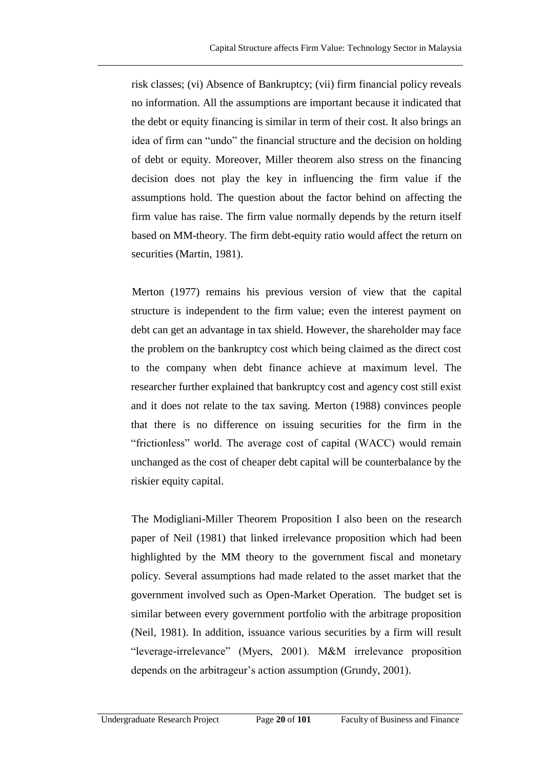risk classes; (vi) Absence of Bankruptcy; (vii) firm financial policy reveals no information. All the assumptions are important because it indicated that the debt or equity financing is similar in term of their cost. It also brings an idea of firm can "undo" the financial structure and the decision on holding of debt or equity. Moreover, Miller theorem also stress on the financing decision does not play the key in influencing the firm value if the assumptions hold. The question about the factor behind on affecting the firm value has raise. The firm value normally depends by the return itself based on MM-theory. The firm debt-equity ratio would affect the return on securities (Martin, 1981).

Merton (1977) remains his previous version of view that the capital structure is independent to the firm value; even the interest payment on debt can get an advantage in tax shield. However, the shareholder may face the problem on the bankruptcy cost which being claimed as the direct cost to the company when debt finance achieve at maximum level. The researcher further explained that bankruptcy cost and agency cost still exist and it does not relate to the tax saving. Merton (1988) convinces people that there is no difference on issuing securities for the firm in the "frictionless" world. The average cost of capital (WACC) would remain unchanged as the cost of cheaper debt capital will be counterbalance by the riskier equity capital.

The Modigliani-Miller Theorem Proposition I also been on the research paper of Neil (1981) that linked irrelevance proposition which had been highlighted by the MM theory to the government fiscal and monetary policy. Several assumptions had made related to the asset market that the government involved such as Open-Market Operation. The budget set is similar between every government portfolio with the arbitrage proposition (Neil, 1981). In addition, issuance various securities by a firm will result "leverage-irrelevance" (Myers, 2001). M&M irrelevance proposition depends on the arbitrageur's action assumption (Grundy, 2001).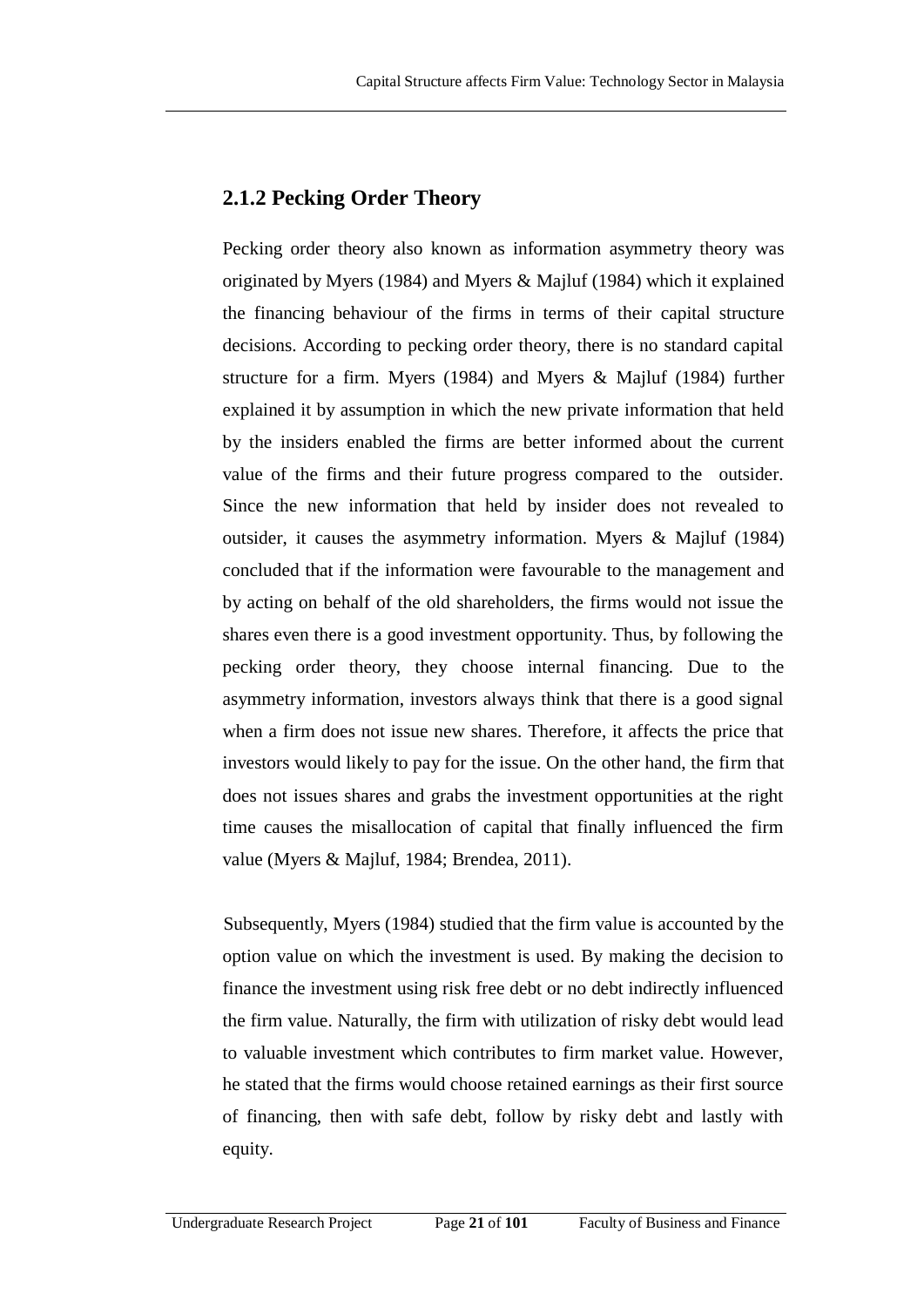### 2.1.2 Pecking Order Theory

Pecking order theory also known as information asymmetry theory was originated by Myers (1984) and Myers & Majluf (1984) which it explained the financing behaviour of the firms in terms of their capital structure decisions. According to pecking order theory, there is no standard capital structure for a firm. Myers (1984) and Myers & Majluf (1984) further explained it by assumption in which the new private information that held by the insiders enabled the firms are better informed about the current value of the firms and their future progress compared to the outsider. Since the new information that held by insider does not revealed to outsider, it causes the asymmetry information. Myers & Majluf (1984) concluded that if the information were favourable to the management and by acting on behalf of the old shareholders, the firms would not issue the shares even there is a good investment opportunity. Thus, by following the pecking order theory, they choose internal financing. Due to the asymmetry information, investors always think that there is a good signal when a firm does not issue new shares. Therefore, it affects the price that investors would likely to pay for the issue. On the other hand, the firm that does not issues shares and grabs the investment opportunities at the right time causes the misallocation of capital that finally influenced the firm value (Myers & Majluf, 1984; Brendea, 2011).

Subsequently, Myers (1984) studied that the firm value is accounted by the option value on which the investment is used. By making the decision to finance the investment using risk free debt or no debt indirectly influenced the firm value. Naturally, the firm with utilization of risky debt would lead to valuable investment which contributes to firm market value. However, he stated that the firms would choose retained earnings as their first source of financing, then with safe debt, follow by risky debt and lastly with equity.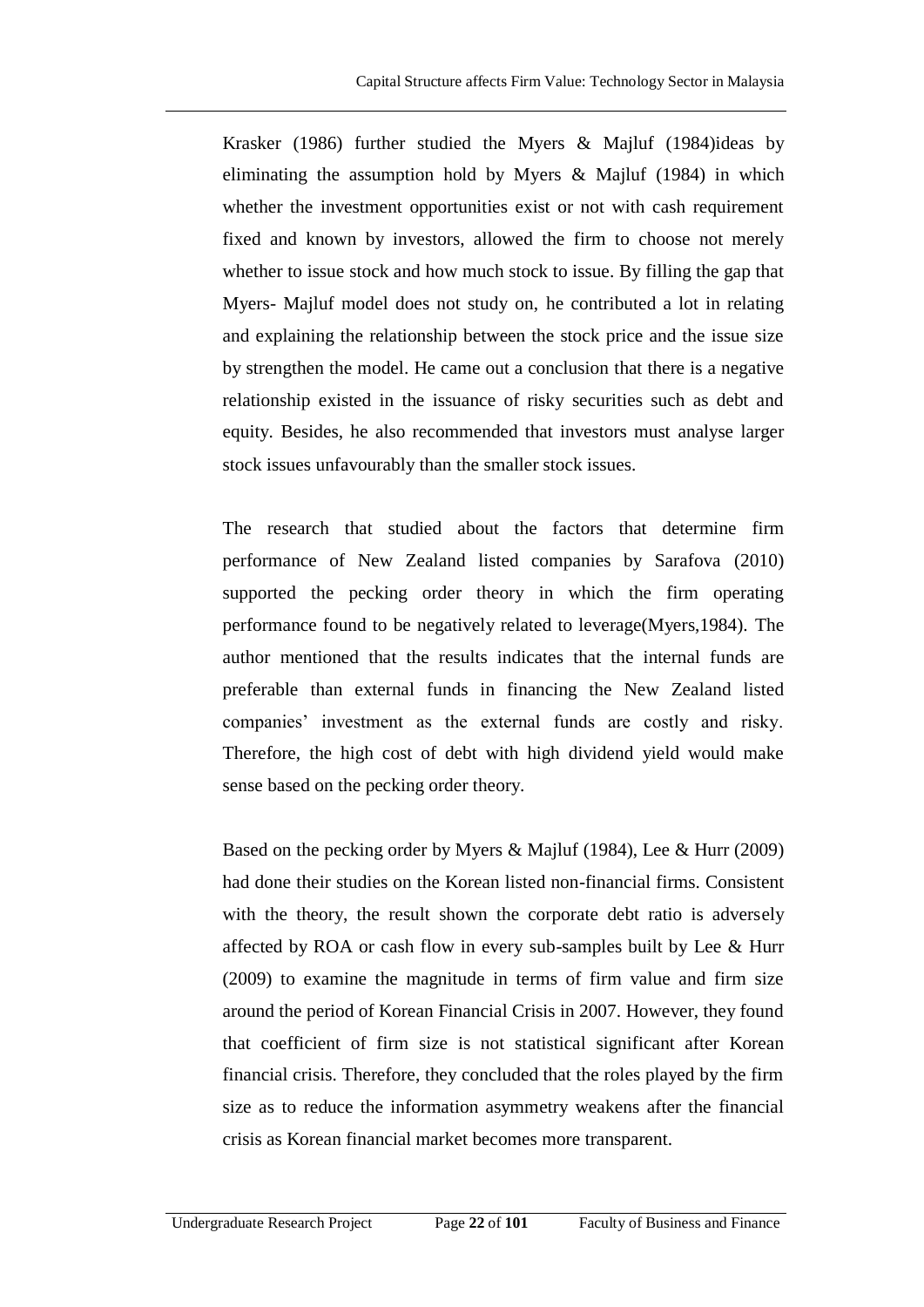Krasker (1986) further studied the Myers & Majluf (1984)ideas by eliminating the assumption hold by Myers & Majluf (1984) in which whether the investment opportunities exist or not with cash requirement fixed and known by investors, allowed the firm to choose not merely whether to issue stock and how much stock to issue. By filling the gap that Myers- Majluf model does not study on, he contributed a lot in relating and explaining the relationship between the stock price and the issue size by strengthen the model. He came out a conclusion that there is a negative relationship existed in the issuance of risky securities such as debt and equity. Besides, he also recommended that investors must analyse larger stock issues unfavourably than the smaller stock issues.

The research that studied about the factors that determine firm performance of New Zealand listed companies by Sarafova (2010) supported the pecking order theory in which the firm operating performance found to be negatively related to leverage(Myers,1984). The author mentioned that the results indicates that the internal funds are preferable than external funds in financing the New Zealand listed companies' investment as the external funds are costly and risky. Therefore, the high cost of debt with high dividend yield would make sense based on the pecking order theory.

Based on the pecking order by Myers & Majluf (1984), Lee & Hurr (2009) had done their studies on the Korean listed non-financial firms. Consistent with the theory, the result shown the corporate debt ratio is adversely affected by ROA or cash flow in every sub-samples built by Lee & Hurr (2009) to examine the magnitude in terms of firm value and firm size around the period of Korean Financial Crisis in 2007. However, they found that coefficient of firm size is not statistical significant after Korean financial crisis. Therefore, they concluded that the roles played by the firm size as to reduce the information asymmetry weakens after the financial crisis as Korean financial market becomes more transparent.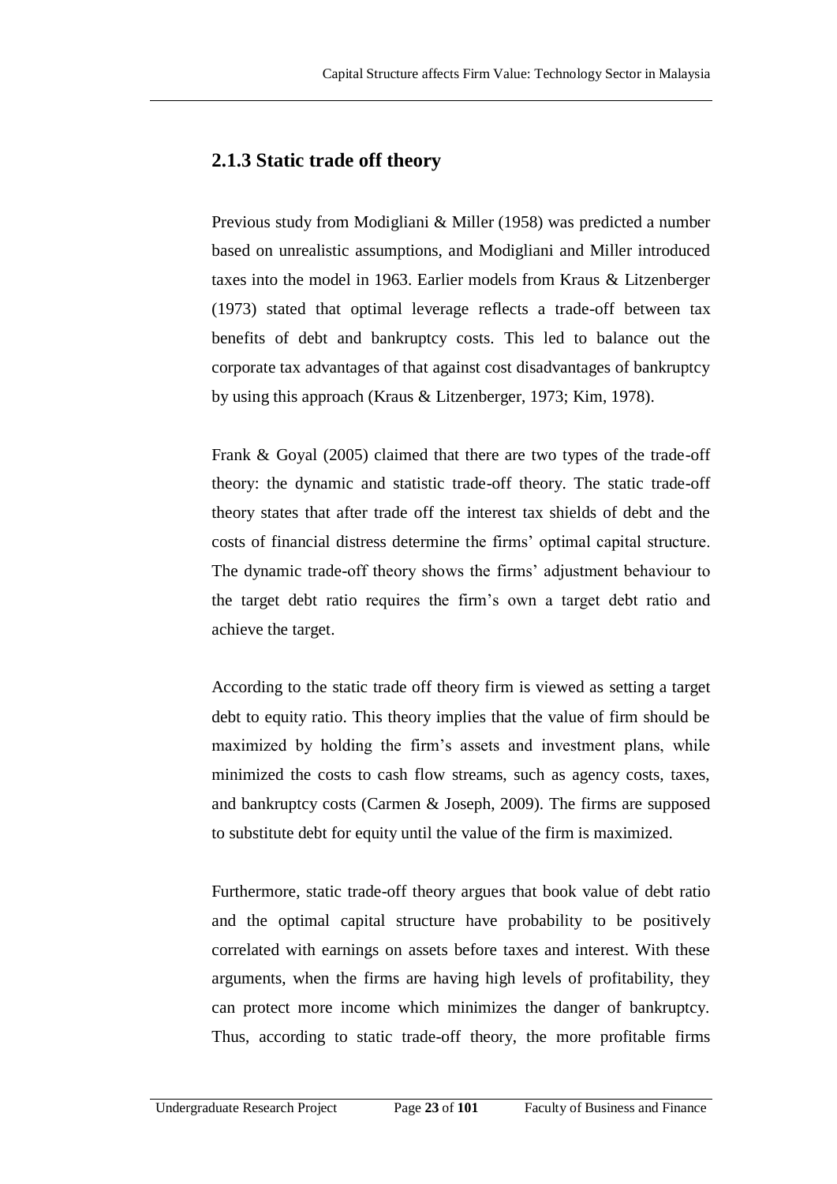### 2.1.3 Static trade off theory

Previous study from Modigliani & Miller (1958) was predicted a number based on unrealistic assumptions, and Modigliani and Miller introduced taxes into the model in 1963. Earlier models from Kraus & Litzenberger (1973) stated that optimal leverage reflects a trade-off between tax benefits of debt and bankruptcy costs. This led to balance out the corporate tax advantages of that against cost disadvantages of bankruptcy by using this approach (Kraus & Litzenberger, 1973; Kim, 1978).

Frank & Goyal (2005) claimed that there are two types of the trade-off theory: the dynamic and statistic trade-off theory. The static trade-off theory states that after trade off the interest tax shields of debt and the costs of financial distress determine the firms' optimal capital structure. The dynamic trade-off theory shows the firms' adjustment behaviour to the target debt ratio requires the firm's own a target debt ratio and achieve the target.

According to the static trade off theory firm is viewed as setting a target debt to equity ratio. This theory implies that the value of firm should be maximized by holding the firm's assets and investment plans, while minimized the costs to cash flow streams, such as agency costs, taxes, and bankruptcy costs (Carmen & Joseph, 2009). The firms are supposed to substitute debt for equity until the value of the firm is maximized.

Furthermore, static trade-off theory argues that book value of debt ratio and the optimal capital structure have probability to be positively correlated with earnings on assets before taxes and interest. With these arguments, when the firms are having high levels of profitability, they can protect more income which minimizes the danger of bankruptcy. Thus, according to static trade-off theory, the more profitable firms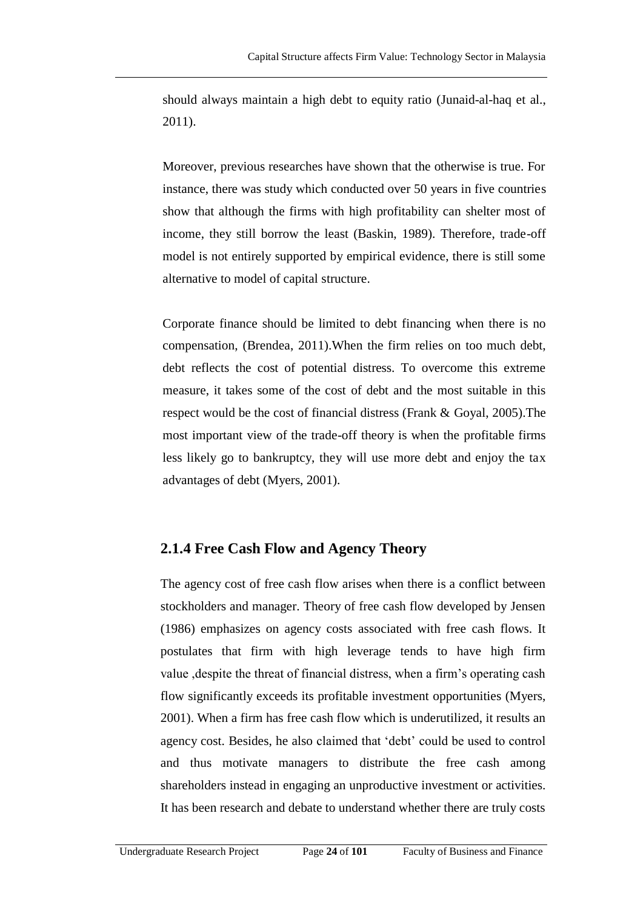should always maintain a high debt to equity ratio (Junaid-al-haq et al., 2011).

Moreover, previous researches have shown that the otherwise is true. For instance, there was study which conducted over 50 years in five countries show that although the firms with high profitability can shelter most of income, they still borrow the least (Baskin, 1989). Therefore, trade-off model is not entirely supported by empirical evidence, there is still some alternative to model of capital structure.

Corporate finance should be limited to debt financing when there is no compensation, (Brendea, 2011).When the firm relies on too much debt, debt reflects the cost of potential distress. To overcome this extreme measure, it takes some of the cost of debt and the most suitable in this respect would be the cost of financial distress (Frank & Goyal, 2005).The most important view of the trade-off theory is when the profitable firms less likely go to bankruptcy, they will use more debt and enjoy the tax advantages of debt (Myers, 2001).

### 2.1.4 Free Cash Flow and Agency Theory

The agency cost of free cash flow arises when there is a conflict between stockholders and manager. Theory of free cash flow developed by Jensen (1986) emphasizes on agency costs associated with free cash flows. It postulates that firm with high leverage tends to have high firm value ,despite the threat of financial distress, when a firm's operating cash flow significantly exceeds its profitable investment opportunities (Myers, 2001). When a firm has free cash flow which is underutilized, it results an agency cost. Besides, he also claimed that 'debt' could be used to control and thus motivate managers to distribute the free cash among shareholders instead in engaging an unproductive investment or activities. It has been research and debate to understand whether there are truly costs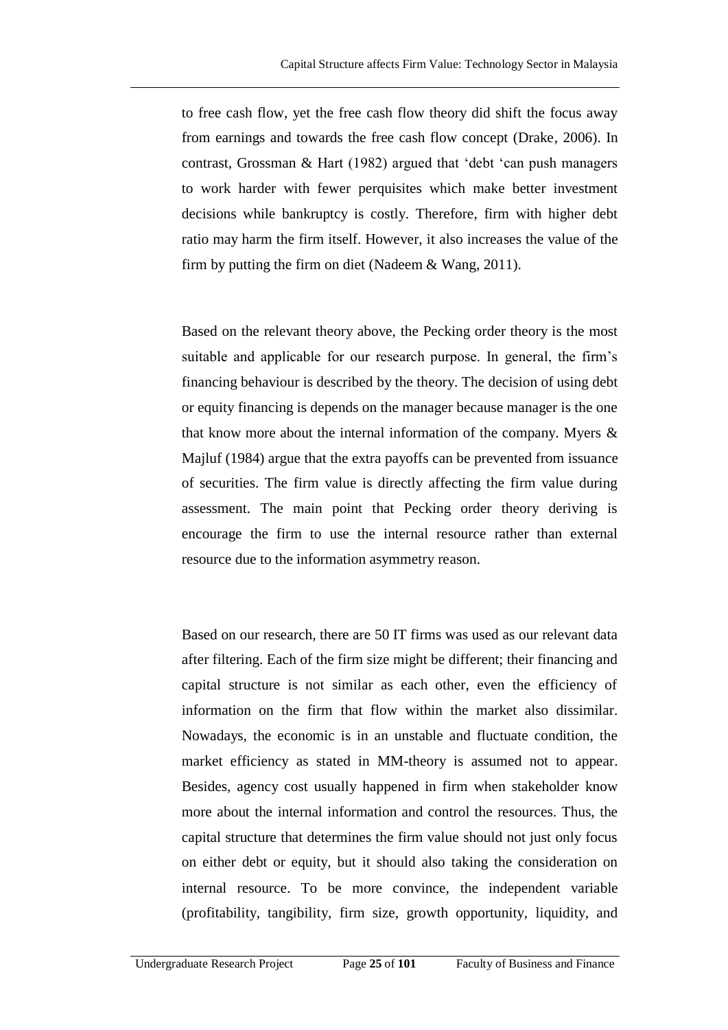to free cash flow, yet the free cash flow theory did shift the focus away from earnings and towards the free cash flow concept (Drake, 2006). In contrast, Grossman & Hart (1982) argued that 'debt 'can push managers to work harder with fewer perquisites which make better investment decisions while bankruptcy is costly. Therefore, firm with higher debt ratio may harm the firm itself. However, it also increases the value of the firm by putting the firm on diet (Nadeem & Wang, 2011).

Based on the relevant theory above, the Pecking order theory is the most suitable and applicable for our research purpose. In general, the firm's financing behaviour is described by the theory. The decision of using debt or equity financing is depends on the manager because manager is the one that know more about the internal information of the company. Myers & Majluf (1984) argue that the extra payoffs can be prevented from issuance of securities. The firm value is directly affecting the firm value during assessment. The main point that Pecking order theory deriving is encourage the firm to use the internal resource rather than external resource due to the information asymmetry reason.

Based on our research, there are 50 IT firms was used as our relevant data after filtering. Each of the firm size might be different; their financing and capital structure is not similar as each other, even the efficiency of information on the firm that flow within the market also dissimilar. Nowadays, the economic is in an unstable and fluctuate condition, the market efficiency as stated in MM-theory is assumed not to appear. Besides, agency cost usually happened in firm when stakeholder know more about the internal information and control the resources. Thus, the capital structure that determines the firm value should not just only focus on either debt or equity, but it should also taking the consideration on internal resource. To be more convince, the independent variable (profitability, tangibility, firm size, growth opportunity, liquidity, and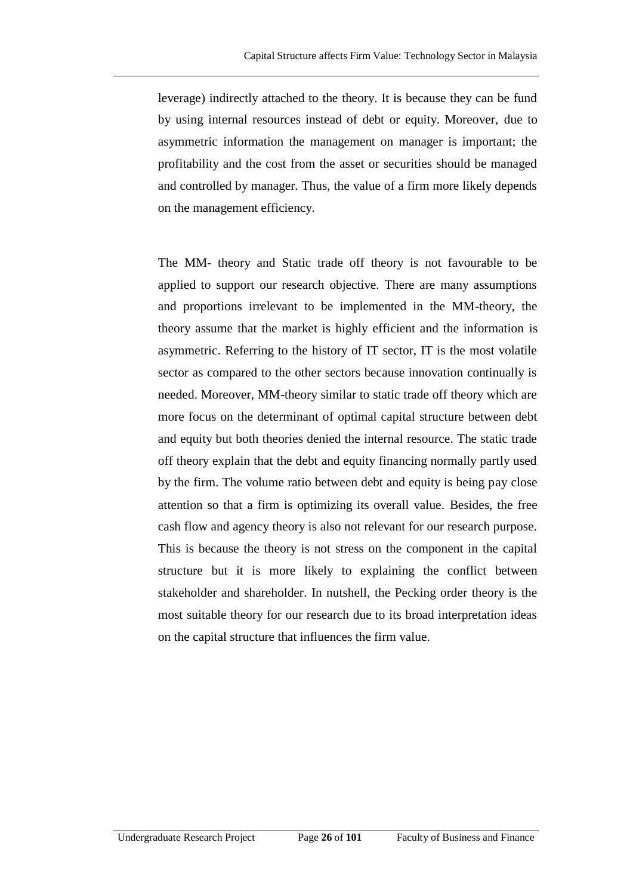leverage) indirectly attached to the theory. It is because they can be fund by using internal resources instead of debt or equity. Moreover, due to asymmetric information the management on manager is important; the profitability and the cost from the asset or securities should be managed and controlled by manager. Thus, the value of a firm more likely depends on the management efficiency.

The MM- theory and Static trade off theory is not favourable to be applied to support our research objective. There are many assumptions and proportions irrelevant to be implemented in the MM-theory, the theory assume that the market is highly efficient and the information is asymmetric. Referring to the history of IT sector, IT is the most volatile sector as compared to the other sectors because innovation continually is needed. Moreover, MM-theory similar to static trade off theory which are more focus on the determinant of optimal capital structure between debt and equity but both theories denied the internal resource. The static trade off theory explain that the debt and equity financing normally partly used by the firm. The volume ratio between debt and equity is being pay close attention so that a firm is optimizing its overall value. Besides, the free cash flow and agency theory is also not relevant for our research purpose. This is because the theory is not stress on the component in the capital structure but it is more likely to explaining the conflict between stakeholder and shareholder. In nutshell, the Pecking order theory is the most suitable theory for our research due to its broad interpretation ideas on the capital structure that influences the firm value.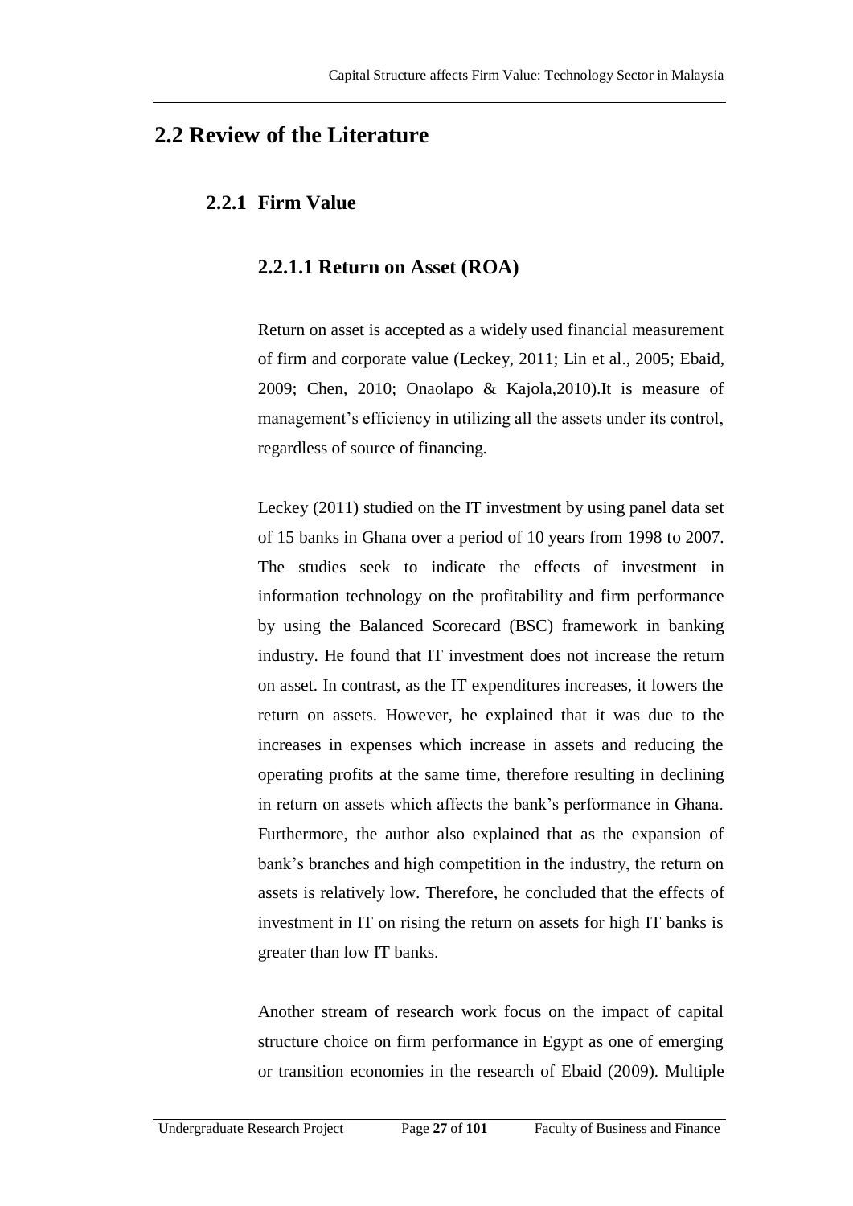## 2.2 Review of the Literature

### 2.2.1 Firm Value

#### 2.2.1.1 Return on Asset (ROA)

Return on asset is accepted as a widely used financial measurement of firm and corporate value (Leckey, 2011; Lin et al., 2005; Ebaid, 2009; Chen, 2010; Onaolapo & Kajola,2010).It is measure of management's efficiency in utilizing all the assets under its control, regardless of source of financing.

Leckey (2011) studied on the IT investment by using panel data set of 15 banks in Ghana over a period of 10 years from 1998 to 2007. The studies seek to indicate the effects of investment in information technology on the profitability and firm performance by using the Balanced Scorecard (BSC) framework in banking industry. He found that IT investment does not increase the return on asset. In contrast, as the IT expenditures increases, it lowers the return on assets. However, he explained that it was due to the increases in expenses which increase in assets and reducing the operating profits at the same time, therefore resulting in declining in return on assets which affects the bank's performance in Ghana. Furthermore, the author also explained that as the expansion of bank's branches and high competition in the industry, the return on assets is relatively low. Therefore, he concluded that the effects of investment in IT on rising the return on assets for high IT banks is greater than low IT banks.

Another stream of research work focus on the impact of capital structure choice on firm performance in Egypt as one of emerging or transition economies in the research of Ebaid (2009). Multiple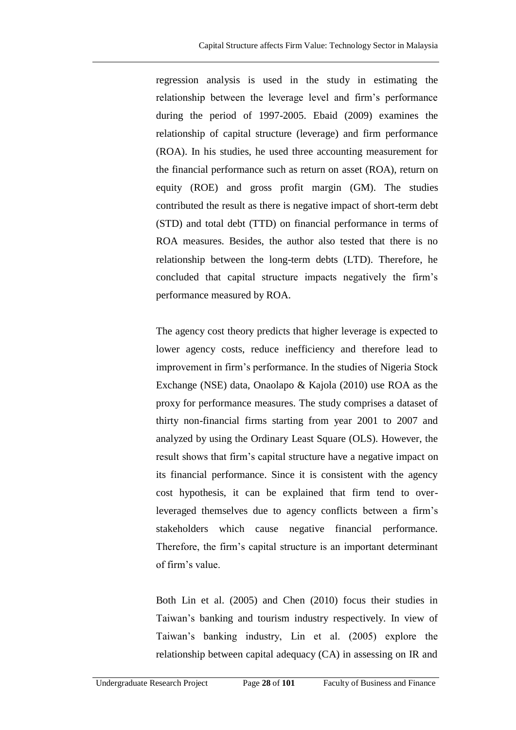regression analysis is used in the study in estimating the relationship between the leverage level and firm's performance during the period of 1997-2005. Ebaid (2009) examines the relationship of capital structure (leverage) and firm performance (ROA). In his studies, he used three accounting measurement for the financial performance such as return on asset (ROA), return on equity (ROE) and gross profit margin (GM). The studies contributed the result as there is negative impact of short-term debt (STD) and total debt (TTD) on financial performance in terms of ROA measures. Besides, the author also tested that there is no relationship between the long-term debts (LTD). Therefore, he concluded that capital structure impacts negatively the firm's performance measured by ROA.

The agency cost theory predicts that higher leverage is expected to lower agency costs, reduce inefficiency and therefore lead to improvement in firm's performance. In the studies of Nigeria Stock Exchange (NSE) data, Onaolapo & Kajola (2010) use ROA as the proxy for performance measures. The study comprises a dataset of thirty non-financial firms starting from year 2001 to 2007 and analyzed by using the Ordinary Least Square (OLS). However, the result shows that firm's capital structure have a negative impact on its financial performance. Since it is consistent with the agency cost hypothesis, it can be explained that firm tend to over-leveraged themselves due to agency conflicts between a firm's stakeholders which cause negative financial performance. Therefore, the firm's capital structure is an important determinant of firm's value.

Both Lin et al. (2005) and Chen (2010) focus their studies in Taiwan's banking and tourism industry respectively. In view of Taiwan's banking industry, Lin et al. (2005) explore the relationship between capital adequacy (CA) in assessing on IR and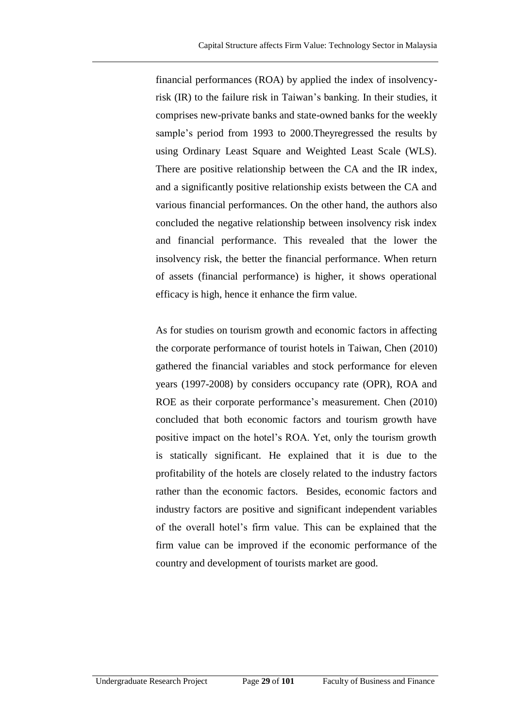financial performances (ROA) by applied the index of insolvency-risk (IR) to the failure risk in Taiwan's banking. In their studies, it comprises new-private banks and state-owned banks for the weekly sample's period from 1993 to 2000.Theyregressed the results by using Ordinary Least Square and Weighted Least Scale (WLS). There are positive relationship between the CA and the IR index, and a significantly positive relationship exists between the CA and various financial performances. On the other hand, the authors also concluded the negative relationship between insolvency risk index and financial performance. This revealed that the lower the insolvency risk, the better the financial performance. When return of assets (financial performance) is higher, it shows operational efficacy is high, hence it enhance the firm value.

As for studies on tourism growth and economic factors in affecting the corporate performance of tourist hotels in Taiwan, Chen (2010) gathered the financial variables and stock performance for eleven years (1997-2008) by considers occupancy rate (OPR), ROA and ROE as their corporate performance's measurement. Chen (2010) concluded that both economic factors and tourism growth have positive impact on the hotel's ROA. Yet, only the tourism growth is statically significant. He explained that it is due to the profitability of the hotels are closely related to the industry factors rather than the economic factors. Besides, economic factors and industry factors are positive and significant independent variables of the overall hotel's firm value. This can be explained that the firm value can be improved if the economic performance of the country and development of tourists market are good.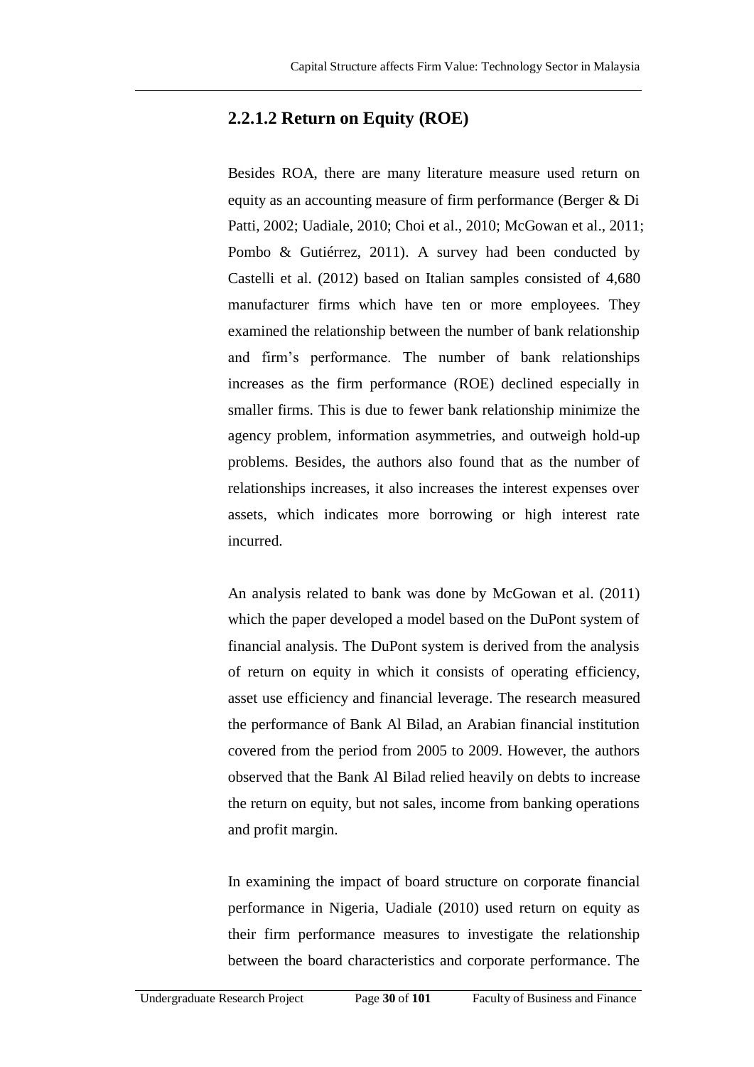#### 2.2.1.2 Return on Equity (ROE)

Besides ROA, there are many literature measure used return on equity as an accounting measure of firm performance (Berger & Di Patti, 2002; Uadiale, 2010; Choi et al., 2010; McGowan et al., 2011; Pombo & Gutiérrez, 2011). A survey had been conducted by Castelli et al. (2012) based on Italian samples consisted of 4,680 manufacturer firms which have ten or more employees. They examined the relationship between the number of bank relationship and firm's performance. The number of bank relationships increases as the firm performance (ROE) declined especially in smaller firms. This is due to fewer bank relationship minimize the agency problem, information asymmetries, and outweigh hold-up problems. Besides, the authors also found that as the number of relationships increases, it also increases the interest expenses over assets, which indicates more borrowing or high interest rate incurred.

An analysis related to bank was done by McGowan et al. (2011) which the paper developed a model based on the DuPont system of financial analysis. The DuPont system is derived from the analysis of return on equity in which it consists of operating efficiency, asset use efficiency and financial leverage. The research measured the performance of Bank Al Bilad, an Arabian financial institution covered from the period from 2005 to 2009. However, the authors observed that the Bank Al Bilad relied heavily on debts to increase the return on equity, but not sales, income from banking operations and profit margin.

In examining the impact of board structure on corporate financial performance in Nigeria, Uadiale (2010) used return on equity as their firm performance measures to investigate the relationship between the board characteristics and corporate performance. The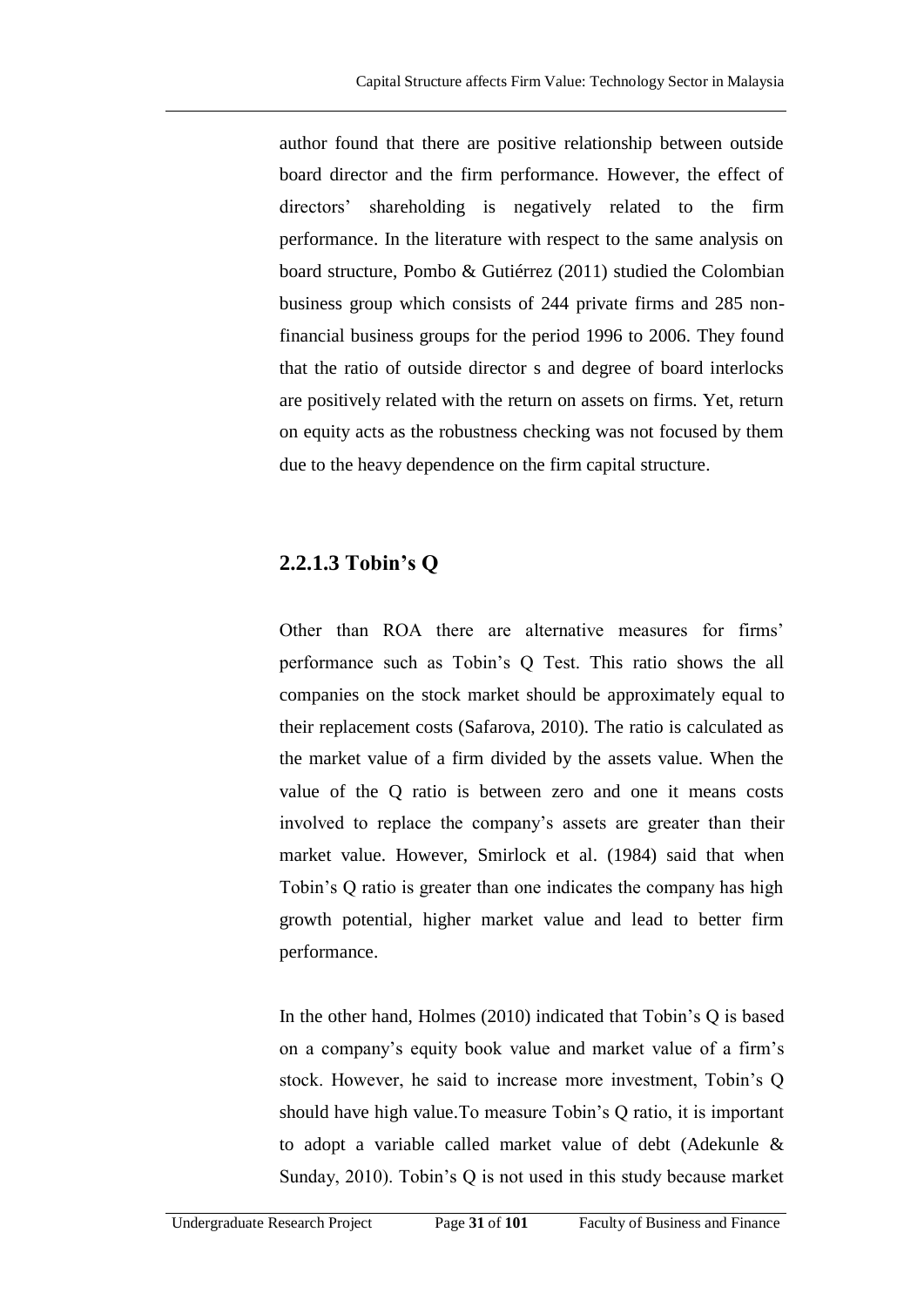author found that there are positive relationship between outside board director and the firm performance. However, the effect of directors' shareholding is negatively related to the firm performance. In the literature with respect to the same analysis on board structure, Pombo & Gutiérrez (2011) studied the Colombian business group which consists of 244 private firms and 285 non-financial business groups for the period 1996 to 2006. They found that the ratio of outside director s and degree of board interlocks are positively related with the return on assets on firms. Yet, return on equity acts as the robustness checking was not focused by them due to the heavy dependence on the firm capital structure.

### 2.2.1.3 Tobin's Q

Other than ROA there are alternative measures for firms' performance such as Tobin's Q Test. This ratio shows the all companies on the stock market should be approximately equal to their replacement costs (Safarova, 2010). The ratio is calculated as the market value of a firm divided by the assets value. When the value of the Q ratio is between zero and one it means costs involved to replace the company's assets are greater than their market value. However, Smirlock et al. (1984) said that when Tobin's Q ratio is greater than one indicates the company has high growth potential, higher market value and lead to better firm performance.

In the other hand, Holmes (2010) indicated that Tobin's Q is based on a company's equity book value and market value of a firm's stock. However, he said to increase more investment, Tobin's Q should have high value.To measure Tobin's Q ratio, it is important to adopt a variable called market value of debt (Adekunle & Sunday, 2010). Tobin's Q is not used in this study because market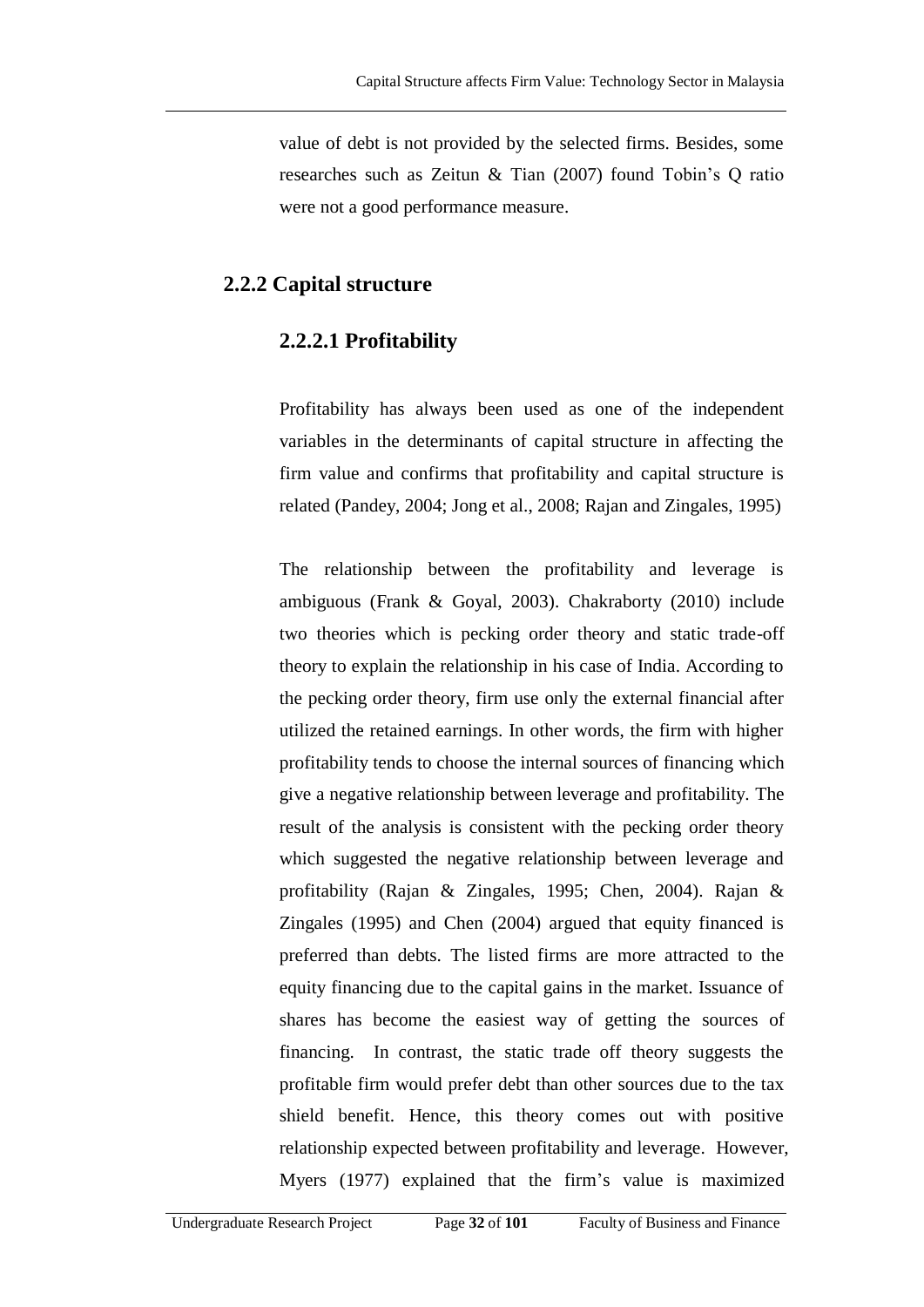value of debt is not provided by the selected firms. Besides, some researches such as Zeitun & Tian (2007) found Tobin's Q ratio were not a good performance measure.

## 2.2.2 Capital structure

### 2.2.2.1 Profitability

Profitability has always been used as one of the independent variables in the determinants of capital structure in affecting the firm value and confirms that profitability and capital structure is related (Pandey, 2004; Jong et al., 2008; Rajan and Zingales, 1995)

The relationship between the profitability and leverage is ambiguous (Frank & Goyal, 2003). Chakraborty (2010) include two theories which is pecking order theory and static trade-off theory to explain the relationship in his case of India. According to the pecking order theory, firm use only the external financial after utilized the retained earnings. In other words, the firm with higher profitability tends to choose the internal sources of financing which give a negative relationship between leverage and profitability. The result of the analysis is consistent with the pecking order theory which suggested the negative relationship between leverage and profitability (Rajan & Zingales, 1995; Chen, 2004). Rajan & Zingales (1995) and Chen (2004) argued that equity financed is preferred than debts. The listed firms are more attracted to the equity financing due to the capital gains in the market. Issuance of shares has become the easiest way of getting the sources of financing. In contrast, the static trade off theory suggests the profitable firm would prefer debt than other sources due to the tax shield benefit. Hence, this theory comes out with positive relationship expected between profitability and leverage. However, Myers (1977) explained that the firm's value is maximized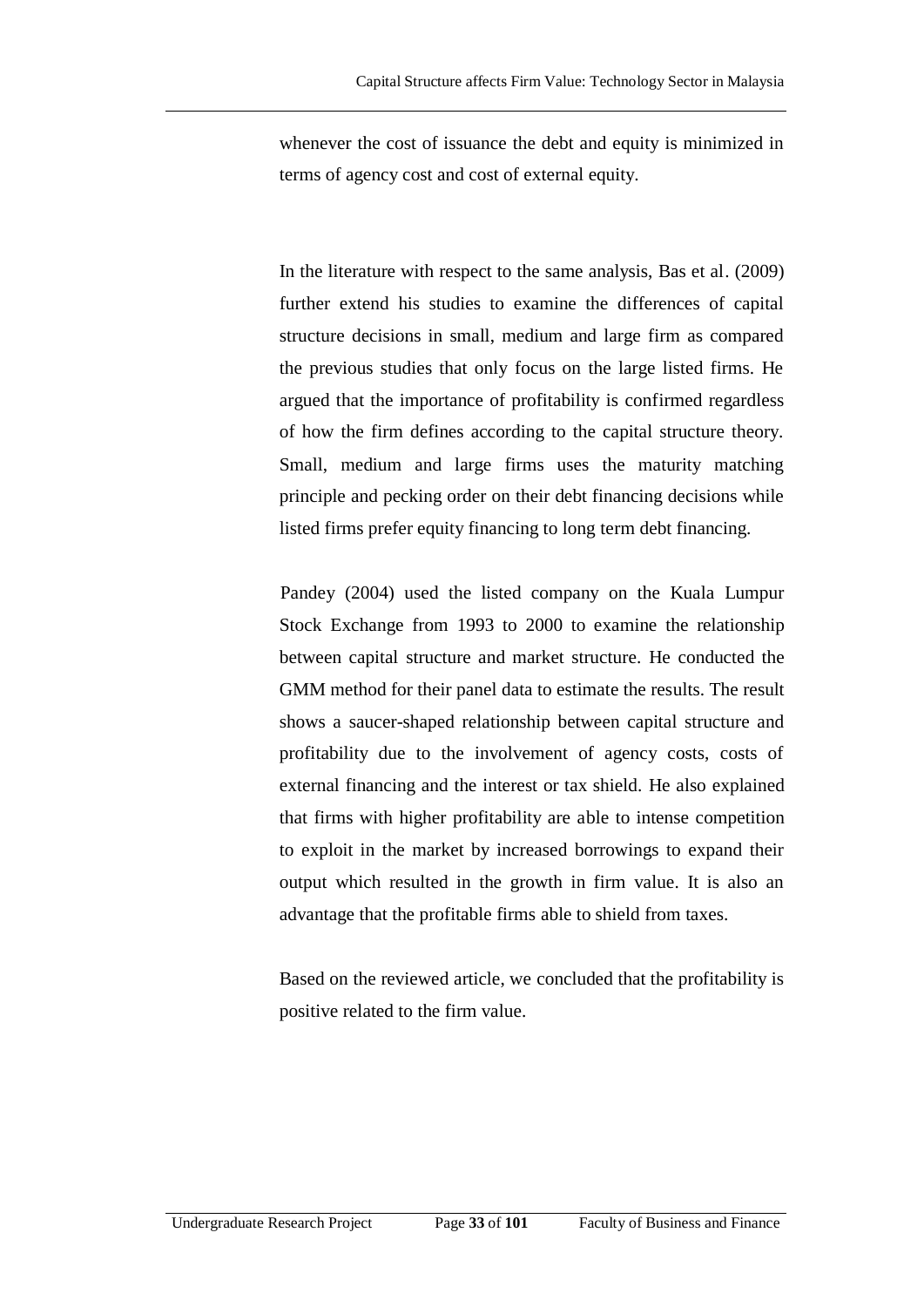whenever the cost of issuance the debt and equity is minimized in terms of agency cost and cost of external equity.

In the literature with respect to the same analysis, Bas et al. (2009) further extend his studies to examine the differences of capital structure decisions in small, medium and large firm as compared the previous studies that only focus on the large listed firms. He argued that the importance of profitability is confirmed regardless of how the firm defines according to the capital structure theory. Small, medium and large firms uses the maturity matching principle and pecking order on their debt financing decisions while listed firms prefer equity financing to long term debt financing.

Pandey (2004) used the listed company on the Kuala Lumpur Stock Exchange from 1993 to 2000 to examine the relationship between capital structure and market structure. He conducted the GMM method for their panel data to estimate the results. The result shows a saucer-shaped relationship between capital structure and profitability due to the involvement of agency costs, costs of external financing and the interest or tax shield. He also explained that firms with higher profitability are able to intense competition to exploit in the market by increased borrowings to expand their output which resulted in the growth in firm value. It is also an advantage that the profitable firms able to shield from taxes.

Based on the reviewed article, we concluded that the profitability is positive related to the firm value.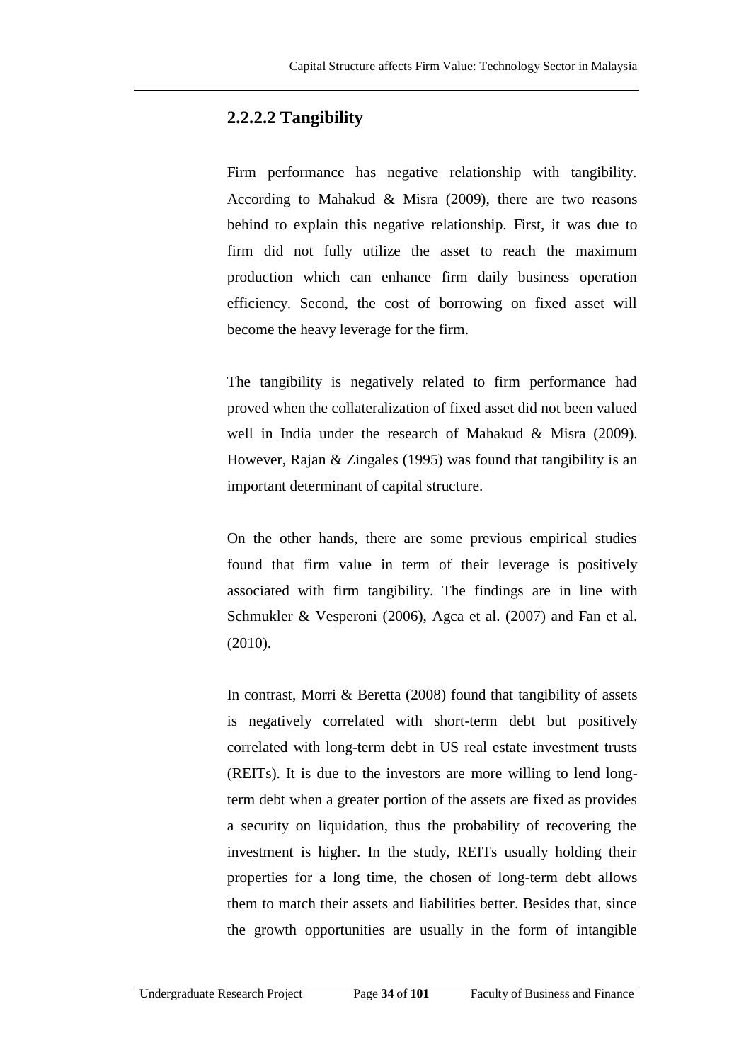#### 2.2.2.2 Tangibility

Firm performance has negative relationship with tangibility. According to Mahakud & Misra (2009), there are two reasons behind to explain this negative relationship. First, it was due to firm did not fully utilize the asset to reach the maximum production which can enhance firm daily business operation efficiency. Second, the cost of borrowing on fixed asset will become the heavy leverage for the firm.

The tangibility is negatively related to firm performance had proved when the collateralization of fixed asset did not been valued well in India under the research of Mahakud & Misra (2009). However, Rajan & Zingales (1995) was found that tangibility is an important determinant of capital structure.

On the other hands, there are some previous empirical studies found that firm value in term of their leverage is positively associated with firm tangibility. The findings are in line with Schmukler & Vesperoni (2006), Agca et al. (2007) and Fan et al. (2010).

In contrast, Morri & Beretta (2008) found that tangibility of assets is negatively correlated with short-term debt but positively correlated with long-term debt in US real estate investment trusts (REITs). It is due to the investors are more willing to lend long-term debt when a greater portion of the assets are fixed as provides a security on liquidation, thus the probability of recovering the investment is higher. In the study, REITs usually holding their properties for a long time, the chosen of long-term debt allows them to match their assets and liabilities better. Besides that, since the growth opportunities are usually in the form of intangible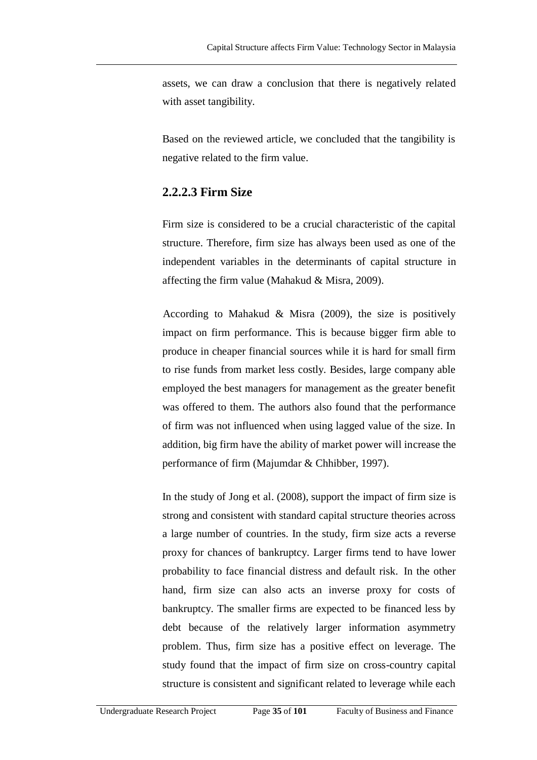assets, we can draw a conclusion that there is negatively related with asset tangibility.

Based on the reviewed article, we concluded that the tangibility is negative related to the firm value.

### 2.2.2.3 Firm Size

Firm size is considered to be a crucial characteristic of the capital structure. Therefore, firm size has always been used as one of the independent variables in the determinants of capital structure in affecting the firm value (Mahakud & Misra, 2009).

According to Mahakud & Misra (2009), the size is positively impact on firm performance. This is because bigger firm able to produce in cheaper financial sources while it is hard for small firm to rise funds from market less costly. Besides, large company able employed the best managers for management as the greater benefit was offered to them. The authors also found that the performance of firm was not influenced when using lagged value of the size. In addition, big firm have the ability of market power will increase the performance of firm (Majumdar & Chhibber, 1997).

In the study of Jong et al. (2008), support the impact of firm size is strong and consistent with standard capital structure theories across a large number of countries. In the study, firm size acts a reverse proxy for chances of bankruptcy. Larger firms tend to have lower probability to face financial distress and default risk. In the other hand, firm size can also acts an inverse proxy for costs of bankruptcy. The smaller firms are expected to be financed less by debt because of the relatively larger information asymmetry problem. Thus, firm size has a positive effect on leverage. The study found that the impact of firm size on cross-country capital structure is consistent and significant related to leverage while each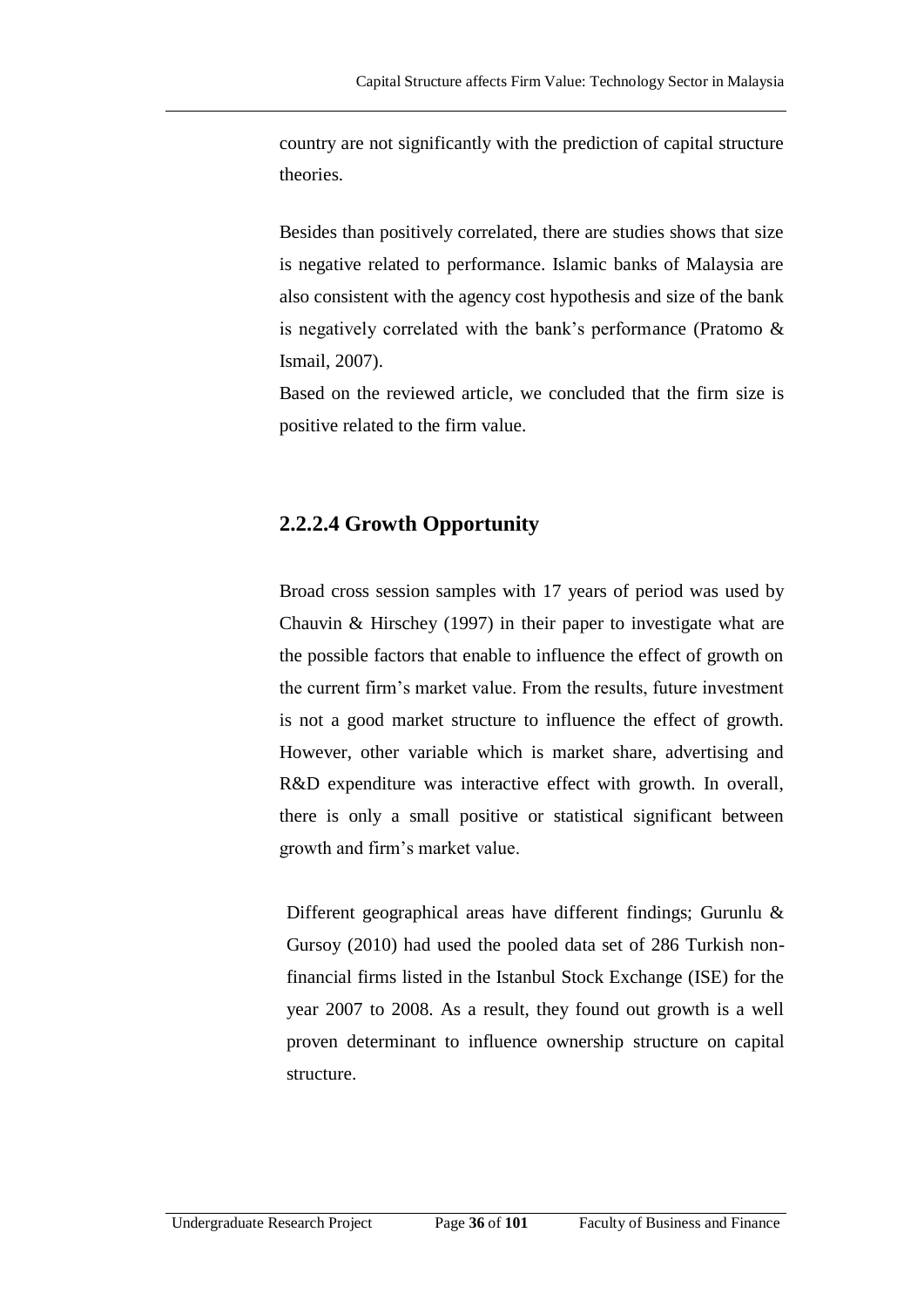country are not significantly with the prediction of capital structure theories.

Besides than positively correlated, there are studies shows that size is negative related to performance. Islamic banks of Malaysia are also consistent with the agency cost hypothesis and size of the bank is negatively correlated with the bank's performance (Pratomo & Ismail, 2007).

Based on the reviewed article, we concluded that the firm size is positive related to the firm value.

### 2.2.2.4 Growth Opportunity

Broad cross session samples with 17 years of period was used by Chauvin & Hirschey (1997) in their paper to investigate what are the possible factors that enable to influence the effect of growth on the current firm's market value. From the results, future investment is not a good market structure to influence the effect of growth. However, other variable which is market share, advertising and R&D expenditure was interactive effect with growth. In overall, there is only a small positive or statistical significant between growth and firm's market value.

Different geographical areas have different findings; Gurunlu & Gursoy (2010) had used the pooled data set of 286 Turkish non-financial firms listed in the Istanbul Stock Exchange (ISE) for the year 2007 to 2008. As a result, they found out growth is a well proven determinant to influence ownership structure on capital structure.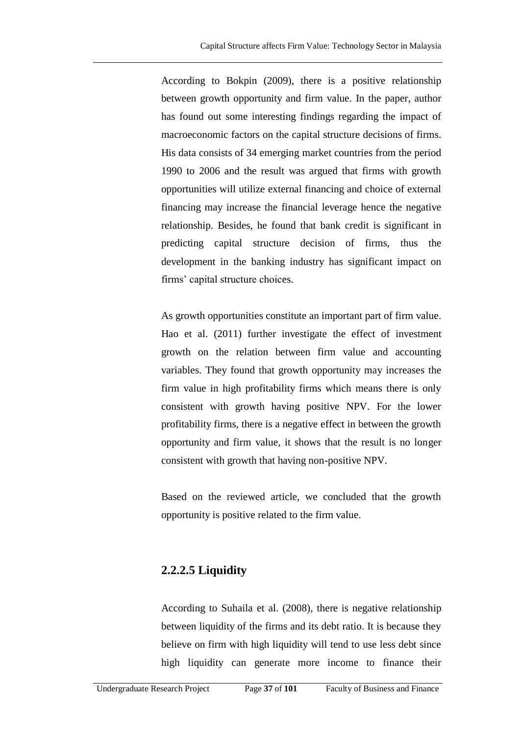According to Bokpin (2009), there is a positive relationship between growth opportunity and firm value. In the paper, author has found out some interesting findings regarding the impact of macroeconomic factors on the capital structure decisions of firms. His data consists of 34 emerging market countries from the period 1990 to 2006 and the result was argued that firms with growth opportunities will utilize external financing and choice of external financing may increase the financial leverage hence the negative relationship. Besides, he found that bank credit is significant in predicting capital structure decision of firms, thus the development in the banking industry has significant impact on firms' capital structure choices.

As growth opportunities constitute an important part of firm value. Hao et al. (2011) further investigate the effect of investment growth on the relation between firm value and accounting variables. They found that growth opportunity may increases the firm value in high profitability firms which means there is only consistent with growth having positive NPV. For the lower profitability firms, there is a negative effect in between the growth opportunity and firm value, it shows that the result is no longer consistent with growth that having non-positive NPV.

Based on the reviewed article, we concluded that the growth opportunity is positive related to the firm value.

### 2.2.2.5 Liquidity

According to Suhaila et al. (2008), there is negative relationship between liquidity of the firms and its debt ratio. It is because they believe on firm with high liquidity will tend to use less debt since high liquidity can generate more income to finance their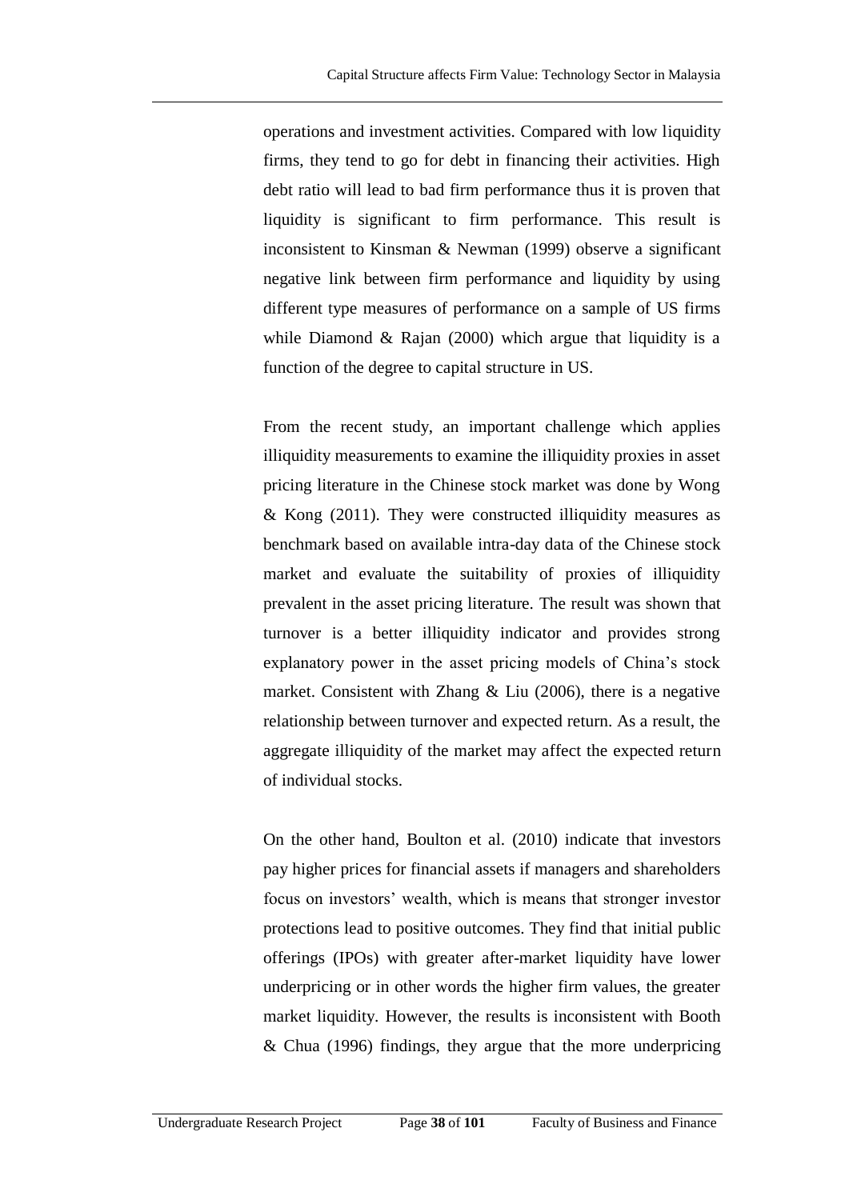operations and investment activities. Compared with low liquidity firms, they tend to go for debt in financing their activities. High debt ratio will lead to bad firm performance thus it is proven that liquidity is significant to firm performance. This result is inconsistent to Kinsman & Newman (1999) observe a significant negative link between firm performance and liquidity by using different type measures of performance on a sample of US firms while Diamond & Rajan (2000) which argue that liquidity is a function of the degree to capital structure in US.

From the recent study, an important challenge which applies illiquidity measurements to examine the illiquidity proxies in asset pricing literature in the Chinese stock market was done by Wong & Kong (2011). They were constructed illiquidity measures as benchmark based on available intra-day data of the Chinese stock market and evaluate the suitability of proxies of illiquidity prevalent in the asset pricing literature. The result was shown that turnover is a better illiquidity indicator and provides strong explanatory power in the asset pricing models of China's stock market. Consistent with Zhang & Liu (2006), there is a negative relationship between turnover and expected return. As a result, the aggregate illiquidity of the market may affect the expected return of individual stocks.

On the other hand, Boulton et al. (2010) indicate that investors pay higher prices for financial assets if managers and shareholders focus on investors' wealth, which is means that stronger investor protections lead to positive outcomes. They find that initial public offerings (IPOs) with greater after-market liquidity have lower underpricing or in other words the higher firm values, the greater market liquidity. However, the results is inconsistent with Booth & Chua (1996) findings, they argue that the more underpricing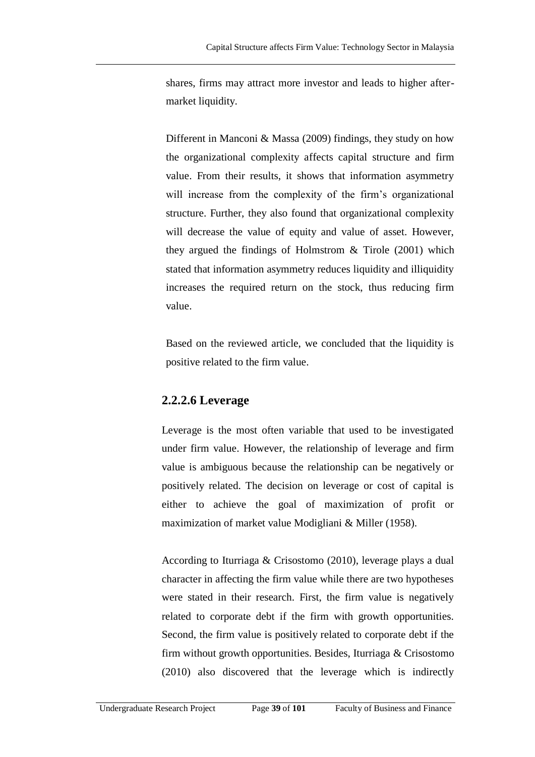shares, firms may attract more investor and leads to higher after-market liquidity.

Different in Manconi & Massa (2009) findings, they study on how the organizational complexity affects capital structure and firm value. From their results, it shows that information asymmetry will increase from the complexity of the firm's organizational structure. Further, they also found that organizational complexity will decrease the value of equity and value of asset. However, they argued the findings of Holmstrom & Tirole (2001) which stated that information asymmetry reduces liquidity and illiquidity increases the required return on the stock, thus reducing firm value.

Based on the reviewed article, we concluded that the liquidity is positive related to the firm value.

### 2.2.2.6 Leverage

Leverage is the most often variable that used to be investigated under firm value. However, the relationship of leverage and firm value is ambiguous because the relationship can be negatively or positively related. The decision on leverage or cost of capital is either to achieve the goal of maximization of profit or maximization of market value Modigliani & Miller (1958).

According to Iturriaga & Crisostomo (2010), leverage plays a dual character in affecting the firm value while there are two hypotheses were stated in their research. First, the firm value is negatively related to corporate debt if the firm with growth opportunities. Second, the firm value is positively related to corporate debt if the firm without growth opportunities. Besides, Iturriaga & Crisostomo (2010) also discovered that the leverage which is indirectly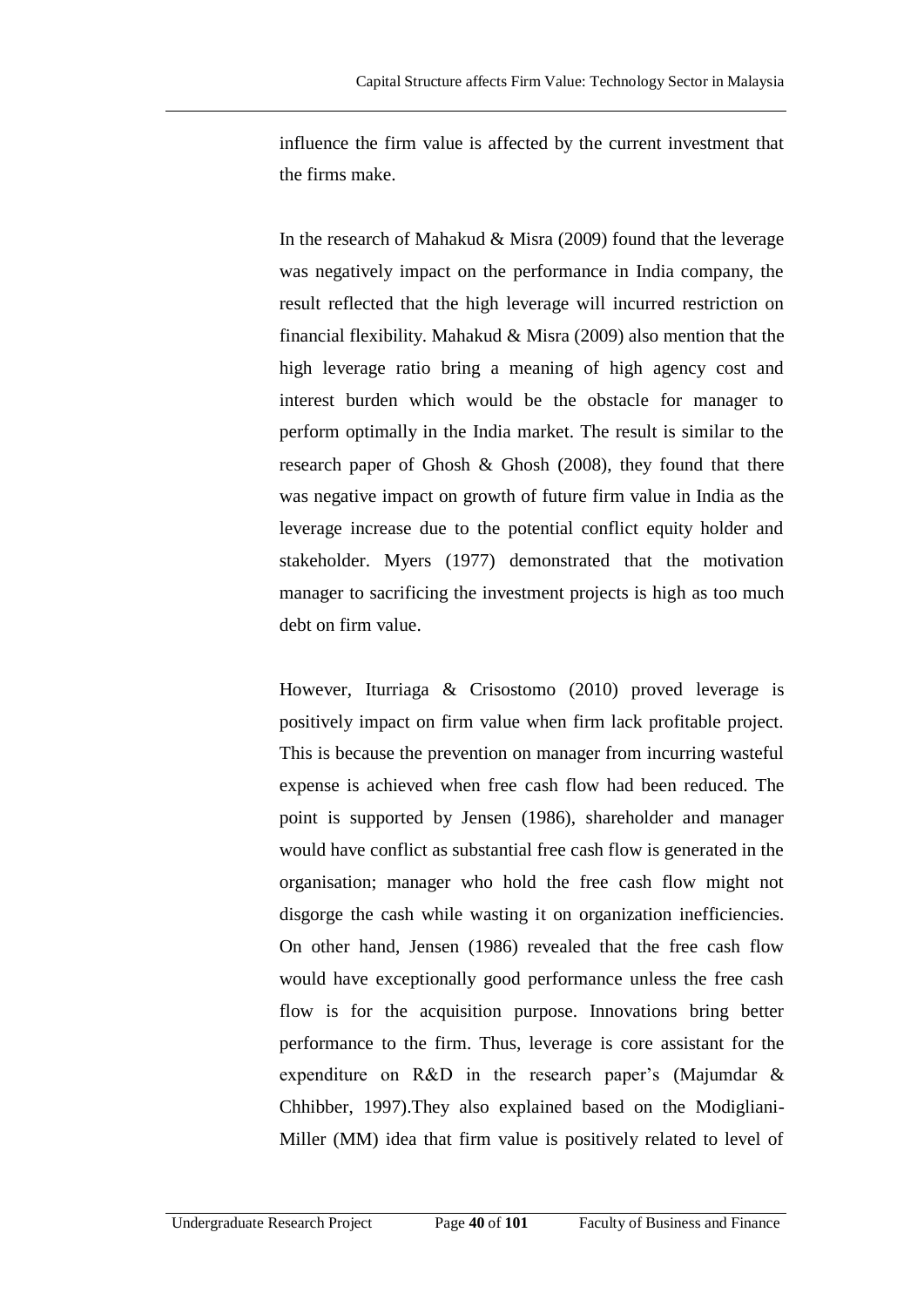influence the firm value is affected by the current investment that the firms make.

In the research of Mahakud & Misra (2009) found that the leverage was negatively impact on the performance in India company, the result reflected that the high leverage will incurred restriction on financial flexibility. Mahakud & Misra (2009) also mention that the high leverage ratio bring a meaning of high agency cost and interest burden which would be the obstacle for manager to perform optimally in the India market. The result is similar to the research paper of Ghosh & Ghosh (2008), they found that there was negative impact on growth of future firm value in India as the leverage increase due to the potential conflict equity holder and stakeholder. Myers (1977) demonstrated that the motivation manager to sacrificing the investment projects is high as too much debt on firm value.

However, Iturriaga & Crisostomo (2010) proved leverage is positively impact on firm value when firm lack profitable project. This is because the prevention on manager from incurring wasteful expense is achieved when free cash flow had been reduced. The point is supported by Jensen (1986), shareholder and manager would have conflict as substantial free cash flow is generated in the organisation; manager who hold the free cash flow might not disgorge the cash while wasting it on organization inefficiencies. On other hand, Jensen (1986) revealed that the free cash flow would have exceptionally good performance unless the free cash flow is for the acquisition purpose. Innovations bring better performance to the firm. Thus, leverage is core assistant for the expenditure on R&D in the research paper's (Majumdar & Chhibber, 1997).They also explained based on the Modigliani-Miller (MM) idea that firm value is positively related to level of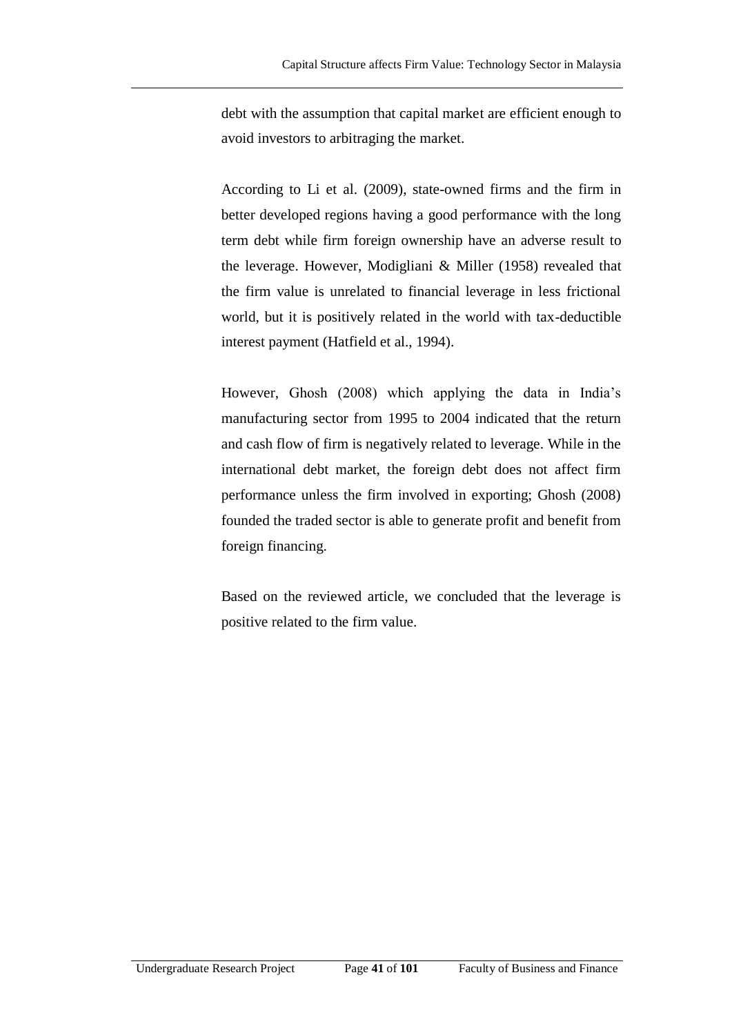debt with the assumption that capital market are efficient enough to avoid investors to arbitraging the market.

According to Li et al. (2009), state-owned firms and the firm in better developed regions having a good performance with the long term debt while firm foreign ownership have an adverse result to the leverage. However, Modigliani & Miller (1958) revealed that the firm value is unrelated to financial leverage in less frictional world, but it is positively related in the world with tax-deductible interest payment (Hatfield et al., 1994).

However, Ghosh (2008) which applying the data in India's manufacturing sector from 1995 to 2004 indicated that the return and cash flow of firm is negatively related to leverage. While in the international debt market, the foreign debt does not affect firm performance unless the firm involved in exporting; Ghosh (2008) founded the traded sector is able to generate profit and benefit from foreign financing.

Based on the reviewed article, we concluded that the leverage is positive related to the firm value.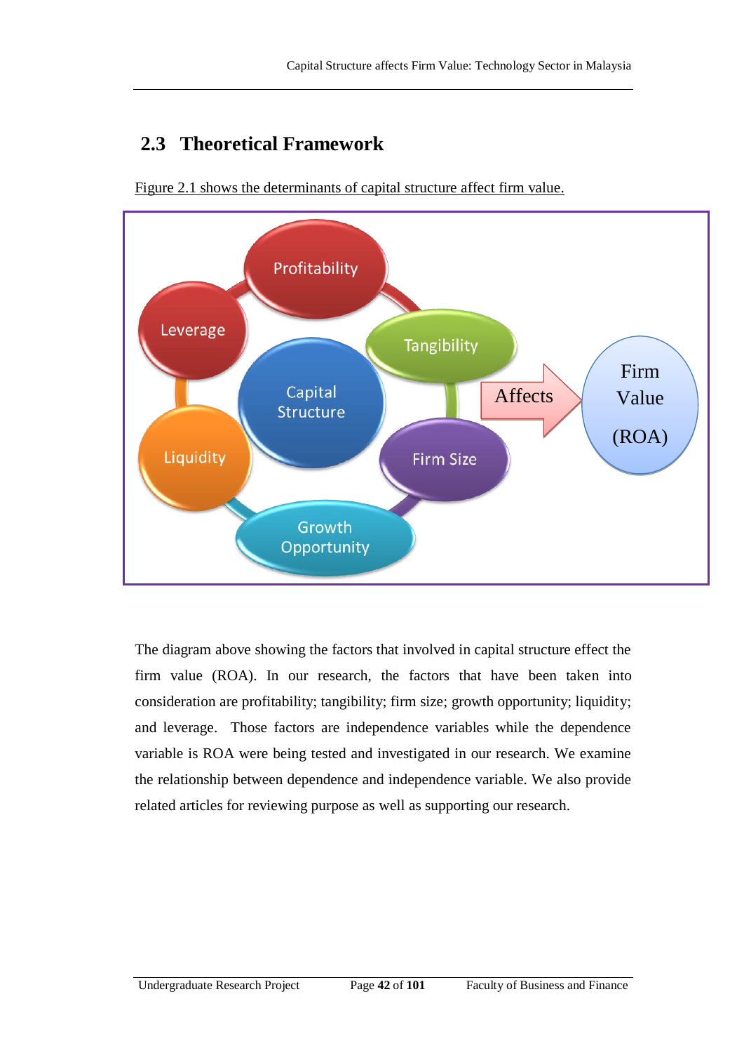## 2.3 Theoretical Framework

Figure 2.1 shows the determinants of capital structure affect firm value.

The diagram above showing the factors that involved in capital structure effect the firm value (ROA). In our research, the factors that have been taken into consideration are profitability; tangibility; firm size; growth opportunity; liquidity; and leverage. Those factors are independence variables while the dependence variable is ROA were being tested and investigated in our research. We examine the relationship between dependence and independence variable. We also provide related articles for reviewing purpose as well as supporting our research.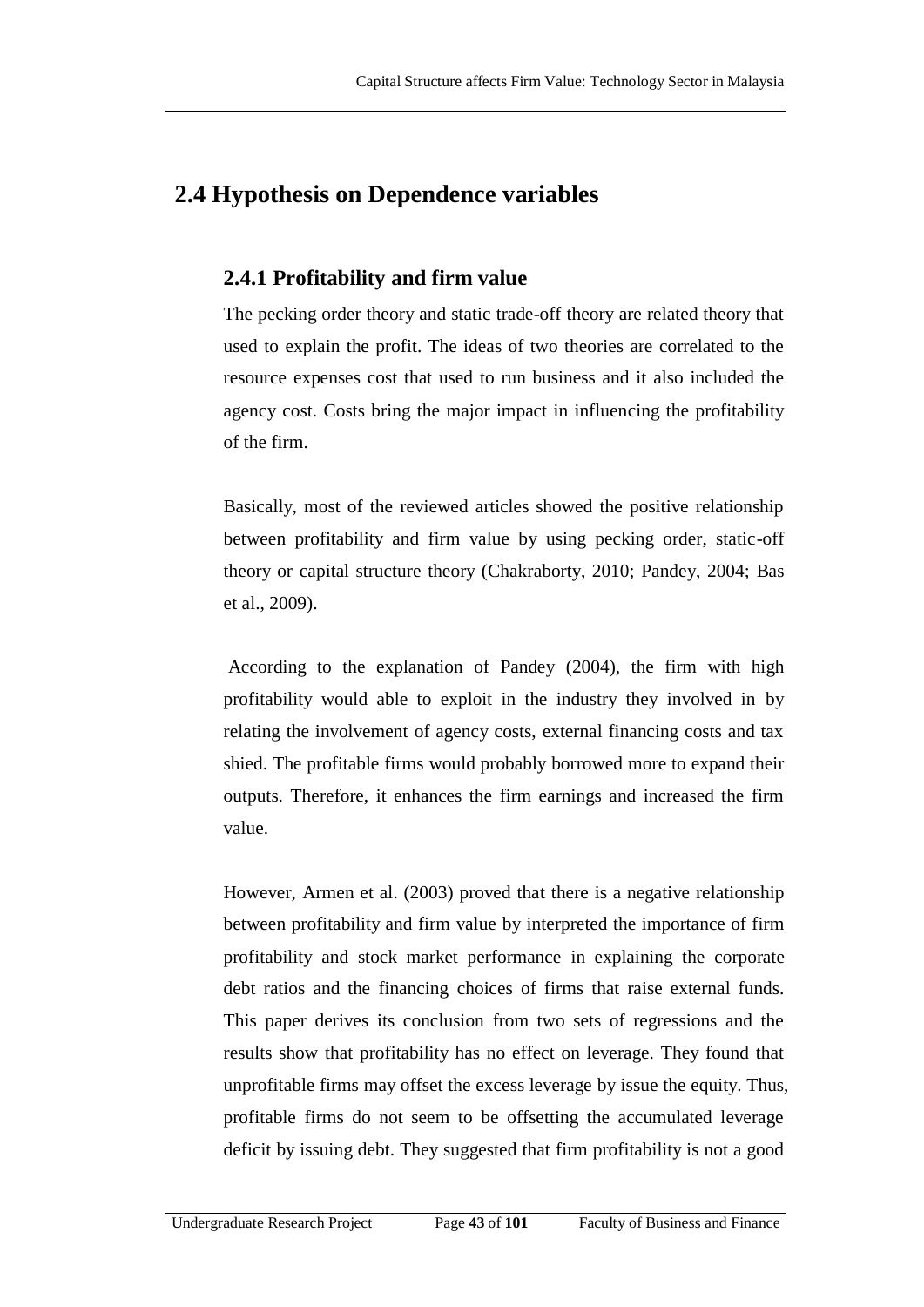## 2.4 Hypothesis on Dependence variables

### 2.4.1 Profitability and firm value

The pecking order theory and static trade-off theory are related theory that used to explain the profit. The ideas of two theories are correlated to the resource expenses cost that used to run business and it also included the agency cost. Costs bring the major impact in influencing the profitability of the firm.

Basically, most of the reviewed articles showed the positive relationship between profitability and firm value by using pecking order, static-off theory or capital structure theory (Chakraborty, 2010; Pandey, 2004; Bas et al., 2009).

According to the explanation of Pandey (2004), the firm with high profitability would able to exploit in the industry they involved in by relating the involvement of agency costs, external financing costs and tax shied. The profitable firms would probably borrowed more to expand their outputs. Therefore, it enhances the firm earnings and increased the firm value.

However, Armen et al. (2003) proved that there is a negative relationship between profitability and firm value by interpreted the importance of firm profitability and stock market performance in explaining the corporate debt ratios and the financing choices of firms that raise external funds. This paper derives its conclusion from two sets of regressions and the results show that profitability has no effect on leverage. They found that unprofitable firms may offset the excess leverage by issue the equity. Thus, profitable firms do not seem to be offsetting the accumulated leverage deficit by issuing debt. They suggested that firm profitability is not a good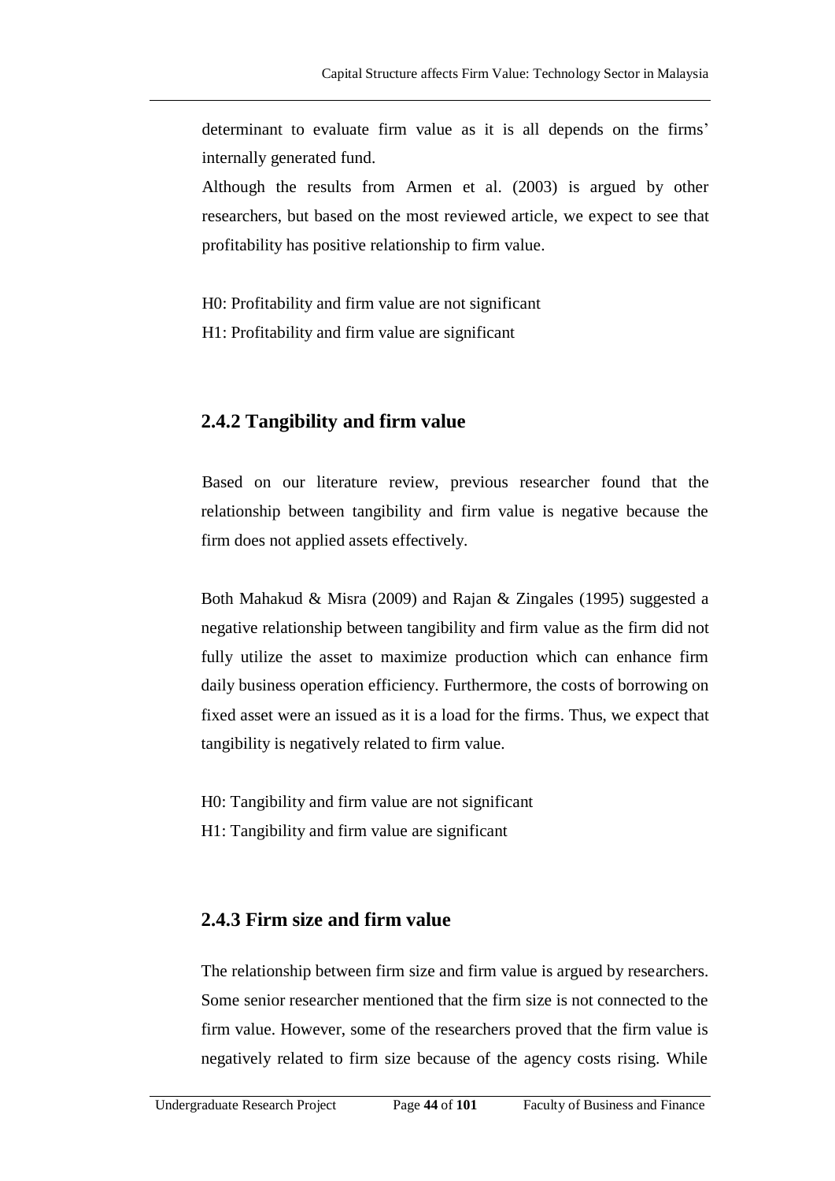determinant to evaluate firm value as it is all depends on the firms' internally generated fund.

Although the results from Armen et al. (2003) is argued by other researchers, but based on the most reviewed article, we expect to see that profitability has positive relationship to firm value.

H0: Profitability and firm value are not significant

H1: Profitability and firm value are significant

### 2.4.2 Tangibility and firm value

Based on our literature review, previous researcher found that the relationship between tangibility and firm value is negative because the firm does not applied assets effectively.

Both Mahakud & Misra (2009) and Rajan & Zingales (1995) suggested a negative relationship between tangibility and firm value as the firm did not fully utilize the asset to maximize production which can enhance firm daily business operation efficiency. Furthermore, the costs of borrowing on fixed asset were an issued as it is a load for the firms. Thus, we expect that tangibility is negatively related to firm value.

H0: Tangibility and firm value are not significant

H1: Tangibility and firm value are significant

### 2.4.3 Firm size and firm value

The relationship between firm size and firm value is argued by researchers. Some senior researcher mentioned that the firm size is not connected to the firm value. However, some of the researchers proved that the firm value is negatively related to firm size because of the agency costs rising. While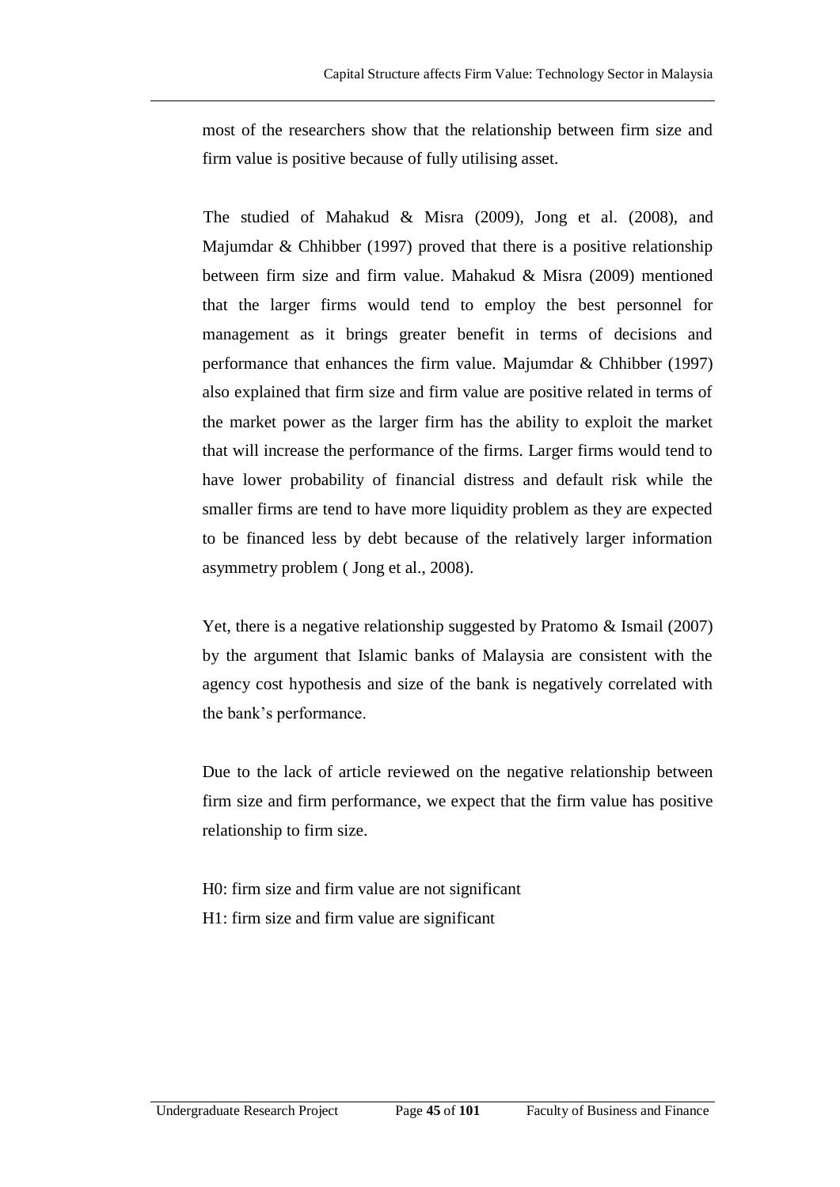most of the researchers show that the relationship between firm size and firm value is positive because of fully utilising asset.

The studied of Mahakud & Misra (2009), Jong et al. (2008), and Majumdar & Chhibber (1997) proved that there is a positive relationship between firm size and firm value. Mahakud & Misra (2009) mentioned that the larger firms would tend to employ the best personnel for management as it brings greater benefit in terms of decisions and performance that enhances the firm value. Majumdar & Chhibber (1997) also explained that firm size and firm value are positive related in terms of the market power as the larger firm has the ability to exploit the market that will increase the performance of the firms. Larger firms would tend to have lower probability of financial distress and default risk while the smaller firms are tend to have more liquidity problem as they are expected to be financed less by debt because of the relatively larger information asymmetry problem ( Jong et al., 2008).

Yet, there is a negative relationship suggested by Pratomo & Ismail (2007) by the argument that Islamic banks of Malaysia are consistent with the agency cost hypothesis and size of the bank is negatively correlated with the bank's performance.

Due to the lack of article reviewed on the negative relationship between firm size and firm performance, we expect that the firm value has positive relationship to firm size.

H0: firm size and firm value are not significant

H1: firm size and firm value are significant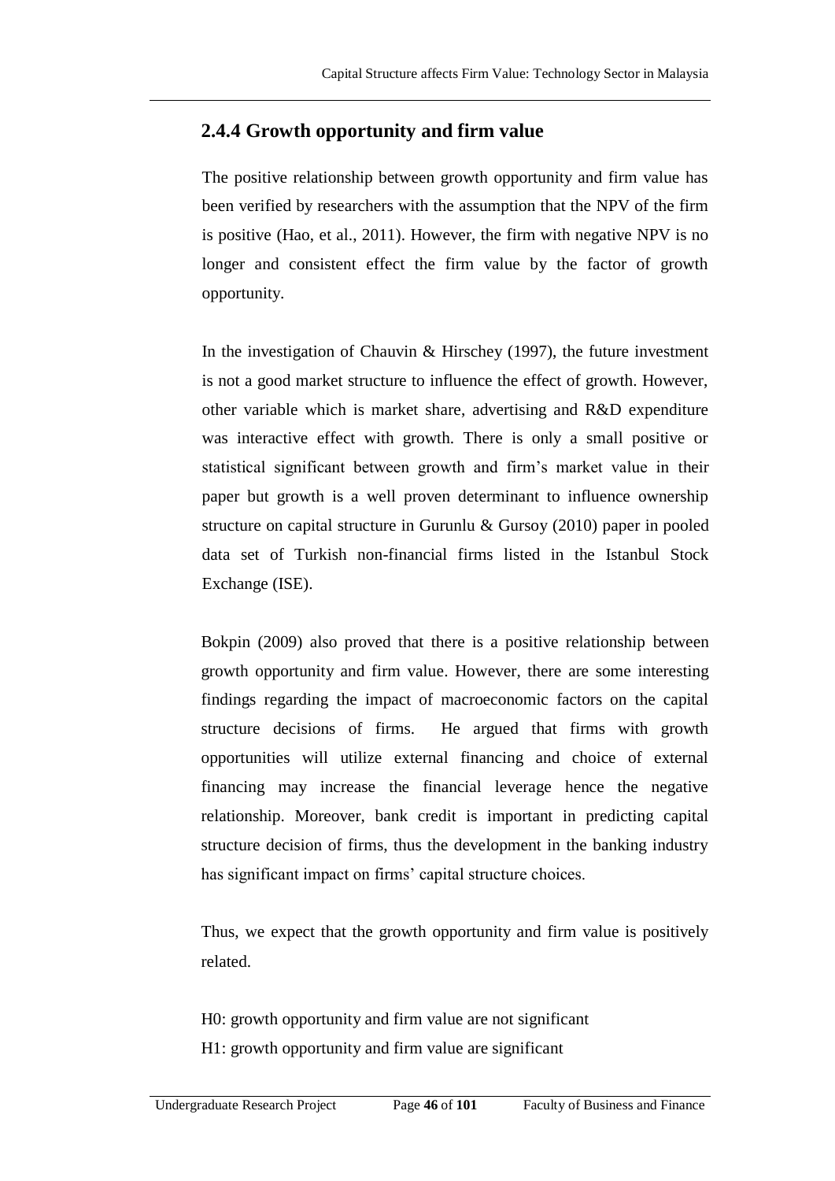## 2.4.4 Growth opportunity and firm value

The positive relationship between growth opportunity and firm value has been verified by researchers with the assumption that the NPV of the firm is positive (Hao, et al., 2011). However, the firm with negative NPV is no longer and consistent effect the firm value by the factor of growth opportunity.

In the investigation of Chauvin & Hirschey (1997), the future investment is not a good market structure to influence the effect of growth. However, other variable which is market share, advertising and R&D expenditure was interactive effect with growth. There is only a small positive or statistical significant between growth and firm's market value in their paper but growth is a well proven determinant to influence ownership structure on capital structure in Gurunlu & Gursoy (2010) paper in pooled data set of Turkish non-financial firms listed in the Istanbul Stock Exchange (ISE).

Bokpin (2009) also proved that there is a positive relationship between growth opportunity and firm value. However, there are some interesting findings regarding the impact of macroeconomic factors on the capital structure decisions of firms. He argued that firms with growth opportunities will utilize external financing and choice of external financing may increase the financial leverage hence the negative relationship. Moreover, bank credit is important in predicting capital structure decision of firms, thus the development in the banking industry has significant impact on firms' capital structure choices.

Thus, we expect that the growth opportunity and firm value is positively related.

H0: growth opportunity and firm value are not significant

H1: growth opportunity and firm value are significant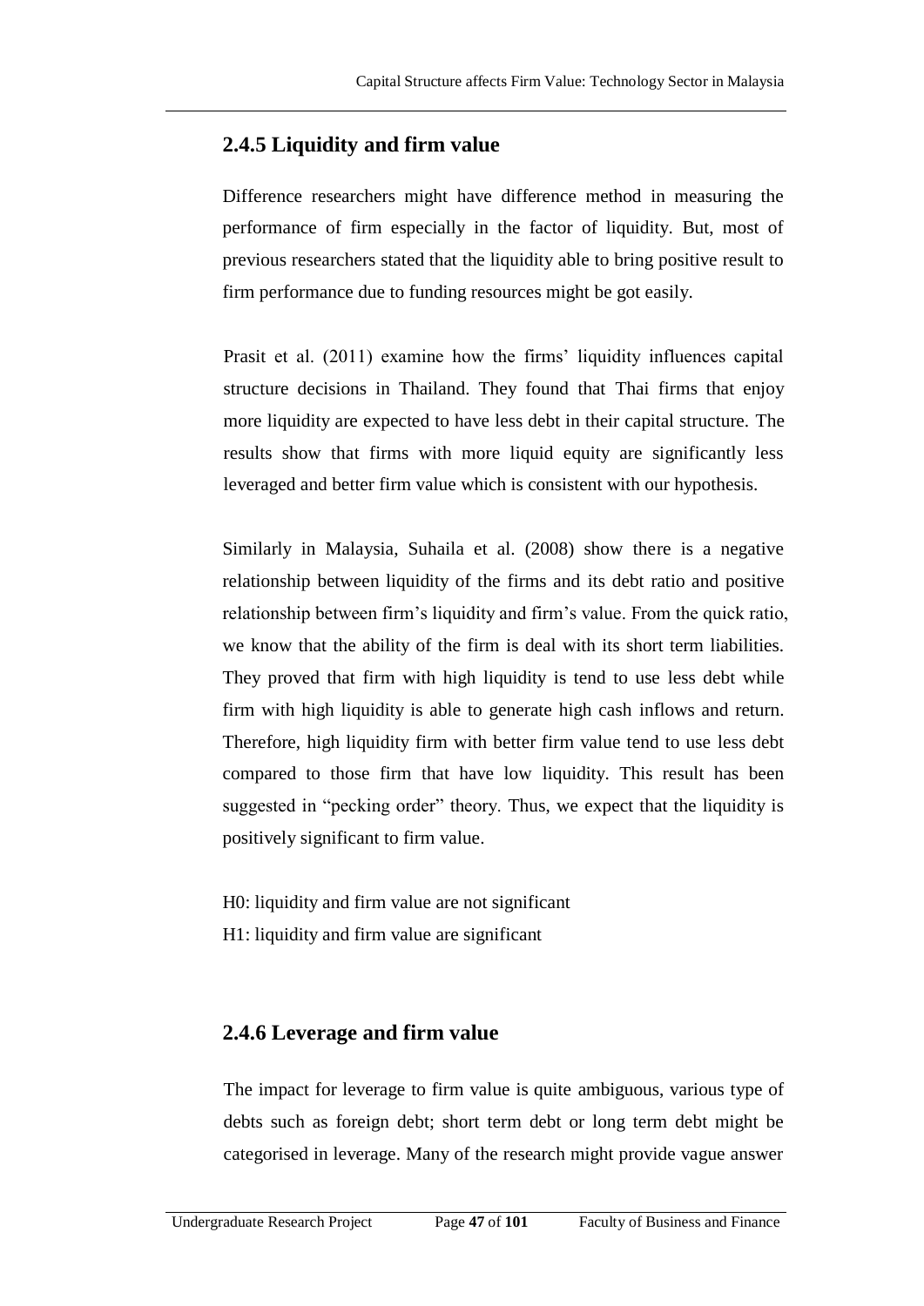### 2.4.5 Liquidity and firm value

Difference researchers might have difference method in measuring the performance of firm especially in the factor of liquidity. But, most of previous researchers stated that the liquidity able to bring positive result to firm performance due to funding resources might be got easily.

Prasit et al. (2011) examine how the firms' liquidity influences capital structure decisions in Thailand. They found that Thai firms that enjoy more liquidity are expected to have less debt in their capital structure. The results show that firms with more liquid equity are significantly less leveraged and better firm value which is consistent with our hypothesis.

Similarly in Malaysia, Suhaila et al. (2008) show there is a negative relationship between liquidity of the firms and its debt ratio and positive relationship between firm's liquidity and firm's value. From the quick ratio, we know that the ability of the firm is deal with its short term liabilities. They proved that firm with high liquidity is tend to use less debt while firm with high liquidity is able to generate high cash inflows and return. Therefore, high liquidity firm with better firm value tend to use less debt compared to those firm that have low liquidity. This result has been suggested in "pecking order" theory. Thus, we expect that the liquidity is positively significant to firm value.

H0: liquidity and firm value are not significant
H1: liquidity and firm value are significant

### 2.4.6 Leverage and firm value

The impact for leverage to firm value is quite ambiguous, various type of debts such as foreign debt; short term debt or long term debt might be categorised in leverage. Many of the research might provide vague answer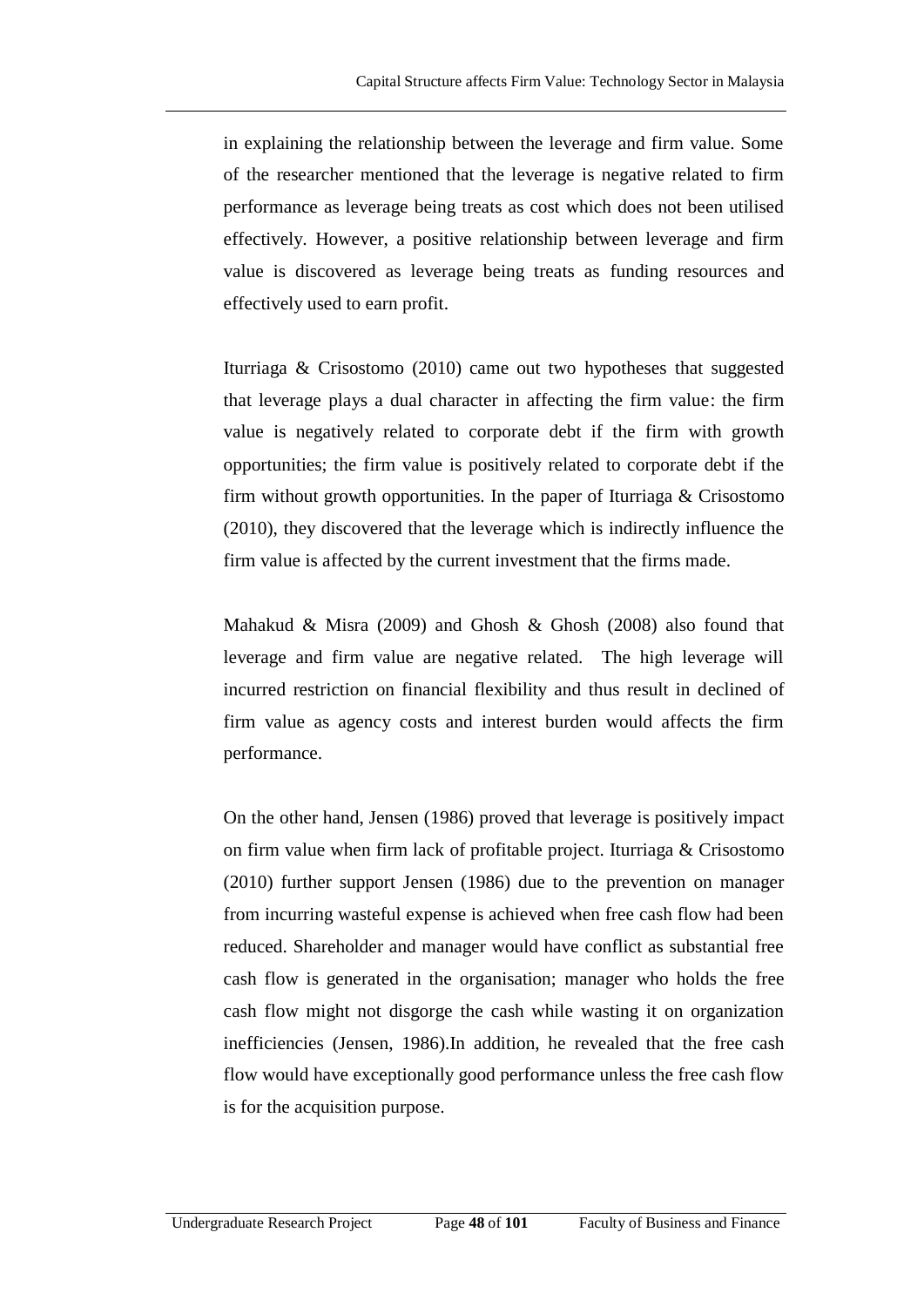in explaining the relationship between the leverage and firm value. Some of the researcher mentioned that the leverage is negative related to firm performance as leverage being treats as cost which does not been utilised effectively. However, a positive relationship between leverage and firm value is discovered as leverage being treats as funding resources and effectively used to earn profit.

Iturriaga & Crisostomo (2010) came out two hypotheses that suggested that leverage plays a dual character in affecting the firm value: the firm value is negatively related to corporate debt if the firm with growth opportunities; the firm value is positively related to corporate debt if the firm without growth opportunities. In the paper of Iturriaga & Crisostomo (2010), they discovered that the leverage which is indirectly influence the firm value is affected by the current investment that the firms made.

Mahakud & Misra (2009) and Ghosh & Ghosh (2008) also found that leverage and firm value are negative related. The high leverage will incurred restriction on financial flexibility and thus result in declined of firm value as agency costs and interest burden would affects the firm performance.

On the other hand, Jensen (1986) proved that leverage is positively impact on firm value when firm lack of profitable project. Iturriaga & Crisostomo (2010) further support Jensen (1986) due to the prevention on manager from incurring wasteful expense is achieved when free cash flow had been reduced. Shareholder and manager would have conflict as substantial free cash flow is generated in the organisation; manager who holds the free cash flow might not disgorge the cash while wasting it on organization inefficiencies (Jensen, 1986).In addition, he revealed that the free cash flow would have exceptionally good performance unless the free cash flow is for the acquisition purpose.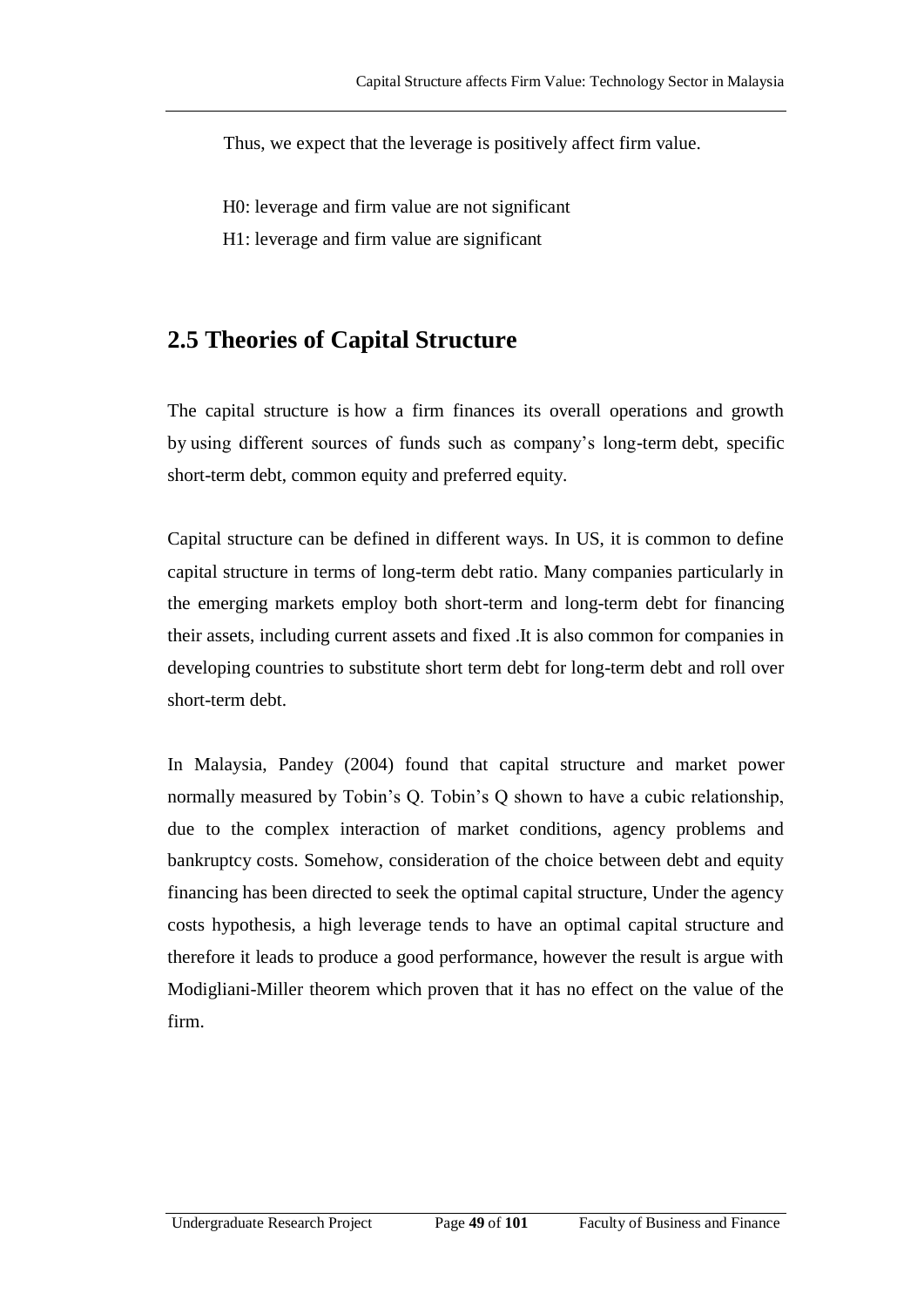Thus, we expect that the leverage is positively affect firm value.

H0: leverage and firm value are not significant

H1: leverage and firm value are significant

## 2.5 Theories of Capital Structure

The capital structure is how a firm finances its overall operations and growth by using different sources of funds such as company's long-term debt, specific short-term debt, common equity and preferred equity.

Capital structure can be defined in different ways. In US, it is common to define capital structure in terms of long-term debt ratio. Many companies particularly in the emerging markets employ both short-term and long-term debt for financing their assets, including current assets and fixed .It is also common for companies in developing countries to substitute short term debt for long-term debt and roll over short-term debt.

In Malaysia, Pandey (2004) found that capital structure and market power normally measured by Tobin's Q. Tobin's Q shown to have a cubic relationship, due to the complex interaction of market conditions, agency problems and bankruptcy costs. Somehow, consideration of the choice between debt and equity financing has been directed to seek the optimal capital structure, Under the agency costs hypothesis, a high leverage tends to have an optimal capital structure and therefore it leads to produce a good performance, however the result is argue with Modigliani-Miller theorem which proven that it has no effect on the value of the firm.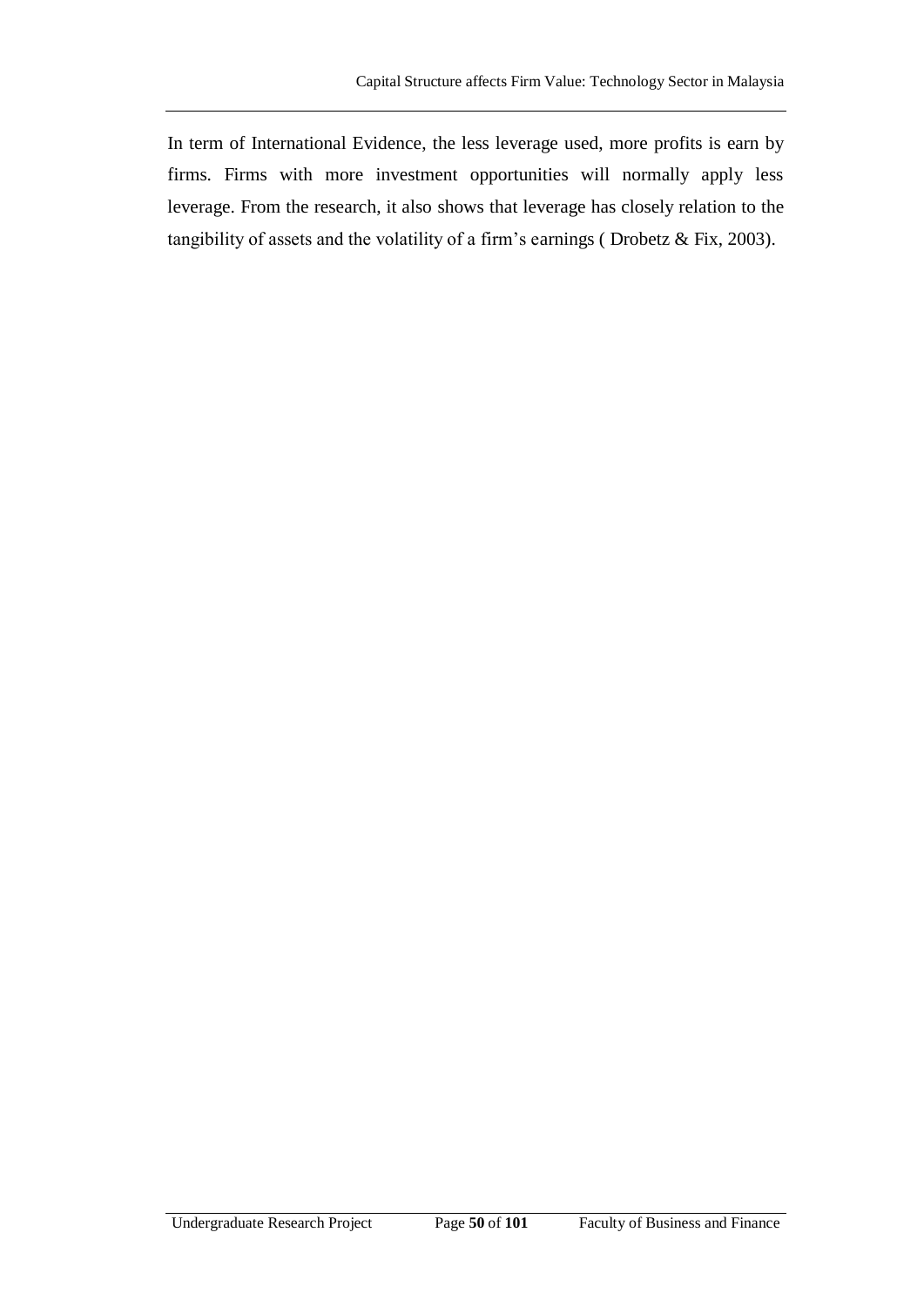In term of International Evidence, the less leverage used, more profits is earn by firms. Firms with more investment opportunities will normally apply less leverage. From the research, it also shows that leverage has closely relation to the tangibility of assets and the volatility of a firm's earnings ( Drobetz & Fix, 2003).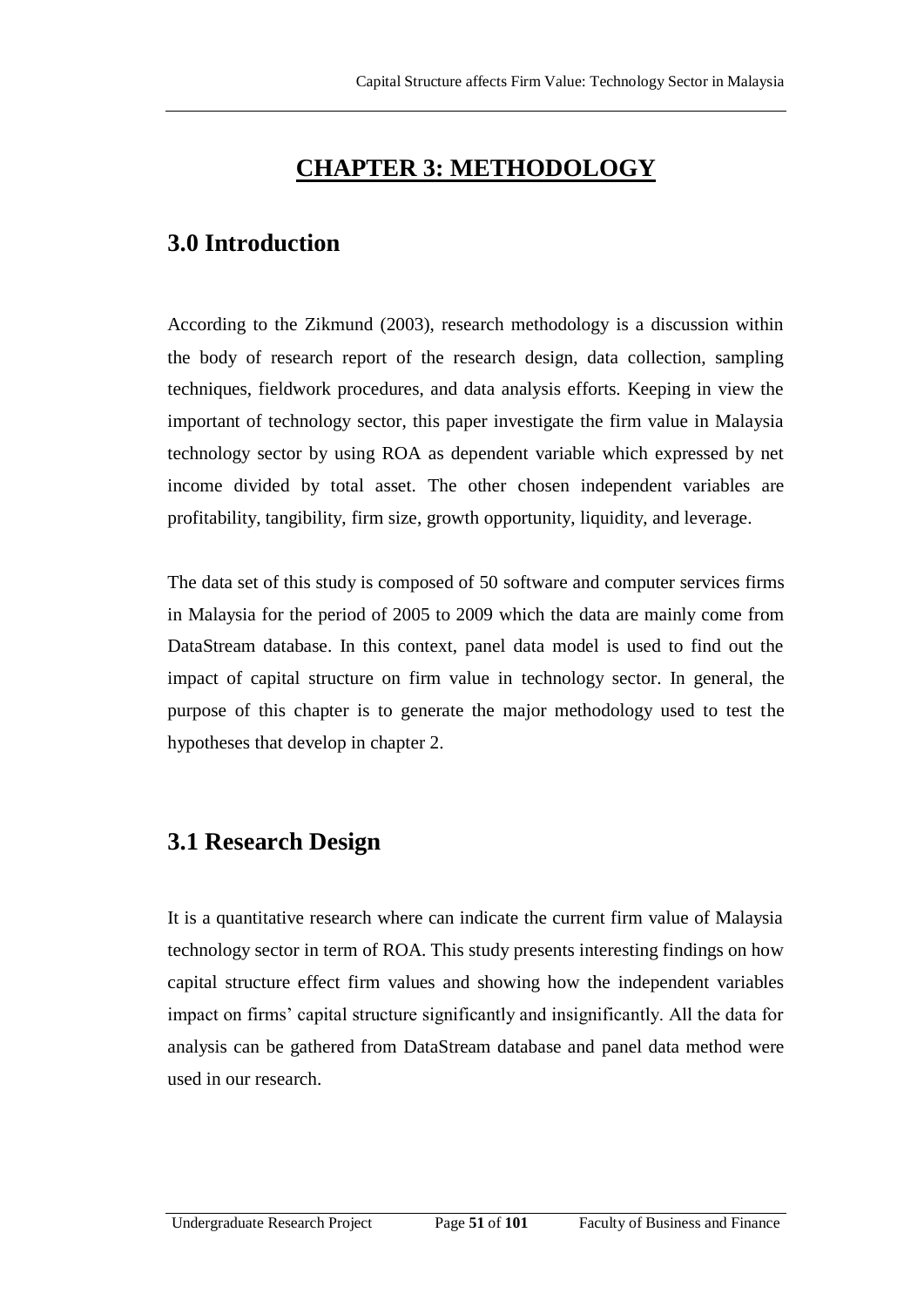# CHAPTER 3: METHODOLOGY

## 3.0 Introduction

According to the Zikmund (2003), research methodology is a discussion within the body of research report of the research design, data collection, sampling techniques, fieldwork procedures, and data analysis efforts. Keeping in view the important of technology sector, this paper investigate the firm value in Malaysia technology sector by using ROA as dependent variable which expressed by net income divided by total asset. The other chosen independent variables are profitability, tangibility, firm size, growth opportunity, liquidity, and leverage.

The data set of this study is composed of 50 software and computer services firms in Malaysia for the period of 2005 to 2009 which the data are mainly come from DataStream database. In this context, panel data model is used to find out the impact of capital structure on firm value in technology sector. In general, the purpose of this chapter is to generate the major methodology used to test the hypotheses that develop in chapter 2.

## 3.1 Research Design

It is a quantitative research where can indicate the current firm value of Malaysia technology sector in term of ROA. This study presents interesting findings on how capital structure effect firm values and showing how the independent variables impact on firms' capital structure significantly and insignificantly. All the data for analysis can be gathered from DataStream database and panel data method were used in our research.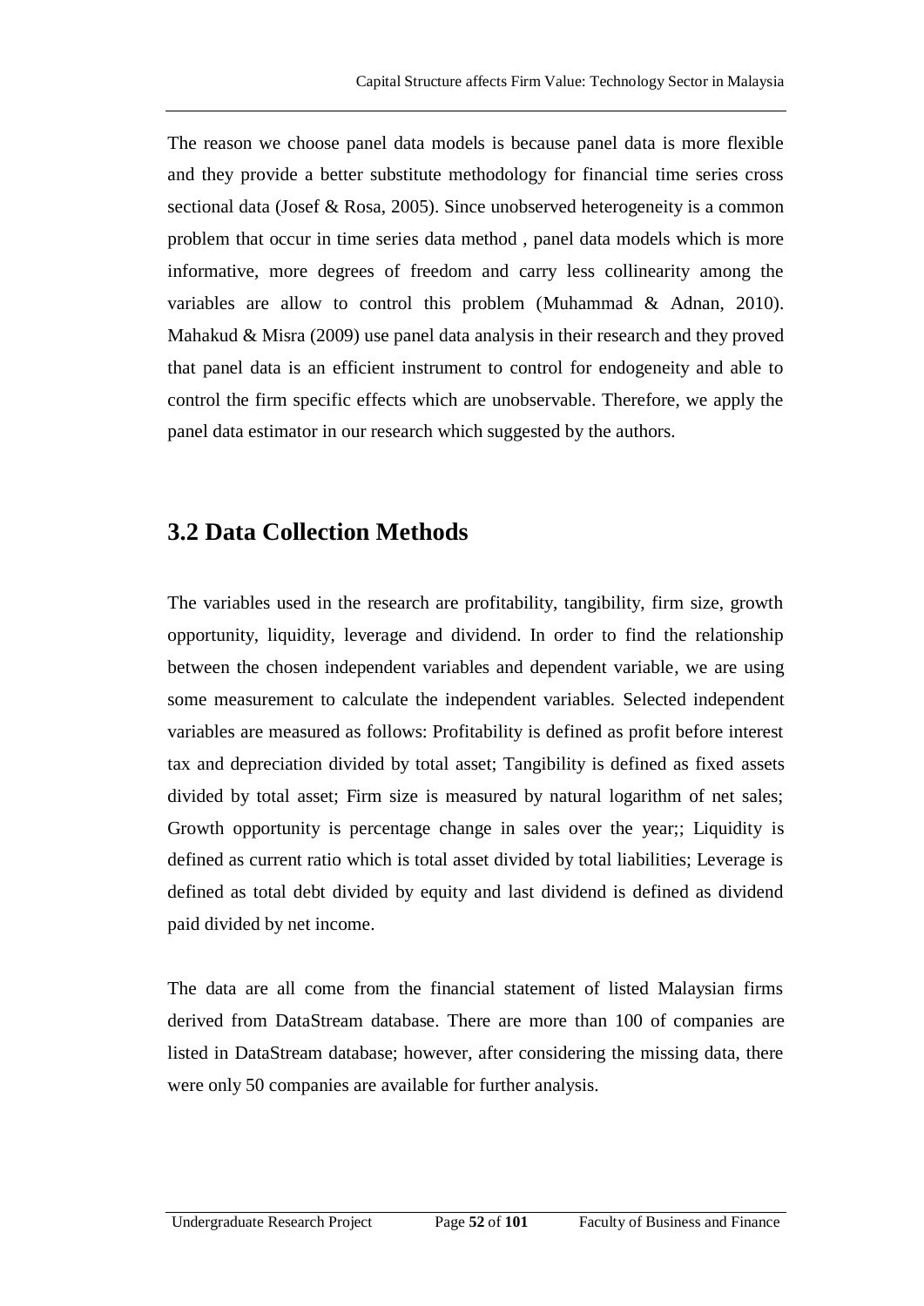The reason we choose panel data models is because panel data is more flexible and they provide a better substitute methodology for financial time series cross sectional data (Josef & Rosa, 2005). Since unobserved heterogeneity is a common problem that occur in time series data method , panel data models which is more informative, more degrees of freedom and carry less collinearity among the variables are allow to control this problem (Muhammad & Adnan, 2010). Mahakud & Misra (2009) use panel data analysis in their research and they proved that panel data is an efficient instrument to control for endogeneity and able to control the firm specific effects which are unobservable. Therefore, we apply the panel data estimator in our research which suggested by the authors.

## 3.2 Data Collection Methods

The variables used in the research are profitability, tangibility, firm size, growth opportunity, liquidity, leverage and dividend. In order to find the relationship between the chosen independent variables and dependent variable, we are using some measurement to calculate the independent variables. Selected independent variables are measured as follows: Profitability is defined as profit before interest tax and depreciation divided by total asset; Tangibility is defined as fixed assets divided by total asset; Firm size is measured by natural logarithm of net sales; Growth opportunity is percentage change in sales over the year;; Liquidity is defined as current ratio which is total asset divided by total liabilities; Leverage is defined as total debt divided by equity and last dividend is defined as dividend paid divided by net income.

The data are all come from the financial statement of listed Malaysian firms derived from DataStream database. There are more than 100 of companies are listed in DataStream database; however, after considering the missing data, there were only 50 companies are available for further analysis.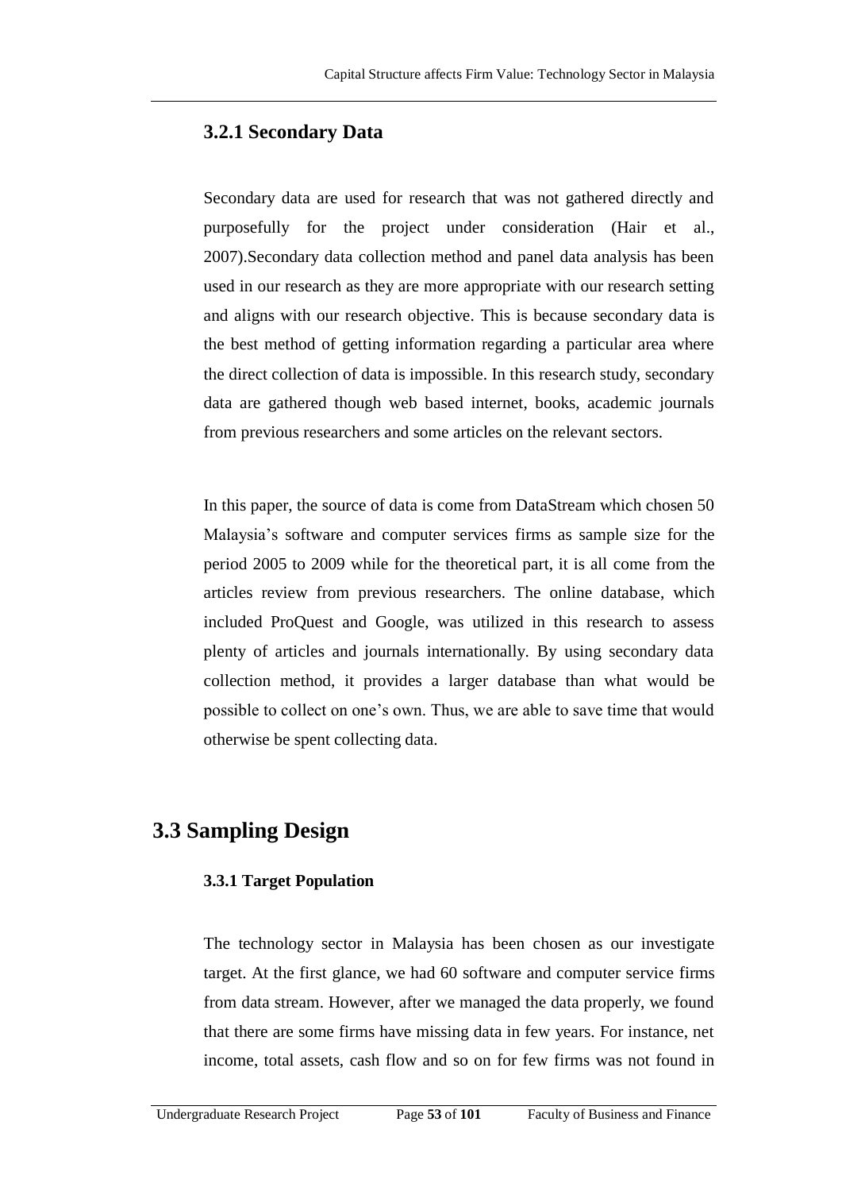### 3.2.1 Secondary Data

Secondary data are used for research that was not gathered directly and purposefully for the project under consideration (Hair et al., 2007).Secondary data collection method and panel data analysis has been used in our research as they are more appropriate with our research setting and aligns with our research objective. This is because secondary data is the best method of getting information regarding a particular area where the direct collection of data is impossible. In this research study, secondary data are gathered though web based internet, books, academic journals from previous researchers and some articles on the relevant sectors.

In this paper, the source of data is come from DataStream which chosen 50 Malaysia's software and computer services firms as sample size for the period 2005 to 2009 while for the theoretical part, it is all come from the articles review from previous researchers. The online database, which included ProQuest and Google, was utilized in this research to assess plenty of articles and journals internationally. By using secondary data collection method, it provides a larger database than what would be possible to collect on one's own. Thus, we are able to save time that would otherwise be spent collecting data.

## 3.3 Sampling Design

#### 3.3.1 Target Population

The technology sector in Malaysia has been chosen as our investigate target. At the first glance, we had 60 software and computer service firms from data stream. However, after we managed the data properly, we found that there are some firms have missing data in few years. For instance, net income, total assets, cash flow and so on for few firms was not found in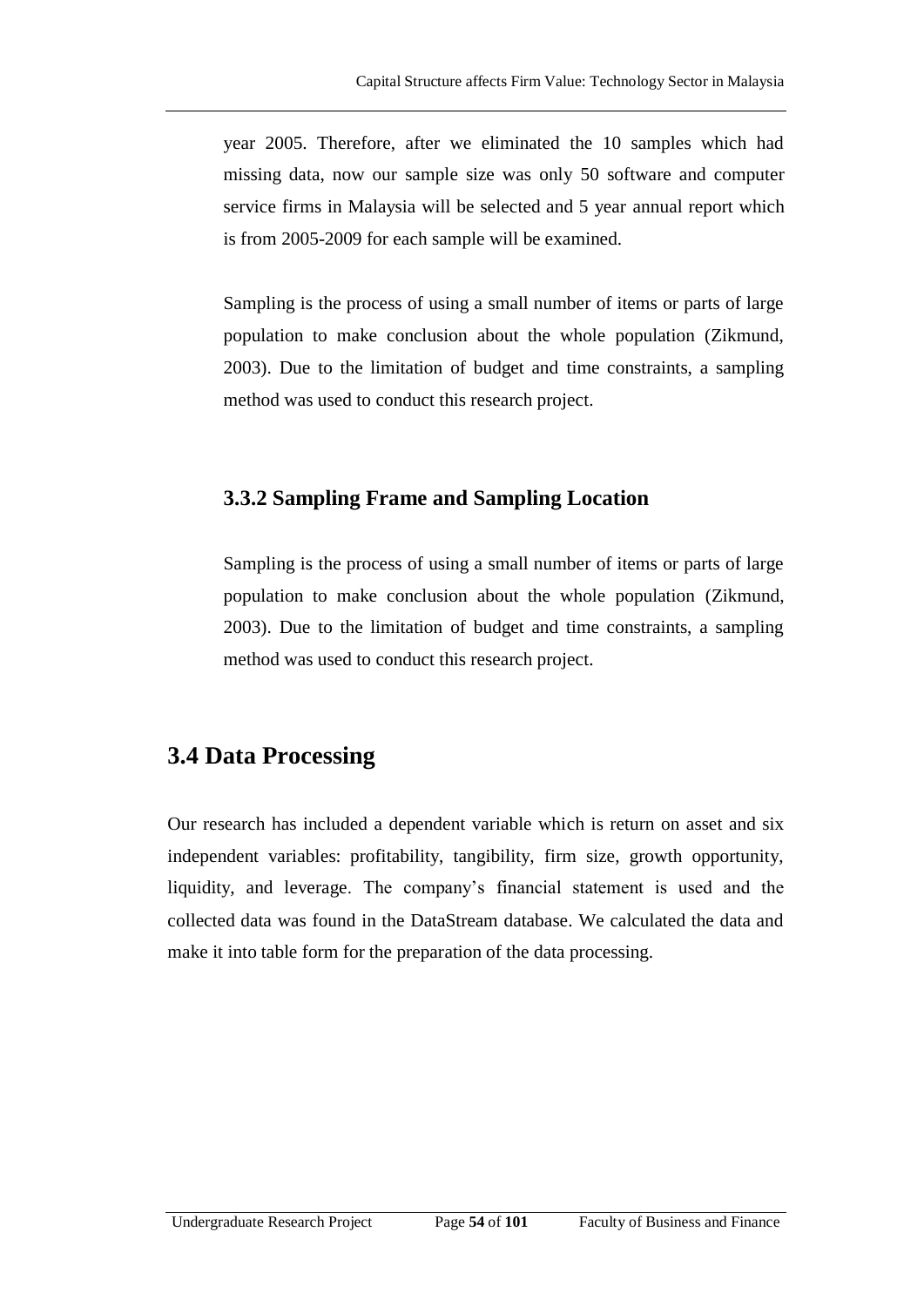year 2005. Therefore, after we eliminated the 10 samples which had missing data, now our sample size was only 50 software and computer service firms in Malaysia will be selected and 5 year annual report which is from 2005-2009 for each sample will be examined.

Sampling is the process of using a small number of items or parts of large population to make conclusion about the whole population (Zikmund, 2003). Due to the limitation of budget and time constraints, a sampling method was used to conduct this research project.

### 3.3.2 Sampling Frame and Sampling Location

Sampling is the process of using a small number of items or parts of large population to make conclusion about the whole population (Zikmund, 2003). Due to the limitation of budget and time constraints, a sampling method was used to conduct this research project.

## 3.4 Data Processing

Our research has included a dependent variable which is return on asset and six independent variables: profitability, tangibility, firm size, growth opportunity, liquidity, and leverage. The company's financial statement is used and the collected data was found in the DataStream database. We calculated the data and make it into table form for the preparation of the data processing.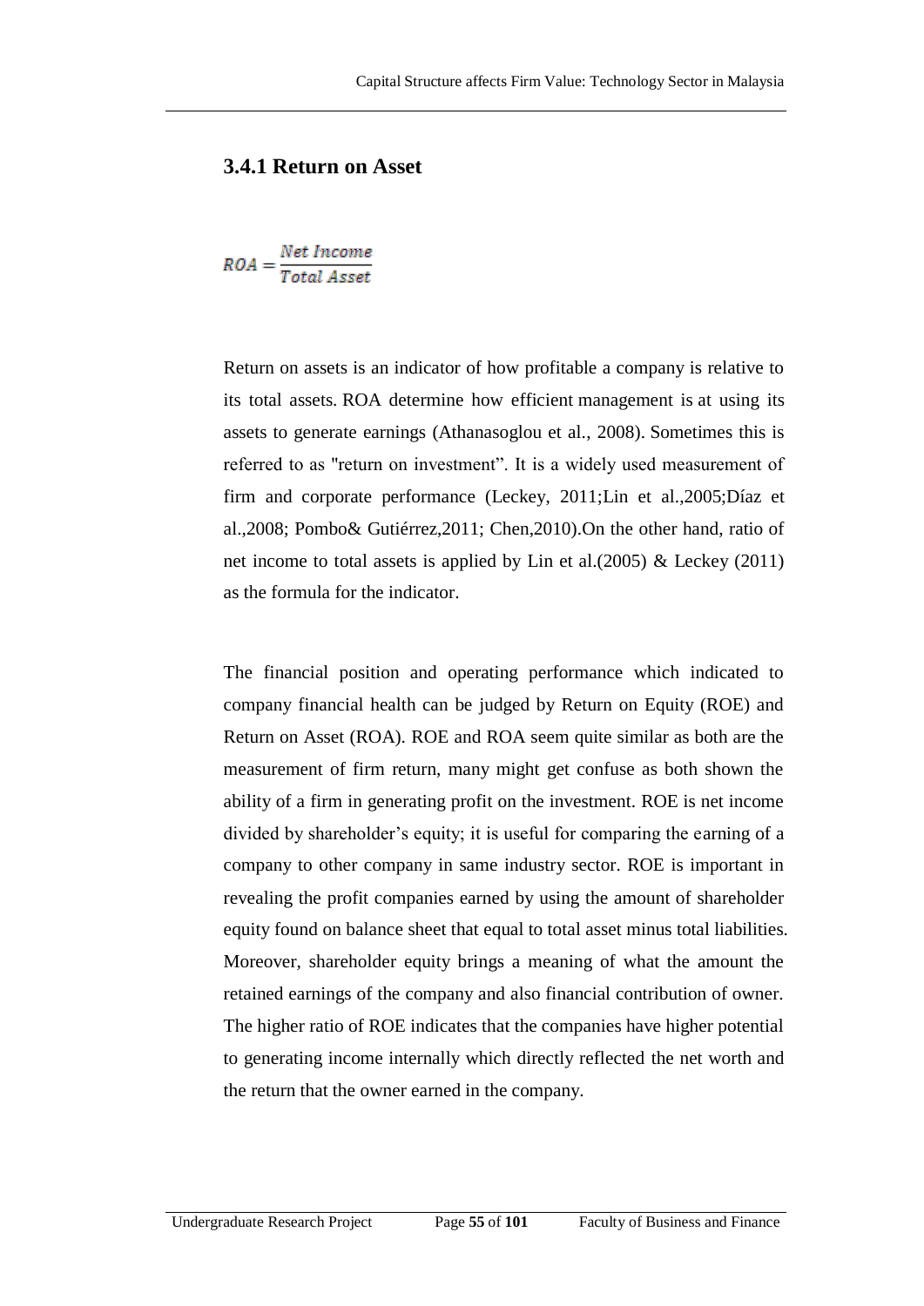### 3.4.1 Return on Asset

$$ROA = \frac{Net\ Income}{Total\ Asset}$$

Return on assets is an indicator of how profitable a company is relative to its total assets. ROA determine how efficient management is at using its assets to generate earnings (Athanasoglou et al., 2008). Sometimes this is referred to as "return on investment". It is a widely used measurement of firm and corporate performance (Leckey, 2011;Lin et al.,2005;Díaz et al.,2008; Pombo& Gutiérrez,2011; Chen,2010).On the other hand, ratio of net income to total assets is applied by Lin et al.(2005) & Leckey (2011) as the formula for the indicator.

The financial position and operating performance which indicated to company financial health can be judged by Return on Equity (ROE) and Return on Asset (ROA). ROE and ROA seem quite similar as both are the measurement of firm return, many might get confuse as both shown the ability of a firm in generating profit on the investment. ROE is net income divided by shareholder's equity; it is useful for comparing the earning of a company to other company in same industry sector. ROE is important in revealing the profit companies earned by using the amount of shareholder equity found on balance sheet that equal to total asset minus total liabilities. Moreover, shareholder equity brings a meaning of what the amount the retained earnings of the company and also financial contribution of owner. The higher ratio of ROE indicates that the companies have higher potential to generating income internally which directly reflected the net worth and the return that the owner earned in the company.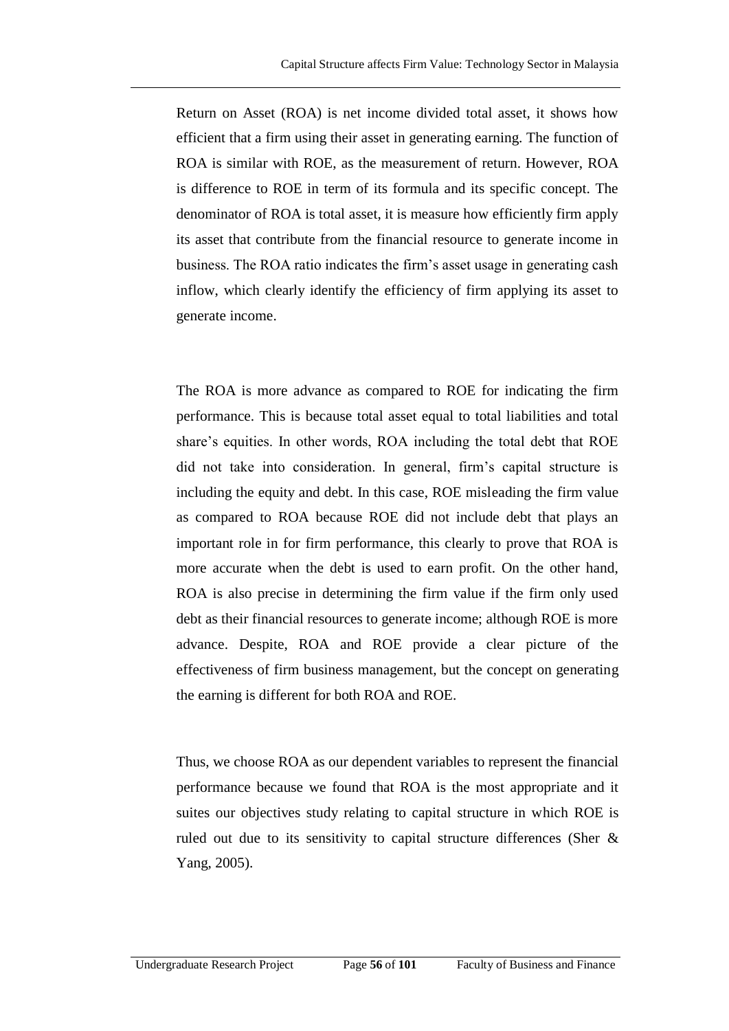Return on Asset (ROA) is net income divided total asset, it shows how efficient that a firm using their asset in generating earning. The function of ROA is similar with ROE, as the measurement of return. However, ROA is difference to ROE in term of its formula and its specific concept. The denominator of ROA is total asset, it is measure how efficiently firm apply its asset that contribute from the financial resource to generate income in business. The ROA ratio indicates the firm's asset usage in generating cash inflow, which clearly identify the efficiency of firm applying its asset to generate income.

The ROA is more advance as compared to ROE for indicating the firm performance. This is because total asset equal to total liabilities and total share's equities. In other words, ROA including the total debt that ROE did not take into consideration. In general, firm's capital structure is including the equity and debt. In this case, ROE misleading the firm value as compared to ROA because ROE did not include debt that plays an important role in for firm performance, this clearly to prove that ROA is more accurate when the debt is used to earn profit. On the other hand, ROA is also precise in determining the firm value if the firm only used debt as their financial resources to generate income; although ROE is more advance. Despite, ROA and ROE provide a clear picture of the effectiveness of firm business management, but the concept on generating the earning is different for both ROA and ROE.

Thus, we choose ROA as our dependent variables to represent the financial performance because we found that ROA is the most appropriate and it suites our objectives study relating to capital structure in which ROE is ruled out due to its sensitivity to capital structure differences (Sher & Yang, 2005).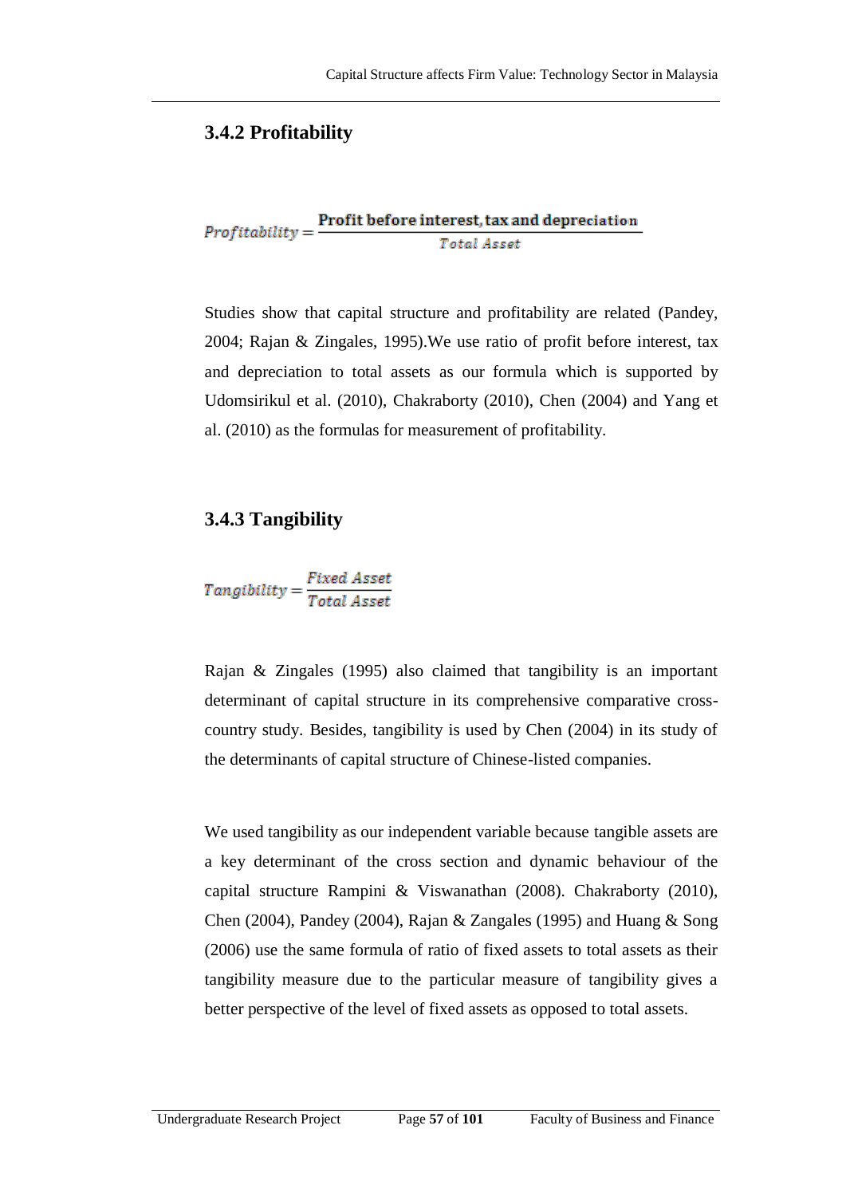### 3.4.2 Profitability

$$Profitability = \frac{\text{Profit before interest, tax and depreciation}}{Total\ Asset}$$

Studies show that capital structure and profitability are related (Pandey, 2004; Rajan & Zingales, 1995).We use ratio of profit before interest, tax and depreciation to total assets as our formula which is supported by Udomsirikul et al. (2010), Chakraborty (2010), Chen (2004) and Yang et al. (2010) as the formulas for measurement of profitability.

### 3.4.3 Tangibility

$$Tangibility = \frac{Fixed\ Asset}{Total\ Asset}$$

Rajan & Zingales (1995) also claimed that tangibility is an important determinant of capital structure in its comprehensive comparative cross-country study. Besides, tangibility is used by Chen (2004) in its study of the determinants of capital structure of Chinese-listed companies.

We used tangibility as our independent variable because tangible assets are a key determinant of the cross section and dynamic behaviour of the capital structure Rampini & Viswanathan (2008). Chakraborty (2010), Chen (2004), Pandey (2004), Rajan & Zangales (1995) and Huang & Song (2006) use the same formula of ratio of fixed assets to total assets as their tangibility measure due to the particular measure of tangibility gives a better perspective of the level of fixed assets as opposed to total assets.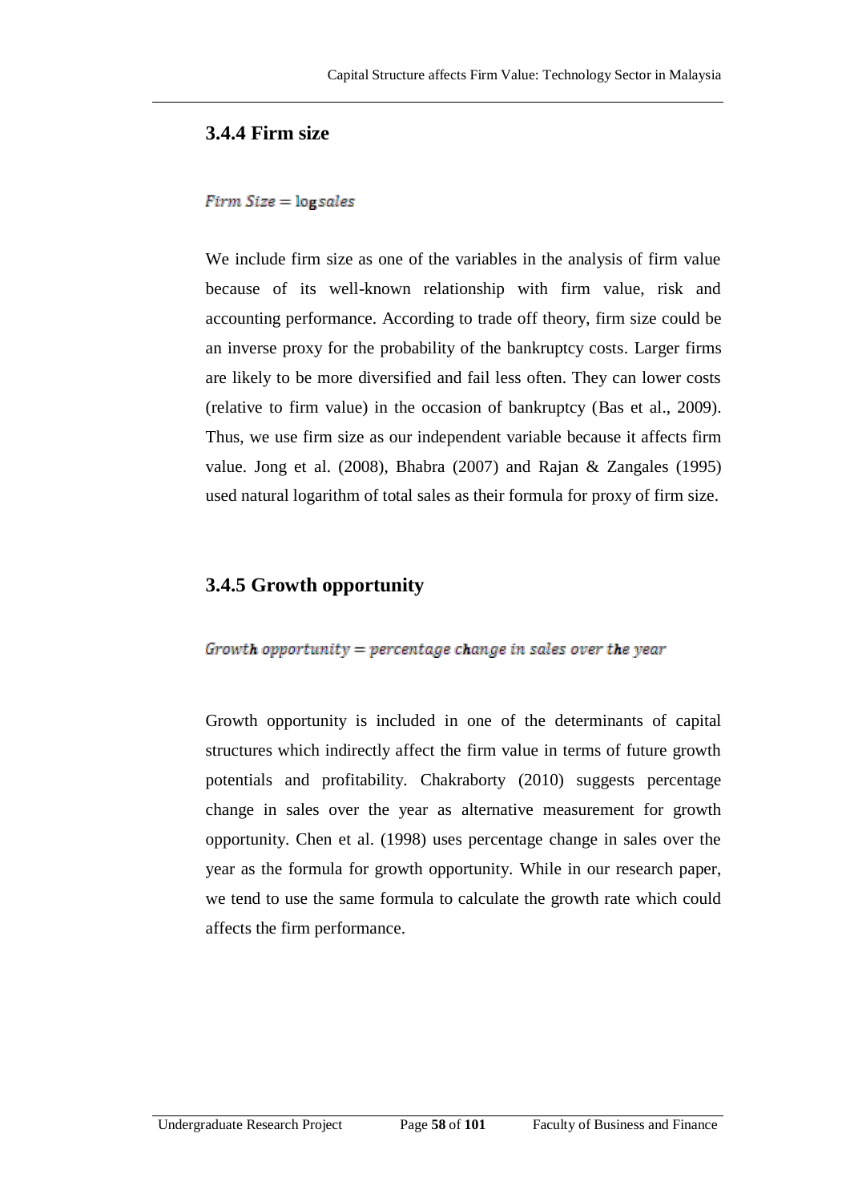### 3.4.4 Firm size

$$Firm\ Size = \log sales$$

We include firm size as one of the variables in the analysis of firm value because of its well-known relationship with firm value, risk and accounting performance. According to trade off theory, firm size could be an inverse proxy for the probability of the bankruptcy costs. Larger firms are likely to be more diversified and fail less often. They can lower costs (relative to firm value) in the occasion of bankruptcy (Bas et al., 2009). Thus, we use firm size as our independent variable because it affects firm value. Jong et al. (2008), Bhabra (2007) and Rajan & Zangales (1995) used natural logarithm of total sales as their formula for proxy of firm size.

### 3.4.5 Growth opportunity

$$Growth\ opportunity = percentage\ change\ in\ sales\ over\ the\ year$$

Growth opportunity is included in one of the determinants of capital structures which indirectly affect the firm value in terms of future growth potentials and profitability. Chakraborty (2010) suggests percentage change in sales over the year as alternative measurement for growth opportunity. Chen et al. (1998) uses percentage change in sales over the year as the formula for growth opportunity. While in our research paper, we tend to use the same formula to calculate the growth rate which could affects the firm performance.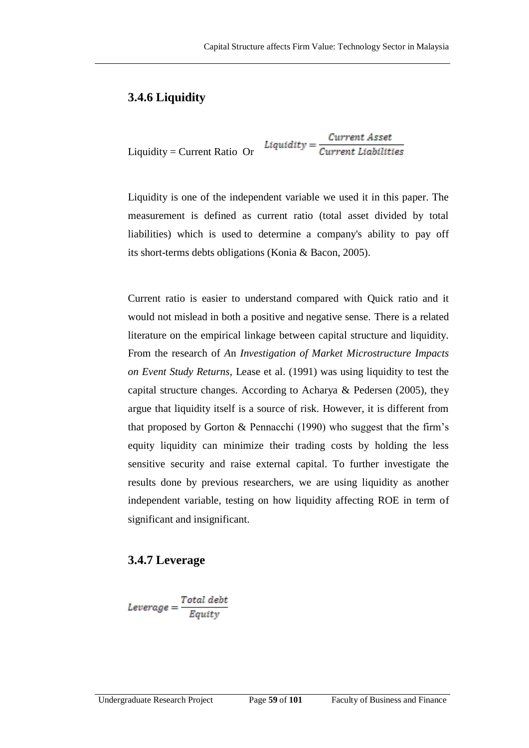### 3.4.6 Liquidity

Liquidity = Current Ratio Or $Liquidity = \frac{Current\ Asset}{Current\ Liabilities}$

Liquidity is one of the independent variable we used it in this paper. The measurement is defined as current ratio (total asset divided by total liabilities) which is used to determine a company's ability to pay off its short-terms debts obligations (Konia & Bacon, 2005).

Current ratio is easier to understand compared with Quick ratio and it would not mislead in both a positive and negative sense. There is a related literature on the empirical linkage between capital structure and liquidity. From the research of *An Investigation of Market Microstructure Impacts on Event Study Returns*, Lease et al. (1991) was using liquidity to test the capital structure changes. According to Acharya & Pedersen (2005), they argue that liquidity itself is a source of risk. However, it is different from that proposed by Gorton & Pennacchi (1990) who suggest that the firm's equity liquidity can minimize their trading costs by holding the less sensitive security and raise external capital. To further investigate the results done by previous researchers, we are using liquidity as another independent variable, testing on how liquidity affecting ROE in term of significant and insignificant.

### 3.4.7 Leverage

$$Leverage = \frac{Total\ debt}{Equity}$$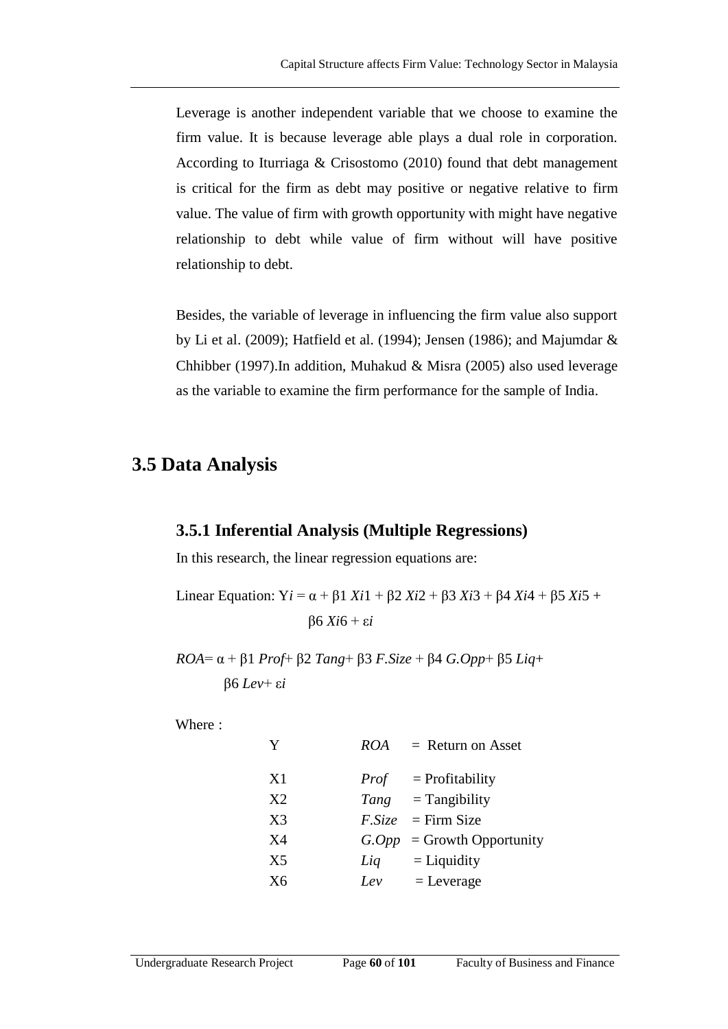Leverage is another independent variable that we choose to examine the firm value. It is because leverage able plays a dual role in corporation. According to Iturriaga & Crisostomo (2010) found that debt management is critical for the firm as debt may positive or negative relative to firm value. The value of firm with growth opportunity with might have negative relationship to debt while value of firm without will have positive relationship to debt.

Besides, the variable of leverage in influencing the firm value also support by Li et al. (2009); Hatfield et al. (1994); Jensen (1986); and Majumdar & Chhibber (1997).In addition, Muhakud & Misra (2005) also used leverage as the variable to examine the firm performance for the sample of India.

## 3.5 Data Analysis

### 3.5.1 Inferential Analysis (Multiple Regressions)

In this research, the linear regression equations are:

Linear Equation: $Y_i = \alpha + \beta 1\, X_{i1} + \beta 2\, X_{i2} + \beta 3\, X_{i3} + \beta 4\, X_{i4} + \beta 5\, X_{i5} + \beta 6\, X_{i6} + \varepsilon_i$

$ROA = \alpha + \beta 1\, Prof + \beta 2\, Tang + \beta 3\, F.Size + \beta 4\, G.Opp + \beta 5\, Liq + \beta 6\, Lev + \varepsilon_i$

Where :

| | | |
|---|---|---|
| Y | *ROA* | = Return on Asset |
| X1 | *Prof* | = Profitability |
| X2 | *Tang* | = Tangibility |
| X3 | *F.Size* | = Firm Size |
| X4 | *G.Opp* | = Growth Opportunity |
| X5 | *Liq* | = Liquidity |
| X6 | *Lev* | = Leverage |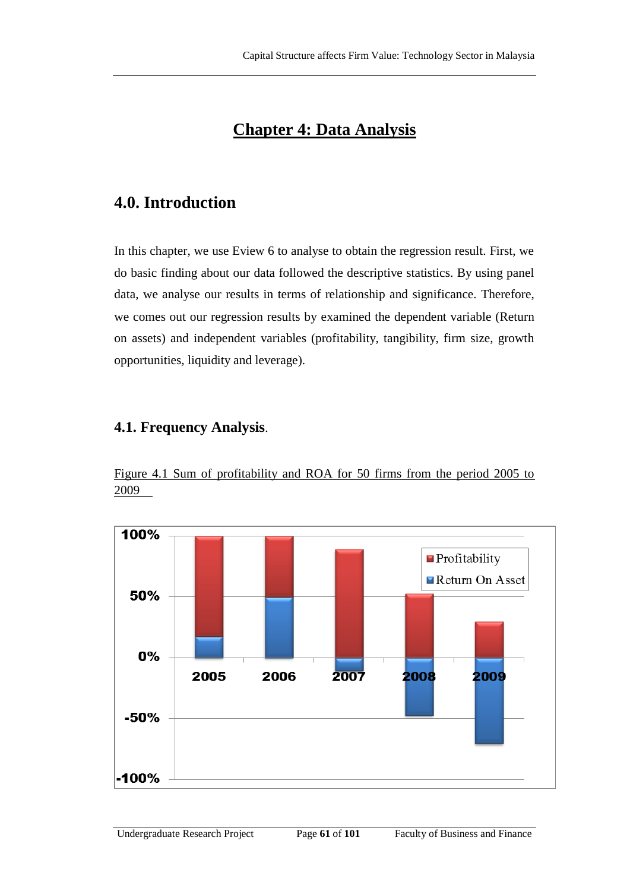# Chapter 4: Data Analysis

## 4.0. Introduction

In this chapter, we use Eview 6 to analyse to obtain the regression result. First, we do basic finding about our data followed the descriptive statistics. By using panel data, we analyse our results in terms of relationship and significance. Therefore, we comes out our regression results by examined the dependent variable (Return on assets) and independent variables (profitability, tangibility, firm size, growth opportunities, liquidity and leverage).

### 4.1. Frequency Analysis.

Figure 4.1 Sum of profitability and ROA for 50 firms from the period 2005 to 2009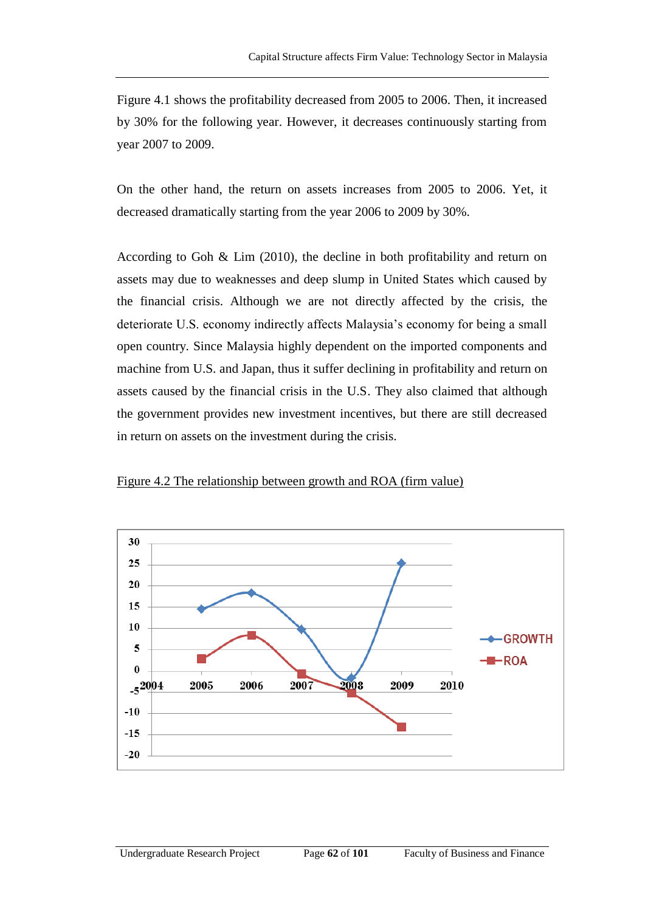Figure 4.1 shows the profitability decreased from 2005 to 2006. Then, it increased by 30% for the following year. However, it decreases continuously starting from year 2007 to 2009.

On the other hand, the return on assets increases from 2005 to 2006. Yet, it decreased dramatically starting from the year 2006 to 2009 by 30%.

According to Goh & Lim (2010), the decline in both profitability and return on assets may due to weaknesses and deep slump in United States which caused by the financial crisis. Although we are not directly affected by the crisis, the deteriorate U.S. economy indirectly affects Malaysia's economy for being a small open country. Since Malaysia highly dependent on the imported components and machine from U.S. and Japan, thus it suffer declining in profitability and return on assets caused by the financial crisis in the U.S. They also claimed that although the government provides new investment incentives, but there are still decreased in return on assets on the investment during the crisis.

Figure 4.2 The relationship between growth and ROA (firm value)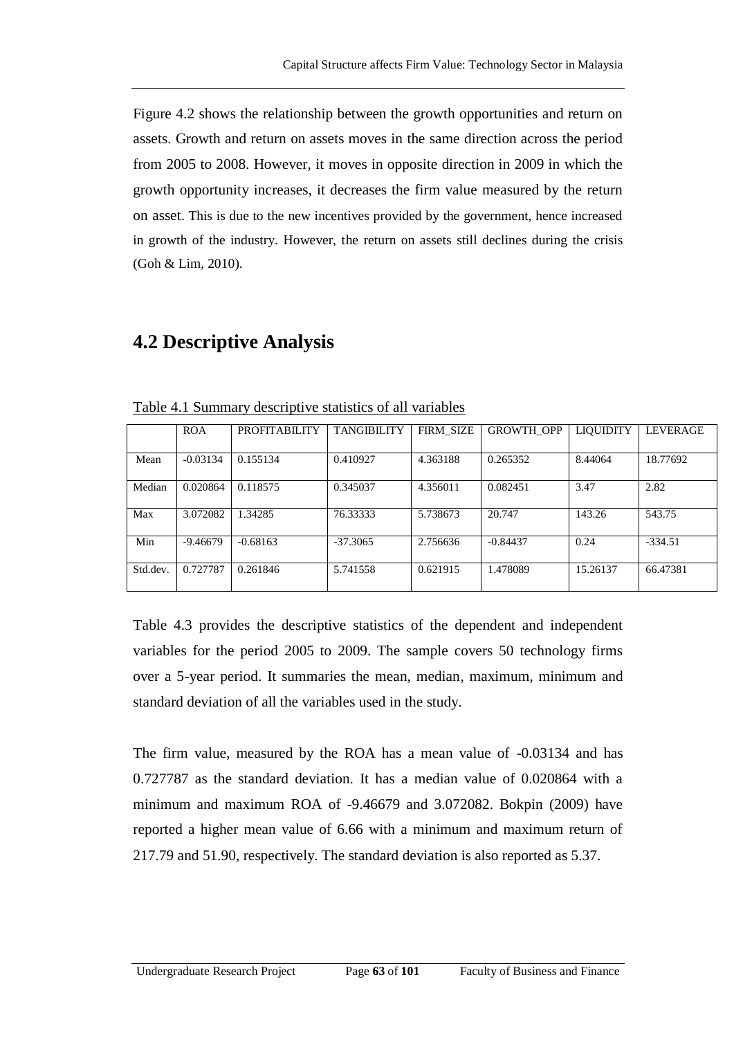Figure 4.2 shows the relationship between the growth opportunities and return on assets. Growth and return on assets moves in the same direction across the period from 2005 to 2008. However, it moves in opposite direction in 2009 in which the growth opportunity increases, it decreases the firm value measured by the return on asset. This is due to the new incentives provided by the government, hence increased in growth of the industry. However, the return on assets still declines during the crisis (Goh & Lim, 2010).

## 4.2 Descriptive Analysis

Table 4.1 Summary descriptive statistics of all variables

| | ROA | PROFITABILITY | TANGIBILITY | FIRM_SIZE | GROWTH_OPP | LIQUIDITY | LEVERAGE |
|---|---|---|---|---|---|---|---|
| Mean | -0.03134 | 0.155134 | 0.410927 | 4.363188 | 0.265352 | 8.44064 | 18.77692 |
| Median | 0.020864 | 0.118575 | 0.345037 | 4.356011 | 0.082451 | 3.47 | 2.82 |
| Max | 3.072082 | 1.34285 | 76.33333 | 5.738673 | 20.747 | 143.26 | 543.75 |
| Min | -9.46679 | -0.68163 | -37.3065 | 2.756636 | -0.84437 | 0.24 | -334.51 |
| Std.dev. | 0.727787 | 0.261846 | 5.741558 | 0.621915 | 1.478089 | 15.26137 | 66.47381 |

Table 4.3 provides the descriptive statistics of the dependent and independent variables for the period 2005 to 2009. The sample covers 50 technology firms over a 5-year period. It summaries the mean, median, maximum, minimum and standard deviation of all the variables used in the study.

The firm value, measured by the ROA has a mean value of -0.03134 and has 0.727787 as the standard deviation. It has a median value of 0.020864 with a minimum and maximum ROA of -9.46679 and 3.072082. Bokpin (2009) have reported a higher mean value of 6.66 with a minimum and maximum return of 217.79 and 51.90, respectively. The standard deviation is also reported as 5.37.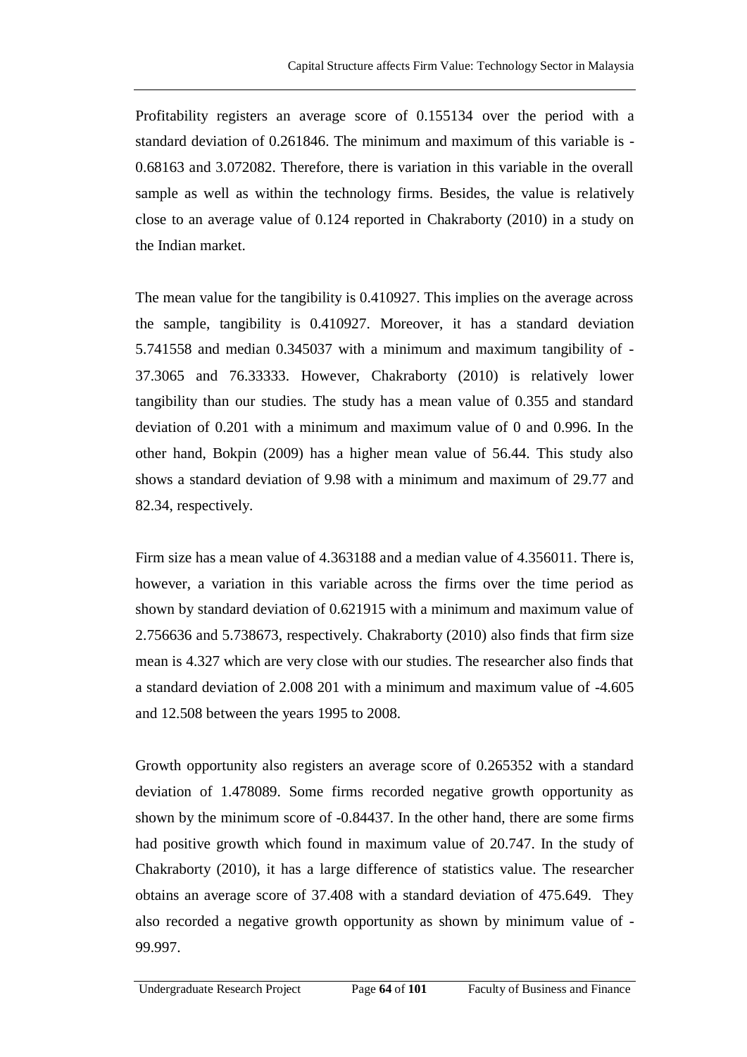Profitability registers an average score of 0.155134 over the period with a standard deviation of 0.261846. The minimum and maximum of this variable is -0.68163 and 3.072082. Therefore, there is variation in this variable in the overall sample as well as within the technology firms. Besides, the value is relatively close to an average value of 0.124 reported in Chakraborty (2010) in a study on the Indian market.

The mean value for the tangibility is 0.410927. This implies on the average across the sample, tangibility is 0.410927. Moreover, it has a standard deviation 5.741558 and median 0.345037 with a minimum and maximum tangibility of -37.3065 and 76.33333. However, Chakraborty (2010) is relatively lower tangibility than our studies. The study has a mean value of 0.355 and standard deviation of 0.201 with a minimum and maximum value of 0 and 0.996. In the other hand, Bokpin (2009) has a higher mean value of 56.44. This study also shows a standard deviation of 9.98 with a minimum and maximum of 29.77 and 82.34, respectively.

Firm size has a mean value of 4.363188 and a median value of 4.356011. There is, however, a variation in this variable across the firms over the time period as shown by standard deviation of 0.621915 with a minimum and maximum value of 2.756636 and 5.738673, respectively. Chakraborty (2010) also finds that firm size mean is 4.327 which are very close with our studies. The researcher also finds that a standard deviation of 2.008 201 with a minimum and maximum value of -4.605 and 12.508 between the years 1995 to 2008.

Growth opportunity also registers an average score of 0.265352 with a standard deviation of 1.478089. Some firms recorded negative growth opportunity as shown by the minimum score of -0.84437. In the other hand, there are some firms had positive growth which found in maximum value of 20.747. In the study of Chakraborty (2010), it has a large difference of statistics value. The researcher obtains an average score of 37.408 with a standard deviation of 475.649. They also recorded a negative growth opportunity as shown by minimum value of -99.997.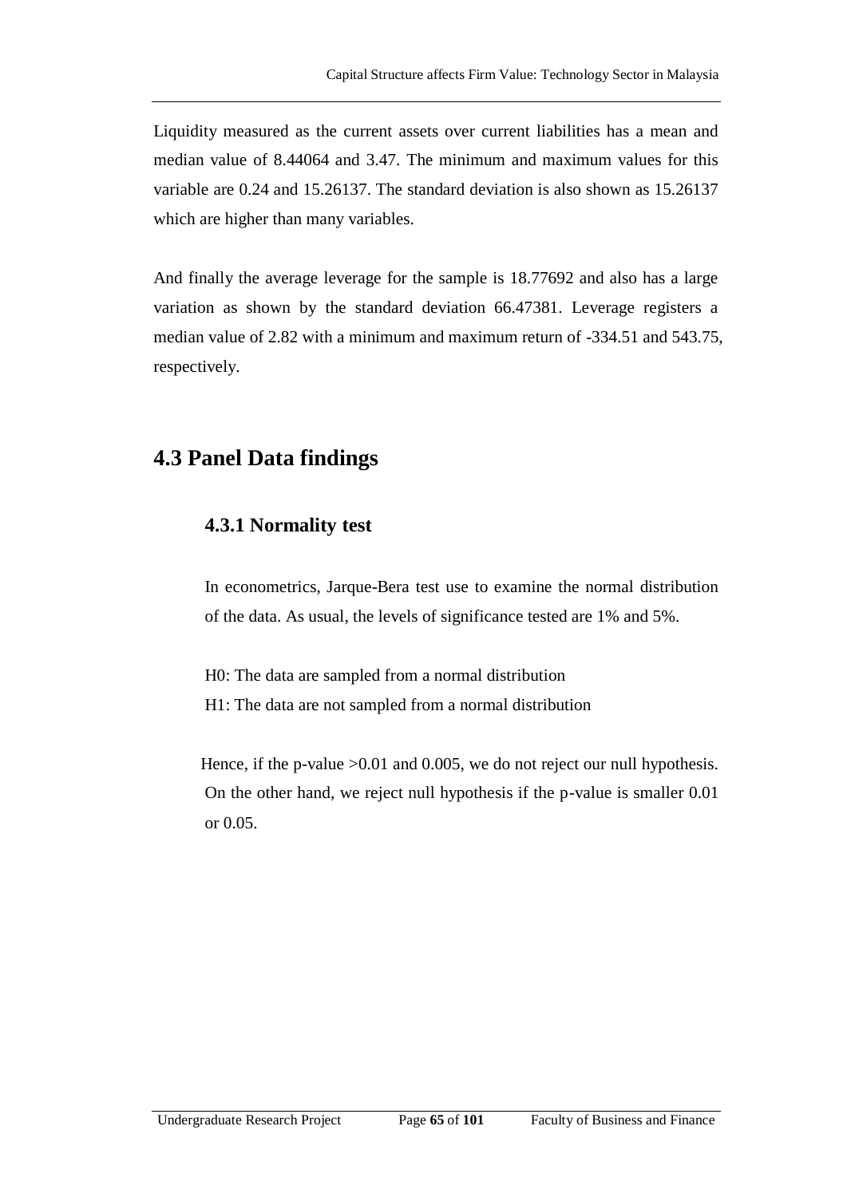Liquidity measured as the current assets over current liabilities has a mean and median value of 8.44064 and 3.47. The minimum and maximum values for this variable are 0.24 and 15.26137. The standard deviation is also shown as 15.26137 which are higher than many variables.

And finally the average leverage for the sample is 18.77692 and also has a large variation as shown by the standard deviation 66.47381. Leverage registers a median value of 2.82 with a minimum and maximum return of -334.51 and 543.75, respectively.

## 4.3 Panel Data findings

### 4.3.1 Normality test

In econometrics, Jarque-Bera test use to examine the normal distribution of the data. As usual, the levels of significance tested are 1% and 5%.

H0: The data are sampled from a normal distribution

H1: The data are not sampled from a normal distribution

Hence, if the p-value >0.01 and 0.005, we do not reject our null hypothesis. On the other hand, we reject null hypothesis if the p-value is smaller 0.01 or 0.05.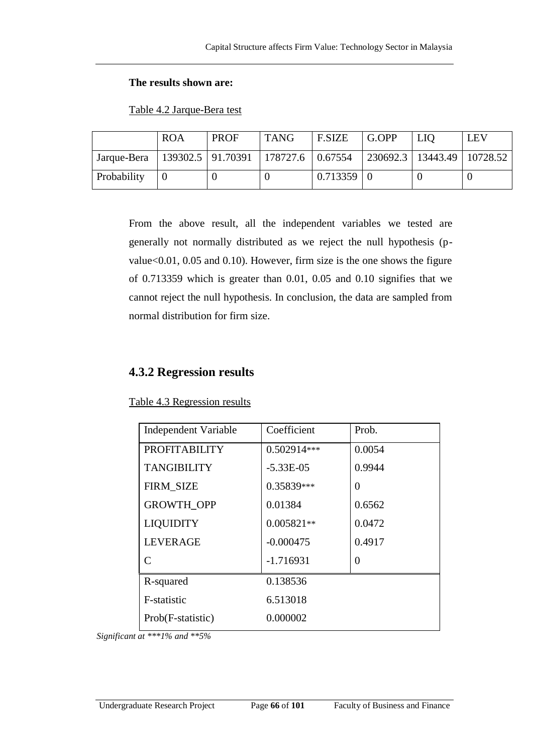**The results shown are:**

Table 4.2 Jarque-Bera test

| | ROA | PROF | TANG | F.SIZE | G.OPP | LIQ | LEV |
|---|---|---|---|---|---|---|---|
| Jarque-Bera | 139302.5 | 91.70391 | 178727.6 | 0.67554 | 230692.3 | 13443.49 | 10728.52 |
| Probability | 0 | 0 | 0 | 0.713359 | 0 | 0 | 0 |

From the above result, all the independent variables we tested are generally not normally distributed as we reject the null hypothesis (p-value<0.01, 0.05 and 0.10). However, firm size is the one shows the figure of 0.713359 which is greater than 0.01, 0.05 and 0.10 signifies that we cannot reject the null hypothesis. In conclusion, the data are sampled from normal distribution for firm size.

## 4.3.2 Regression results

Table 4.3 Regression results

| Independent Variable | Coefficient | Prob. |
|---|---|---|
| PROFITABILITY | 0.502914*** | 0.0054 |
| TANGIBILITY | -5.33E-05 | 0.9944 |
| FIRM_SIZE | 0.35839*** | 0 |
| GROWTH_OPP | 0.01384 | 0.6562 |
| LIQUIDITY | 0.005821** | 0.0472 |
| LEVERAGE | -0.000475 | 0.4917 |
| C | -1.716931 | 0 |
| R-squared | 0.138536 | |
| F-statistic | 6.513018 | |
| Prob(F-statistic) | 0.000002 | |

*Significant at ***1% and **5%*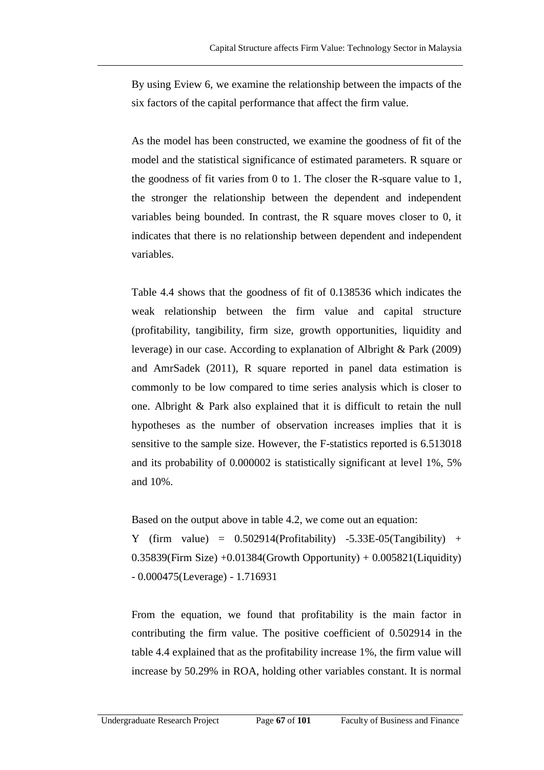By using Eview 6, we examine the relationship between the impacts of the six factors of the capital performance that affect the firm value.

As the model has been constructed, we examine the goodness of fit of the model and the statistical significance of estimated parameters. R square or the goodness of fit varies from 0 to 1. The closer the R-square value to 1, the stronger the relationship between the dependent and independent variables being bounded. In contrast, the R square moves closer to 0, it indicates that there is no relationship between dependent and independent variables.

Table 4.4 shows that the goodness of fit of 0.138536 which indicates the weak relationship between the firm value and capital structure (profitability, tangibility, firm size, growth opportunities, liquidity and leverage) in our case. According to explanation of Albright & Park (2009) and AmrSadek (2011), R square reported in panel data estimation is commonly to be low compared to time series analysis which is closer to one. Albright & Park also explained that it is difficult to retain the null hypotheses as the number of observation increases implies that it is sensitive to the sample size. However, the F-statistics reported is 6.513018 and its probability of 0.000002 is statistically significant at level 1%, 5% and 10%.

Based on the output above in table 4.2, we come out an equation:

Y (firm value) = 0.502914(Profitability) -5.33E-05(Tangibility) + 0.35839(Firm Size) +0.01384(Growth Opportunity) + 0.005821(Liquidity) - 0.000475(Leverage) - 1.716931

From the equation, we found that profitability is the main factor in contributing the firm value. The positive coefficient of 0.502914 in the table 4.4 explained that as the profitability increase 1%, the firm value will increase by 50.29% in ROA, holding other variables constant. It is normal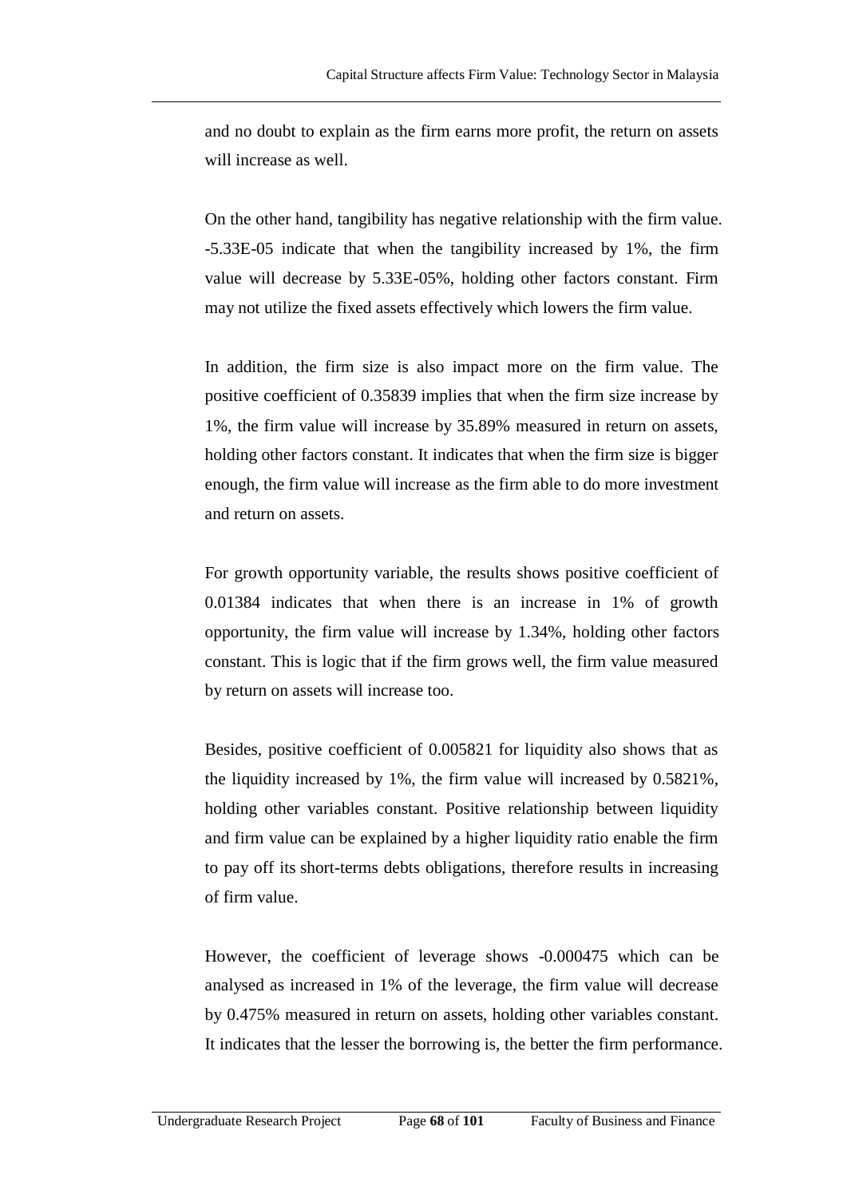and no doubt to explain as the firm earns more profit, the return on assets will increase as well.

On the other hand, tangibility has negative relationship with the firm value. -5.33E-05 indicate that when the tangibility increased by 1%, the firm value will decrease by 5.33E-05%, holding other factors constant. Firm may not utilize the fixed assets effectively which lowers the firm value.

In addition, the firm size is also impact more on the firm value. The positive coefficient of 0.35839 implies that when the firm size increase by 1%, the firm value will increase by 35.89% measured in return on assets, holding other factors constant. It indicates that when the firm size is bigger enough, the firm value will increase as the firm able to do more investment and return on assets.

For growth opportunity variable, the results shows positive coefficient of 0.01384 indicates that when there is an increase in 1% of growth opportunity, the firm value will increase by 1.34%, holding other factors constant. This is logic that if the firm grows well, the firm value measured by return on assets will increase too.

Besides, positive coefficient of 0.005821 for liquidity also shows that as the liquidity increased by 1%, the firm value will increased by 0.5821%, holding other variables constant. Positive relationship between liquidity and firm value can be explained by a higher liquidity ratio enable the firm to pay off its short-terms debts obligations, therefore results in increasing of firm value.

However, the coefficient of leverage shows -0.000475 which can be analysed as increased in 1% of the leverage, the firm value will decrease by 0.475% measured in return on assets, holding other variables constant. It indicates that the lesser the borrowing is, the better the firm performance.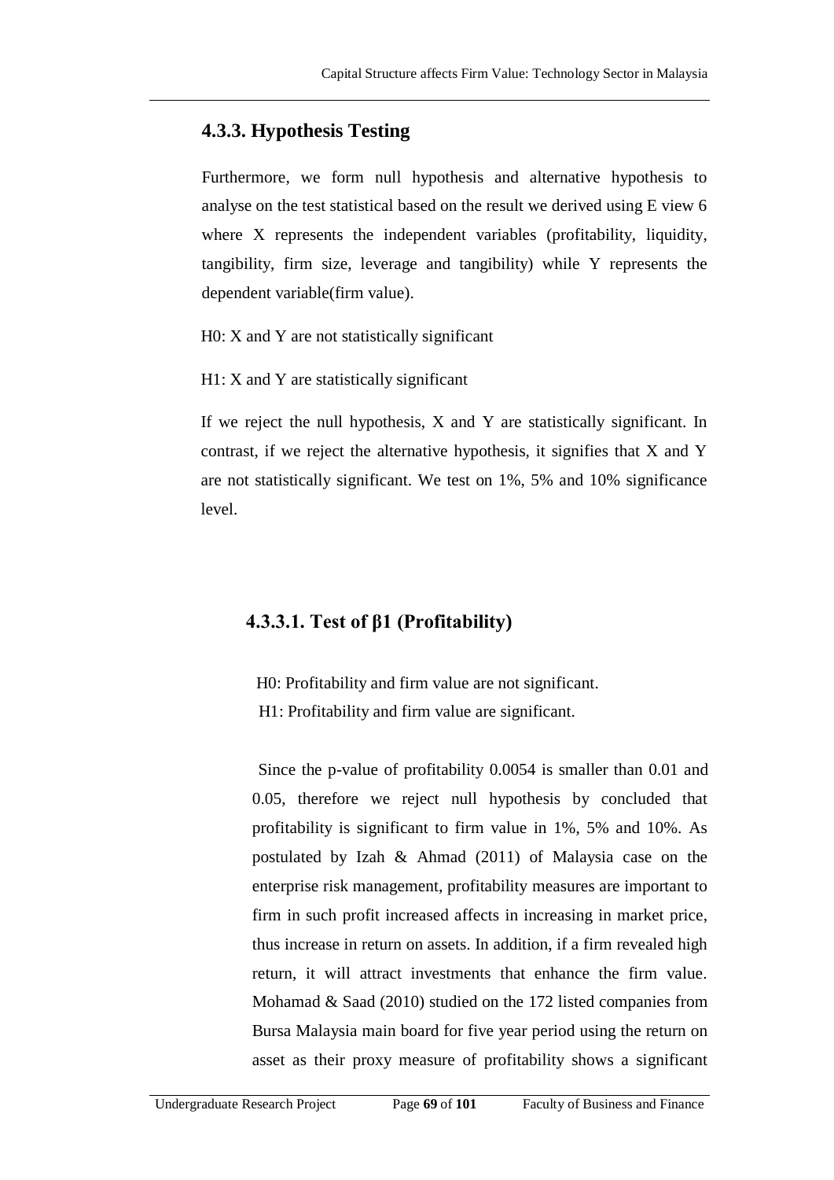### 4.3.3. Hypothesis Testing

Furthermore, we form null hypothesis and alternative hypothesis to analyse on the test statistical based on the result we derived using E view 6 where X represents the independent variables (profitability, liquidity, tangibility, firm size, leverage and tangibility) while Y represents the dependent variable(firm value).

H0: X and Y are not statistically significant

H1: X and Y are statistically significant

If we reject the null hypothesis, X and Y are statistically significant. In contrast, if we reject the alternative hypothesis, it signifies that X and Y are not statistically significant. We test on 1%, 5% and 10% significance level.

#### 4.3.3.1. Test of β1 (Profitability)

H0: Profitability and firm value are not significant.

H1: Profitability and firm value are significant.

Since the p-value of profitability 0.0054 is smaller than 0.01 and 0.05, therefore we reject null hypothesis by concluded that profitability is significant to firm value in 1%, 5% and 10%. As postulated by Izah & Ahmad (2011) of Malaysia case on the enterprise risk management, profitability measures are important to firm in such profit increased affects in increasing in market price, thus increase in return on assets. In addition, if a firm revealed high return, it will attract investments that enhance the firm value. Mohamad & Saad (2010) studied on the 172 listed companies from Bursa Malaysia main board for five year period using the return on asset as their proxy measure of profitability shows a significant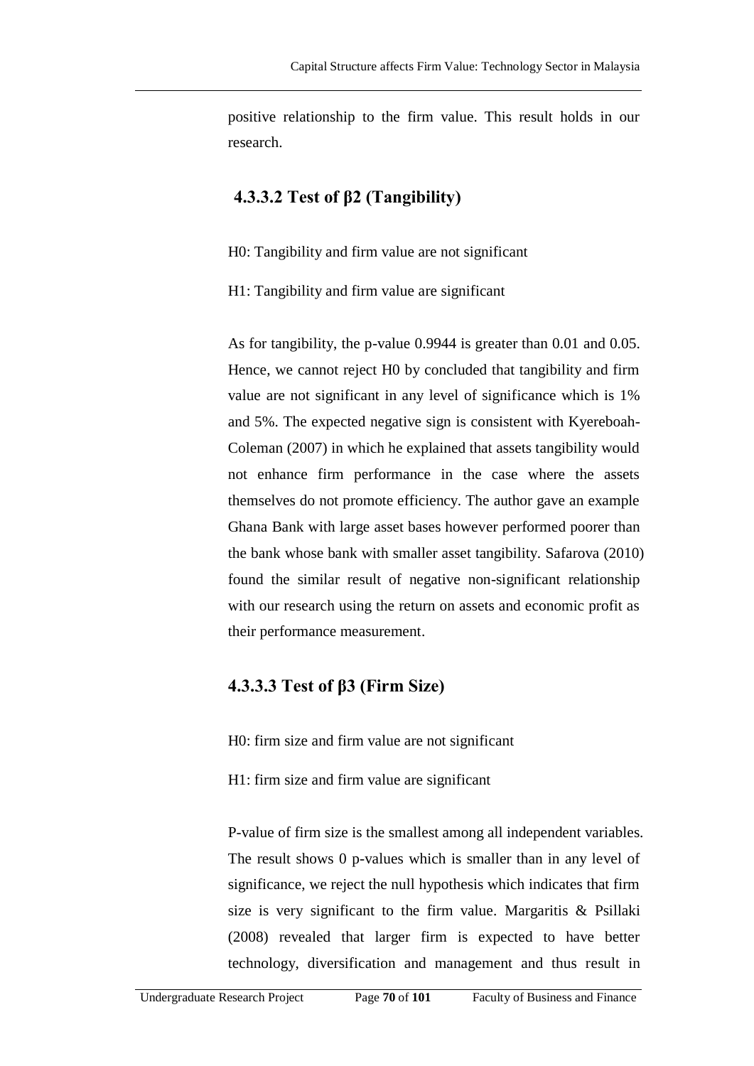positive relationship to the firm value. This result holds in our research.

#### 4.3.3.2 Test of β2 (Tangibility)

H0: Tangibility and firm value are not significant

H1: Tangibility and firm value are significant

As for tangibility, the p-value 0.9944 is greater than 0.01 and 0.05. Hence, we cannot reject H0 by concluded that tangibility and firm value are not significant in any level of significance which is 1% and 5%. The expected negative sign is consistent with Kyereboah-Coleman (2007) in which he explained that assets tangibility would not enhance firm performance in the case where the assets themselves do not promote efficiency. The author gave an example Ghana Bank with large asset bases however performed poorer than the bank whose bank with smaller asset tangibility. Safarova (2010) found the similar result of negative non-significant relationship with our research using the return on assets and economic profit as their performance measurement.

#### 4.3.3.3 Test of β3 (Firm Size)

H0: firm size and firm value are not significant

H1: firm size and firm value are significant

P-value of firm size is the smallest among all independent variables. The result shows 0 p-values which is smaller than in any level of significance, we reject the null hypothesis which indicates that firm size is very significant to the firm value. Margaritis & Psillaki (2008) revealed that larger firm is expected to have better technology, diversification and management and thus result in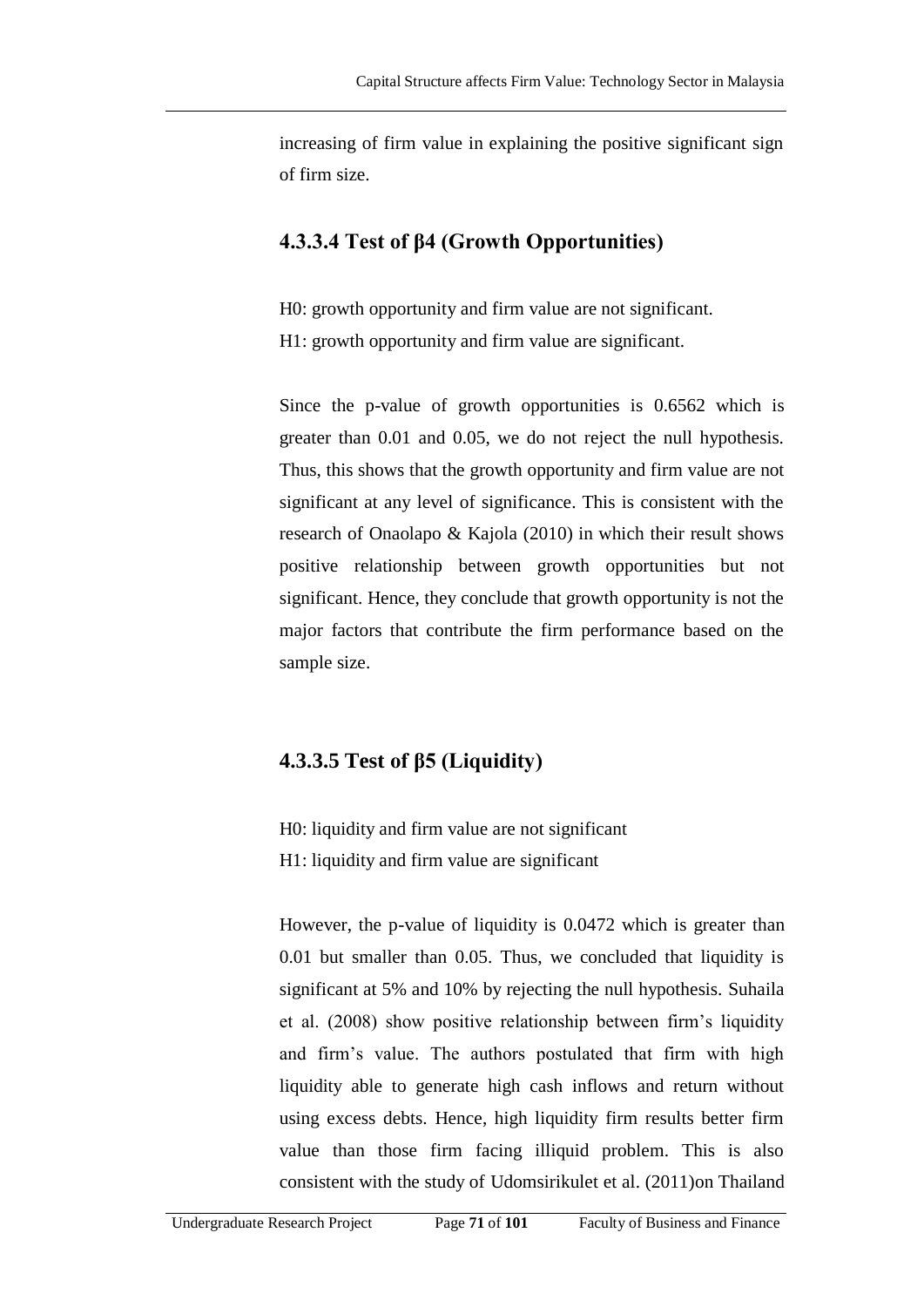increasing of firm value in explaining the positive significant sign of firm size.

#### 4.3.3.4 Test of β4 (Growth Opportunities)

H0: growth opportunity and firm value are not significant.
H1: growth opportunity and firm value are significant.

Since the p-value of growth opportunities is 0.6562 which is greater than 0.01 and 0.05, we do not reject the null hypothesis. Thus, this shows that the growth opportunity and firm value are not significant at any level of significance. This is consistent with the research of Onaolapo & Kajola (2010) in which their result shows positive relationship between growth opportunities but not significant. Hence, they conclude that growth opportunity is not the major factors that contribute the firm performance based on the sample size.

#### 4.3.3.5 Test of β5 (Liquidity)

H0: liquidity and firm value are not significant
H1: liquidity and firm value are significant

However, the p-value of liquidity is 0.0472 which is greater than 0.01 but smaller than 0.05. Thus, we concluded that liquidity is significant at 5% and 10% by rejecting the null hypothesis. Suhaila et al. (2008) show positive relationship between firm's liquidity and firm's value. The authors postulated that firm with high liquidity able to generate high cash inflows and return without using excess debts. Hence, high liquidity firm results better firm value than those firm facing illiquid problem. This is also consistent with the study of Udomsirikulet et al. (2011)on Thailand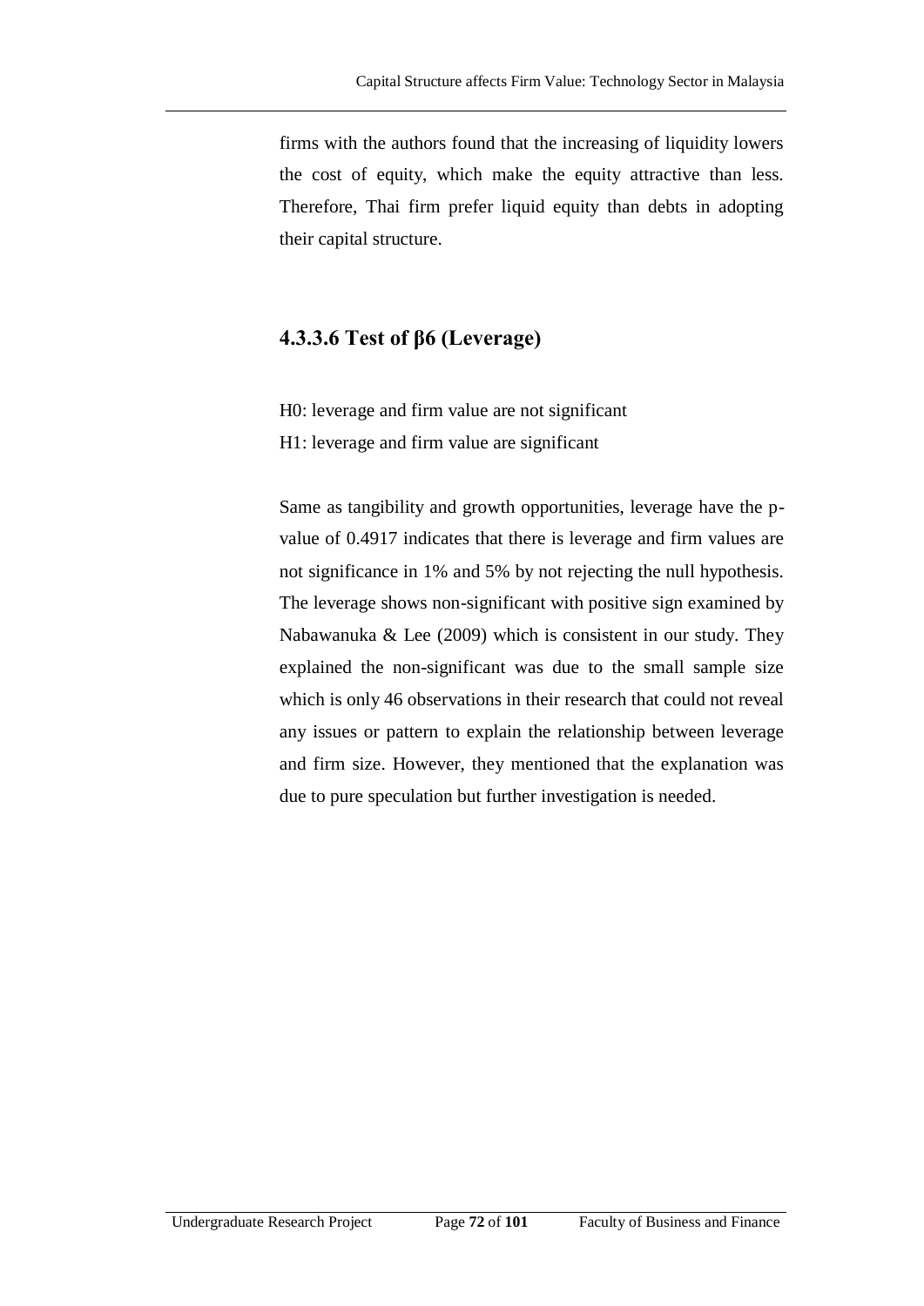firms with the authors found that the increasing of liquidity lowers the cost of equity, which make the equity attractive than less. Therefore, Thai firm prefer liquid equity than debts in adopting their capital structure.

### 4.3.3.6 Test of β6 (Leverage)

H0: leverage and firm value are not significant

H1: leverage and firm value are significant

Same as tangibility and growth opportunities, leverage have the p-value of 0.4917 indicates that there is leverage and firm values are not significance in 1% and 5% by not rejecting the null hypothesis. The leverage shows non-significant with positive sign examined by Nabawanuka & Lee (2009) which is consistent in our study. They explained the non-significant was due to the small sample size which is only 46 observations in their research that could not reveal any issues or pattern to explain the relationship between leverage and firm size. However, they mentioned that the explanation was due to pure speculation but further investigation is needed.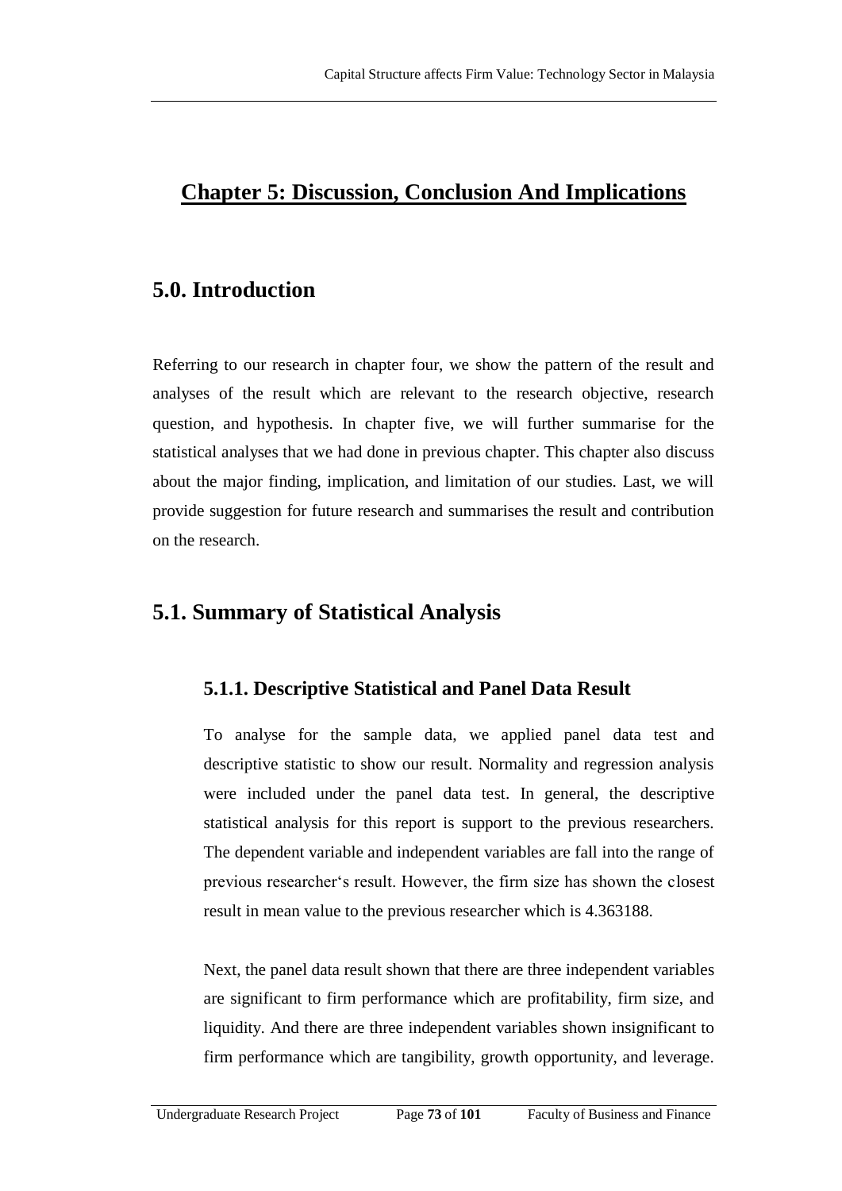# Chapter 5: Discussion, Conclusion And Implications

## 5.0. Introduction

Referring to our research in chapter four, we show the pattern of the result and analyses of the result which are relevant to the research objective, research question, and hypothesis. In chapter five, we will further summarise for the statistical analyses that we had done in previous chapter. This chapter also discuss about the major finding, implication, and limitation of our studies. Last, we will provide suggestion for future research and summarises the result and contribution on the research.

## 5.1. Summary of Statistical Analysis

### 5.1.1. Descriptive Statistical and Panel Data Result

To analyse for the sample data, we applied panel data test and descriptive statistic to show our result. Normality and regression analysis were included under the panel data test. In general, the descriptive statistical analysis for this report is support to the previous researchers. The dependent variable and independent variables are fall into the range of previous researcher's result. However, the firm size has shown the closest result in mean value to the previous researcher which is 4.363188.

Next, the panel data result shown that there are three independent variables are significant to firm performance which are profitability, firm size, and liquidity. And there are three independent variables shown insignificant to firm performance which are tangibility, growth opportunity, and leverage.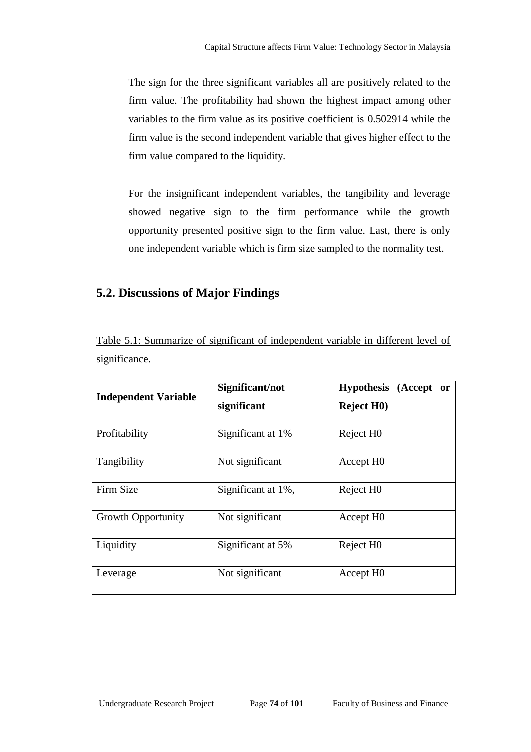The sign for the three significant variables all are positively related to the firm value. The profitability had shown the highest impact among other variables to the firm value as its positive coefficient is 0.502914 while the firm value is the second independent variable that gives higher effect to the firm value compared to the liquidity.

For the insignificant independent variables, the tangibility and leverage showed negative sign to the firm performance while the growth opportunity presented positive sign to the firm value. Last, there is only one independent variable which is firm size sampled to the normality test.

## 5.2. Discussions of Major Findings

Table 5.1: Summarize of significant of independent variable in different level of significance.

| **Independent Variable** | **Significant/not significant** | **Hypothesis (Accept or Reject H0)** |
|---|---|---|
| Profitability | Significant at 1% | Reject H0 |
| Tangibility | Not significant | Accept H0 |
| Firm Size | Significant at 1%, | Reject H0 |
| Growth Opportunity | Not significant | Accept H0 |
| Liquidity | Significant at 5% | Reject H0 |
| Leverage | Not significant | Accept H0 |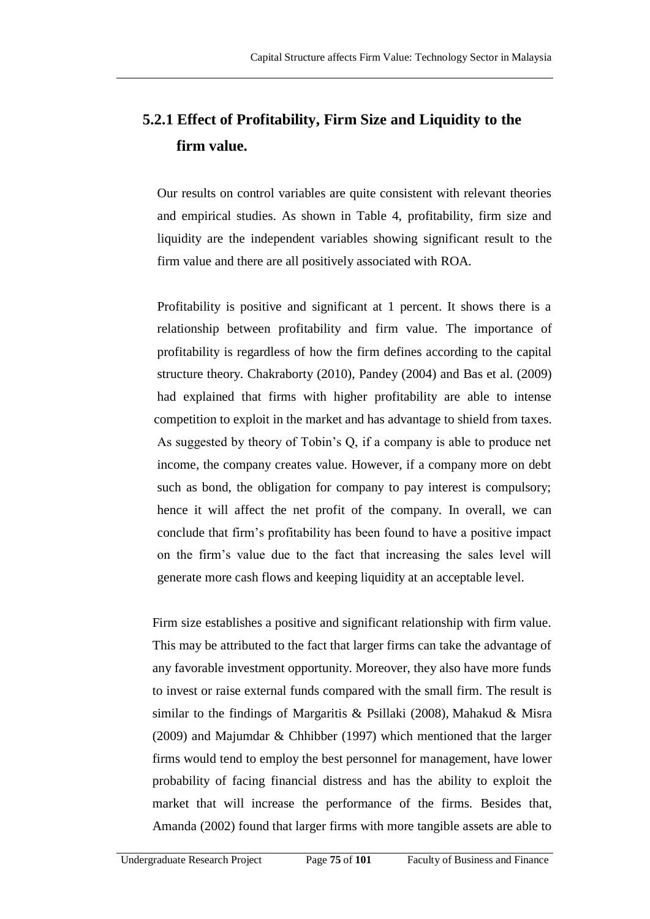### 5.2.1 Effect of Profitability, Firm Size and Liquidity to the firm value.

Our results on control variables are quite consistent with relevant theories and empirical studies. As shown in Table 4, profitability, firm size and liquidity are the independent variables showing significant result to the firm value and there are all positively associated with ROA.

Profitability is positive and significant at 1 percent. It shows there is a relationship between profitability and firm value. The importance of profitability is regardless of how the firm defines according to the capital structure theory. Chakraborty (2010), Pandey (2004) and Bas et al. (2009) had explained that firms with higher profitability are able to intense competition to exploit in the market and has advantage to shield from taxes. As suggested by theory of Tobin's Q, if a company is able to produce net income, the company creates value. However, if a company more on debt such as bond, the obligation for company to pay interest is compulsory; hence it will affect the net profit of the company. In overall, we can conclude that firm's profitability has been found to have a positive impact on the firm's value due to the fact that increasing the sales level will generate more cash flows and keeping liquidity at an acceptable level.

Firm size establishes a positive and significant relationship with firm value. This may be attributed to the fact that larger firms can take the advantage of any favorable investment opportunity. Moreover, they also have more funds to invest or raise external funds compared with the small firm. The result is similar to the findings of Margaritis & Psillaki (2008), Mahakud & Misra (2009) and Majumdar & Chhibber (1997) which mentioned that the larger firms would tend to employ the best personnel for management, have lower probability of facing financial distress and has the ability to exploit the market that will increase the performance of the firms. Besides that, Amanda (2002) found that larger firms with more tangible assets are able to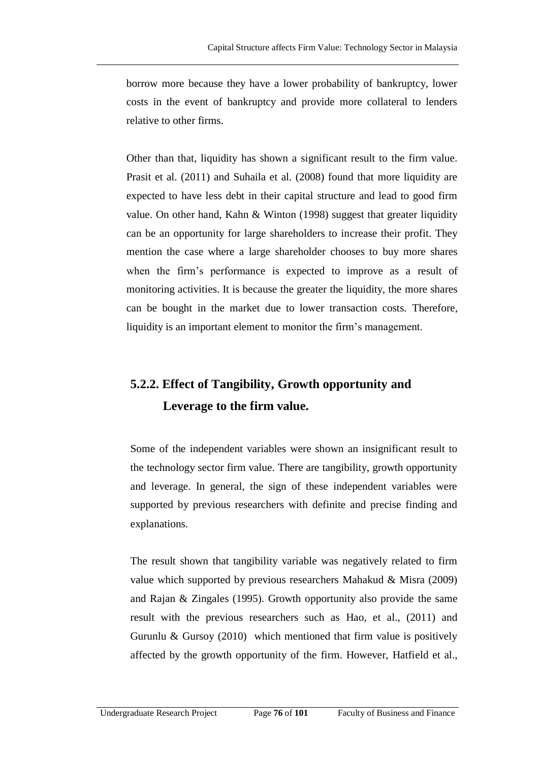borrow more because they have a lower probability of bankruptcy, lower costs in the event of bankruptcy and provide more collateral to lenders relative to other firms.

Other than that, liquidity has shown a significant result to the firm value. Prasit et al. (2011) and Suhaila et al. (2008) found that more liquidity are expected to have less debt in their capital structure and lead to good firm value. On other hand, Kahn & Winton (1998) suggest that greater liquidity can be an opportunity for large shareholders to increase their profit. They mention the case where a large shareholder chooses to buy more shares when the firm's performance is expected to improve as a result of monitoring activities. It is because the greater the liquidity, the more shares can be bought in the market due to lower transaction costs. Therefore, liquidity is an important element to monitor the firm's management.

## 5.2.2. Effect of Tangibility, Growth opportunity and Leverage to the firm value.

Some of the independent variables were shown an insignificant result to the technology sector firm value. There are tangibility, growth opportunity and leverage. In general, the sign of these independent variables were supported by previous researchers with definite and precise finding and explanations.

The result shown that tangibility variable was negatively related to firm value which supported by previous researchers Mahakud & Misra (2009) and Rajan & Zingales (1995). Growth opportunity also provide the same result with the previous researchers such as Hao, et al., (2011) and Gurunlu & Gursoy (2010) which mentioned that firm value is positively affected by the growth opportunity of the firm. However, Hatfield et al.,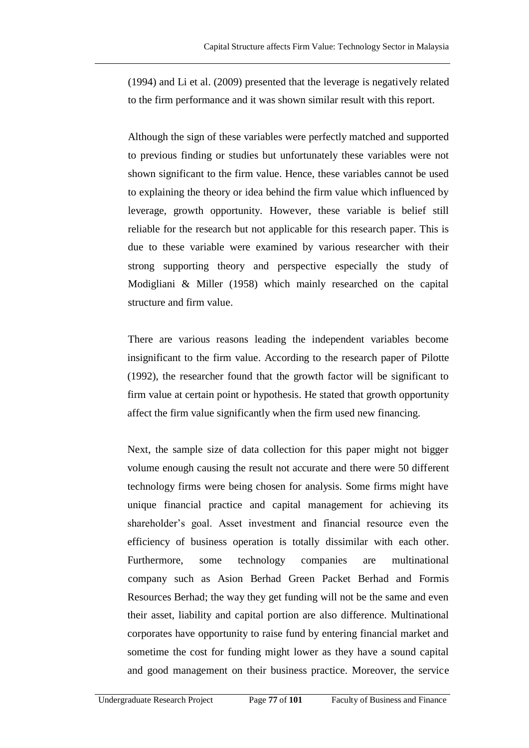(1994) and Li et al. (2009) presented that the leverage is negatively related to the firm performance and it was shown similar result with this report.

Although the sign of these variables were perfectly matched and supported to previous finding or studies but unfortunately these variables were not shown significant to the firm value. Hence, these variables cannot be used to explaining the theory or idea behind the firm value which influenced by leverage, growth opportunity. However, these variable is belief still reliable for the research but not applicable for this research paper. This is due to these variable were examined by various researcher with their strong supporting theory and perspective especially the study of Modigliani & Miller (1958) which mainly researched on the capital structure and firm value.

There are various reasons leading the independent variables become insignificant to the firm value. According to the research paper of Pilotte (1992), the researcher found that the growth factor will be significant to firm value at certain point or hypothesis. He stated that growth opportunity affect the firm value significantly when the firm used new financing.

Next, the sample size of data collection for this paper might not bigger volume enough causing the result not accurate and there were 50 different technology firms were being chosen for analysis. Some firms might have unique financial practice and capital management for achieving its shareholder's goal. Asset investment and financial resource even the efficiency of business operation is totally dissimilar with each other. Furthermore, some technology companies are multinational company such as Asion Berhad Green Packet Berhad and Formis Resources Berhad; the way they get funding will not be the same and even their asset, liability and capital portion are also difference. Multinational corporates have opportunity to raise fund by entering financial market and sometime the cost for funding might lower as they have a sound capital and good management on their business practice. Moreover, the service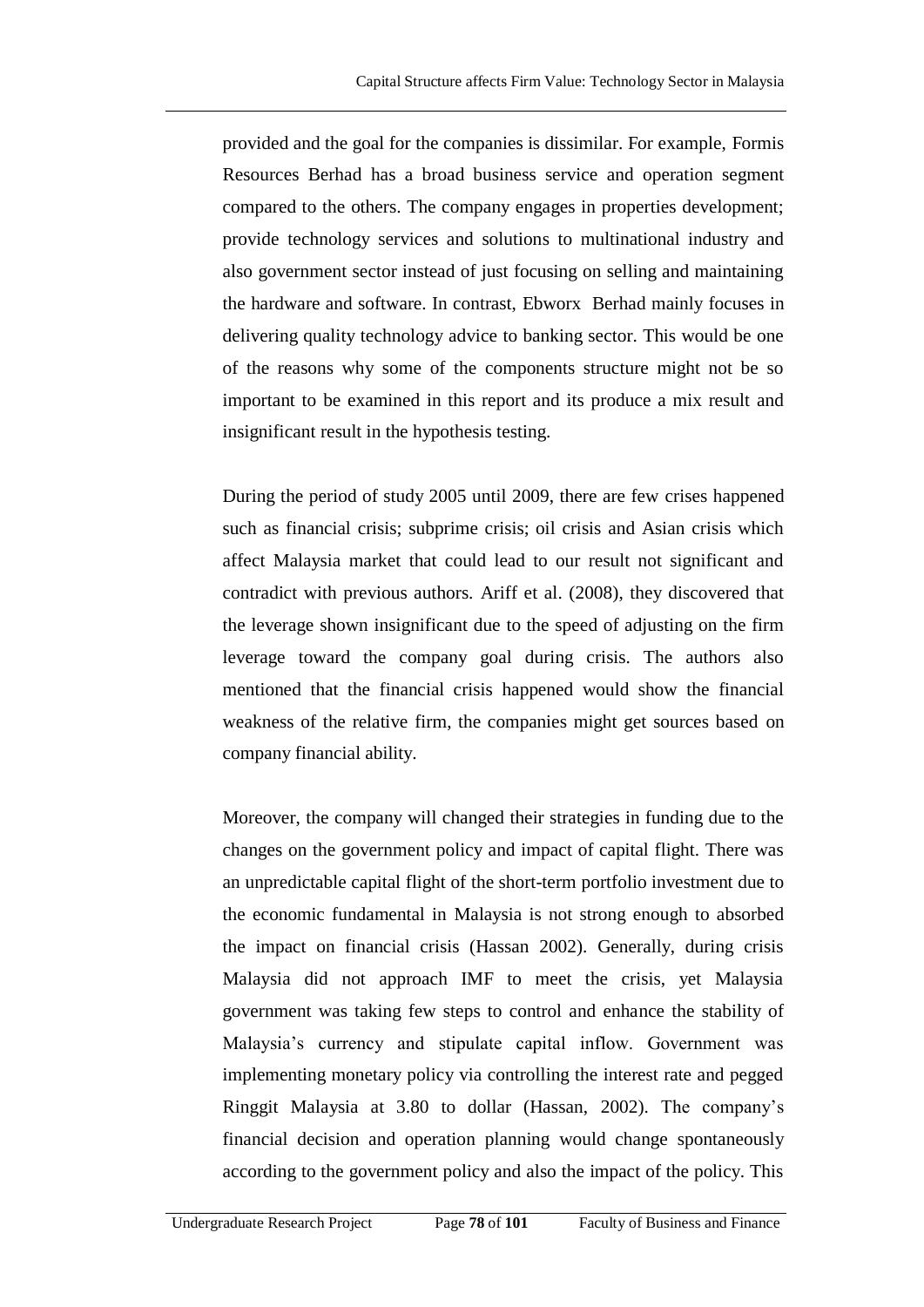provided and the goal for the companies is dissimilar. For example, Formis Resources Berhad has a broad business service and operation segment compared to the others. The company engages in properties development; provide technology services and solutions to multinational industry and also government sector instead of just focusing on selling and maintaining the hardware and software. In contrast, Ebworx Berhad mainly focuses in delivering quality technology advice to banking sector. This would be one of the reasons why some of the components structure might not be so important to be examined in this report and its produce a mix result and insignificant result in the hypothesis testing.

During the period of study 2005 until 2009, there are few crises happened such as financial crisis; subprime crisis; oil crisis and Asian crisis which affect Malaysia market that could lead to our result not significant and contradict with previous authors. Ariff et al. (2008), they discovered that the leverage shown insignificant due to the speed of adjusting on the firm leverage toward the company goal during crisis. The authors also mentioned that the financial crisis happened would show the financial weakness of the relative firm, the companies might get sources based on company financial ability.

Moreover, the company will changed their strategies in funding due to the changes on the government policy and impact of capital flight. There was an unpredictable capital flight of the short-term portfolio investment due to the economic fundamental in Malaysia is not strong enough to absorbed the impact on financial crisis (Hassan 2002). Generally, during crisis Malaysia did not approach IMF to meet the crisis, yet Malaysia government was taking few steps to control and enhance the stability of Malaysia's currency and stipulate capital inflow. Government was implementing monetary policy via controlling the interest rate and pegged Ringgit Malaysia at 3.80 to dollar (Hassan, 2002). The company's financial decision and operation planning would change spontaneously according to the government policy and also the impact of the policy. This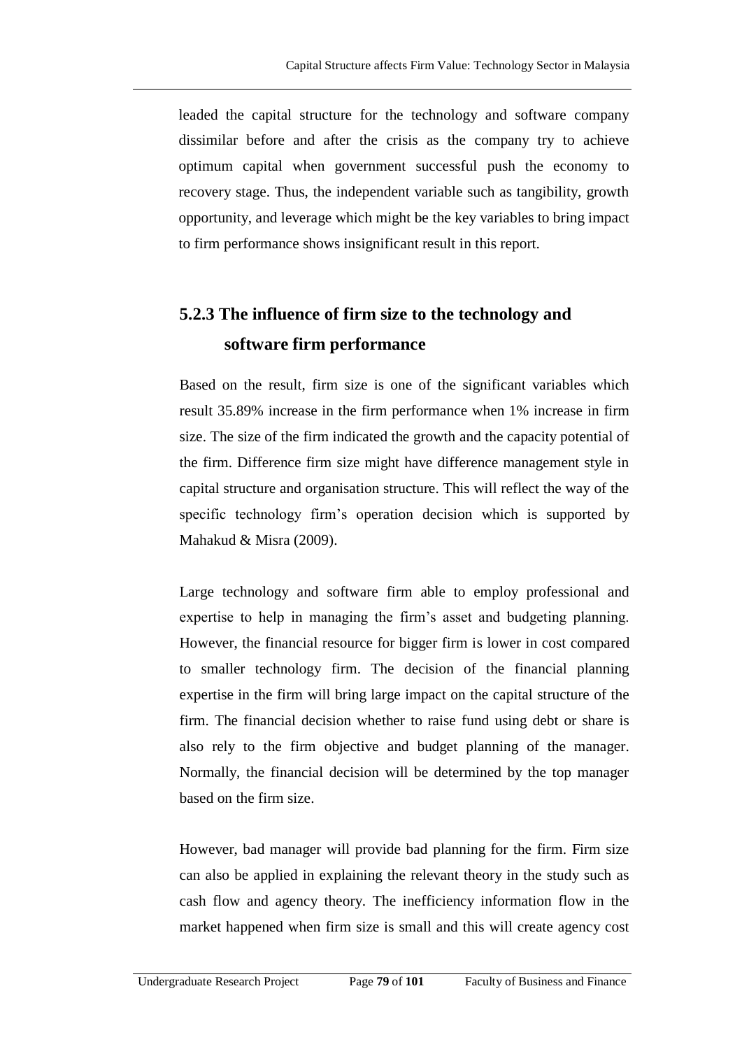leaded the capital structure for the technology and software company dissimilar before and after the crisis as the company try to achieve optimum capital when government successful push the economy to recovery stage. Thus, the independent variable such as tangibility, growth opportunity, and leverage which might be the key variables to bring impact to firm performance shows insignificant result in this report.

### 5.2.3 The influence of firm size to the technology and software firm performance

Based on the result, firm size is one of the significant variables which result 35.89% increase in the firm performance when 1% increase in firm size. The size of the firm indicated the growth and the capacity potential of the firm. Difference firm size might have difference management style in capital structure and organisation structure. This will reflect the way of the specific technology firm's operation decision which is supported by Mahakud & Misra (2009).

Large technology and software firm able to employ professional and expertise to help in managing the firm's asset and budgeting planning. However, the financial resource for bigger firm is lower in cost compared to smaller technology firm. The decision of the financial planning expertise in the firm will bring large impact on the capital structure of the firm. The financial decision whether to raise fund using debt or share is also rely to the firm objective and budget planning of the manager. Normally, the financial decision will be determined by the top manager based on the firm size.

However, bad manager will provide bad planning for the firm. Firm size can also be applied in explaining the relevant theory in the study such as cash flow and agency theory. The inefficiency information flow in the market happened when firm size is small and this will create agency cost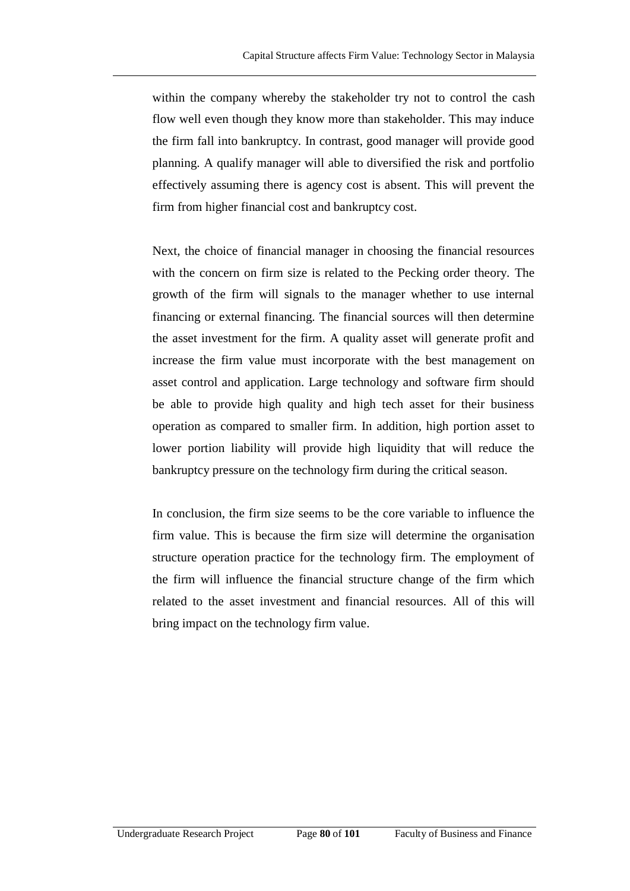within the company whereby the stakeholder try not to control the cash flow well even though they know more than stakeholder. This may induce the firm fall into bankruptcy. In contrast, good manager will provide good planning. A qualify manager will able to diversified the risk and portfolio effectively assuming there is agency cost is absent. This will prevent the firm from higher financial cost and bankruptcy cost.

Next, the choice of financial manager in choosing the financial resources with the concern on firm size is related to the Pecking order theory. The growth of the firm will signals to the manager whether to use internal financing or external financing. The financial sources will then determine the asset investment for the firm. A quality asset will generate profit and increase the firm value must incorporate with the best management on asset control and application. Large technology and software firm should be able to provide high quality and high tech asset for their business operation as compared to smaller firm. In addition, high portion asset to lower portion liability will provide high liquidity that will reduce the bankruptcy pressure on the technology firm during the critical season.

In conclusion, the firm size seems to be the core variable to influence the firm value. This is because the firm size will determine the organisation structure operation practice for the technology firm. The employment of the firm will influence the financial structure change of the firm which related to the asset investment and financial resources. All of this will bring impact on the technology firm value.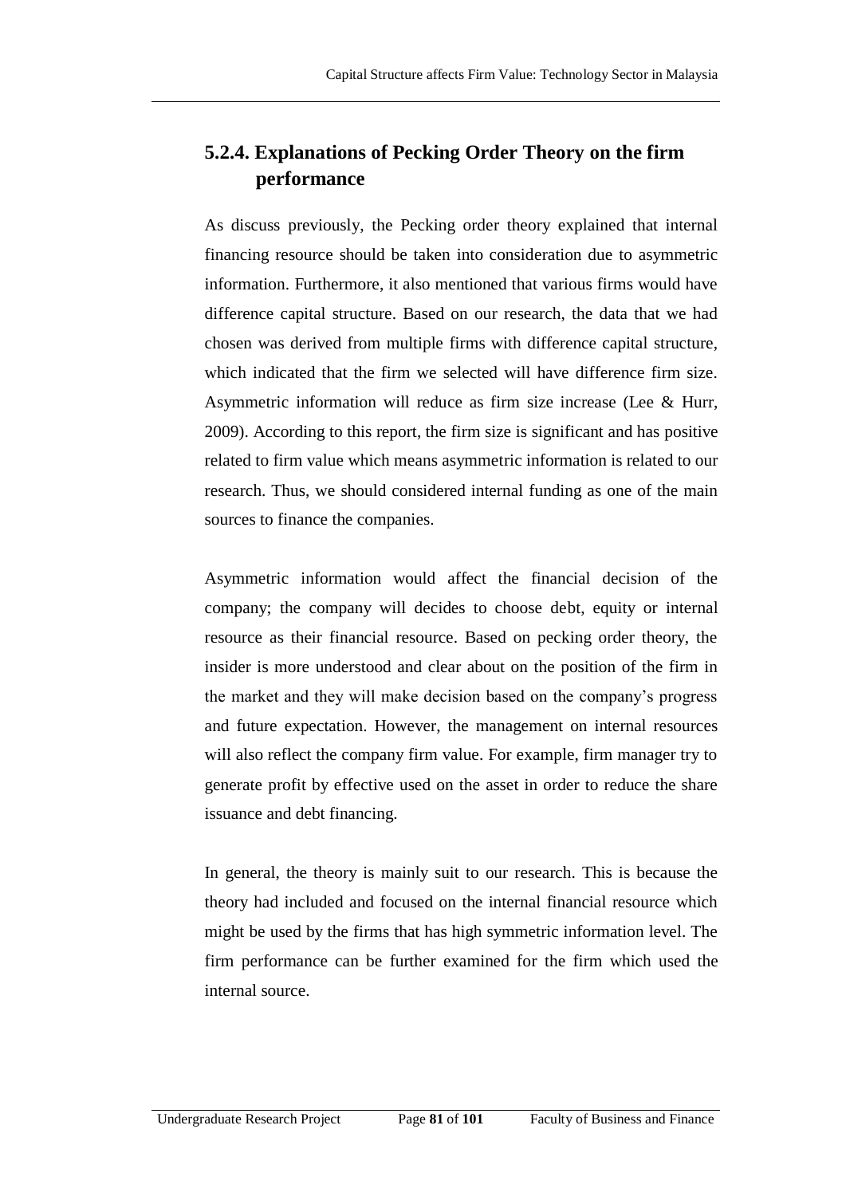## 5.2.4. Explanations of Pecking Order Theory on the firm performance

As discuss previously, the Pecking order theory explained that internal financing resource should be taken into consideration due to asymmetric information. Furthermore, it also mentioned that various firms would have difference capital structure. Based on our research, the data that we had chosen was derived from multiple firms with difference capital structure, which indicated that the firm we selected will have difference firm size. Asymmetric information will reduce as firm size increase (Lee & Hurr, 2009). According to this report, the firm size is significant and has positive related to firm value which means asymmetric information is related to our research. Thus, we should considered internal funding as one of the main sources to finance the companies.

Asymmetric information would affect the financial decision of the company; the company will decides to choose debt, equity or internal resource as their financial resource. Based on pecking order theory, the insider is more understood and clear about on the position of the firm in the market and they will make decision based on the company's progress and future expectation. However, the management on internal resources will also reflect the company firm value. For example, firm manager try to generate profit by effective used on the asset in order to reduce the share issuance and debt financing.

In general, the theory is mainly suit to our research. This is because the theory had included and focused on the internal financial resource which might be used by the firms that has high symmetric information level. The firm performance can be further examined for the firm which used the internal source.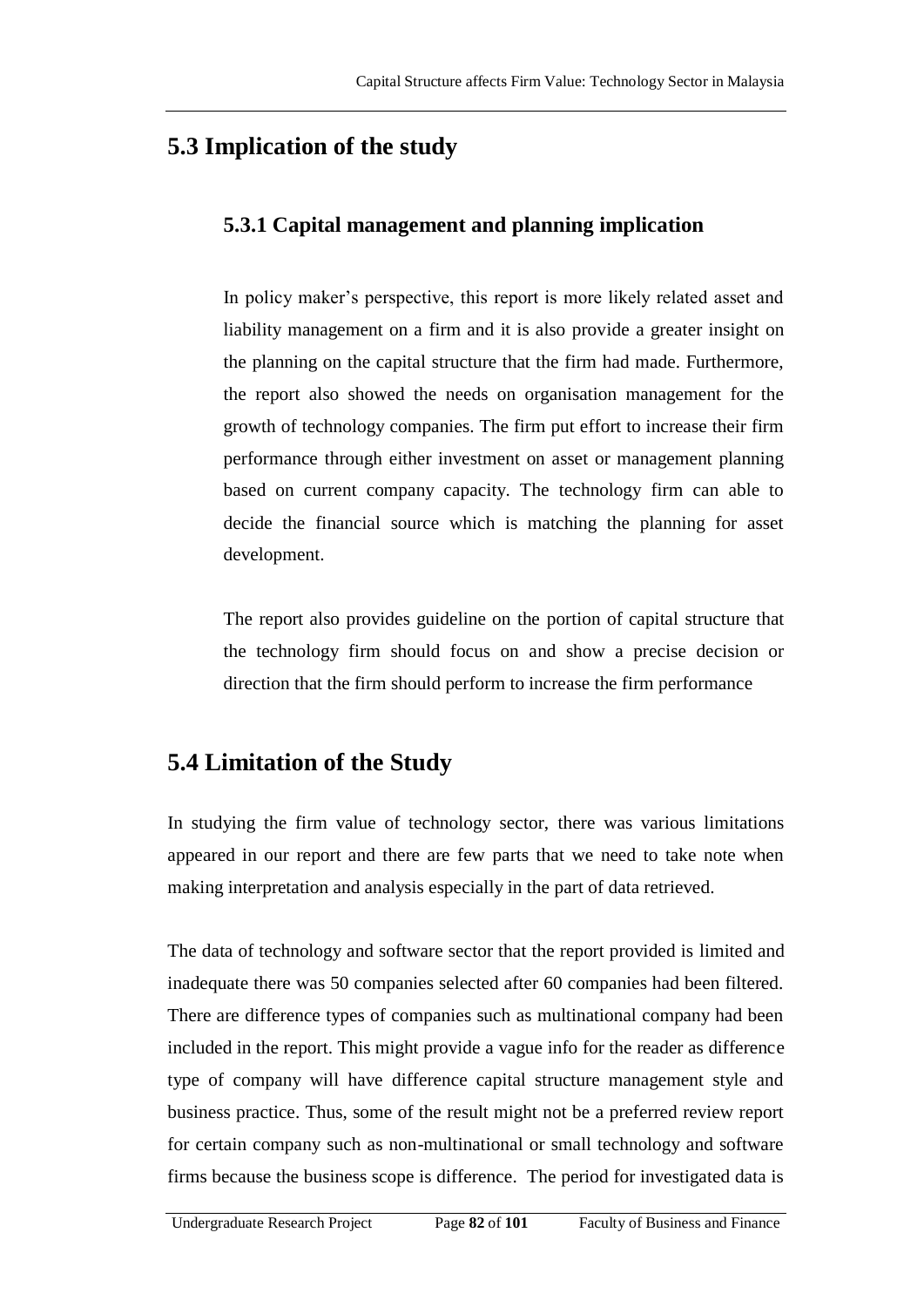## 5.3 Implication of the study

### 5.3.1 Capital management and planning implication

In policy maker's perspective, this report is more likely related asset and liability management on a firm and it is also provide a greater insight on the planning on the capital structure that the firm had made. Furthermore, the report also showed the needs on organisation management for the growth of technology companies. The firm put effort to increase their firm performance through either investment on asset or management planning based on current company capacity. The technology firm can able to decide the financial source which is matching the planning for asset development.

The report also provides guideline on the portion of capital structure that the technology firm should focus on and show a precise decision or direction that the firm should perform to increase the firm performance

## 5.4 Limitation of the Study

In studying the firm value of technology sector, there was various limitations appeared in our report and there are few parts that we need to take note when making interpretation and analysis especially in the part of data retrieved.

The data of technology and software sector that the report provided is limited and inadequate there was 50 companies selected after 60 companies had been filtered. There are difference types of companies such as multinational company had been included in the report. This might provide a vague info for the reader as difference type of company will have difference capital structure management style and business practice. Thus, some of the result might not be a preferred review report for certain company such as non-multinational or small technology and software firms because the business scope is difference. The period for investigated data is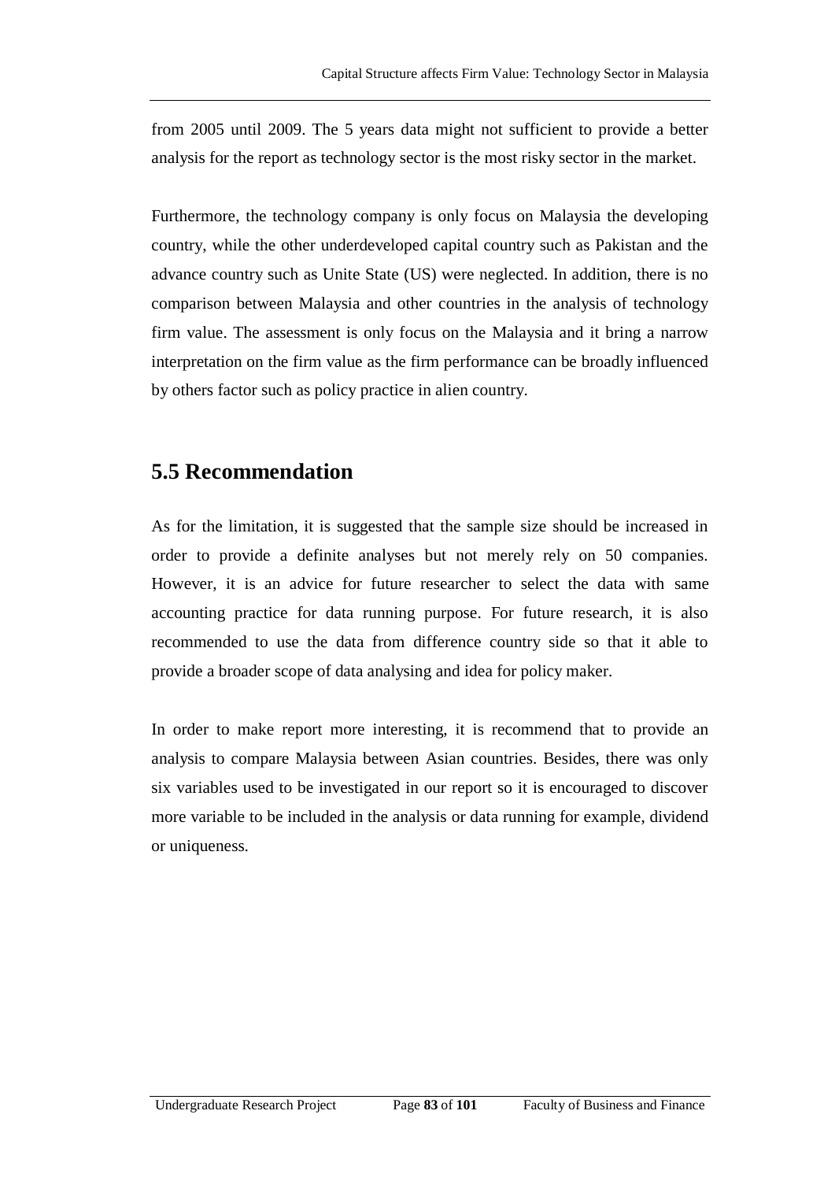from 2005 until 2009. The 5 years data might not sufficient to provide a better analysis for the report as technology sector is the most risky sector in the market.

Furthermore, the technology company is only focus on Malaysia the developing country, while the other underdeveloped capital country such as Pakistan and the advance country such as Unite State (US) were neglected. In addition, there is no comparison between Malaysia and other countries in the analysis of technology firm value. The assessment is only focus on the Malaysia and it bring a narrow interpretation on the firm value as the firm performance can be broadly influenced by others factor such as policy practice in alien country.

## 5.5 Recommendation

As for the limitation, it is suggested that the sample size should be increased in order to provide a definite analyses but not merely rely on 50 companies. However, it is an advice for future researcher to select the data with same accounting practice for data running purpose. For future research, it is also recommended to use the data from difference country side so that it able to provide a broader scope of data analysing and idea for policy maker.

In order to make report more interesting, it is recommend that to provide an analysis to compare Malaysia between Asian countries. Besides, there was only six variables used to be investigated in our report so it is encouraged to discover more variable to be included in the analysis or data running for example, dividend or uniqueness.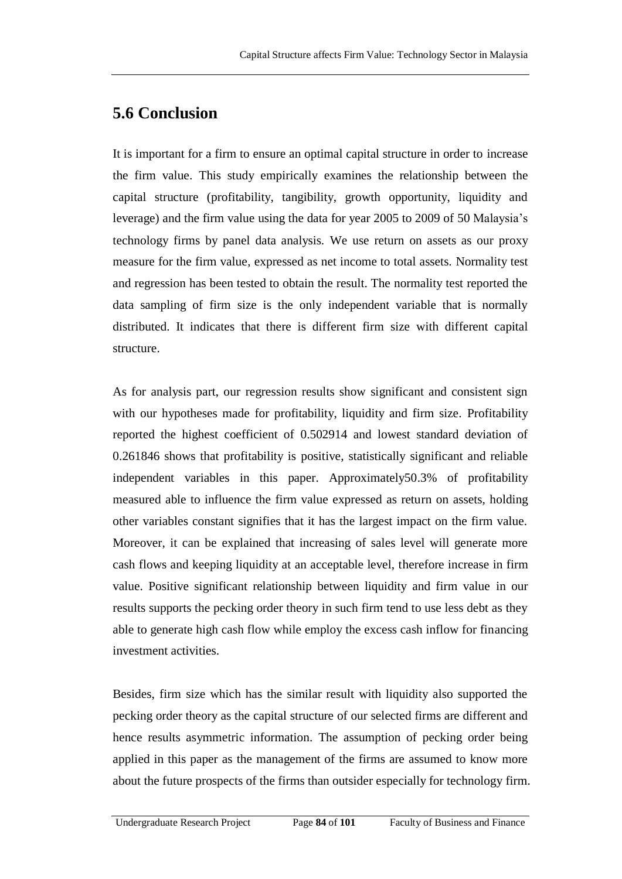## 5.6 Conclusion

It is important for a firm to ensure an optimal capital structure in order to increase the firm value. This study empirically examines the relationship between the capital structure (profitability, tangibility, growth opportunity, liquidity and leverage) and the firm value using the data for year 2005 to 2009 of 50 Malaysia's technology firms by panel data analysis. We use return on assets as our proxy measure for the firm value, expressed as net income to total assets. Normality test and regression has been tested to obtain the result. The normality test reported the data sampling of firm size is the only independent variable that is normally distributed. It indicates that there is different firm size with different capital structure.

As for analysis part, our regression results show significant and consistent sign with our hypotheses made for profitability, liquidity and firm size. Profitability reported the highest coefficient of 0.502914 and lowest standard deviation of 0.261846 shows that profitability is positive, statistically significant and reliable independent variables in this paper. Approximately50.3% of profitability measured able to influence the firm value expressed as return on assets, holding other variables constant signifies that it has the largest impact on the firm value. Moreover, it can be explained that increasing of sales level will generate more cash flows and keeping liquidity at an acceptable level, therefore increase in firm value. Positive significant relationship between liquidity and firm value in our results supports the pecking order theory in such firm tend to use less debt as they able to generate high cash flow while employ the excess cash inflow for financing investment activities.

Besides, firm size which has the similar result with liquidity also supported the pecking order theory as the capital structure of our selected firms are different and hence results asymmetric information. The assumption of pecking order being applied in this paper as the management of the firms are assumed to know more about the future prospects of the firms than outsider especially for technology firm.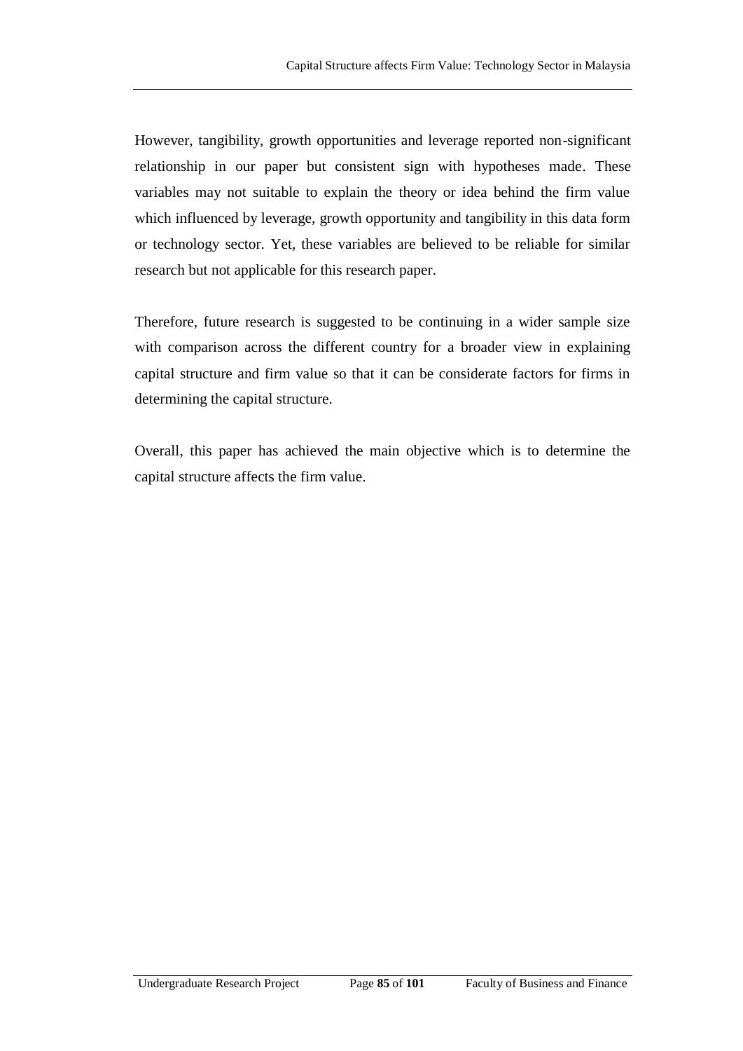However, tangibility, growth opportunities and leverage reported non-significant relationship in our paper but consistent sign with hypotheses made. These variables may not suitable to explain the theory or idea behind the firm value which influenced by leverage, growth opportunity and tangibility in this data form or technology sector. Yet, these variables are believed to be reliable for similar research but not applicable for this research paper.

Therefore, future research is suggested to be continuing in a wider sample size with comparison across the different country for a broader view in explaining capital structure and firm value so that it can be considerate factors for firms in determining the capital structure.

Overall, this paper has achieved the main objective which is to determine the capital structure affects the firm value.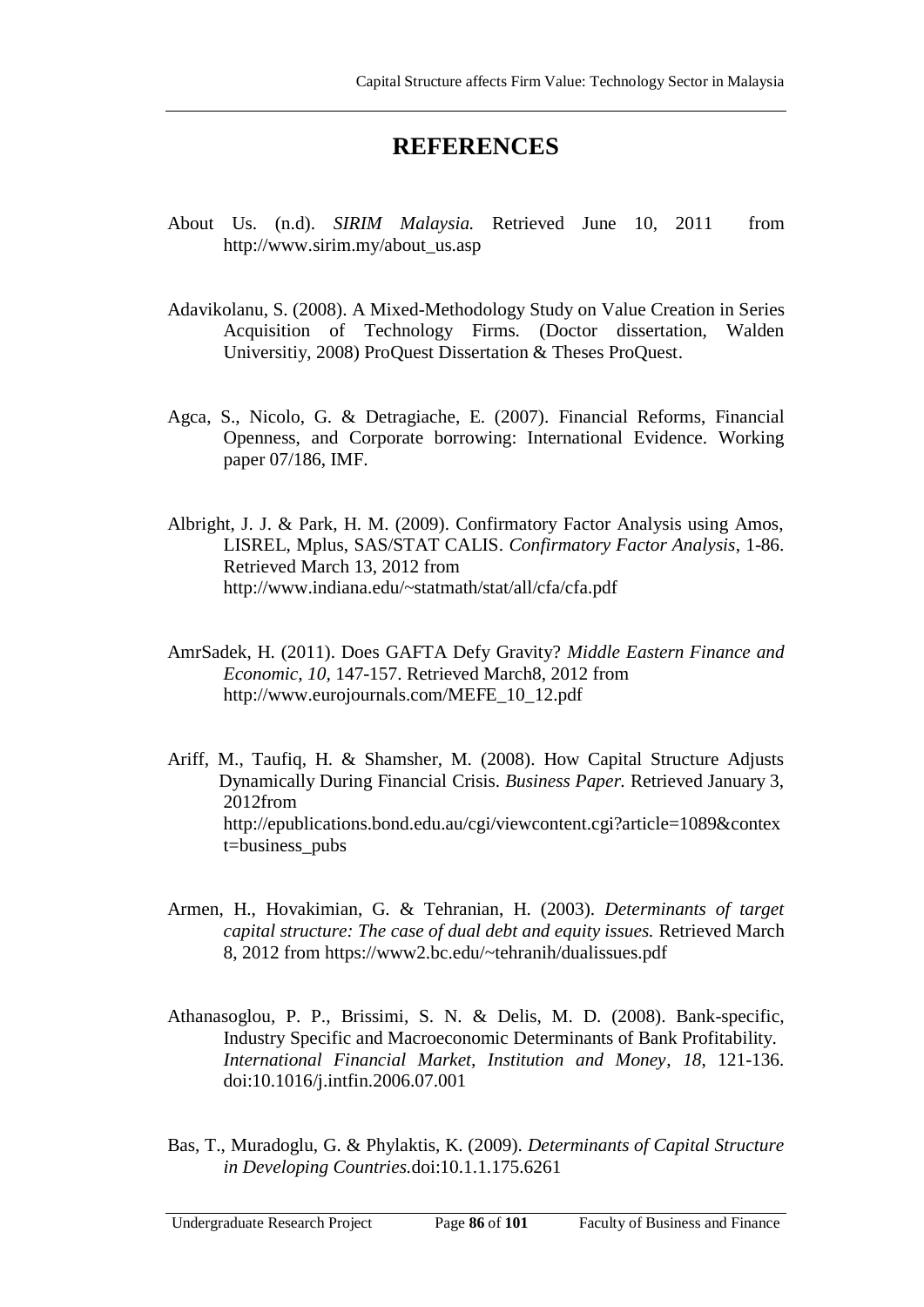# REFERENCES

About Us. (n.d). *SIRIM Malaysia.* Retrieved June 10, 2011 from http://www.sirim.my/about_us.asp

Adavikolanu, S. (2008). A Mixed-Methodology Study on Value Creation in Series Acquisition of Technology Firms. (Doctor dissertation, Walden Universitiy, 2008) ProQuest Dissertation & Theses ProQuest.

Agca, S., Nicolo, G. & Detragiache, E. (2007). Financial Reforms, Financial Openness, and Corporate borrowing: International Evidence. Working paper 07/186, IMF.

Albright, J. J. & Park, H. M. (2009). Confirmatory Factor Analysis using Amos, LISREL, Mplus, SAS/STAT CALIS. *Confirmatory Factor Analysis*, 1-86. Retrieved March 13, 2012 from http://www.indiana.edu/~statmath/stat/all/cfa/cfa.pdf

AmrSadek, H. (2011). Does GAFTA Defy Gravity? *Middle Eastern Finance and Economic, 10*, 147-157. Retrieved March8, 2012 from http://www.eurojournals.com/MEFE_10_12.pdf

Ariff, M., Taufiq, H. & Shamsher, M. (2008). How Capital Structure Adjusts Dynamically During Financial Crisis. *Business Paper.* Retrieved January 3, 2012from http://epublications.bond.edu.au/cgi/viewcontent.cgi?article=1089&context=business_pubs

Armen, H., Hovakimian, G. & Tehranian, H. (2003). *Determinants of target capital structure: The case of dual debt and equity issues.* Retrieved March 8, 2012 from https://www2.bc.edu/~tehranih/dualissues.pdf

Athanasoglou, P. P., Brissimi, S. N. & Delis, M. D. (2008). Bank-specific, Industry Specific and Macroeconomic Determinants of Bank Profitability. *International Financial Market, Institution and Money*, *18*, 121-136. doi:10.1016/j.intfin.2006.07.001

Bas, T., Muradoglu, G. & Phylaktis, K. (2009). *Determinants of Capital Structure in Developing Countries.*doi:10.1.1.175.6261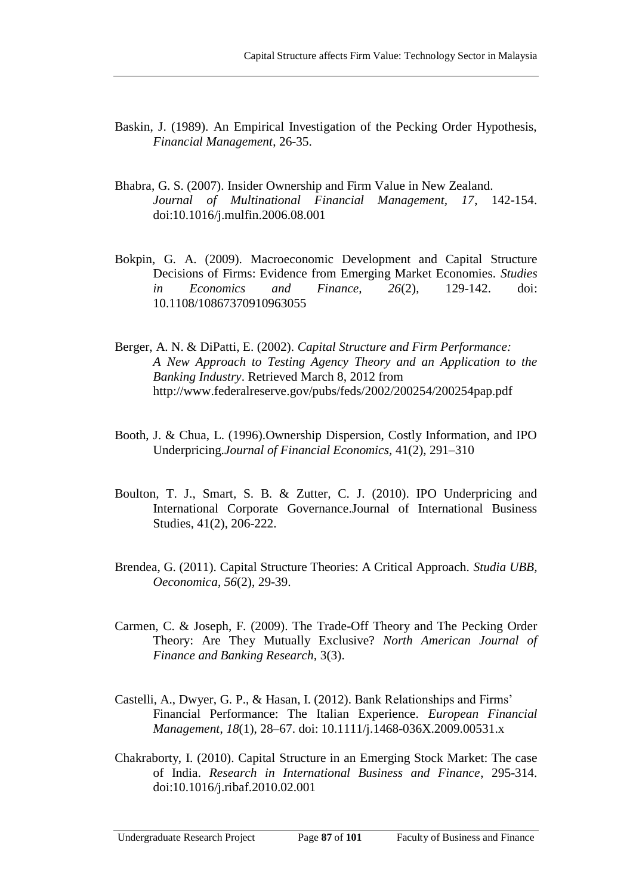Baskin, J. (1989). An Empirical Investigation of the Pecking Order Hypothesis, *Financial Management*, 26-35.

Bhabra, G. S. (2007). Insider Ownership and Firm Value in New Zealand. *Journal of Multinational Financial Management, 17*, 142-154. doi:10.1016/j.mulfin.2006.08.001

Bokpin, G. A. (2009). Macroeconomic Development and Capital Structure Decisions of Firms: Evidence from Emerging Market Economies. *Studies in Economics and Finance, 26*(2), 129-142. doi: 10.1108/10867370910963055

Berger, A. N. & DiPatti, E. (2002). *Capital Structure and Firm Performance: A New Approach to Testing Agency Theory and an Application to the Banking Industry*. Retrieved March 8, 2012 from http://www.federalreserve.gov/pubs/feds/2002/200254/200254pap.pdf

Booth, J. & Chua, L. (1996).Ownership Dispersion, Costly Information, and IPO Underpricing.*Journal of Financial Economics*, 41(2), 291–310

Boulton, T. J., Smart, S. B. & Zutter, C. J. (2010). IPO Underpricing and International Corporate Governance.Journal of International Business Studies, 41(2), 206-222.

Brendea, G. (2011). Capital Structure Theories: A Critical Approach. *Studia UBB, Oeconomica*, *56*(2), 29-39.

Carmen, C. & Joseph, F. (2009). The Trade-Off Theory and The Pecking Order Theory: Are They Mutually Exclusive? *North American Journal of Finance and Banking Research*, 3(3).

Castelli, A., Dwyer, G. P., & Hasan, I. (2012). Bank Relationships and Firms' Financial Performance: The Italian Experience. *European Financial Management*, *18*(1), 28–67. doi: 10.1111/j.1468-036X.2009.00531.x

Chakraborty, I. (2010). Capital Structure in an Emerging Stock Market: The case of India. *Research in International Business and Finance*, 295-314. doi:10.1016/j.ribaf.2010.02.001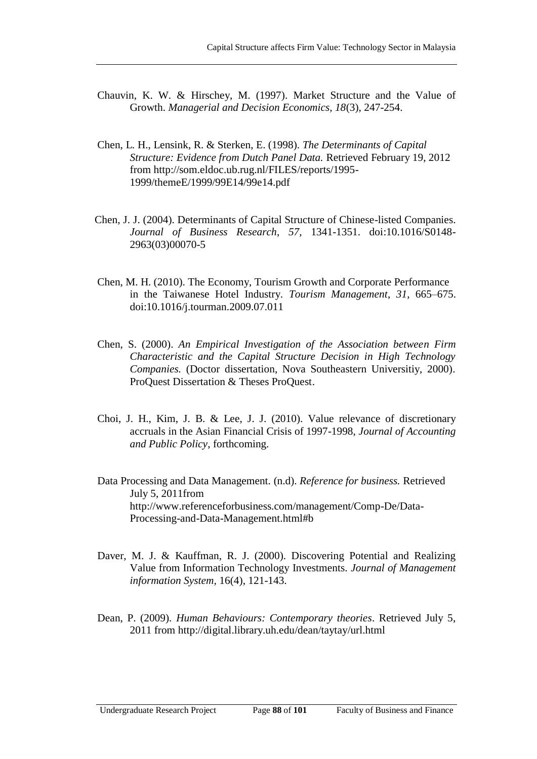Chauvin, K. W. & Hirschey, M. (1997). Market Structure and the Value of Growth. *Managerial and Decision Economics*, *18*(3), 247-254.

Chen, L. H., Lensink, R. & Sterken, E. (1998). *The Determinants of Capital Structure: Evidence from Dutch Panel Data.* Retrieved February 19, 2012 from http://som.eldoc.ub.rug.nl/FILES/reports/1995-1999/themeE/1999/99E14/99e14.pdf

Chen, J. J. (2004). Determinants of Capital Structure of Chinese-listed Companies. *Journal of Business Research*, *57*, 1341-1351. doi:10.1016/S0148-2963(03)00070-5

Chen, M. H. (2010). The Economy, Tourism Growth and Corporate Performance in the Taiwanese Hotel Industry. *Tourism Management*, *31*, 665–675. doi:10.1016/j.tourman.2009.07.011

Chen, S. (2000). *An Empirical Investigation of the Association between Firm Characteristic and the Capital Structure Decision in High Technology Companies.* (Doctor dissertation, Nova Southeastern Universitiy, 2000). ProQuest Dissertation & Theses ProQuest.

Choi, J. H., Kim, J. B. & Lee, J. J. (2010). Value relevance of discretionary accruals in the Asian Financial Crisis of 1997-1998, *Journal of Accounting and Public Policy*, forthcoming.

Data Processing and Data Management. (n.d). *Reference for business.* Retrieved July 5, 2011from http://www.referenceforbusiness.com/management/Comp-De/Data-Processing-and-Data-Management.html#b

Daver, M. J. & Kauffman, R. J. (2000). Discovering Potential and Realizing Value from Information Technology Investments. *Journal of Management information System*, 16(4), 121-143.

Dean, P. (2009). *Human Behaviours: Contemporary theories*. Retrieved July 5, 2011 from http://digital.library.uh.edu/dean/taytay/url.html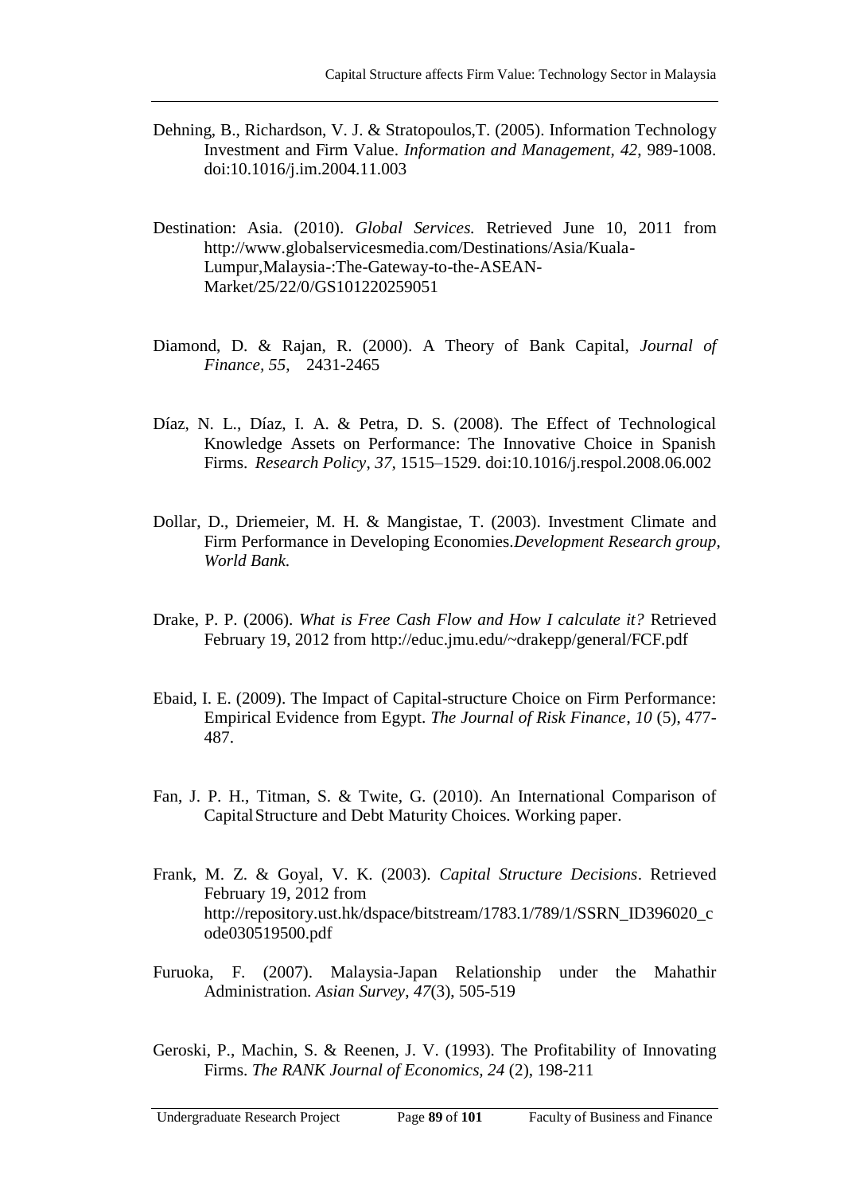Dehning, B., Richardson, V. J. & Stratopoulos,T. (2005). Information Technology Investment and Firm Value. *Information and Management, 42*, 989-1008. doi:10.1016/j.im.2004.11.003

Destination: Asia. (2010). *Global Services.* Retrieved June 10, 2011 from http://www.globalservicesmedia.com/Destinations/Asia/Kuala-Lumpur,Malaysia-:The-Gateway-to-the-ASEAN-Market/25/22/0/GS101220259051

Diamond, D. & Rajan, R. (2000). A Theory of Bank Capital, *Journal of Finance, 55*, 2431-2465

Díaz, N. L., Díaz, I. A. & Petra, D. S. (2008). The Effect of Technological Knowledge Assets on Performance: The Innovative Choice in Spanish Firms. *Research Policy, 37,* 1515–1529. doi:10.1016/j.respol.2008.06.002

Dollar, D., Driemeier, M. H. & Mangistae, T. (2003). Investment Climate and Firm Performance in Developing Economies.*Development Research group, World Bank.*

Drake, P. P. (2006). *What is Free Cash Flow and How I calculate it?* Retrieved February 19, 2012 from http://educ.jmu.edu/~drakepp/general/FCF.pdf

Ebaid, I. E. (2009). The Impact of Capital-structure Choice on Firm Performance: Empirical Evidence from Egypt. *The Journal of Risk Finance*, *10* (5), 477-487.

Fan, J. P. H., Titman, S. & Twite, G. (2010). An International Comparison of Capital Structure and Debt Maturity Choices. Working paper.

Frank, M. Z. & Goyal, V. K. (2003). *Capital Structure Decisions*. Retrieved February 19, 2012 from http://repository.ust.hk/dspace/bitstream/1783.1/789/1/SSRN_ID396020_code030519500.pdf

Furuoka, F. (2007). Malaysia-Japan Relationship under the Mahathir Administration. *Asian Survey*, *47*(3), 505-519

Geroski, P., Machin, S. & Reenen, J. V. (1993). The Profitability of Innovating Firms. *The RANK Journal of Economics, 24* (2), 198-211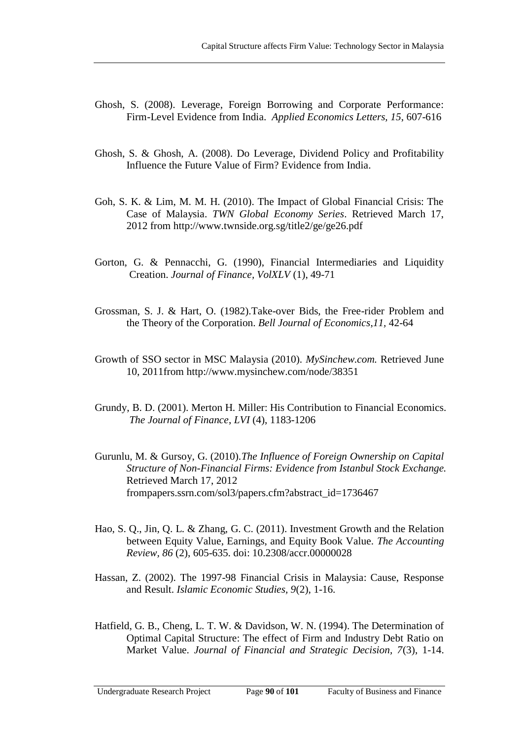Ghosh, S. (2008). Leverage, Foreign Borrowing and Corporate Performance: Firm-Level Evidence from India. *Applied Economics Letters, 15*, 607-616

Ghosh, S. & Ghosh, A. (2008). Do Leverage, Dividend Policy and Profitability Influence the Future Value of Firm? Evidence from India.

Goh, S. K. & Lim, M. M. H. (2010). The Impact of Global Financial Crisis: The Case of Malaysia. *TWN Global Economy Series*. Retrieved March 17, 2012 from http://www.twnside.org.sg/title2/ge/ge26.pdf

Gorton, G. & Pennacchi, G. (1990), Financial Intermediaries and Liquidity Creation. *Journal of Finance, VolXLV* (1), 49-71

Grossman, S. J. & Hart, O. (1982).Take-over Bids, the Free-rider Problem and the Theory of the Corporation. *Bell Journal of Economics*,*11*, 42-64

Growth of SSO sector in MSC Malaysia (2010). *MySinchew.com.* Retrieved June 10, 2011from http://www.mysinchew.com/node/38351

Grundy, B. D. (2001). Merton H. Miller: His Contribution to Financial Economics. *The Journal of Finance*, *LVI* (4), 1183-1206

Gurunlu, M. & Gursoy, G. (2010).*The Influence of Foreign Ownership on Capital Structure of Non-Financial Firms: Evidence from Istanbul Stock Exchange.* Retrieved March 17, 2012 frompapers.ssrn.com/sol3/papers.cfm?abstract_id=1736467

Hao, S. Q., Jin, Q. L. & Zhang, G. C. (2011). Investment Growth and the Relation between Equity Value, Earnings, and Equity Book Value. *The Accounting Review, 86* (2), 605-635. doi: 10.2308/accr.00000028

Hassan, Z. (2002). The 1997-98 Financial Crisis in Malaysia: Cause, Response and Result. *Islamic Economic Studies, 9*(2), 1-16.

Hatfield, G. B., Cheng, L. T. W. & Davidson, W. N. (1994). The Determination of Optimal Capital Structure: The effect of Firm and Industry Debt Ratio on Market Value. *Journal of Financial and Strategic Decision, 7*(3), 1-14.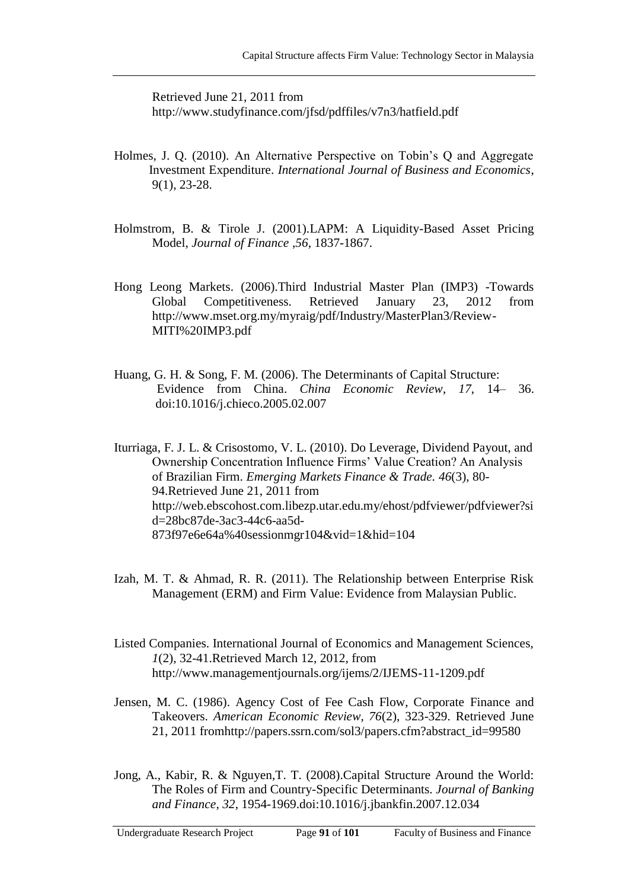Retrieved June 21, 2011 from http://www.studyfinance.com/jfsd/pdffiles/v7n3/hatfield.pdf

Holmes, J. Q. (2010). An Alternative Perspective on Tobin's Q and Aggregate Investment Expenditure. *International Journal of Business and Economics*, 9(1), 23-28.

Holmstrom, B. & Tirole J. (2001).LAPM: A Liquidity-Based Asset Pricing Model, *Journal of Finance ,56*, 1837-1867.

Hong Leong Markets. (2006).Third Industrial Master Plan (IMP3) -Towards Global Competitiveness. Retrieved January 23, 2012 from http://www.mset.org.my/myraig/pdf/Industry/MasterPlan3/Review-MITI%20IMP3.pdf

Huang, G. H. & Song, F. M. (2006). The Determinants of Capital Structure: Evidence from China. *China Economic Review*, *17*, 14– 36. doi:10.1016/j.chieco.2005.02.007

Iturriaga, F. J. L. & Crisostomo, V. L. (2010). Do Leverage, Dividend Payout, and Ownership Concentration Influence Firms' Value Creation? An Analysis of Brazilian Firm. *Emerging Markets Finance & Trade. 46*(3), 80-94.Retrieved June 21, 2011 from http://web.ebscohost.com.libezp.utar.edu.my/ehost/pdfviewer/pdfviewer?sid=28bc87de-3ac3-44c6-aa5d-873f97e6e64a%40sessionmgr104&vid=1&hid=104

Izah, M. T. & Ahmad, R. R. (2011). The Relationship between Enterprise Risk Management (ERM) and Firm Value: Evidence from Malaysian Public.

Listed Companies. International Journal of Economics and Management Sciences, *1*(2), 32-41.Retrieved March 12, 2012, from http://www.managementjournals.org/ijems/2/IJEMS-11-1209.pdf

Jensen, M. C. (1986). Agency Cost of Fee Cash Flow, Corporate Finance and Takeovers. *American Economic Review, 76*(2), 323-329. Retrieved June 21, 2011 fromhttp://papers.ssrn.com/sol3/papers.cfm?abstract_id=99580

Jong, A., Kabir, R. & Nguyen,T. T. (2008).Capital Structure Around the World: The Roles of Firm and Country-Specific Determinants. *Journal of Banking and Finance, 32*, 1954-1969.doi:10.1016/j.jbankfin.2007.12.034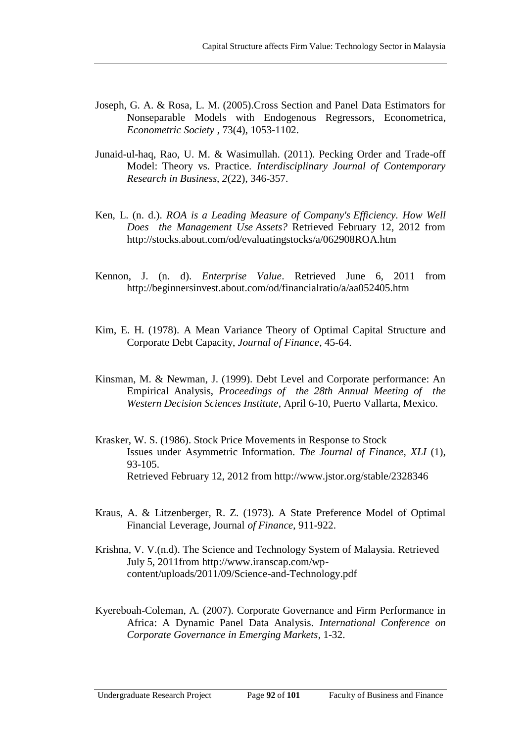Joseph, G. A. & Rosa, L. M. (2005).Cross Section and Panel Data Estimators for Nonseparable Models with Endogenous Regressors, Econometrica, *Econometric Society* , 73(4), 1053-1102.

Junaid-ul-haq, Rao, U. M. & Wasimullah. (2011). Pecking Order and Trade-off Model: Theory vs. Practice. *Interdisciplinary Journal of Contemporary Research in Business, 2*(22), 346-357.

Ken, L. (n. d.). *ROA is a Leading Measure of Company's Efficiency. How Well Does the Management Use Assets?* Retrieved February 12, 2012 from http://stocks.about.com/od/evaluatingstocks/a/062908ROA.htm

Kennon, J. (n. d). *Enterprise Value*. Retrieved June 6, 2011 from http://beginnersinvest.about.com/od/financialratio/a/aa052405.htm

Kim, E. H. (1978). A Mean Variance Theory of Optimal Capital Structure and Corporate Debt Capacity, *Journal of Finance*, 45-64.

Kinsman, M. & Newman, J. (1999). Debt Level and Corporate performance: An Empirical Analysis, *Proceedings of the 28th Annual Meeting of the Western Decision Sciences Institute*, April 6-10, Puerto Vallarta, Mexico.

Krasker, W. S. (1986). Stock Price Movements in Response to Stock Issues under Asymmetric Information. *The Journal of Finance, XLI* (1), 93-105.
Retrieved February 12, 2012 from http://www.jstor.org/stable/2328346

Kraus, A. & Litzenberger, R. Z. (1973). A State Preference Model of Optimal Financial Leverage, Journal *of Finance*, 911-922.

Krishna, V. V.(n.d). The Science and Technology System of Malaysia. Retrieved July 5, 2011from http://www.iranscap.com/wp-content/uploads/2011/09/Science-and-Technology.pdf

Kyereboah-Coleman, A. (2007). Corporate Governance and Firm Performance in Africa: A Dynamic Panel Data Analysis. *International Conference on Corporate Governance in Emerging Markets*, 1-32.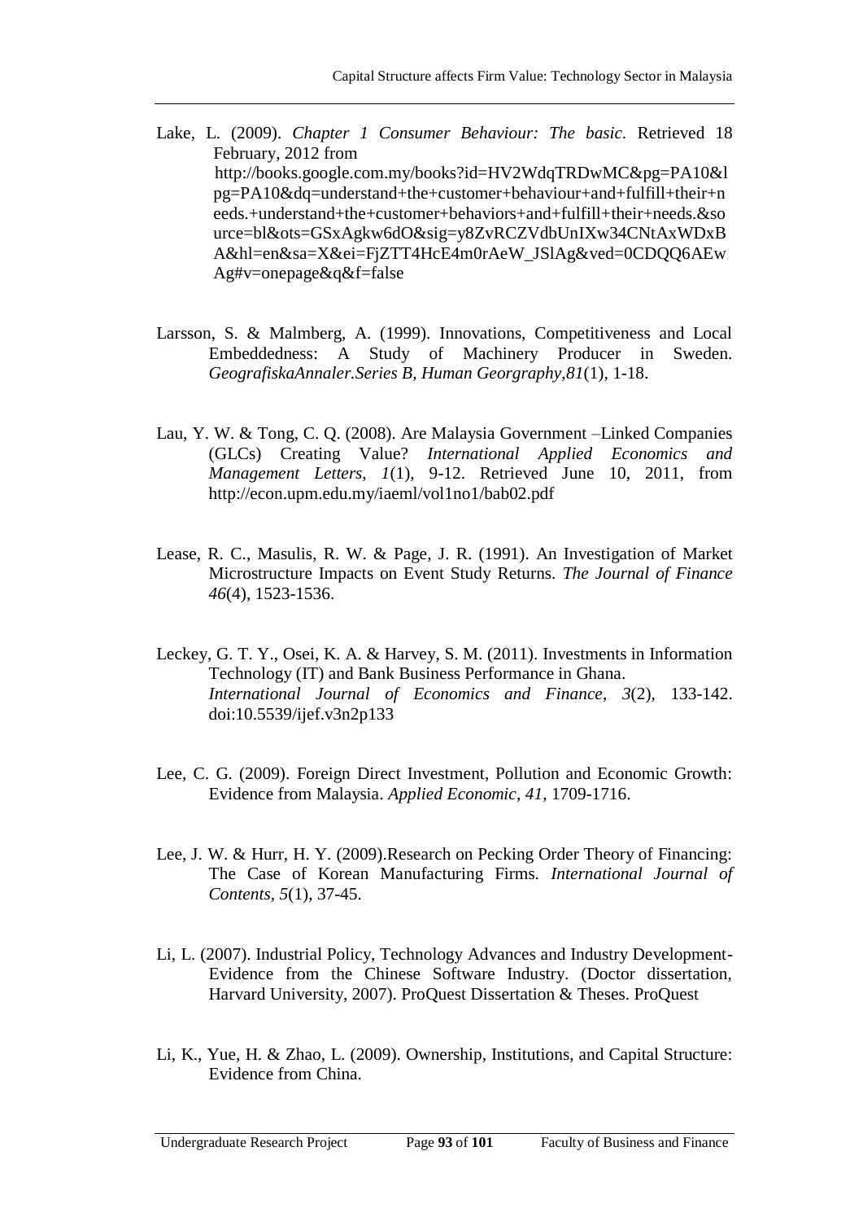Lake, L. (2009). *Chapter 1 Consumer Behaviour: The basic.* Retrieved 18 February, 2012 from http://books.google.com.my/books?id=HV2WdqTRDwMC&pg=PA10&lpg=PA10&dq=understand+the+customer+behaviour+and+fulfill+their+needs.+understand+the+customer+behaviors+and+fulfill+their+needs.&source=bl&ots=GSxAgkw6dO&sig=y8ZvRCZVdbUnIXw34CNtAxWDxBA&hl=en&sa=X&ei=FjZTT4HcE4m0rAeW_JSlAg&ved=0CDQQ6AEwAg#v=onepage&q&f=false

Larsson, S. & Malmberg, A. (1999). Innovations, Competitiveness and Local Embeddedness: A Study of Machinery Producer in Sweden. *GeografiskaAnnaler.Series B, Human Georgraphy,81*(1), 1-18.

Lau, Y. W. & Tong, C. Q. (2008). Are Malaysia Government –Linked Companies (GLCs) Creating Value? *International Applied Economics and Management Letters, 1*(1), 9-12. Retrieved June 10, 2011, from http://econ.upm.edu.my/iaeml/vol1no1/bab02.pdf

Lease, R. C., Masulis, R. W. & Page, J. R. (1991). An Investigation of Market Microstructure Impacts on Event Study Returns. *The Journal of Finance 46*(4), 1523-1536.

Leckey, G. T. Y., Osei, K. A. & Harvey, S. M. (2011). Investments in Information Technology (IT) and Bank Business Performance in Ghana. *International Journal of Economics and Finance, 3*(2), 133-142. doi:10.5539/ijef.v3n2p133

Lee, C. G. (2009). Foreign Direct Investment, Pollution and Economic Growth: Evidence from Malaysia. *Applied Economic, 41*, 1709-1716.

Lee, J. W. & Hurr, H. Y. (2009).Research on Pecking Order Theory of Financing: The Case of Korean Manufacturing Firms. *International Journal of Contents, 5*(1), 37-45.

Li, L. (2007). Industrial Policy, Technology Advances and Industry Development-Evidence from the Chinese Software Industry. (Doctor dissertation, Harvard University, 2007). ProQuest Dissertation & Theses. ProQuest

Li, K., Yue, H. & Zhao, L. (2009). Ownership, Institutions, and Capital Structure: Evidence from China.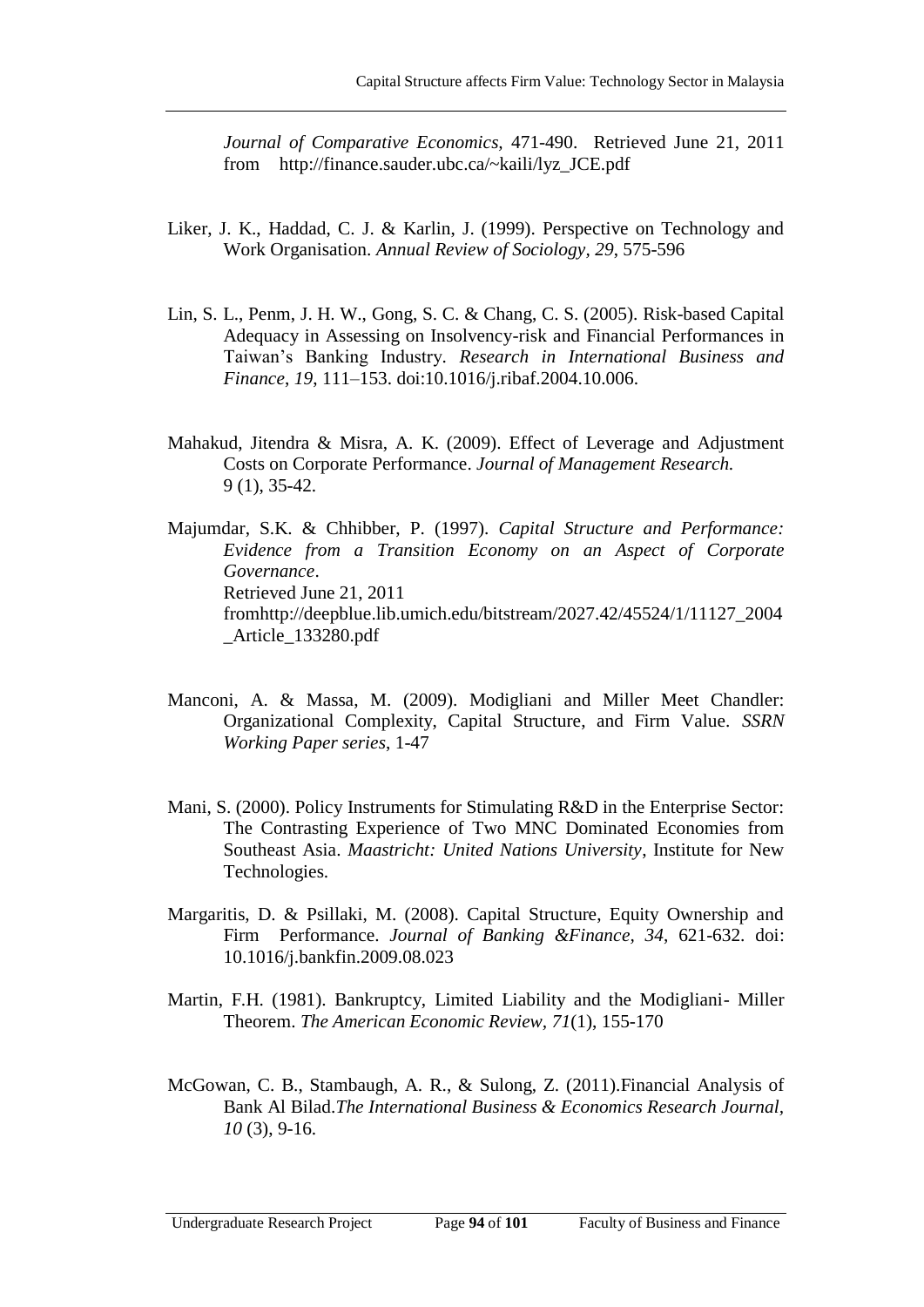*Journal of Comparative Economics,* 471-490. Retrieved June 21, 2011 from http://finance.sauder.ubc.ca/~kaili/lyz_JCE.pdf

Liker, J. K., Haddad, C. J. & Karlin, J. (1999). Perspective on Technology and Work Organisation. *Annual Review of Sociology, 29*, 575-596

Lin, S. L., Penm, J. H. W., Gong, S. C. & Chang, C. S. (2005). Risk-based Capital Adequacy in Assessing on Insolvency-risk and Financial Performances in Taiwan's Banking Industry. *Research in International Business and Finance*, *19*, 111–153. doi:10.1016/j.ribaf.2004.10.006.

Mahakud, Jitendra & Misra, A. K. (2009). Effect of Leverage and Adjustment Costs on Corporate Performance. *Journal of Management Research.* 9 (1), 35-42.

Majumdar, S.K. & Chhibber, P. (1997). *Capital Structure and Performance: Evidence from a Transition Economy on an Aspect of Corporate Governance*. Retrieved June 21, 2011 fromhttp://deepblue.lib.umich.edu/bitstream/2027.42/45524/1/11127_2004_Article_133280.pdf

Manconi, A. & Massa, M. (2009). Modigliani and Miller Meet Chandler: Organizational Complexity, Capital Structure, and Firm Value. *SSRN Working Paper series*, 1-47

Mani, S. (2000). Policy Instruments for Stimulating R&D in the Enterprise Sector: The Contrasting Experience of Two MNC Dominated Economies from Southeast Asia. *Maastricht: United Nations University*, Institute for New Technologies.

Margaritis, D. & Psillaki, M. (2008). Capital Structure, Equity Ownership and Firm Performance. *Journal of Banking &Finance, 34,* 621-632. doi: 10.1016/j.bankfin.2009.08.023

Martin, F.H. (1981). Bankruptcy, Limited Liability and the Modigliani- Miller Theorem. *The American Economic Review, 71*(1), 155-170

McGowan, C. B., Stambaugh, A. R., & Sulong, Z. (2011).Financial Analysis of Bank Al Bilad.*The International Business & Economics Research Journal*, *10* (3), 9-16.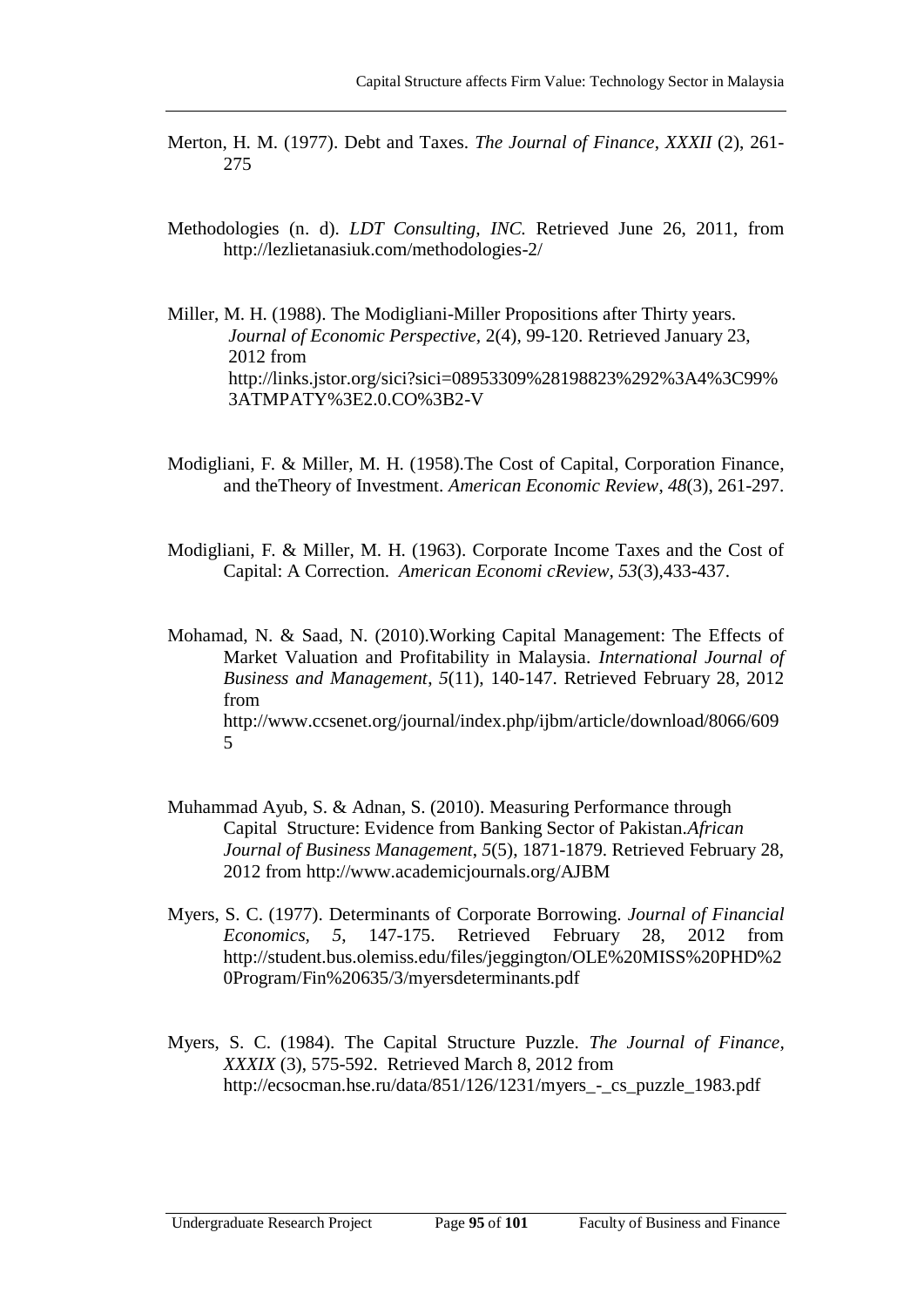Merton, H. M. (1977). Debt and Taxes. *The Journal of Finance*, *XXXII* (2), 261-275

Methodologies (n. d). *LDT Consulting, INC.* Retrieved June 26, 2011, from http://lezlietanasiuk.com/methodologies-2/

Miller, M. H. (1988). The Modigliani-Miller Propositions after Thirty years. *Journal of Economic Perspective*, 2(4), 99-120. Retrieved January 23, 2012 from http://links.jstor.org/sici?sici=08953309%28198823%292%3A4%3C99%3ATMPATY%3E2.0.CO%3B2-V

Modigliani, F. & Miller, M. H. (1958).The Cost of Capital, Corporation Finance, and theTheory of Investment. *American Economic Review*, *48*(3), 261-297.

Modigliani, F. & Miller, M. H. (1963). Corporate Income Taxes and the Cost of Capital: A Correction. *American Economi cReview, 53*(3),433-437.

Mohamad, N. & Saad, N. (2010).Working Capital Management: The Effects of Market Valuation and Profitability in Malaysia. *International Journal of Business and Management*, *5*(11), 140-147. Retrieved February 28, 2012 from http://www.ccsenet.org/journal/index.php/ijbm/article/download/8066/6095

Muhammad Ayub, S. & Adnan, S. (2010). Measuring Performance through Capital Structure: Evidence from Banking Sector of Pakistan.*African Journal of Business Management*, *5*(5), 1871-1879. Retrieved February 28, 2012 from http://www.academicjournals.org/AJBM

Myers, S. C. (1977). Determinants of Corporate Borrowing. *Journal of Financial Economics*, *5*, 147-175. Retrieved February 28, 2012 from http://student.bus.olemiss.edu/files/jeggington/OLE%20MISS%20PHD%20Program/Fin%20635/3/myersdeterminants.pdf

Myers, S. C. (1984). The Capital Structure Puzzle. *The Journal of Finance*, *XXXIX* (3), 575-592. Retrieved March 8, 2012 from http://ecsocman.hse.ru/data/851/126/1231/myers_-_cs_puzzle_1983.pdf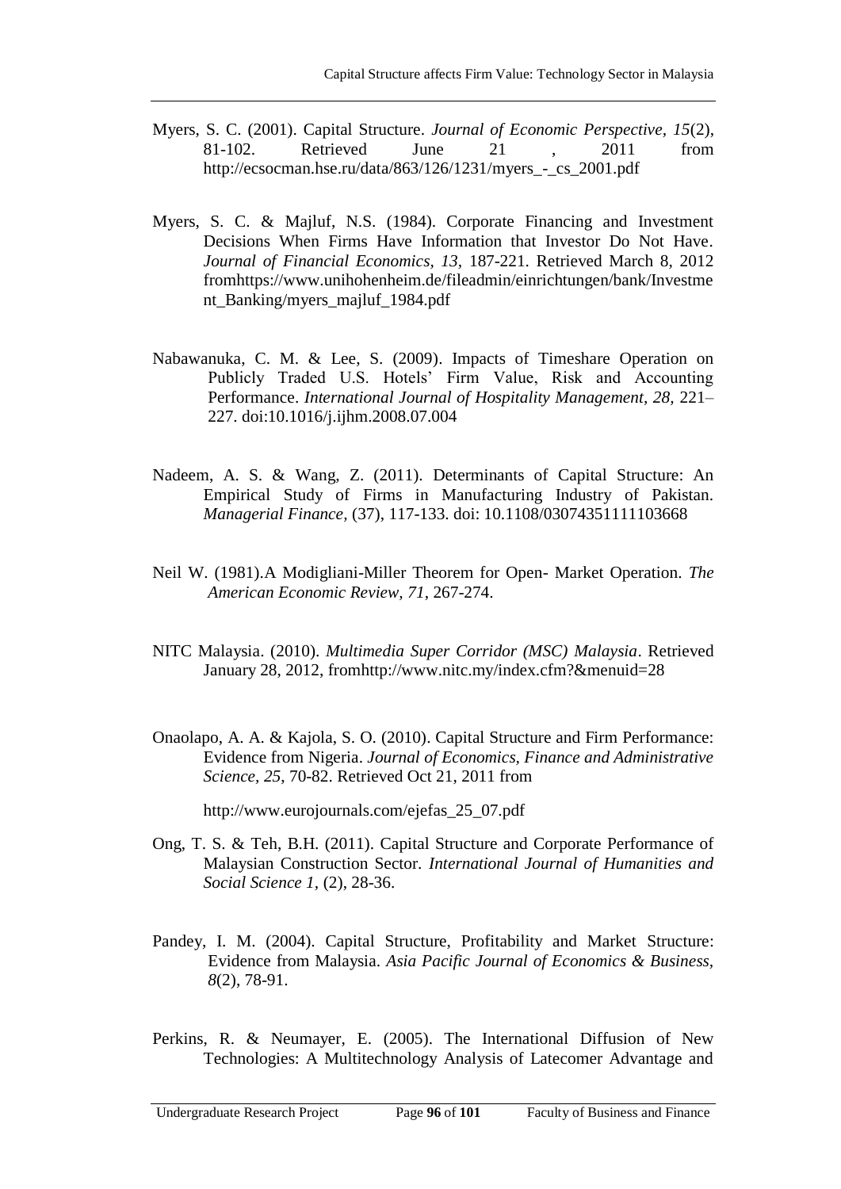Myers, S. C. (2001). Capital Structure. *Journal of Economic Perspective, 15*(2), 81-102. Retrieved June 21 , 2011 from http://ecsocman.hse.ru/data/863/126/1231/myers_-_cs_2001.pdf

Myers, S. C. & Majluf, N.S. (1984). Corporate Financing and Investment Decisions When Firms Have Information that Investor Do Not Have. *Journal of Financial Economics, 13*, 187-221. Retrieved March 8, 2012 fromhttps://www.unihohenheim.de/fileadmin/einrichtungen/bank/Investment_Banking/myers_majluf_1984.pdf

Nabawanuka, C. M. & Lee, S. (2009). Impacts of Timeshare Operation on Publicly Traded U.S. Hotels' Firm Value, Risk and Accounting Performance. *International Journal of Hospitality Management, 28*, 221–227. doi:10.1016/j.ijhm.2008.07.004

Nadeem, A. S. & Wang, Z. (2011). Determinants of Capital Structure: An Empirical Study of Firms in Manufacturing Industry of Pakistan. *Managerial Finance*, (37), 117-133. doi: 10.1108/03074351111103668

Neil W. (1981).A Modigliani-Miller Theorem for Open- Market Operation. *The American Economic Review, 71*, 267-274.

NITC Malaysia. (2010). *Multimedia Super Corridor (MSC) Malaysia*. Retrieved January 28, 2012, fromhttp://www.nitc.my/index.cfm?&menuid=28

Onaolapo, A. A. & Kajola, S. O. (2010). Capital Structure and Firm Performance: Evidence from Nigeria. *Journal of Economics, Finance and Administrative Science, 25*, 70-82. Retrieved Oct 21, 2011 from

http://www.eurojournals.com/ejefas_25_07.pdf

Ong, T. S. & Teh, B.H. (2011). Capital Structure and Corporate Performance of Malaysian Construction Sector. *International Journal of Humanities and Social Science 1*, (2), 28-36.

Pandey, I. M. (2004). Capital Structure, Profitability and Market Structure: Evidence from Malaysia. *Asia Pacific Journal of Economics & Business, 8*(2), 78-91.

Perkins, R. & Neumayer, E. (2005). The International Diffusion of New Technologies: A Multitechnology Analysis of Latecomer Advantage and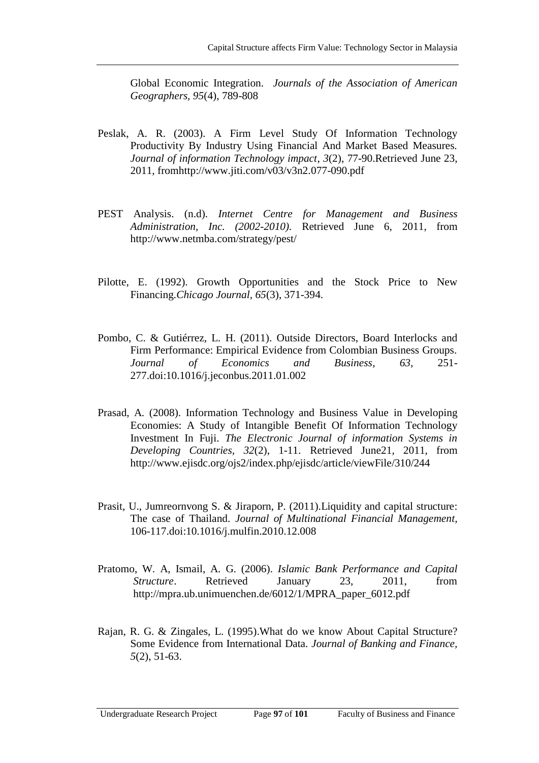Global Economic Integration. *Journals of the Association of American Geographers, 95*(4), 789-808

Peslak, A. R. (2003). A Firm Level Study Of Information Technology Productivity By Industry Using Financial And Market Based Measures. *Journal of information Technology impact*, *3*(2), 77-90.Retrieved June 23, 2011, fromhttp://www.jiti.com/v03/v3n2.077-090.pdf

PEST Analysis. (n.d). *Internet Centre for Management and Business Administration, Inc. (2002-2010)*. Retrieved June 6, 2011, from http://www.netmba.com/strategy/pest/

Pilotte, E. (1992). Growth Opportunities and the Stock Price to New Financing.*Chicago Journal*, *65*(3), 371-394.

Pombo, C. & Gutiérrez, L. H. (2011). Outside Directors, Board Interlocks and Firm Performance: Empirical Evidence from Colombian Business Groups. *Journal of Economics and Business*, *63*, 251-277.doi:10.1016/j.jeconbus.2011.01.002

Prasad, A. (2008). Information Technology and Business Value in Developing Economies: A Study of Intangible Benefit Of Information Technology Investment In Fuji. *The Electronic Journal of information Systems in Developing Countries*, *32*(2), 1-11. Retrieved June21, 2011, from http://www.ejisdc.org/ojs2/index.php/ejisdc/article/viewFile/310/244

Prasit, U., Jumreornvong S. & Jiraporn, P. (2011).Liquidity and capital structure: The case of Thailand. *Journal of Multinational Financial Management,* 106-117.doi:10.1016/j.mulfin.2010.12.008

Pratomo, W. A, Ismail, A. G. (2006). *Islamic Bank Performance and Capital Structure*. Retrieved January 23, 2011, from http://mpra.ub.unimuenchen.de/6012/1/MPRA_paper_6012.pdf

Rajan, R. G. & Zingales, L. (1995).What do we know About Capital Structure? Some Evidence from International Data. *Journal of Banking and Finance*, *5*(2), 51-63.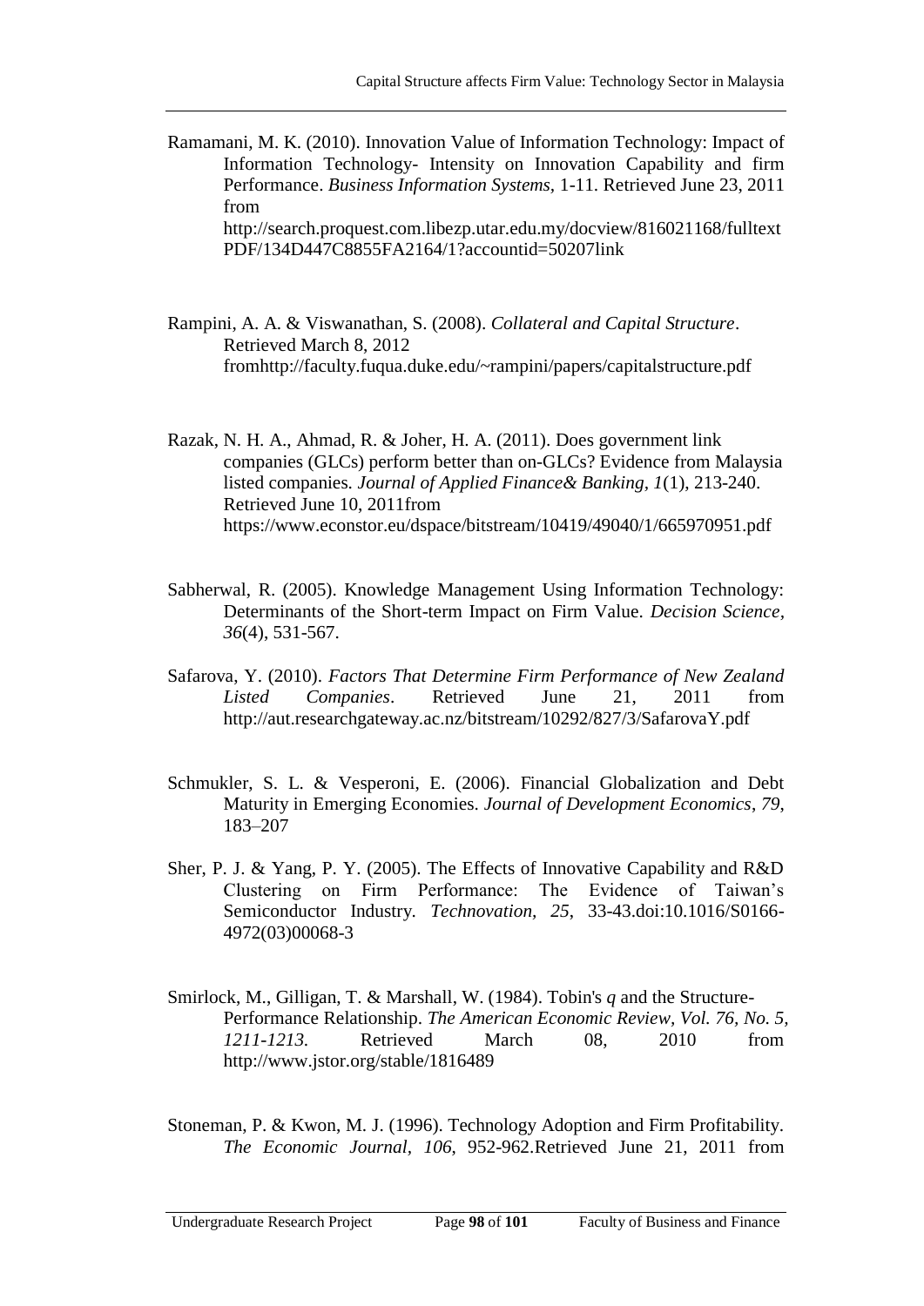Ramamani, M. K. (2010). Innovation Value of Information Technology: Impact of Information Technology- Intensity on Innovation Capability and firm Performance. *Business Information Systems,* 1-11. Retrieved June 23, 2011 from http://search.proquest.com.libezp.utar.edu.my/docview/816021168/fulltextPDF/134D447C8855FA2164/1?accountid=50207link

Rampini, A. A. & Viswanathan, S. (2008). *Collateral and Capital Structure*. Retrieved March 8, 2012 fromhttp://faculty.fuqua.duke.edu/~rampini/papers/capitalstructure.pdf

Razak, N. H. A., Ahmad, R. & Joher, H. A. (2011). Does government link companies (GLCs) perform better than on-GLCs? Evidence from Malaysia listed companies. *Journal of Applied Finance& Banking, 1*(1), 213-240. Retrieved June 10, 2011from https://www.econstor.eu/dspace/bitstream/10419/49040/1/665970951.pdf

Sabherwal, R. (2005). Knowledge Management Using Information Technology: Determinants of the Short-term Impact on Firm Value. *Decision Science, 36*(4), 531-567.

Safarova, Y. (2010). *Factors That Determine Firm Performance of New Zealand Listed Companies*. Retrieved June 21, 2011 from http://aut.researchgateway.ac.nz/bitstream/10292/827/3/SafarovaY.pdf

Schmukler, S. L. & Vesperoni, E. (2006). Financial Globalization and Debt Maturity in Emerging Economies. *Journal of Development Economics*, *79*, 183–207

Sher, P. J. & Yang, P. Y. (2005). The Effects of Innovative Capability and R&D Clustering on Firm Performance: The Evidence of Taiwan's Semiconductor Industry. *Technovation*, *25*, 33-43.doi:10.1016/S0166-4972(03)00068-3

Smirlock, M., Gilligan, T. & Marshall, W. (1984). Tobin's *q* and the Structure-Performance Relationship. *The American Economic Review, Vol. 76, No. 5, 1211-1213.* Retrieved March 08, 2010 from http://www.jstor.org/stable/1816489

Stoneman, P. & Kwon, M. J. (1996). Technology Adoption and Firm Profitability. *The Economic Journal, 106*, 952-962.Retrieved June 21, 2011 from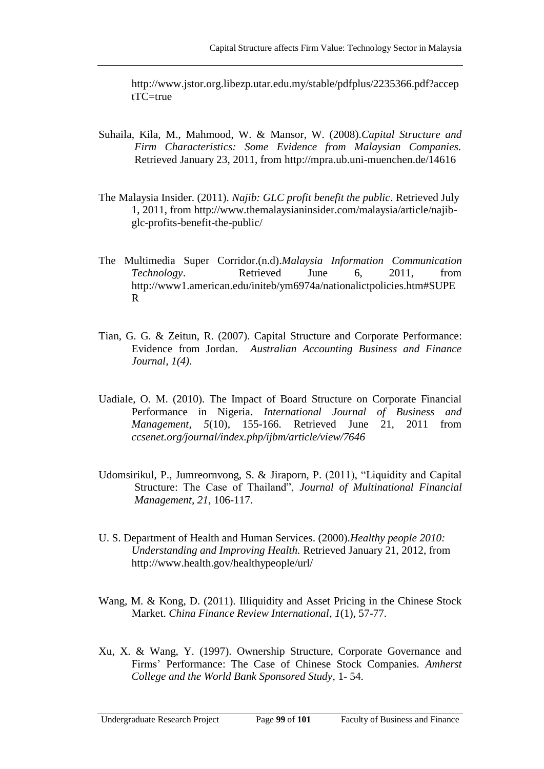http://www.jstor.org.libezp.utar.edu.my/stable/pdfplus/2235366.pdf?acceptTC=true

Suhaila, Kila, M., Mahmood, W. & Mansor, W. (2008).*Capital Structure and Firm Characteristics: Some Evidence from Malaysian Companies.* Retrieved January 23, 2011, from http://mpra.ub.uni-muenchen.de/14616

The Malaysia Insider. (2011). *Najib: GLC profit benefit the public*. Retrieved July 1, 2011, from http://www.themalaysianinsider.com/malaysia/article/najib-glc-profits-benefit-the-public/

The Multimedia Super Corridor.(n.d).*Malaysia Information Communication Technology*. Retrieved June 6, 2011, from http://www1.american.edu/initeb/ym6974a/nationalictpolicies.htm#SUPER

Tian, G. G. & Zeitun, R. (2007). Capital Structure and Corporate Performance: Evidence from Jordan. *Australian Accounting Business and Finance Journal, 1(4).*

Uadiale, O. M. (2010). The Impact of Board Structure on Corporate Financial Performance in Nigeria. *International Journal of Business and Management, 5*(10), 155-166. Retrieved June 21, 2011 from *ccsenet.org/journal/index.php/ijbm/article/view/7646*

Udomsirikul, P., Jumreornvong, S. & Jiraporn, P. (2011), "Liquidity and Capital Structure: The Case of Thailand", *Journal of Multinational Financial Management*, *21*, 106-117.

U. S. Department of Health and Human Services. (2000).*Healthy people 2010: Understanding and Improving Health.* Retrieved January 21, 2012, from http://www.health.gov/healthypeople/url/

Wang, M. & Kong, D. (2011). Illiquidity and Asset Pricing in the Chinese Stock Market. *China Finance Review International*, *1*(1), 57-77.

Xu, X. & Wang, Y. (1997). Ownership Structure, Corporate Governance and Firms' Performance: The Case of Chinese Stock Companies. *Amherst College and the World Bank Sponsored Study*, 1- 54.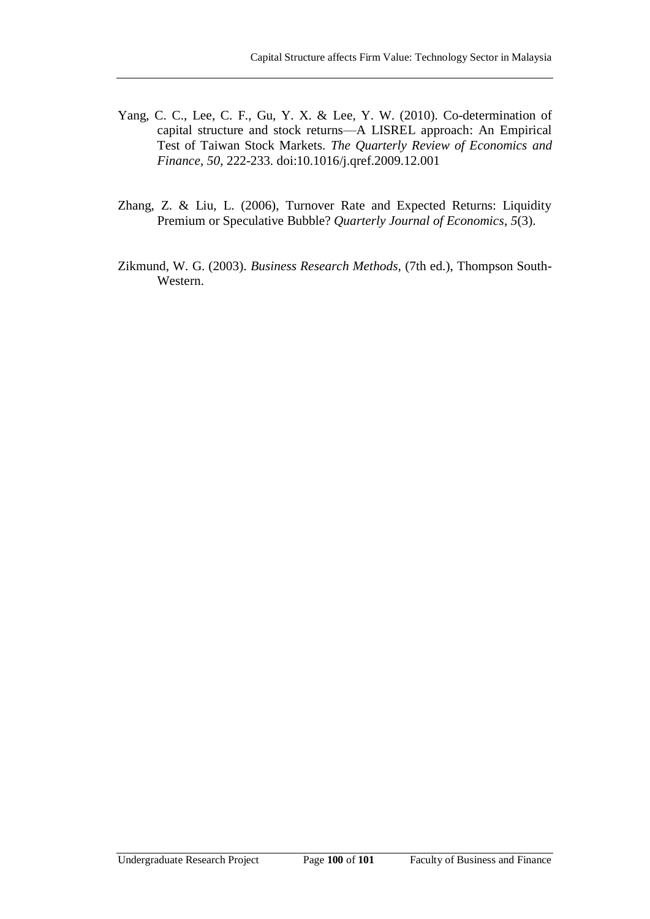Yang, C. C., Lee, C. F., Gu, Y. X. & Lee, Y. W. (2010). Co-determination of capital structure and stock returns—A LISREL approach: An Empirical Test of Taiwan Stock Markets. *The Quarterly Review of Economics and Finance*, *50*, 222-233. doi:10.1016/j.qref.2009.12.001

Zhang, Z. & Liu, L. (2006), Turnover Rate and Expected Returns: Liquidity Premium or Speculative Bubble? *Quarterly Journal of Economics*, *5*(3).

Zikmund, W. G. (2003). *Business Research Methods*, (7th ed.), Thompson South-Western.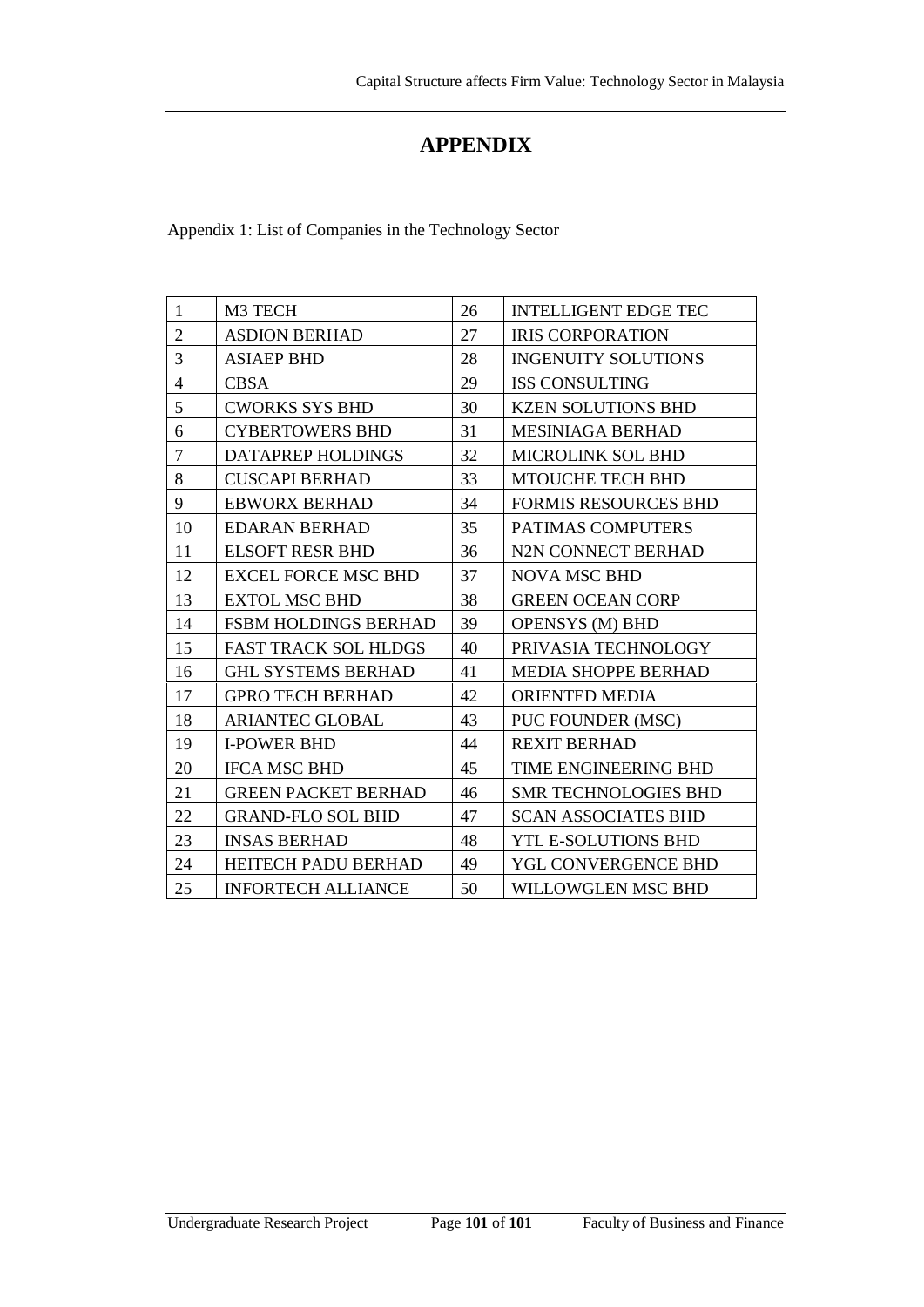# APPENDIX

Appendix 1: List of Companies in the Technology Sector

| | | | |
|---|---|---|---|
| 1 | M3 TECH | 26 | INTELLIGENT EDGE TEC |
| 2 | ASDION BERHAD | 27 | IRIS CORPORATION |
| 3 | ASIAEP BHD | 28 | INGENUITY SOLUTIONS |
| 4 | CBSA | 29 | ISS CONSULTING |
| 5 | CWORKS SYS BHD | 30 | KZEN SOLUTIONS BHD |
| 6 | CYBERTOWERS BHD | 31 | MESINIAGA BERHAD |
| 7 | DATAPREP HOLDINGS | 32 | MICROLINK SOL BHD |
| 8 | CUSCAPI BERHAD | 33 | MTOUCHE TECH BHD |
| 9 | EBWORX BERHAD | 34 | FORMIS RESOURCES BHD |
| 10 | EDARAN BERHAD | 35 | PATIMAS COMPUTERS |
| 11 | ELSOFT RESR BHD | 36 | N2N CONNECT BERHAD |
| 12 | EXCEL FORCE MSC BHD | 37 | NOVA MSC BHD |
| 13 | EXTOL MSC BHD | 38 | GREEN OCEAN CORP |
| 14 | FSBM HOLDINGS BERHAD | 39 | OPENSYS (M) BHD |
| 15 | FAST TRACK SOL HLDGS | 40 | PRIVASIA TECHNOLOGY |
| 16 | GHL SYSTEMS BERHAD | 41 | MEDIA SHOPPE BERHAD |
| 17 | GPRO TECH BERHAD | 42 | ORIENTED MEDIA |
| 18 | ARIANTEC GLOBAL | 43 | PUC FOUNDER (MSC) |
| 19 | I-POWER BHD | 44 | REXIT BERHAD |
| 20 | IFCA MSC BHD | 45 | TIME ENGINEERING BHD |
| 21 | GREEN PACKET BERHAD | 46 | SMR TECHNOLOGIES BHD |
| 22 | GRAND-FLO SOL BHD | 47 | SCAN ASSOCIATES BHD |
| 23 | INSAS BERHAD | 48 | YTL E-SOLUTIONS BHD |
| 24 | HEITECH PADU BERHAD | 49 | YGL CONVERGENCE BHD |
| 25 | INFORTECH ALLIANCE | 50 | WILLOWGLEN MSC BHD |